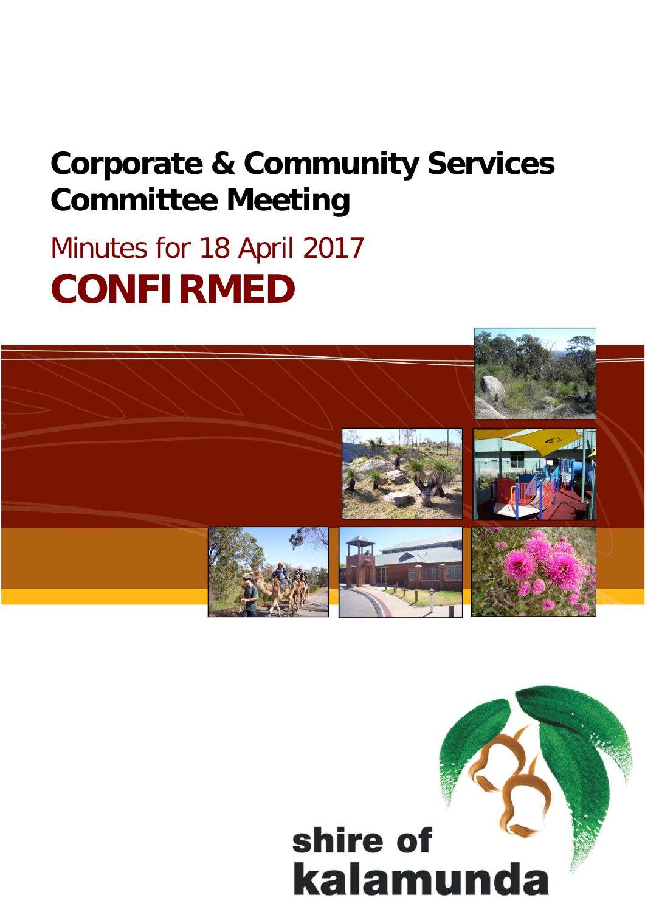# Corporate & Community Services Committee Meeting

## Minutes for 18 April 2017

# CONFIRMED

shire of kalamunda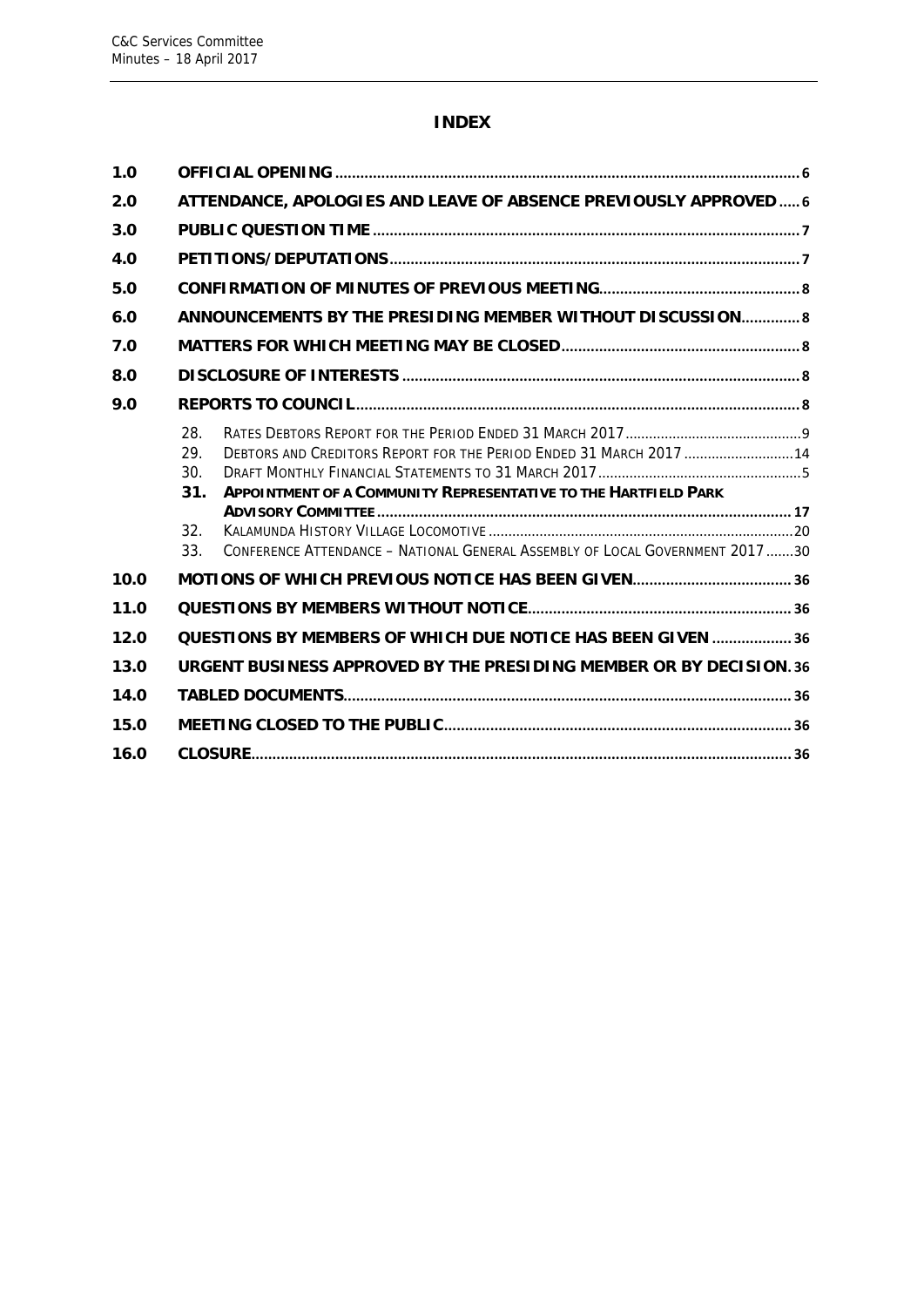# INDEX

| | | |
|---|---|---|
| 1.0 | OFFICIAL OPENING | 6 |
| 2.0 | ATTENDANCE, APOLOGIES AND LEAVE OF ABSENCE PREVIOUSLY APPROVED | 6 |
| 3.0 | PUBLIC QUESTION TIME | 7 |
| 4.0 | PETITIONS/DEPUTATIONS | 7 |
| 5.0 | CONFIRMATION OF MINUTES OF PREVIOUS MEETING | 8 |
| 6.0 | ANNOUNCEMENTS BY THE PRESIDING MEMBER WITHOUT DISCUSSION | 8 |
| 7.0 | MATTERS FOR WHICH MEETING MAY BE CLOSED | 8 |
| 8.0 | DISCLOSURE OF INTERESTS | 8 |
| 9.0 | REPORTS TO COUNCIL | 8 |
| | 28. RATES DEBTORS REPORT FOR THE PERIOD ENDED 31 MARCH 2017 | 9 |
| | 29. DEBTORS AND CREDITORS REPORT FOR THE PERIOD ENDED 31 MARCH 2017 | 14 |
| | 30. DRAFT MONTHLY FINANCIAL STATEMENTS TO 31 MARCH 2017 | 5 |
| | 31. APPOINTMENT OF A COMMUNITY REPRESENTATIVE TO THE HARTFIELD PARK ADVISORY COMMITTEE | 17 |
| | 32. KALAMUNDA HISTORY VILLAGE LOCOMOTIVE | 20 |
| | 33. CONFERENCE ATTENDANCE – NATIONAL GENERAL ASSEMBLY OF LOCAL GOVERNMENT 2017 | 30 |
| 10.0 | MOTIONS OF WHICH PREVIOUS NOTICE HAS BEEN GIVEN | 36 |
| 11.0 | QUESTIONS BY MEMBERS WITHOUT NOTICE | 36 |
| 12.0 | QUESTIONS BY MEMBERS OF WHICH DUE NOTICE HAS BEEN GIVEN | 36 |
| 13.0 | URGENT BUSINESS APPROVED BY THE PRESIDING MEMBER OR BY DECISION | 36 |
| 14.0 | TABLED DOCUMENTS | 36 |
| 15.0 | MEETING CLOSED TO THE PUBLIC | 36 |
| 16.0 | CLOSURE | 36 |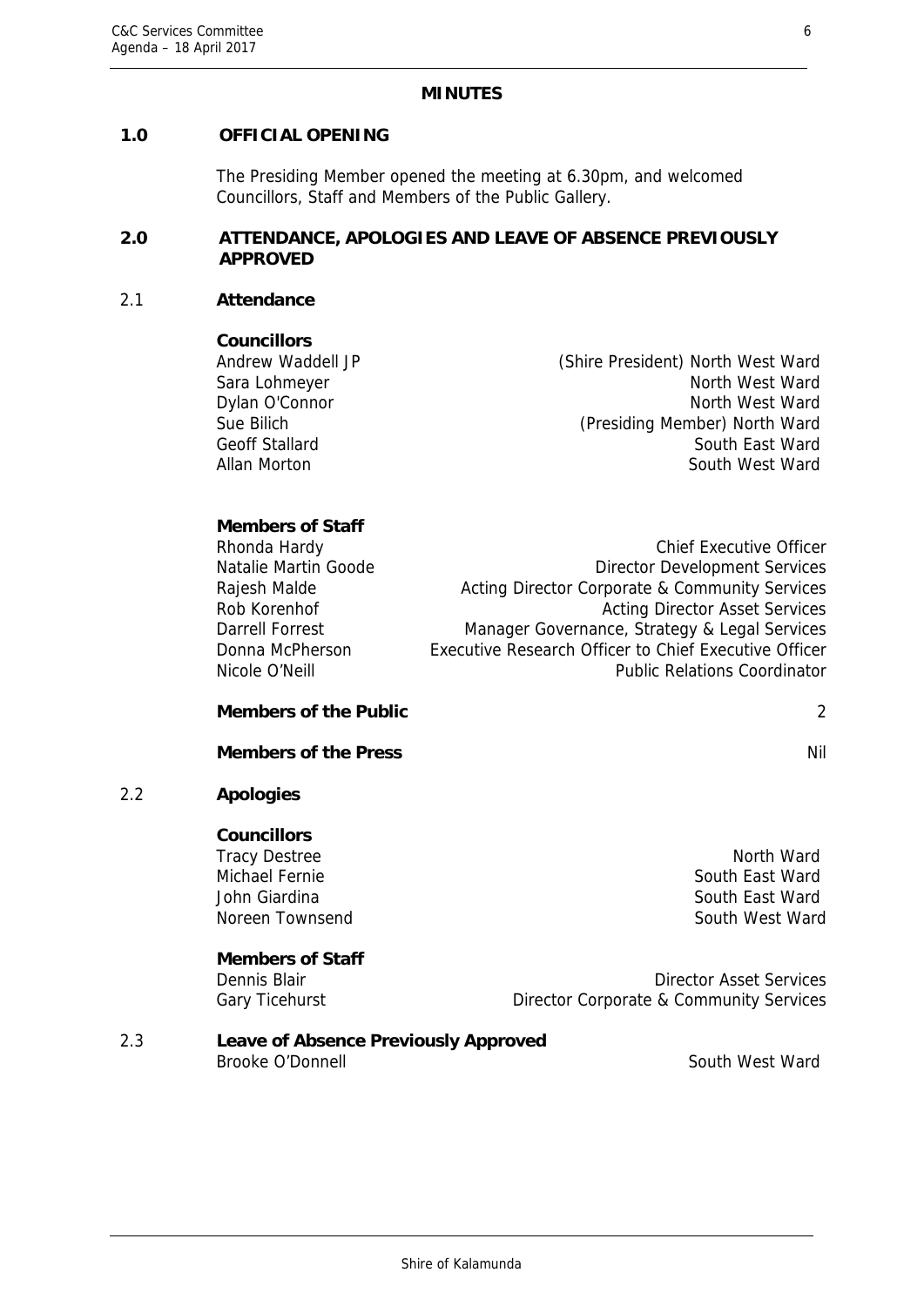**MINUTES**

## 1.0 OFFICIAL OPENING

The Presiding Member opened the meeting at 6.30pm, and welcomed Councillors, Staff and Members of the Public Gallery.

## 2.0 ATTENDANCE, APOLOGIES AND LEAVE OF ABSENCE PREVIOUSLY APPROVED

### 2.1 Attendance

**Councillors**

| | |
|---|---|
| Andrew Waddell JP | (Shire President) North West Ward |
| Sara Lohmeyer | North West Ward |
| Dylan O'Connor | North West Ward |
| Sue Bilich | (Presiding Member) North Ward |
| Geoff Stallard | South East Ward |
| Allan Morton | South West Ward |

**Members of Staff**

| | |
|---|---|
| Rhonda Hardy | Chief Executive Officer |
| Natalie Martin Goode | Director Development Services |
| Rajesh Malde | Acting Director Corporate & Community Services |
| Rob Korenhof | Acting Director Asset Services |
| Darrell Forrest | Manager Governance, Strategy & Legal Services |
| Donna McPherson | Executive Research Officer to Chief Executive Officer |
| Nicole O'Neill | Public Relations Coordinator |

**Members of the Public** 2

**Members of the Press** Nil

### 2.2 Apologies

**Councillors**

| | |
|---|---|
| Tracy Destree | North Ward |
| Michael Fernie | South East Ward |
| John Giardina | South East Ward |
| Noreen Townsend | South West Ward |

**Members of Staff**

| | |
|---|---|
| Dennis Blair | Director Asset Services |
| Gary Ticehurst | Director Corporate & Community Services |

### 2.3 Leave of Absence Previously Approved

Brooke O'Donnell South West Ward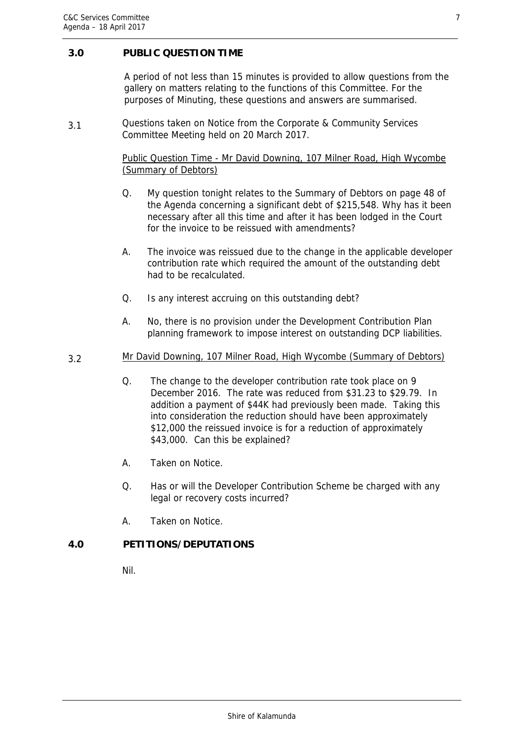## 3.0 PUBLIC QUESTION TIME

A period of not less than 15 minutes is provided to allow questions from the gallery on matters relating to the functions of this Committee. For the purposes of Minuting, these questions and answers are summarised.

3.1 Questions taken on Notice from the Corporate & Community Services Committee Meeting held on 20 March 2017.

<u>Public Question Time - Mr David Downing, 107 Milner Road, High Wycombe (Summary of Debtors)</u>

Q. My question tonight relates to the Summary of Debtors on page 48 of the Agenda concerning a significant debt of $215,548. Why has it been necessary after all this time and after it has been lodged in the Court for the invoice to be reissued with amendments?

A. The invoice was reissued due to the change in the applicable developer contribution rate which required the amount of the outstanding debt had to be recalculated.

Q. Is any interest accruing on this outstanding debt?

A. No, there is no provision under the Development Contribution Plan planning framework to impose interest on outstanding DCP liabilities.

3.2 <u>Mr David Downing, 107 Milner Road, High Wycombe (Summary of Debtors)</u>

Q. The change to the developer contribution rate took place on 9 December 2016. The rate was reduced from $31.23 to $29.79. In addition a payment of $44K had previously been made. Taking this into consideration the reduction should have been approximately $12,000 the reissued invoice is for a reduction of approximately $43,000. Can this be explained?

A. Taken on Notice.

Q. Has or will the Developer Contribution Scheme be charged with any legal or recovery costs incurred?

A. Taken on Notice.

## 4.0 PETITIONS/DEPUTATIONS

Nil.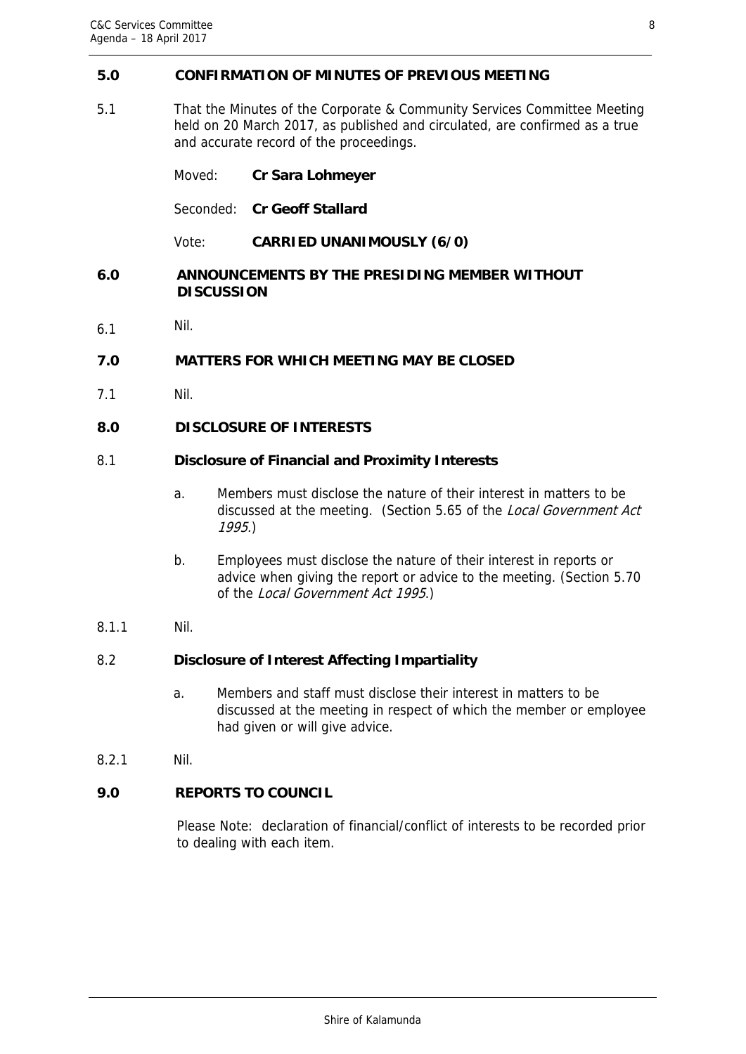## 5.0 CONFIRMATION OF MINUTES OF PREVIOUS MEETING

5.1 That the Minutes of the Corporate & Community Services Committee Meeting held on 20 March 2017, as published and circulated, are confirmed as a true and accurate record of the proceedings.

Moved: **Cr Sara Lohmeyer**

Seconded: **Cr Geoff Stallard**

Vote: **CARRIED UNANIMOUSLY (6/0)**

## 6.0 ANNOUNCEMENTS BY THE PRESIDING MEMBER WITHOUT DISCUSSION

6.1 Nil.

## 7.0 MATTERS FOR WHICH MEETING MAY BE CLOSED

7.1 Nil.

## 8.0 DISCLOSURE OF INTERESTS

### 8.1 Disclosure of Financial and Proximity Interests

a. Members must disclose the nature of their interest in matters to be discussed at the meeting. (Section 5.65 of the *Local Government Act 1995*.)

b. Employees must disclose the nature of their interest in reports or advice when giving the report or advice to the meeting. (Section 5.70 of the *Local Government Act 1995*.)

8.1.1 Nil.

### 8.2 Disclosure of Interest Affecting Impartiality

a. Members and staff must disclose their interest in matters to be discussed at the meeting in respect of which the member or employee had given or will give advice.

8.2.1 Nil.

## 9.0 REPORTS TO COUNCIL

Please Note: declaration of financial/conflict of interests to be recorded prior to dealing with each item.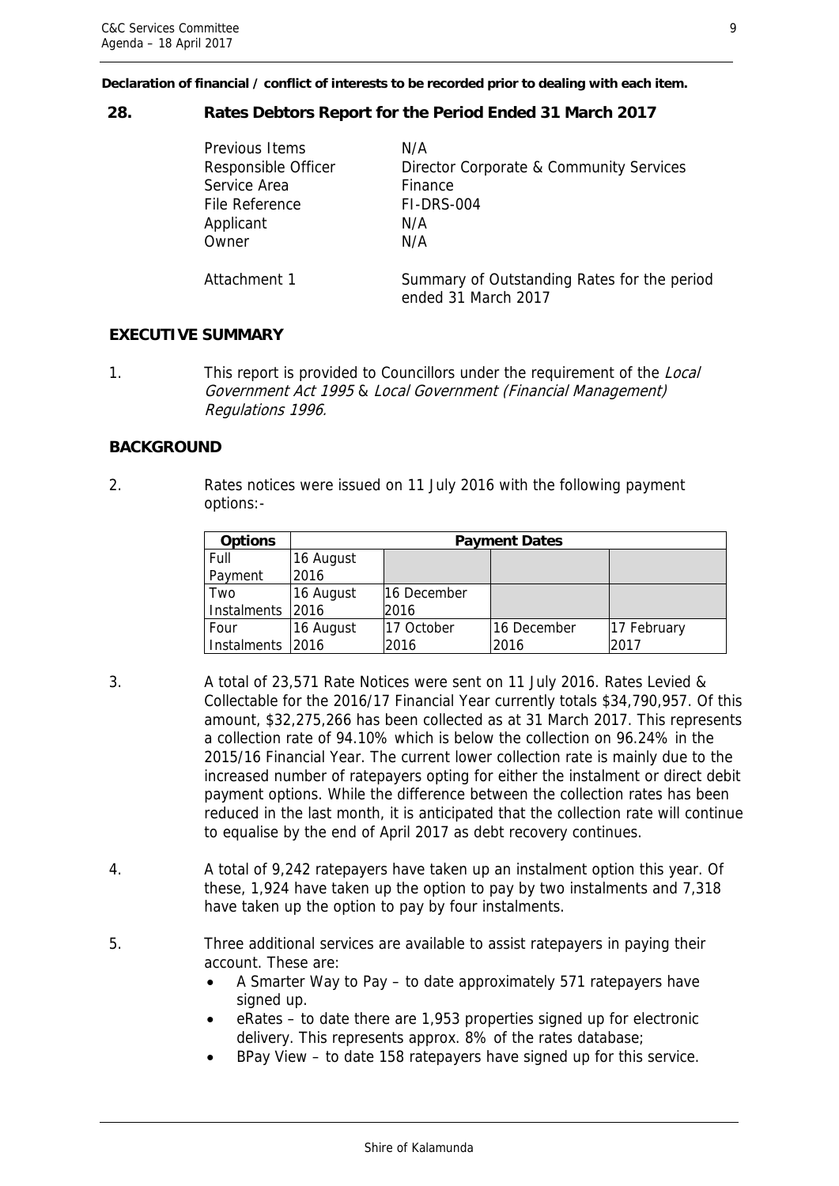**Declaration of financial / conflict of interests to be recorded prior to dealing with each item.**

## 28. Rates Debtors Report for the Period Ended 31 March 2017

| | |
|---|---|
| Previous Items | N/A |
| Responsible Officer | Director Corporate & Community Services |
| Service Area | Finance |
| File Reference | FI-DRS-004 |
| Applicant | N/A |
| Owner | N/A |
| Attachment 1 | Summary of Outstanding Rates for the period ended 31 March 2017 |

### EXECUTIVE SUMMARY

1. This report is provided to Councillors under the requirement of the *Local Government Act 1995* & *Local Government (Financial Management) Regulations 1996.*

### BACKGROUND

2. Rates notices were issued on 11 July 2016 with the following payment options:-

| Options | Payment Dates | | | |
|---|---|---|---|---|
| Full Payment | 16 August 2016 | | | |
| Two Instalments | 16 August 2016 | 16 December 2016 | | |
| Four Instalments | 16 August 2016 | 17 October 2016 | 16 December 2016 | 17 February 2017 |

3. A total of 23,571 Rate Notices were sent on 11 July 2016. Rates Levied & Collectable for the 2016/17 Financial Year currently totals $34,790,957. Of this amount, $32,275,266 has been collected as at 31 March 2017. This represents a collection rate of 94.10% which is below the collection on 96.24% in the 2015/16 Financial Year. The current lower collection rate is mainly due to the increased number of ratepayers opting for either the instalment or direct debit payment options. While the difference between the collection rates has been reduced in the last month, it is anticipated that the collection rate will continue to equalise by the end of April 2017 as debt recovery continues.

4. A total of 9,242 ratepayers have taken up an instalment option this year. Of these, 1,924 have taken up the option to pay by two instalments and 7,318 have taken up the option to pay by four instalments.

5. Three additional services are available to assist ratepayers in paying their account. These are:
   - A Smarter Way to Pay – to date approximately 571 ratepayers have signed up.
   - eRates – to date there are 1,953 properties signed up for electronic delivery. This represents approx. 8% of the rates database;
   - BPay View – to date 158 ratepayers have signed up for this service.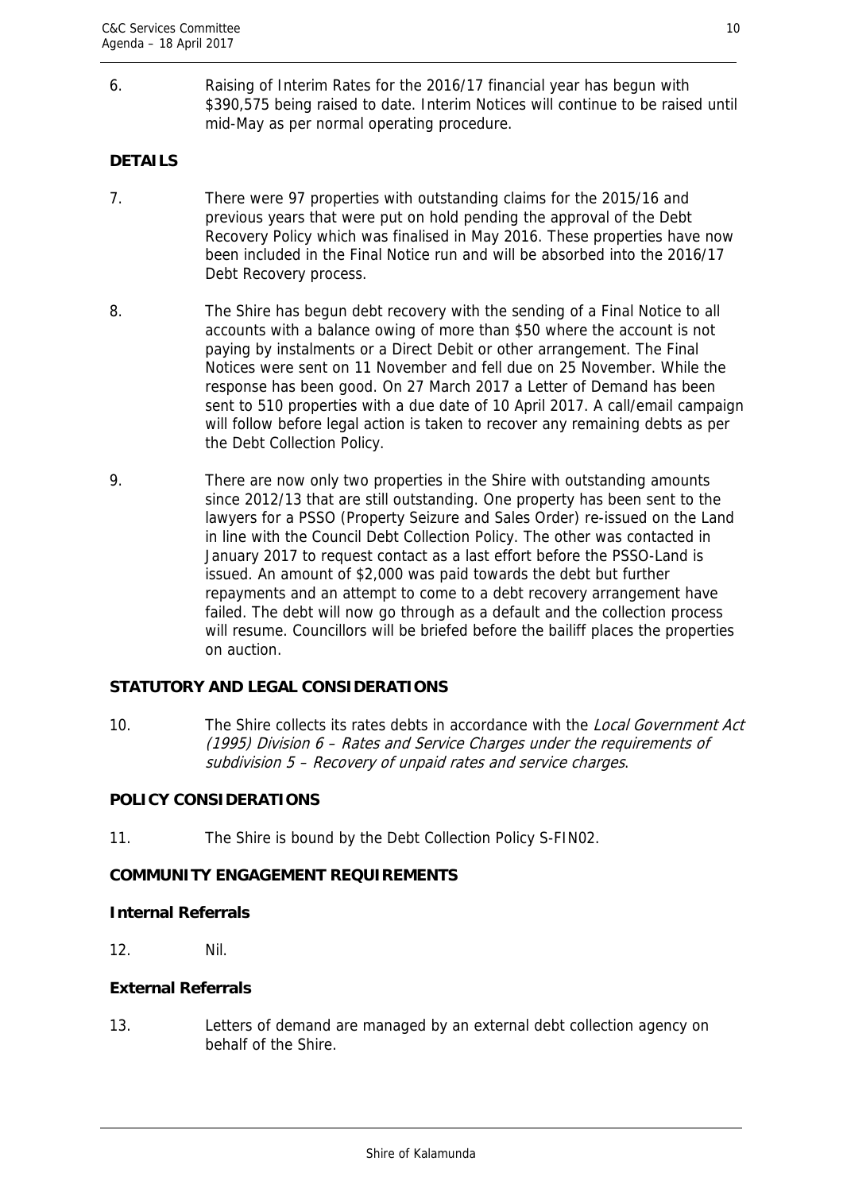6. Raising of Interim Rates for the 2016/17 financial year has begun with \$390,575 being raised to date. Interim Notices will continue to be raised until mid-May as per normal operating procedure.

**DETAILS**

7. There were 97 properties with outstanding claims for the 2015/16 and previous years that were put on hold pending the approval of the Debt Recovery Policy which was finalised in May 2016. These properties have now been included in the Final Notice run and will be absorbed into the 2016/17 Debt Recovery process.

8. The Shire has begun debt recovery with the sending of a Final Notice to all accounts with a balance owing of more than \$50 where the account is not paying by instalments or a Direct Debit or other arrangement. The Final Notices were sent on 11 November and fell due on 25 November. While the response has been good. On 27 March 2017 a Letter of Demand has been sent to 510 properties with a due date of 10 April 2017. A call/email campaign will follow before legal action is taken to recover any remaining debts as per the Debt Collection Policy.

9. There are now only two properties in the Shire with outstanding amounts since 2012/13 that are still outstanding. One property has been sent to the lawyers for a PSSO (Property Seizure and Sales Order) re-issued on the Land in line with the Council Debt Collection Policy. The other was contacted in January 2017 to request contact as a last effort before the PSSO-Land is issued. An amount of \$2,000 was paid towards the debt but further repayments and an attempt to come to a debt recovery arrangement have failed. The debt will now go through as a default and the collection process will resume. Councillors will be briefed before the bailiff places the properties on auction.

**STATUTORY AND LEGAL CONSIDERATIONS**

10. The Shire collects its rates debts in accordance with the *Local Government Act (1995) Division 6 – Rates and Service Charges under the requirements of subdivision 5 – Recovery of unpaid rates and service charges*.

**POLICY CONSIDERATIONS**

11. The Shire is bound by the Debt Collection Policy S-FIN02.

**COMMUNITY ENGAGEMENT REQUIREMENTS**

**Internal Referrals**

12. Nil.

**External Referrals**

13. Letters of demand are managed by an external debt collection agency on behalf of the Shire.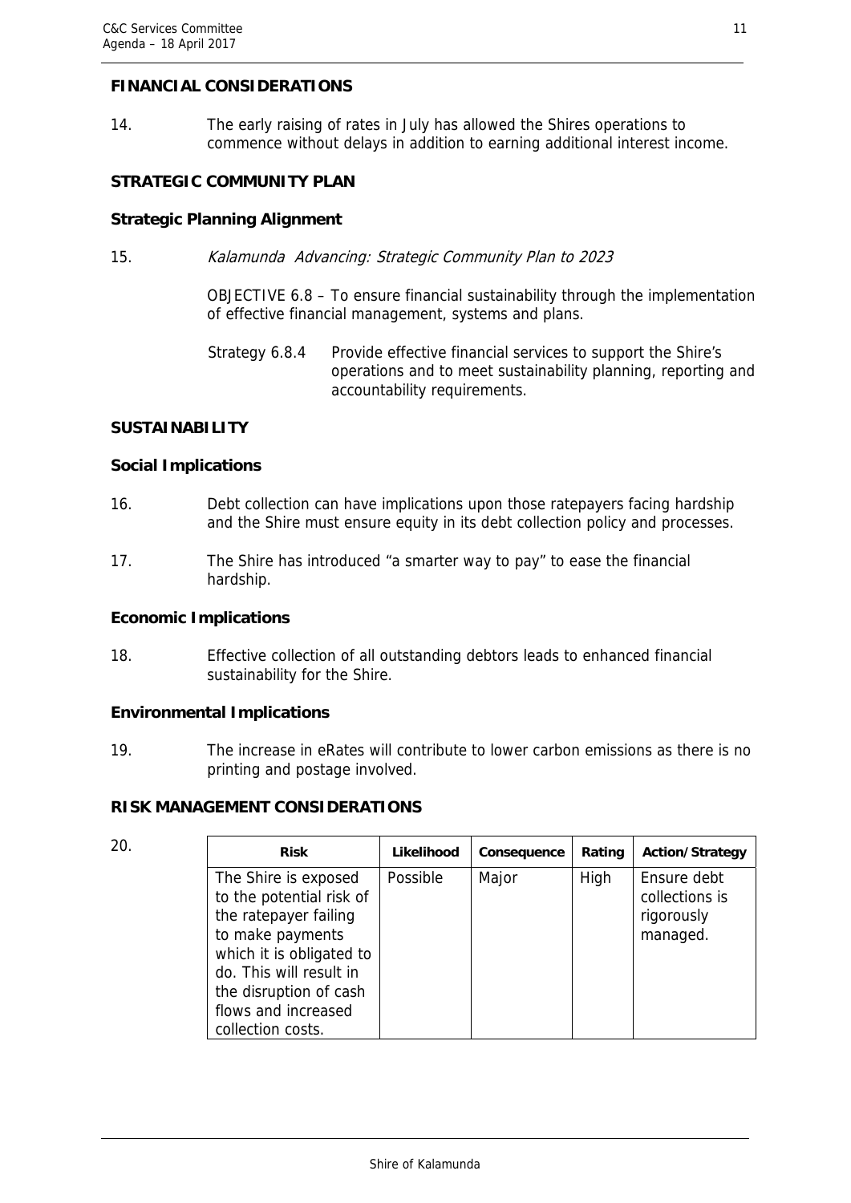## FINANCIAL CONSIDERATIONS

14. The early raising of rates in July has allowed the Shires operations to commence without delays in addition to earning additional interest income.

## STRATEGIC COMMUNITY PLAN

### Strategic Planning Alignment

15. *Kalamunda Advancing: Strategic Community Plan to 2023*

    OBJECTIVE 6.8 – To ensure financial sustainability through the implementation of effective financial management, systems and plans.

    Strategy 6.8.4 Provide effective financial services to support the Shire's operations and to meet sustainability planning, reporting and accountability requirements.

## SUSTAINABILITY

### Social Implications

16. Debt collection can have implications upon those ratepayers facing hardship and the Shire must ensure equity in its debt collection policy and processes.

17. The Shire has introduced "a smarter way to pay" to ease the financial hardship.

### Economic Implications

18. Effective collection of all outstanding debtors leads to enhanced financial sustainability for the Shire.

### Environmental Implications

19. The increase in eRates will contribute to lower carbon emissions as there is no printing and postage involved.

## RISK MANAGEMENT CONSIDERATIONS

20.

| Risk | Likelihood | Consequence | Rating | Action/Strategy |
|---|---|---|---|---|
| The Shire is exposed to the potential risk of the ratepayer failing to make payments which it is obligated to do. This will result in the disruption of cash flows and increased collection costs. | Possible | Major | High | Ensure debt collections is rigorously managed. |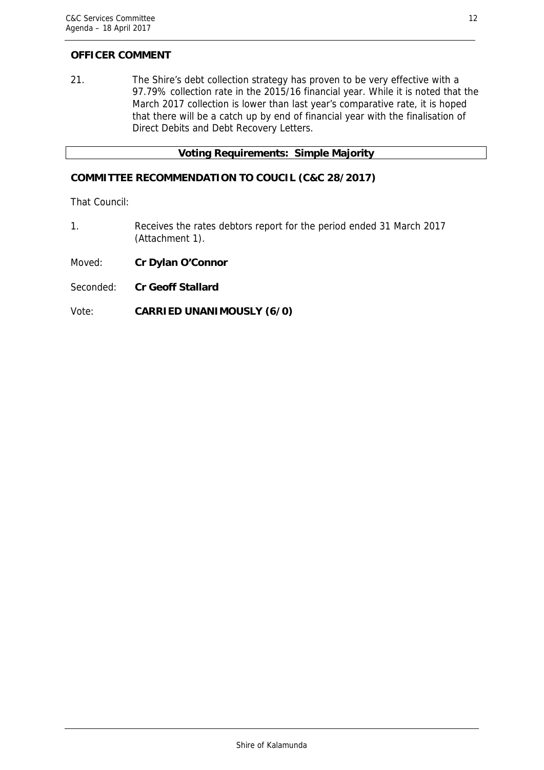**OFFICER COMMENT**

21. The Shire's debt collection strategy has proven to be very effective with a 97.79% collection rate in the 2015/16 financial year. While it is noted that the March 2017 collection is lower than last year's comparative rate, it is hoped that there will be a catch up by end of financial year with the finalisation of Direct Debits and Debt Recovery Letters.

| **Voting Requirements: Simple Majority** |
| --- |

**COMMITTEE RECOMMENDATION TO COUCIL (C&C 28/2017)**

That Council:

1. Receives the rates debtors report for the period ended 31 March 2017 (Attachment 1).

Moved: **Cr Dylan O'Connor**

Seconded: **Cr Geoff Stallard**

Vote: **CARRIED UNANIMOUSLY (6/0)**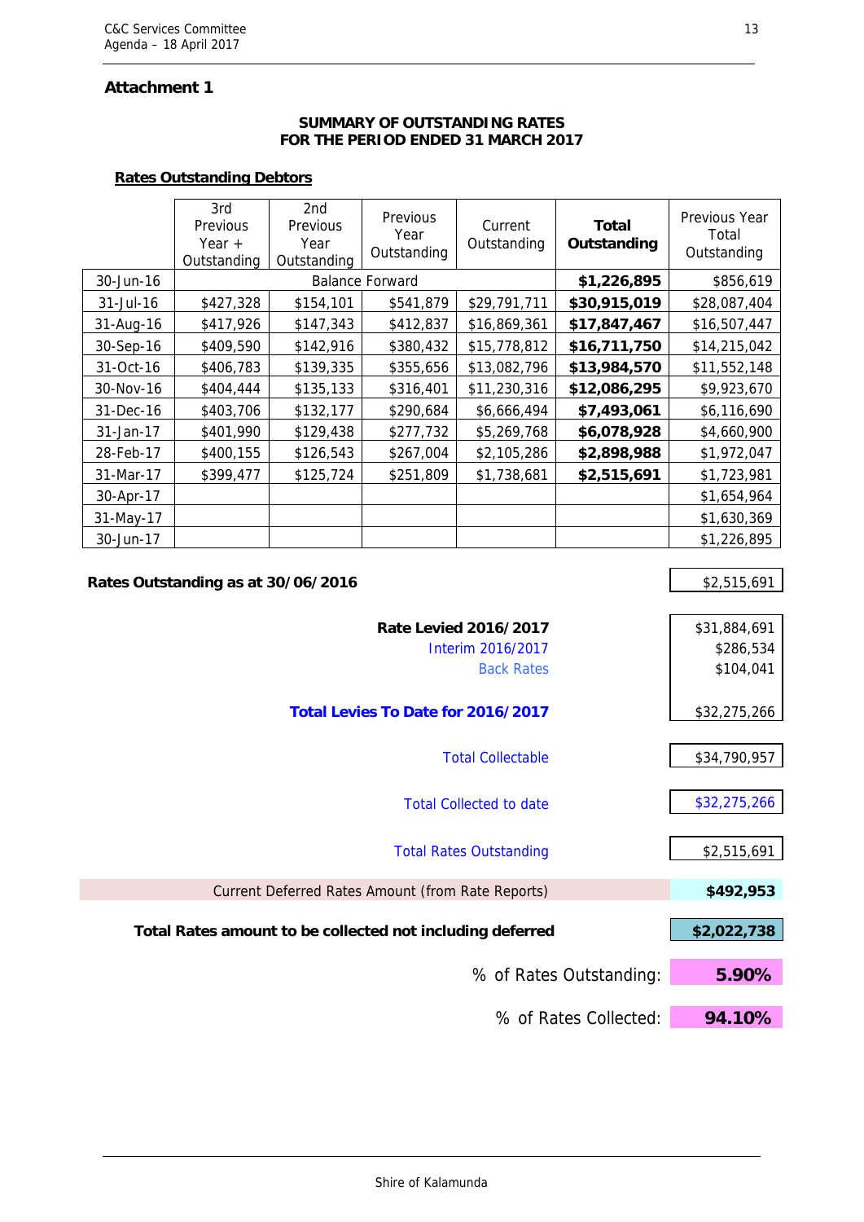## Attachment 1

### SUMMARY OF OUTSTANDING RATES
### FOR THE PERIOD ENDED 31 MARCH 2017

**Rates Outstanding Debtors**

| | 3rd Previous Year + Outstanding | 2nd Previous Year Outstanding | Previous Year Outstanding | Current Outstanding | **Total Outstanding** | Previous Year Total Outstanding |
|---|---|---|---|---|---|---|
| 30-Jun-16 | Balance Forward | | | | **$1,226,895** | $856,619 |
| 31-Jul-16 | $427,328 | $154,101 | $541,879 | $29,791,711 | **$30,915,019** | $28,087,404 |
| 31-Aug-16 | $417,926 | $147,343 | $412,837 | $16,869,361 | **$17,847,467** | $16,507,447 |
| 30-Sep-16 | $409,590 | $142,916 | $380,432 | $15,778,812 | **$16,711,750** | $14,215,042 |
| 31-Oct-16 | $406,783 | $139,335 | $355,656 | $13,082,796 | **$13,984,570** | $11,552,148 |
| 30-Nov-16 | $404,444 | $135,133 | $316,401 | $11,230,316 | **$12,086,295** | $9,923,670 |
| 31-Dec-16 | $403,706 | $132,177 | $290,684 | $6,666,494 | **$7,493,061** | $6,116,690 |
| 31-Jan-17 | $401,990 | $129,438 | $277,732 | $5,269,768 | **$6,078,928** | $4,660,900 |
| 28-Feb-17 | $400,155 | $126,543 | $267,004 | $2,105,286 | **$2,898,988** | $1,972,047 |
| 31-Mar-17 | $399,477 | $125,724 | $251,809 | $1,738,681 | **$2,515,691** | $1,723,981 |
| 30-Apr-17 | | | | | | $1,654,964 |
| 31-May-17 | | | | | | $1,630,369 |
| 30-Jun-17 | | | | | | $1,226,895 |

| | |
|---|---|
| **Rates Outstanding as at 30/06/2016** | $2,515,691 |
| **Rate Levied 2016/2017** | $31,884,691 |
| Interim 2016/2017 | $286,534 |
| Back Rates | $104,041 |
| **Total Levies To Date for 2016/2017** | $32,275,266 |
| Total Collectable | $34,790,957 |
| Total Collected to date | $32,275,266 |
| Total Rates Outstanding | $2,515,691 |
| Current Deferred Rates Amount (from Rate Reports) | **$492,953** |
| **Total Rates amount to be collected not including deferred** | **$2,022,738** |
| % of Rates Outstanding: | **5.90%** |
| % of Rates Collected: | **94.10%** |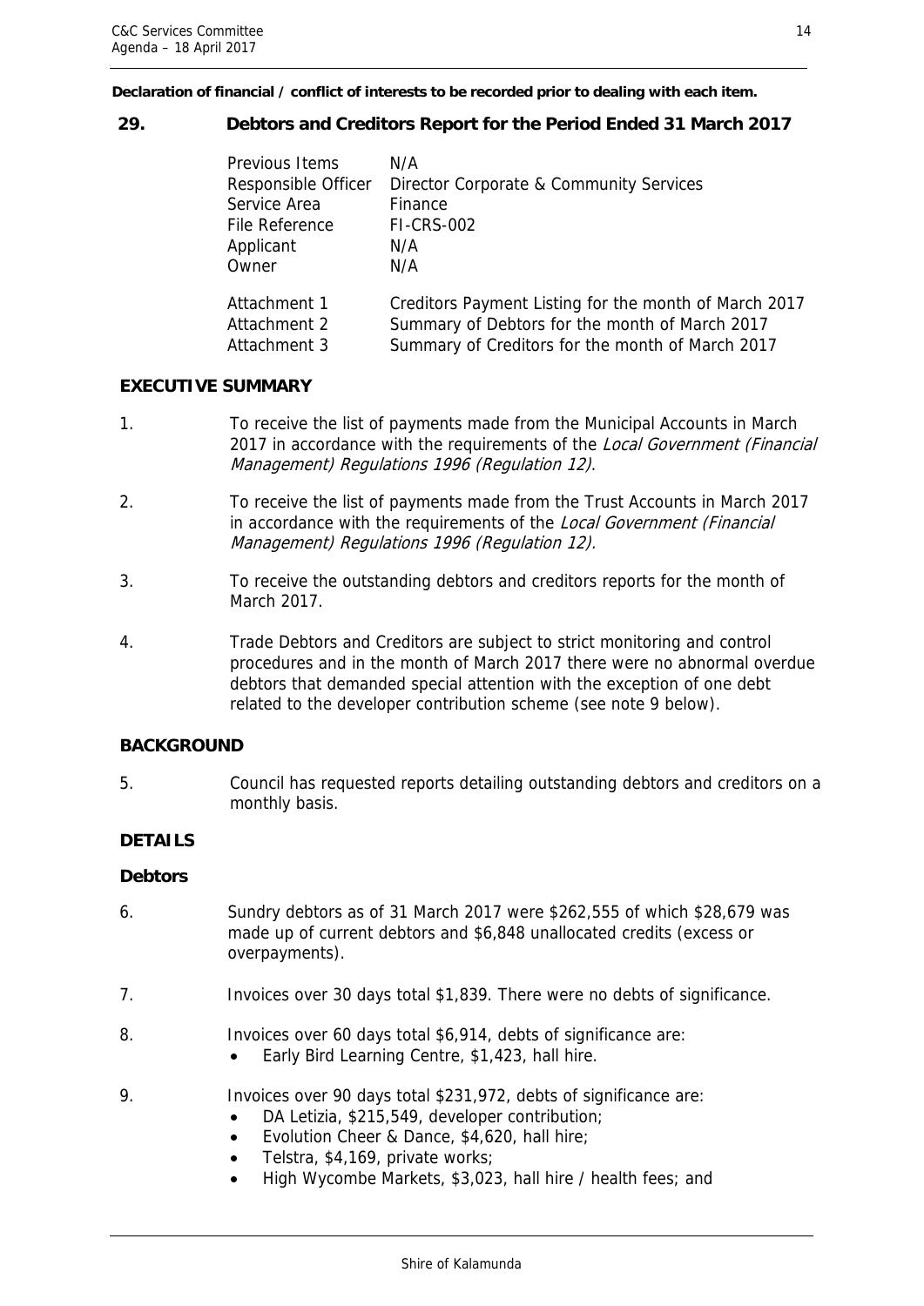**Declaration of financial / conflict of interests to be recorded prior to dealing with each item.**

## 29. Debtors and Creditors Report for the Period Ended 31 March 2017

| | |
|---|---|
| Previous Items | N/A |
| Responsible Officer | Director Corporate & Community Services |
| Service Area | Finance |
| File Reference | FI-CRS-002 |
| Applicant | N/A |
| Owner | N/A |
| | |
| Attachment 1 | Creditors Payment Listing for the month of March 2017 |
| Attachment 2 | Summary of Debtors for the month of March 2017 |
| Attachment 3 | Summary of Creditors for the month of March 2017 |

### EXECUTIVE SUMMARY

1. To receive the list of payments made from the Municipal Accounts in March 2017 in accordance with the requirements of the *Local Government (Financial Management) Regulations 1996 (Regulation 12)*.

2. To receive the list of payments made from the Trust Accounts in March 2017 in accordance with the requirements of the *Local Government (Financial Management) Regulations 1996 (Regulation 12).*

3. To receive the outstanding debtors and creditors reports for the month of March 2017.

4. Trade Debtors and Creditors are subject to strict monitoring and control procedures and in the month of March 2017 there were no abnormal overdue debtors that demanded special attention with the exception of one debt related to the developer contribution scheme (see note 9 below).

### BACKGROUND

5. Council has requested reports detailing outstanding debtors and creditors on a monthly basis.

### DETAILS

**Debtors**

6. Sundry debtors as of 31 March 2017 were $262,555 of which $28,679 was made up of current debtors and $6,848 unallocated credits (excess or overpayments).

7. Invoices over 30 days total $1,839. There were no debts of significance.

8. Invoices over 60 days total $6,914, debts of significance are:
   - Early Bird Learning Centre, $1,423, hall hire.

9. Invoices over 90 days total $231,972, debts of significance are:
   - DA Letizia, $215,549, developer contribution;
   - Evolution Cheer & Dance, $4,620, hall hire;
   - Telstra, $4,169, private works;
   - High Wycombe Markets, $3,023, hall hire / health fees; and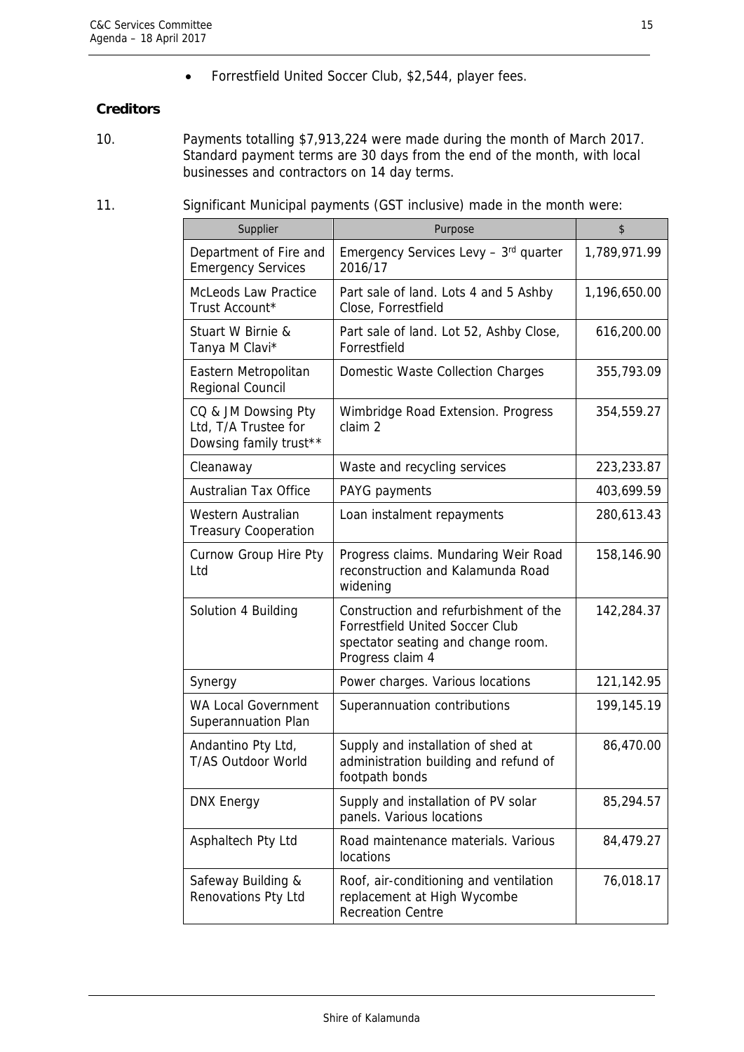- Forrestfield United Soccer Club, $2,544, player fees.

**Creditors**

10. Payments totalling $7,913,224 were made during the month of March 2017. Standard payment terms are 30 days from the end of the month, with local businesses and contractors on 14 day terms.

11. Significant Municipal payments (GST inclusive) made in the month were:

| Supplier | Purpose | $ |
|---|---|---|
| Department of Fire and Emergency Services | Emergency Services Levy – 3rd quarter 2016/17 | 1,789,971.99 |
| McLeods Law Practice Trust Account* | Part sale of land. Lots 4 and 5 Ashby Close, Forrestfield | 1,196,650.00 |
| Stuart W Birnie & Tanya M Clavi* | Part sale of land. Lot 52, Ashby Close, Forrestfield | 616,200.00 |
| Eastern Metropolitan Regional Council | Domestic Waste Collection Charges | 355,793.09 |
| CQ & JM Dowsing Pty Ltd, T/A Trustee for Dowsing family trust** | Wimbridge Road Extension. Progress claim 2 | 354,559.27 |
| Cleanaway | Waste and recycling services | 223,233.87 |
| Australian Tax Office | PAYG payments | 403,699.59 |
| Western Australian Treasury Cooperation | Loan instalment repayments | 280,613.43 |
| Curnow Group Hire Pty Ltd | Progress claims. Mundaring Weir Road reconstruction and Kalamunda Road widening | 158,146.90 |
| Solution 4 Building | Construction and refurbishment of the Forrestfield United Soccer Club spectator seating and change room. Progress claim 4 | 142,284.37 |
| Synergy | Power charges. Various locations | 121,142.95 |
| WA Local Government Superannuation Plan | Superannuation contributions | 199,145.19 |
| Andantino Pty Ltd, T/AS Outdoor World | Supply and installation of shed at administration building and refund of footpath bonds | 86,470.00 |
| DNX Energy | Supply and installation of PV solar panels. Various locations | 85,294.57 |
| Asphaltech Pty Ltd | Road maintenance materials. Various locations | 84,479.27 |
| Safeway Building & Renovations Pty Ltd | Roof, air-conditioning and ventilation replacement at High Wycombe Recreation Centre | 76,018.17 |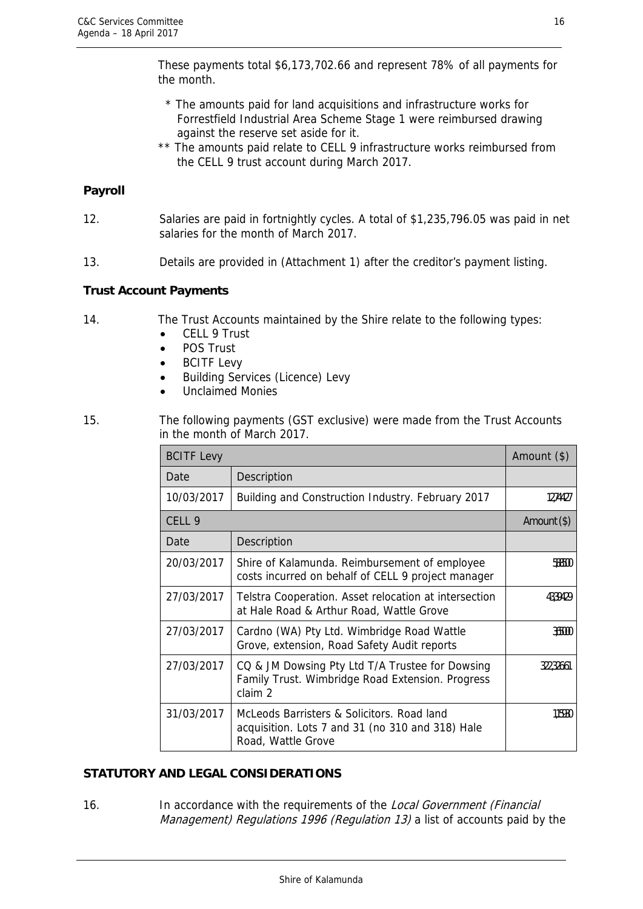These payments total $6,173,702.66 and represent 78% of all payments for the month.

\* The amounts paid for land acquisitions and infrastructure works for Forrestfield Industrial Area Scheme Stage 1 were reimbursed drawing against the reserve set aside for it.

\*\* The amounts paid relate to CELL 9 infrastructure works reimbursed from the CELL 9 trust account during March 2017.

## Payroll

12. Salaries are paid in fortnightly cycles. A total of $1,235,796.05 was paid in net salaries for the month of March 2017.

13. Details are provided in (Attachment 1) after the creditor's payment listing.

## Trust Account Payments

14. The Trust Accounts maintained by the Shire relate to the following types:
    - CELL 9 Trust
    - POS Trust
    - BCITF Levy
    - Building Services (Licence) Levy
    - Unclaimed Monies

15. The following payments (GST exclusive) were made from the Trust Accounts in the month of March 2017.

| BCITF Levy | | Amount ($) |
|---|---|---|
| Date | Description | |
| 10/03/2017 | Building and Construction Industry. February 2017 | 12,744.27 |
| CELL 9 | | Amount ($) |
| Date | Description | |
| 20/03/2017 | Shire of Kalamunda. Reimbursement of employee costs incurred on behalf of CELL 9 project manager | 5,868.50 |
| 27/03/2017 | Telstra Cooperation. Asset relocation at intersection at Hale Road & Arthur Road, Wattle Grove | 43,394.29 |
| 27/03/2017 | Cardno (WA) Pty Ltd. Wimbridge Road Wattle Grove, extension, Road Safety Audit reports | 3,650.00 |
| 27/03/2017 | CQ & JM Dowsing Pty Ltd T/A Trustee for Dowsing Family Trust. Wimbridge Road Extension. Progress claim 2 | 322,326.61 |
| 31/03/2017 | McLeods Barristers & Solicitors. Road land acquisition. Lots 7 and 31 (no 310 and 318) Hale Road, Wattle Grove | 1,159.80 |

## STATUTORY AND LEGAL CONSIDERATIONS

16. In accordance with the requirements of the *Local Government (Financial Management) Regulations 1996 (Regulation 13)* a list of accounts paid by the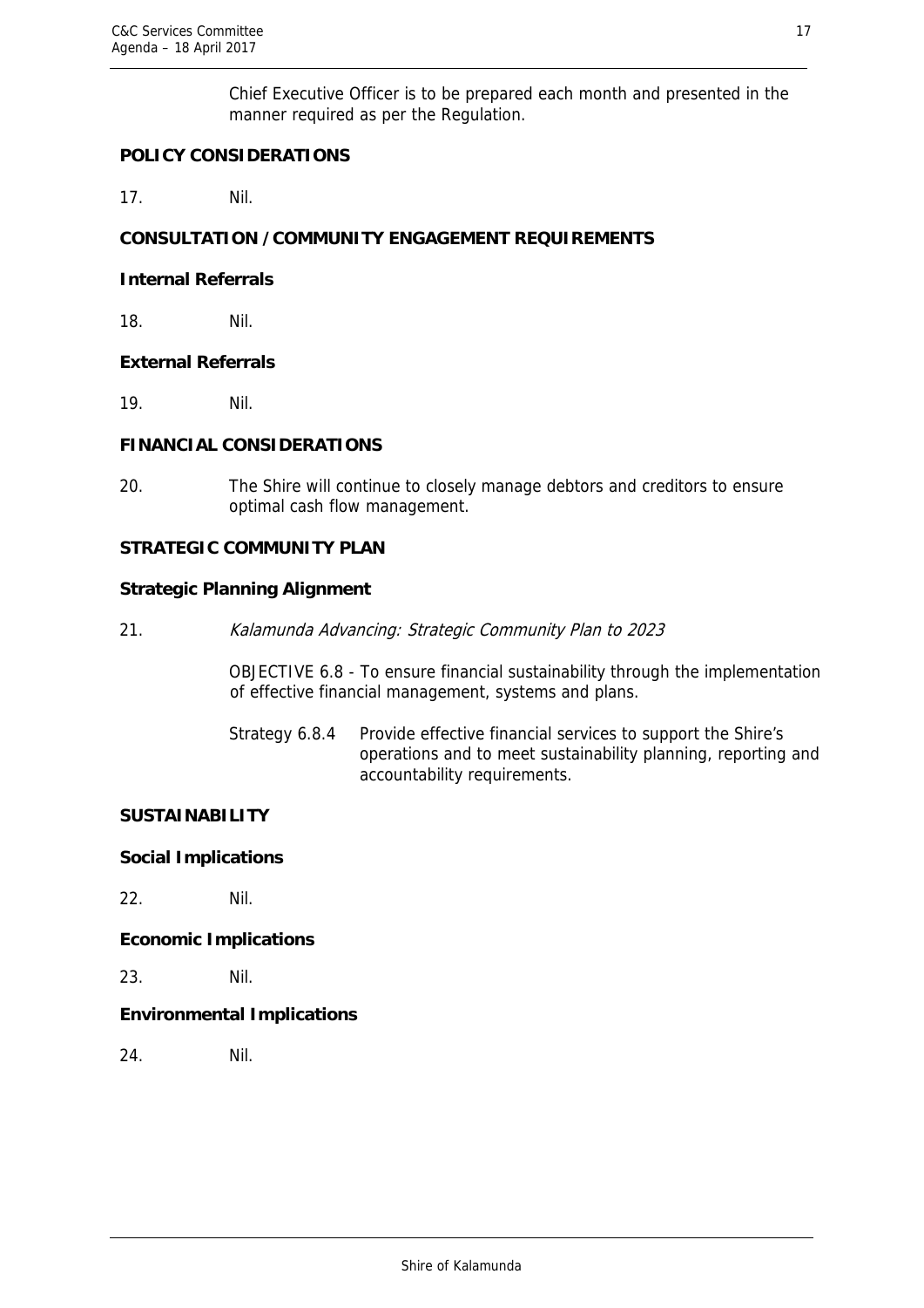Chief Executive Officer is to be prepared each month and presented in the manner required as per the Regulation.

**POLICY CONSIDERATIONS**

17. Nil.

**CONSULTATION / COMMUNITY ENGAGEMENT REQUIREMENTS**

**Internal Referrals**

18. Nil.

**External Referrals**

19. Nil.

**FINANCIAL CONSIDERATIONS**

20. The Shire will continue to closely manage debtors and creditors to ensure optimal cash flow management.

**STRATEGIC COMMUNITY PLAN**

**Strategic Planning Alignment**

21. *Kalamunda Advancing: Strategic Community Plan to 2023*

    OBJECTIVE 6.8 - To ensure financial sustainability through the implementation of effective financial management, systems and plans.

    Strategy 6.8.4 Provide effective financial services to support the Shire's operations and to meet sustainability planning, reporting and accountability requirements.

**SUSTAINABILITY**

**Social Implications**

22. Nil.

**Economic Implications**

23. Nil.

**Environmental Implications**

24. Nil.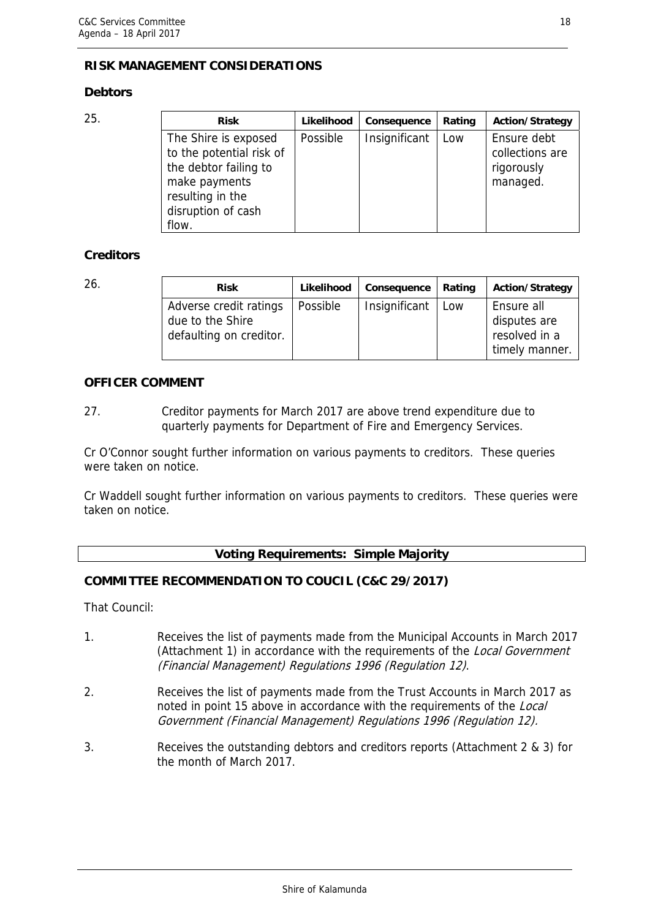## RISK MANAGEMENT CONSIDERATIONS

### Debtors

25.

| Risk | Likelihood | Consequence | Rating | Action/Strategy |
| --- | --- | --- | --- | --- |
| The Shire is exposed to the potential risk of the debtor failing to make payments resulting in the disruption of cash flow. | Possible | Insignificant | Low | Ensure debt collections are rigorously managed. |

### Creditors

26.

| Risk | Likelihood | Consequence | Rating | Action/Strategy |
| --- | --- | --- | --- | --- |
| Adverse credit ratings due to the Shire defaulting on creditor. | Possible | Insignificant | Low | Ensure all disputes are resolved in a timely manner. |

## OFFICER COMMENT

27. Creditor payments for March 2017 are above trend expenditure due to quarterly payments for Department of Fire and Emergency Services.

Cr O'Connor sought further information on various payments to creditors. These queries were taken on notice.

Cr Waddell sought further information on various payments to creditors. These queries were taken on notice.

**Voting Requirements: Simple Majority**

## COMMITTEE RECOMMENDATION TO COUCIL (C&C 29/2017)

That Council:

1. Receives the list of payments made from the Municipal Accounts in March 2017 (Attachment 1) in accordance with the requirements of the *Local Government (Financial Management) Regulations 1996 (Regulation 12)*.

2. Receives the list of payments made from the Trust Accounts in March 2017 as noted in point 15 above in accordance with the requirements of the *Local Government (Financial Management) Regulations 1996 (Regulation 12).*

3. Receives the outstanding debtors and creditors reports (Attachment 2 & 3) for the month of March 2017.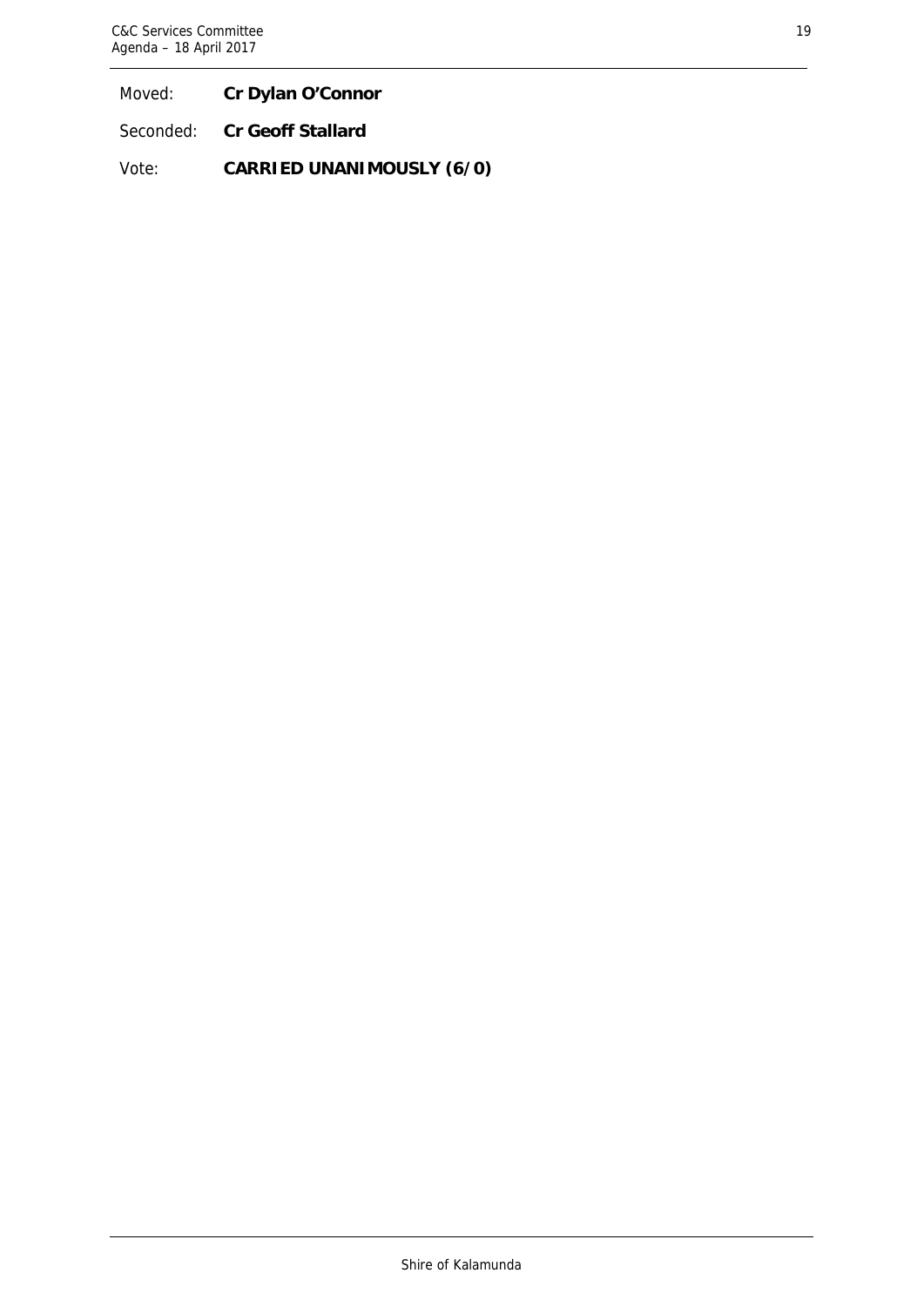Moved: **Cr Dylan O'Connor**

Seconded: **Cr Geoff Stallard**

Vote: **CARRIED UNANIMOUSLY (6/0)**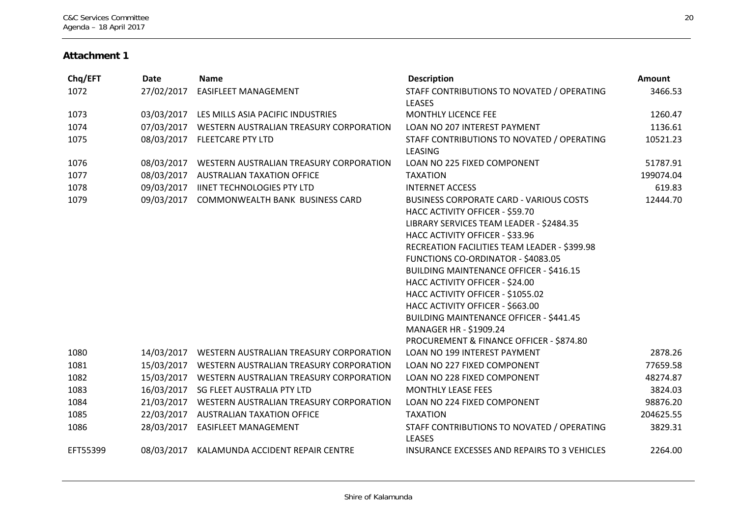## Attachment 1

| Chq/EFT | Date | Name | Description | Amount |
|---|---|---|---|---|
| 1072 | 27/02/2017 | EASIFLEET MANAGEMENT | STAFF CONTRIBUTIONS TO NOVATED / OPERATING LEASES | 3466.53 |
| 1073 | 03/03/2017 | LES MILLS ASIA PACIFIC INDUSTRIES | MONTHLY LICENCE FEE | 1260.47 |
| 1074 | 07/03/2017 | WESTERN AUSTRALIAN TREASURY CORPORATION | LOAN NO 207 INTEREST PAYMENT | 1136.61 |
| 1075 | 08/03/2017 | FLEETCARE PTY LTD | STAFF CONTRIBUTIONS TO NOVATED / OPERATING LEASING | 10521.23 |
| 1076 | 08/03/2017 | WESTERN AUSTRALIAN TREASURY CORPORATION | LOAN NO 225 FIXED COMPONENT | 51787.91 |
| 1077 | 08/03/2017 | AUSTRALIAN TAXATION OFFICE | TAXATION | 199074.04 |
| 1078 | 09/03/2017 | IINET TECHNOLOGIES PTY LTD | INTERNET ACCESS | 619.83 |
| 1079 | 09/03/2017 | COMMONWEALTH BANK BUSINESS CARD | BUSINESS CORPORATE CARD - VARIOUS COSTS<br>HACC ACTIVITY OFFICER - $59.70<br>LIBRARY SERVICES TEAM LEADER - $2484.35<br>HACC ACTIVITY OFFICER - $33.96<br>RECREATION FACILITIES TEAM LEADER - $399.98<br>FUNCTIONS CO-ORDINATOR - $4083.05<br>BUILDING MAINTENANCE OFFICER - $416.15<br>HACC ACTIVITY OFFICER - $24.00<br>HACC ACTIVITY OFFICER - $1055.02<br>HACC ACTIVITY OFFICER - $663.00<br>BUILDING MAINTENANCE OFFICER - $441.45<br>MANAGER HR - $1909.24<br>PROCUREMENT & FINANCE OFFICER - $874.80 | 12444.70 |
| 1080 | 14/03/2017 | WESTERN AUSTRALIAN TREASURY CORPORATION | LOAN NO 199 INTEREST PAYMENT | 2878.26 |
| 1081 | 15/03/2017 | WESTERN AUSTRALIAN TREASURY CORPORATION | LOAN NO 227 FIXED COMPONENT | 77659.58 |
| 1082 | 15/03/2017 | WESTERN AUSTRALIAN TREASURY CORPORATION | LOAN NO 228 FIXED COMPONENT | 48274.87 |
| 1083 | 16/03/2017 | SG FLEET AUSTRALIA PTY LTD | MONTHLY LEASE FEES | 3824.03 |
| 1084 | 21/03/2017 | WESTERN AUSTRALIAN TREASURY CORPORATION | LOAN NO 224 FIXED COMPONENT | 98876.20 |
| 1085 | 22/03/2017 | AUSTRALIAN TAXATION OFFICE | TAXATION | 204625.55 |
| 1086 | 28/03/2017 | EASIFLEET MANAGEMENT | STAFF CONTRIBUTIONS TO NOVATED / OPERATING LEASES | 3829.31 |
| EFT55399 | 08/03/2017 | KALAMUNDA ACCIDENT REPAIR CENTRE | INSURANCE EXCESSES AND REPAIRS TO 3 VEHICLES | 2264.00 |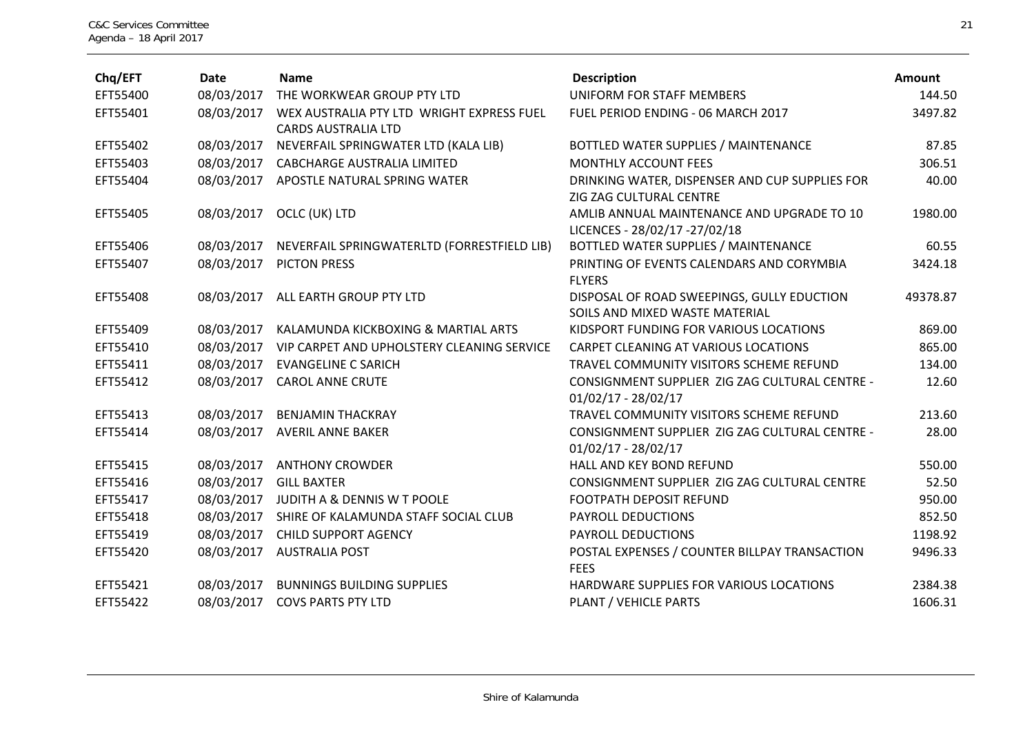| Chq/EFT | Date | Name | Description | Amount |
|---|---|---|---|---|
| EFT55400 | 08/03/2017 | THE WORKWEAR GROUP PTY LTD | UNIFORM FOR STAFF MEMBERS | 144.50 |
| EFT55401 | 08/03/2017 | WEX AUSTRALIA PTY LTD WRIGHT EXPRESS FUEL CARDS AUSTRALIA LTD | FUEL PERIOD ENDING - 06 MARCH 2017 | 3497.82 |
| EFT55402 | 08/03/2017 | NEVERFAIL SPRINGWATER LTD (KALA LIB) | BOTTLED WATER SUPPLIES / MAINTENANCE | 87.85 |
| EFT55403 | 08/03/2017 | CABCHARGE AUSTRALIA LIMITED | MONTHLY ACCOUNT FEES | 306.51 |
| EFT55404 | 08/03/2017 | APOSTLE NATURAL SPRING WATER | DRINKING WATER, DISPENSER AND CUP SUPPLIES FOR ZIG ZAG CULTURAL CENTRE | 40.00 |
| EFT55405 | 08/03/2017 | OCLC (UK) LTD | AMLIB ANNUAL MAINTENANCE AND UPGRADE TO 10 LICENCES - 28/02/17 -27/02/18 | 1980.00 |
| EFT55406 | 08/03/2017 | NEVERFAIL SPRINGWATERLTD (FORRESTFIELD LIB) | BOTTLED WATER SUPPLIES / MAINTENANCE | 60.55 |
| EFT55407 | 08/03/2017 | PICTON PRESS | PRINTING OF EVENTS CALENDARS AND CORYMBIA FLYERS | 3424.18 |
| EFT55408 | 08/03/2017 | ALL EARTH GROUP PTY LTD | DISPOSAL OF ROAD SWEEPINGS, GULLY EDUCTION SOILS AND MIXED WASTE MATERIAL | 49378.87 |
| EFT55409 | 08/03/2017 | KALAMUNDA KICKBOXING & MARTIAL ARTS | KIDSPORT FUNDING FOR VARIOUS LOCATIONS | 869.00 |
| EFT55410 | 08/03/2017 | VIP CARPET AND UPHOLSTERY CLEANING SERVICE | CARPET CLEANING AT VARIOUS LOCATIONS | 865.00 |
| EFT55411 | 08/03/2017 | EVANGELINE C SARICH | TRAVEL COMMUNITY VISITORS SCHEME REFUND | 134.00 |
| EFT55412 | 08/03/2017 | CAROL ANNE CRUTE | CONSIGNMENT SUPPLIER ZIG ZAG CULTURAL CENTRE - 01/02/17 - 28/02/17 | 12.60 |
| EFT55413 | 08/03/2017 | BENJAMIN THACKRAY | TRAVEL COMMUNITY VISITORS SCHEME REFUND | 213.60 |
| EFT55414 | 08/03/2017 | AVERIL ANNE BAKER | CONSIGNMENT SUPPLIER ZIG ZAG CULTURAL CENTRE - 01/02/17 - 28/02/17 | 28.00 |
| EFT55415 | 08/03/2017 | ANTHONY CROWDER | HALL AND KEY BOND REFUND | 550.00 |
| EFT55416 | 08/03/2017 | GILL BAXTER | CONSIGNMENT SUPPLIER ZIG ZAG CULTURAL CENTRE | 52.50 |
| EFT55417 | 08/03/2017 | JUDITH A & DENNIS W T POOLE | FOOTPATH DEPOSIT REFUND | 950.00 |
| EFT55418 | 08/03/2017 | SHIRE OF KALAMUNDA STAFF SOCIAL CLUB | PAYROLL DEDUCTIONS | 852.50 |
| EFT55419 | 08/03/2017 | CHILD SUPPORT AGENCY | PAYROLL DEDUCTIONS | 1198.92 |
| EFT55420 | 08/03/2017 | AUSTRALIA POST | POSTAL EXPENSES / COUNTER BILLPAY TRANSACTION FEES | 9496.33 |
| EFT55421 | 08/03/2017 | BUNNINGS BUILDING SUPPLIES | HARDWARE SUPPLIES FOR VARIOUS LOCATIONS | 2384.38 |
| EFT55422 | 08/03/2017 | COVS PARTS PTY LTD | PLANT / VEHICLE PARTS | 1606.31 |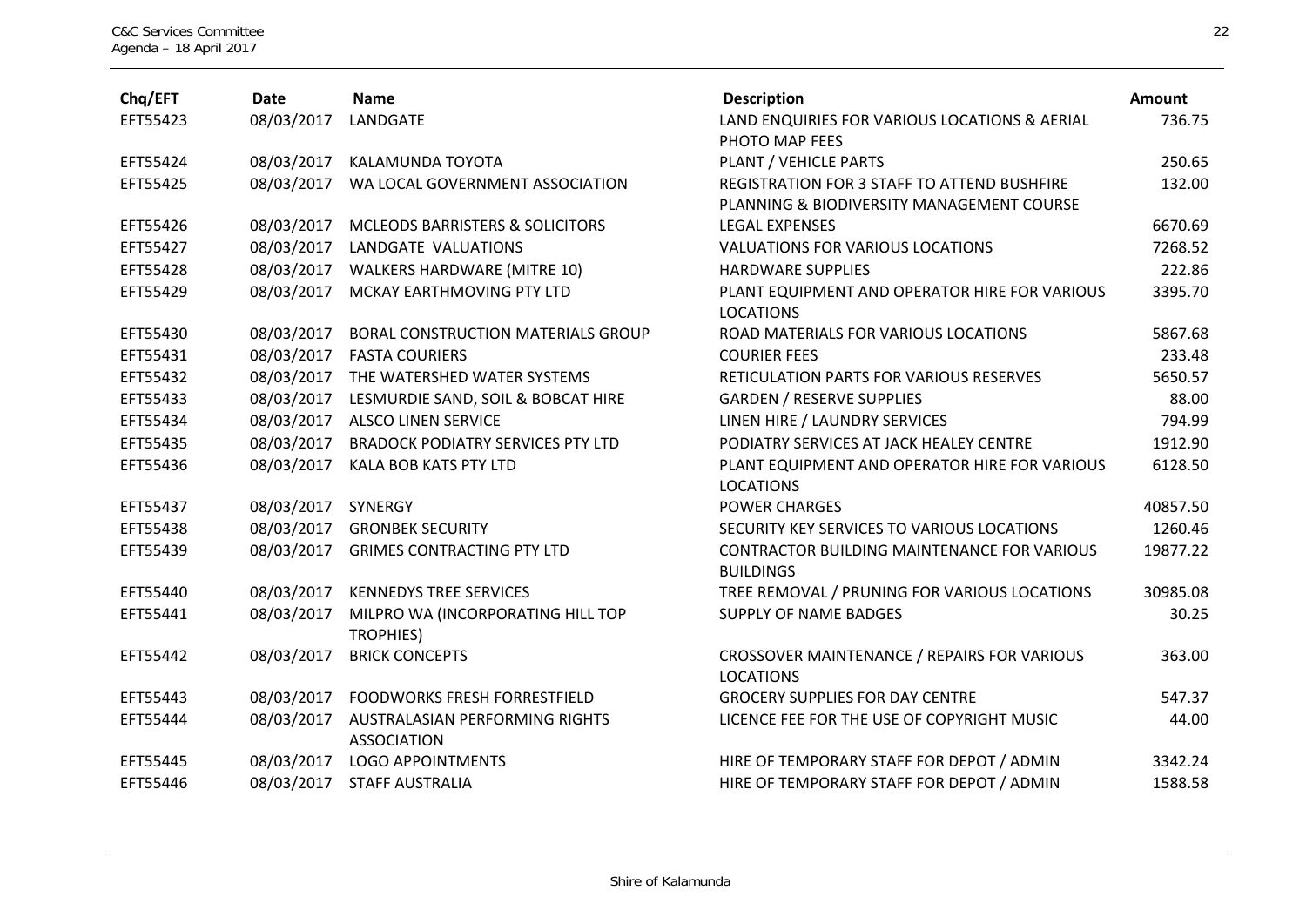| Chq/EFT | Date | Name | Description | Amount |
|---|---|---|---|---|
| EFT55423 | 08/03/2017 | LANDGATE | LAND ENQUIRIES FOR VARIOUS LOCATIONS & AERIAL PHOTO MAP FEES | 736.75 |
| EFT55424 | 08/03/2017 | KALAMUNDA TOYOTA | PLANT / VEHICLE PARTS | 250.65 |
| EFT55425 | 08/03/2017 | WA LOCAL GOVERNMENT ASSOCIATION | REGISTRATION FOR 3 STAFF TO ATTEND BUSHFIRE PLANNING & BIODIVERSITY MANAGEMENT COURSE | 132.00 |
| EFT55426 | 08/03/2017 | MCLEODS BARRISTERS & SOLICITORS | LEGAL EXPENSES | 6670.69 |
| EFT55427 | 08/03/2017 | LANDGATE VALUATIONS | VALUATIONS FOR VARIOUS LOCATIONS | 7268.52 |
| EFT55428 | 08/03/2017 | WALKERS HARDWARE (MITRE 10) | HARDWARE SUPPLIES | 222.86 |
| EFT55429 | 08/03/2017 | MCKAY EARTHMOVING PTY LTD | PLANT EQUIPMENT AND OPERATOR HIRE FOR VARIOUS LOCATIONS | 3395.70 |
| EFT55430 | 08/03/2017 | BORAL CONSTRUCTION MATERIALS GROUP | ROAD MATERIALS FOR VARIOUS LOCATIONS | 5867.68 |
| EFT55431 | 08/03/2017 | FASTA COURIERS | COURIER FEES | 233.48 |
| EFT55432 | 08/03/2017 | THE WATERSHED WATER SYSTEMS | RETICULATION PARTS FOR VARIOUS RESERVES | 5650.57 |
| EFT55433 | 08/03/2017 | LESMURDIE SAND, SOIL & BOBCAT HIRE | GARDEN / RESERVE SUPPLIES | 88.00 |
| EFT55434 | 08/03/2017 | ALSCO LINEN SERVICE | LINEN HIRE / LAUNDRY SERVICES | 794.99 |
| EFT55435 | 08/03/2017 | BRADOCK PODIATRY SERVICES PTY LTD | PODIATRY SERVICES AT JACK HEALEY CENTRE | 1912.90 |
| EFT55436 | 08/03/2017 | KALA BOB KATS PTY LTD | PLANT EQUIPMENT AND OPERATOR HIRE FOR VARIOUS LOCATIONS | 6128.50 |
| EFT55437 | 08/03/2017 | SYNERGY | POWER CHARGES | 40857.50 |
| EFT55438 | 08/03/2017 | GRONBEK SECURITY | SECURITY KEY SERVICES TO VARIOUS LOCATIONS | 1260.46 |
| EFT55439 | 08/03/2017 | GRIMES CONTRACTING PTY LTD | CONTRACTOR BUILDING MAINTENANCE FOR VARIOUS BUILDINGS | 19877.22 |
| EFT55440 | 08/03/2017 | KENNEDYS TREE SERVICES | TREE REMOVAL / PRUNING FOR VARIOUS LOCATIONS | 30985.08 |
| EFT55441 | 08/03/2017 | MILPRO WA (INCORPORATING HILL TOP TROPHIES) | SUPPLY OF NAME BADGES | 30.25 |
| EFT55442 | 08/03/2017 | BRICK CONCEPTS | CROSSOVER MAINTENANCE / REPAIRS FOR VARIOUS LOCATIONS | 363.00 |
| EFT55443 | 08/03/2017 | FOODWORKS FRESH FORRESTFIELD | GROCERY SUPPLIES FOR DAY CENTRE | 547.37 |
| EFT55444 | 08/03/2017 | AUSTRALASIAN PERFORMING RIGHTS ASSOCIATION | LICENCE FEE FOR THE USE OF COPYRIGHT MUSIC | 44.00 |
| EFT55445 | 08/03/2017 | LOGO APPOINTMENTS | HIRE OF TEMPORARY STAFF FOR DEPOT / ADMIN | 3342.24 |
| EFT55446 | 08/03/2017 | STAFF AUSTRALIA | HIRE OF TEMPORARY STAFF FOR DEPOT / ADMIN | 1588.58 |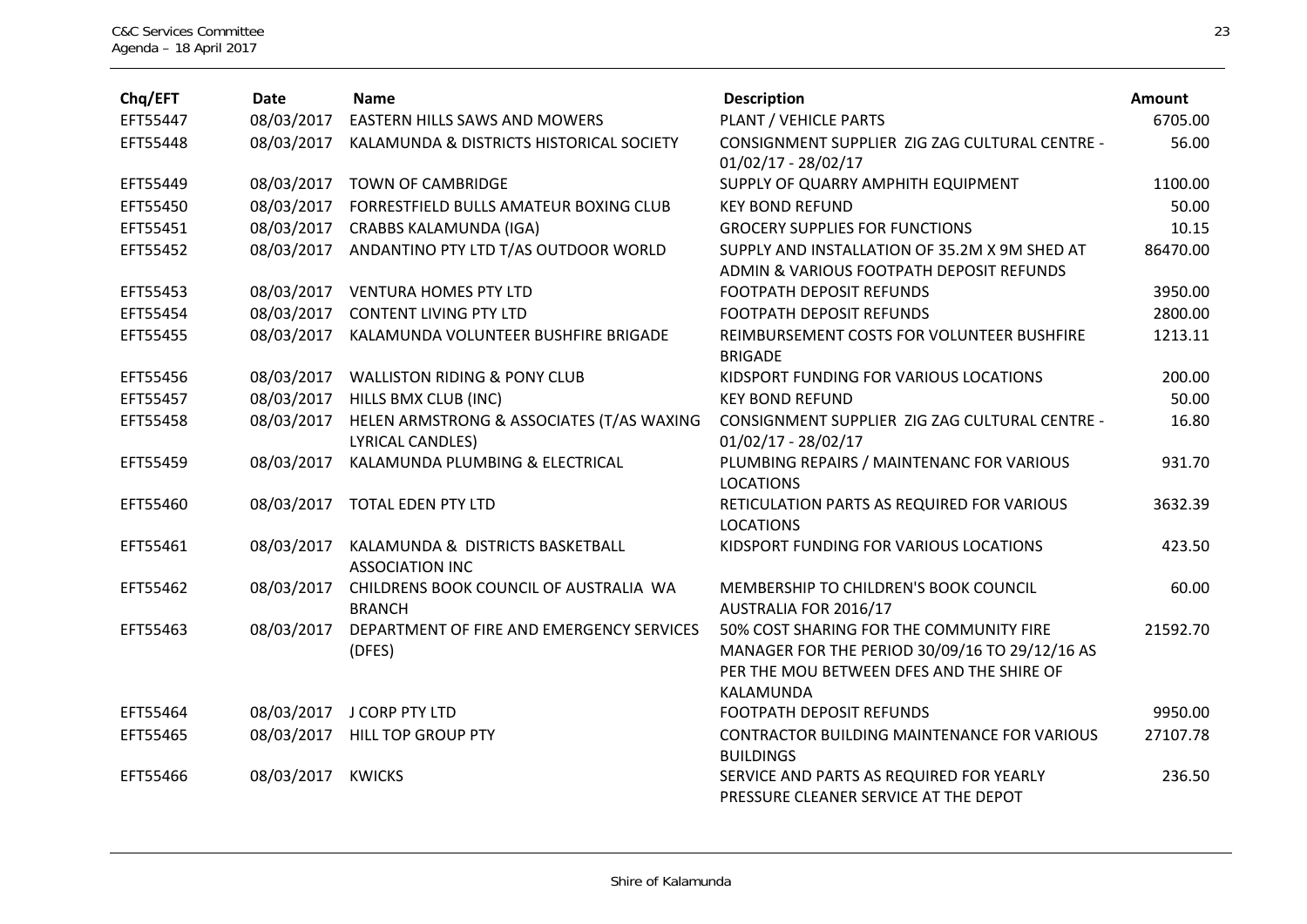| Chq/EFT | Date | Name | Description | Amount |
|---|---|---|---|---|
| EFT55447 | 08/03/2017 | EASTERN HILLS SAWS AND MOWERS | PLANT / VEHICLE PARTS | 6705.00 |
| EFT55448 | 08/03/2017 | KALAMUNDA & DISTRICTS HISTORICAL SOCIETY | CONSIGNMENT SUPPLIER ZIG ZAG CULTURAL CENTRE - 01/02/17 - 28/02/17 | 56.00 |
| EFT55449 | 08/03/2017 | TOWN OF CAMBRIDGE | SUPPLY OF QUARRY AMPHITH EQUIPMENT | 1100.00 |
| EFT55450 | 08/03/2017 | FORRESTFIELD BULLS AMATEUR BOXING CLUB | KEY BOND REFUND | 50.00 |
| EFT55451 | 08/03/2017 | CRABBS KALAMUNDA (IGA) | GROCERY SUPPLIES FOR FUNCTIONS | 10.15 |
| EFT55452 | 08/03/2017 | ANDANTINO PTY LTD T/AS OUTDOOR WORLD | SUPPLY AND INSTALLATION OF 35.2M X 9M SHED AT ADMIN & VARIOUS FOOTPATH DEPOSIT REFUNDS | 86470.00 |
| EFT55453 | 08/03/2017 | VENTURA HOMES PTY LTD | FOOTPATH DEPOSIT REFUNDS | 3950.00 |
| EFT55454 | 08/03/2017 | CONTENT LIVING PTY LTD | FOOTPATH DEPOSIT REFUNDS | 2800.00 |
| EFT55455 | 08/03/2017 | KALAMUNDA VOLUNTEER BUSHFIRE BRIGADE | REIMBURSEMENT COSTS FOR VOLUNTEER BUSHFIRE BRIGADE | 1213.11 |
| EFT55456 | 08/03/2017 | WALLISTON RIDING & PONY CLUB | KIDSPORT FUNDING FOR VARIOUS LOCATIONS | 200.00 |
| EFT55457 | 08/03/2017 | HILLS BMX CLUB (INC) | KEY BOND REFUND | 50.00 |
| EFT55458 | 08/03/2017 | HELEN ARMSTRONG & ASSOCIATES (T/AS WAXING LYRICAL CANDLES) | CONSIGNMENT SUPPLIER ZIG ZAG CULTURAL CENTRE - 01/02/17 - 28/02/17 | 16.80 |
| EFT55459 | 08/03/2017 | KALAMUNDA PLUMBING & ELECTRICAL | PLUMBING REPAIRS / MAINTENANC FOR VARIOUS LOCATIONS | 931.70 |
| EFT55460 | 08/03/2017 | TOTAL EDEN PTY LTD | RETICULATION PARTS AS REQUIRED FOR VARIOUS LOCATIONS | 3632.39 |
| EFT55461 | 08/03/2017 | KALAMUNDA & DISTRICTS BASKETBALL ASSOCIATION INC | KIDSPORT FUNDING FOR VARIOUS LOCATIONS | 423.50 |
| EFT55462 | 08/03/2017 | CHILDRENS BOOK COUNCIL OF AUSTRALIA WA BRANCH | MEMBERSHIP TO CHILDREN'S BOOK COUNCIL AUSTRALIA FOR 2016/17 | 60.00 |
| EFT55463 | 08/03/2017 | DEPARTMENT OF FIRE AND EMERGENCY SERVICES (DFES) | 50% COST SHARING FOR THE COMMUNITY FIRE MANAGER FOR THE PERIOD 30/09/16 TO 29/12/16 AS PER THE MOU BETWEEN DFES AND THE SHIRE OF KALAMUNDA | 21592.70 |
| EFT55464 | 08/03/2017 | J CORP PTY LTD | FOOTPATH DEPOSIT REFUNDS | 9950.00 |
| EFT55465 | 08/03/2017 | HILL TOP GROUP PTY | CONTRACTOR BUILDING MAINTENANCE FOR VARIOUS BUILDINGS | 27107.78 |
| EFT55466 | 08/03/2017 | KWICKS | SERVICE AND PARTS AS REQUIRED FOR YEARLY PRESSURE CLEANER SERVICE AT THE DEPOT | 236.50 |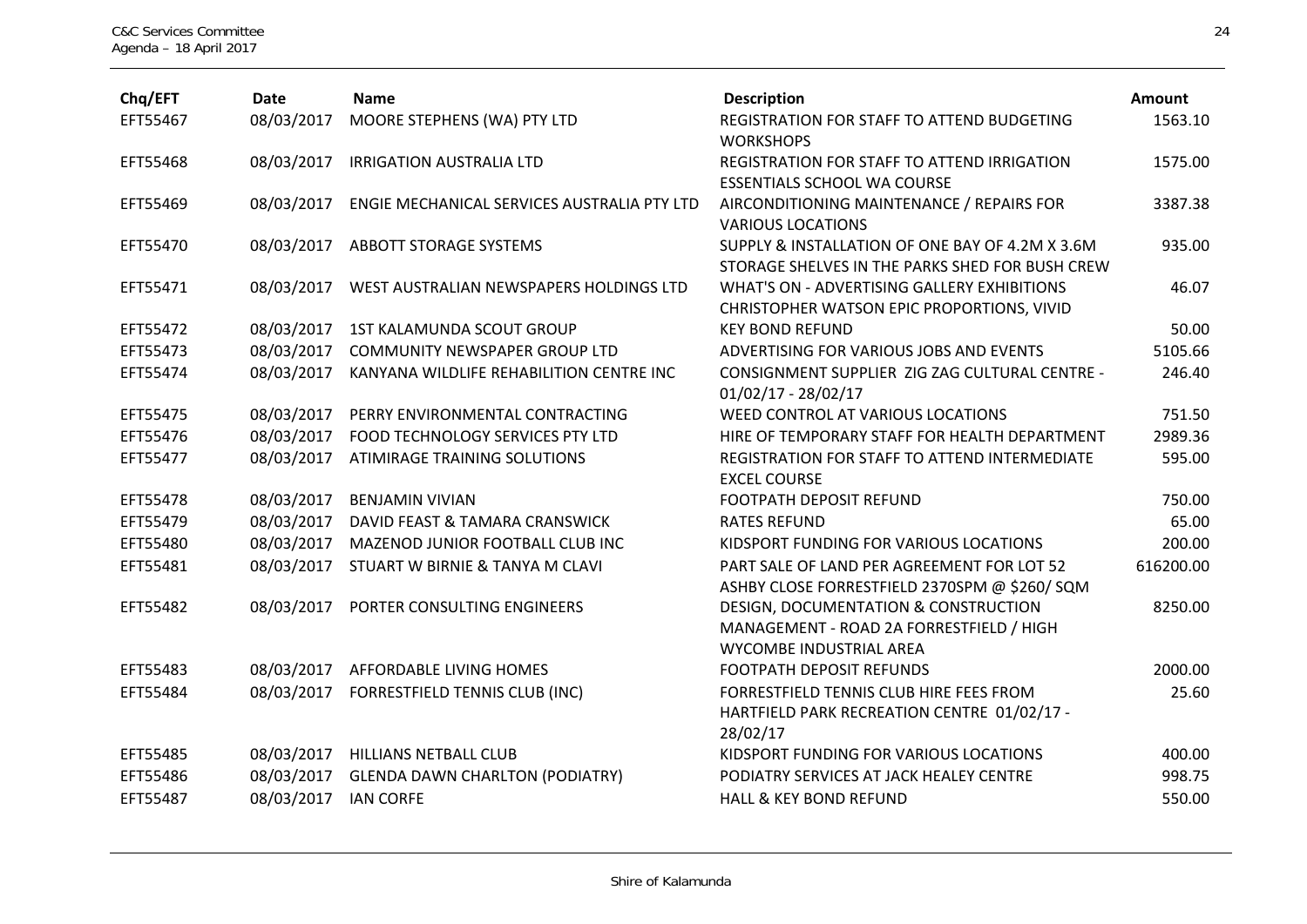| Chq/EFT | Date | Name | Description | Amount |
|---|---|---|---|---|
| EFT55467 | 08/03/2017 | MOORE STEPHENS (WA) PTY LTD | REGISTRATION FOR STAFF TO ATTEND BUDGETING WORKSHOPS | 1563.10 |
| EFT55468 | 08/03/2017 | IRRIGATION AUSTRALIA LTD | REGISTRATION FOR STAFF TO ATTEND IRRIGATION ESSENTIALS SCHOOL WA COURSE | 1575.00 |
| EFT55469 | 08/03/2017 | ENGIE MECHANICAL SERVICES AUSTRALIA PTY LTD | AIRCONDITIONING MAINTENANCE / REPAIRS FOR VARIOUS LOCATIONS | 3387.38 |
| EFT55470 | 08/03/2017 | ABBOTT STORAGE SYSTEMS | SUPPLY & INSTALLATION OF ONE BAY OF 4.2M X 3.6M STORAGE SHELVES IN THE PARKS SHED FOR BUSH CREW | 935.00 |
| EFT55471 | 08/03/2017 | WEST AUSTRALIAN NEWSPAPERS HOLDINGS LTD | WHAT'S ON - ADVERTISING GALLERY EXHIBITIONS CHRISTOPHER WATSON EPIC PROPORTIONS, VIVID | 46.07 |
| EFT55472 | 08/03/2017 | 1ST KALAMUNDA SCOUT GROUP | KEY BOND REFUND | 50.00 |
| EFT55473 | 08/03/2017 | COMMUNITY NEWSPAPER GROUP LTD | ADVERTISING FOR VARIOUS JOBS AND EVENTS | 5105.66 |
| EFT55474 | 08/03/2017 | KANYANA WILDLIFE REHABILITION CENTRE INC | CONSIGNMENT SUPPLIER ZIG ZAG CULTURAL CENTRE - 01/02/17 - 28/02/17 | 246.40 |
| EFT55475 | 08/03/2017 | PERRY ENVIRONMENTAL CONTRACTING | WEED CONTROL AT VARIOUS LOCATIONS | 751.50 |
| EFT55476 | 08/03/2017 | FOOD TECHNOLOGY SERVICES PTY LTD | HIRE OF TEMPORARY STAFF FOR HEALTH DEPARTMENT | 2989.36 |
| EFT55477 | 08/03/2017 | ATIMIRAGE TRAINING SOLUTIONS | REGISTRATION FOR STAFF TO ATTEND INTERMEDIATE EXCEL COURSE | 595.00 |
| EFT55478 | 08/03/2017 | BENJAMIN VIVIAN | FOOTPATH DEPOSIT REFUND | 750.00 |
| EFT55479 | 08/03/2017 | DAVID FEAST & TAMARA CRANSWICK | RATES REFUND | 65.00 |
| EFT55480 | 08/03/2017 | MAZENOD JUNIOR FOOTBALL CLUB INC | KIDSPORT FUNDING FOR VARIOUS LOCATIONS | 200.00 |
| EFT55481 | 08/03/2017 | STUART W BIRNIE & TANYA M CLAVI | PART SALE OF LAND PER AGREEMENT FOR LOT 52 ASHBY CLOSE FORRESTFIELD 2370SPM @ $260/ SQM | 616200.00 |
| EFT55482 | 08/03/2017 | PORTER CONSULTING ENGINEERS | DESIGN, DOCUMENTATION & CONSTRUCTION MANAGEMENT - ROAD 2A FORRESTFIELD / HIGH WYCOMBE INDUSTRIAL AREA | 8250.00 |
| EFT55483 | 08/03/2017 | AFFORDABLE LIVING HOMES | FOOTPATH DEPOSIT REFUNDS | 2000.00 |
| EFT55484 | 08/03/2017 | FORRESTFIELD TENNIS CLUB (INC) | FORRESTFIELD TENNIS CLUB HIRE FEES FROM HARTFIELD PARK RECREATION CENTRE 01/02/17 - 28/02/17 | 25.60 |
| EFT55485 | 08/03/2017 | HILLIANS NETBALL CLUB | KIDSPORT FUNDING FOR VARIOUS LOCATIONS | 400.00 |
| EFT55486 | 08/03/2017 | GLENDA DAWN CHARLTON (PODIATRY) | PODIATRY SERVICES AT JACK HEALEY CENTRE | 998.75 |
| EFT55487 | 08/03/2017 | IAN CORFE | HALL & KEY BOND REFUND | 550.00 |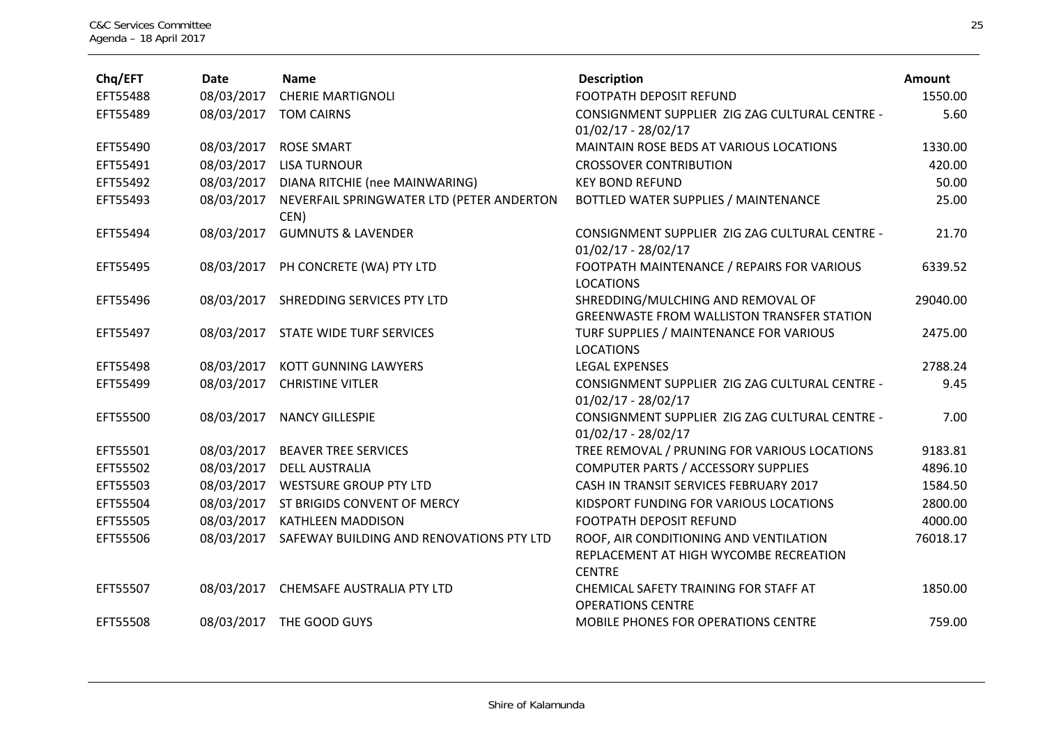| Chq/EFT | Date | Name | Description | Amount |
|---|---|---|---|---|
| EFT55488 | 08/03/2017 | CHERIE MARTIGNOLI | FOOTPATH DEPOSIT REFUND | 1550.00 |
| EFT55489 | 08/03/2017 | TOM CAIRNS | CONSIGNMENT SUPPLIER ZIG ZAG CULTURAL CENTRE - 01/02/17 - 28/02/17 | 5.60 |
| EFT55490 | 08/03/2017 | ROSE SMART | MAINTAIN ROSE BEDS AT VARIOUS LOCATIONS | 1330.00 |
| EFT55491 | 08/03/2017 | LISA TURNOUR | CROSSOVER CONTRIBUTION | 420.00 |
| EFT55492 | 08/03/2017 | DIANA RITCHIE (nee MAINWARING) | KEY BOND REFUND | 50.00 |
| EFT55493 | 08/03/2017 | NEVERFAIL SPRINGWATER LTD (PETER ANDERTON CEN) | BOTTLED WATER SUPPLIES / MAINTENANCE | 25.00 |
| EFT55494 | 08/03/2017 | GUMNUTS & LAVENDER | CONSIGNMENT SUPPLIER ZIG ZAG CULTURAL CENTRE - 01/02/17 - 28/02/17 | 21.70 |
| EFT55495 | 08/03/2017 | PH CONCRETE (WA) PTY LTD | FOOTPATH MAINTENANCE / REPAIRS FOR VARIOUS LOCATIONS | 6339.52 |
| EFT55496 | 08/03/2017 | SHREDDING SERVICES PTY LTD | SHREDDING/MULCHING AND REMOVAL OF GREENWASTE FROM WALLISTON TRANSFER STATION | 29040.00 |
| EFT55497 | 08/03/2017 | STATE WIDE TURF SERVICES | TURF SUPPLIES / MAINTENANCE FOR VARIOUS LOCATIONS | 2475.00 |
| EFT55498 | 08/03/2017 | KOTT GUNNING LAWYERS | LEGAL EXPENSES | 2788.24 |
| EFT55499 | 08/03/2017 | CHRISTINE VITLER | CONSIGNMENT SUPPLIER ZIG ZAG CULTURAL CENTRE - 01/02/17 - 28/02/17 | 9.45 |
| EFT55500 | 08/03/2017 | NANCY GILLESPIE | CONSIGNMENT SUPPLIER ZIG ZAG CULTURAL CENTRE - 01/02/17 - 28/02/17 | 7.00 |
| EFT55501 | 08/03/2017 | BEAVER TREE SERVICES | TREE REMOVAL / PRUNING FOR VARIOUS LOCATIONS | 9183.81 |
| EFT55502 | 08/03/2017 | DELL AUSTRALIA | COMPUTER PARTS / ACCESSORY SUPPLIES | 4896.10 |
| EFT55503 | 08/03/2017 | WESTSURE GROUP PTY LTD | CASH IN TRANSIT SERVICES FEBRUARY 2017 | 1584.50 |
| EFT55504 | 08/03/2017 | ST BRIGIDS CONVENT OF MERCY | KIDSPORT FUNDING FOR VARIOUS LOCATIONS | 2800.00 |
| EFT55505 | 08/03/2017 | KATHLEEN MADDISON | FOOTPATH DEPOSIT REFUND | 4000.00 |
| EFT55506 | 08/03/2017 | SAFEWAY BUILDING AND RENOVATIONS PTY LTD | ROOF, AIR CONDITIONING AND VENTILATION REPLACEMENT AT HIGH WYCOMBE RECREATION CENTRE | 76018.17 |
| EFT55507 | 08/03/2017 | CHEMSAFE AUSTRALIA PTY LTD | CHEMICAL SAFETY TRAINING FOR STAFF AT OPERATIONS CENTRE | 1850.00 |
| EFT55508 | 08/03/2017 | THE GOOD GUYS | MOBILE PHONES FOR OPERATIONS CENTRE | 759.00 |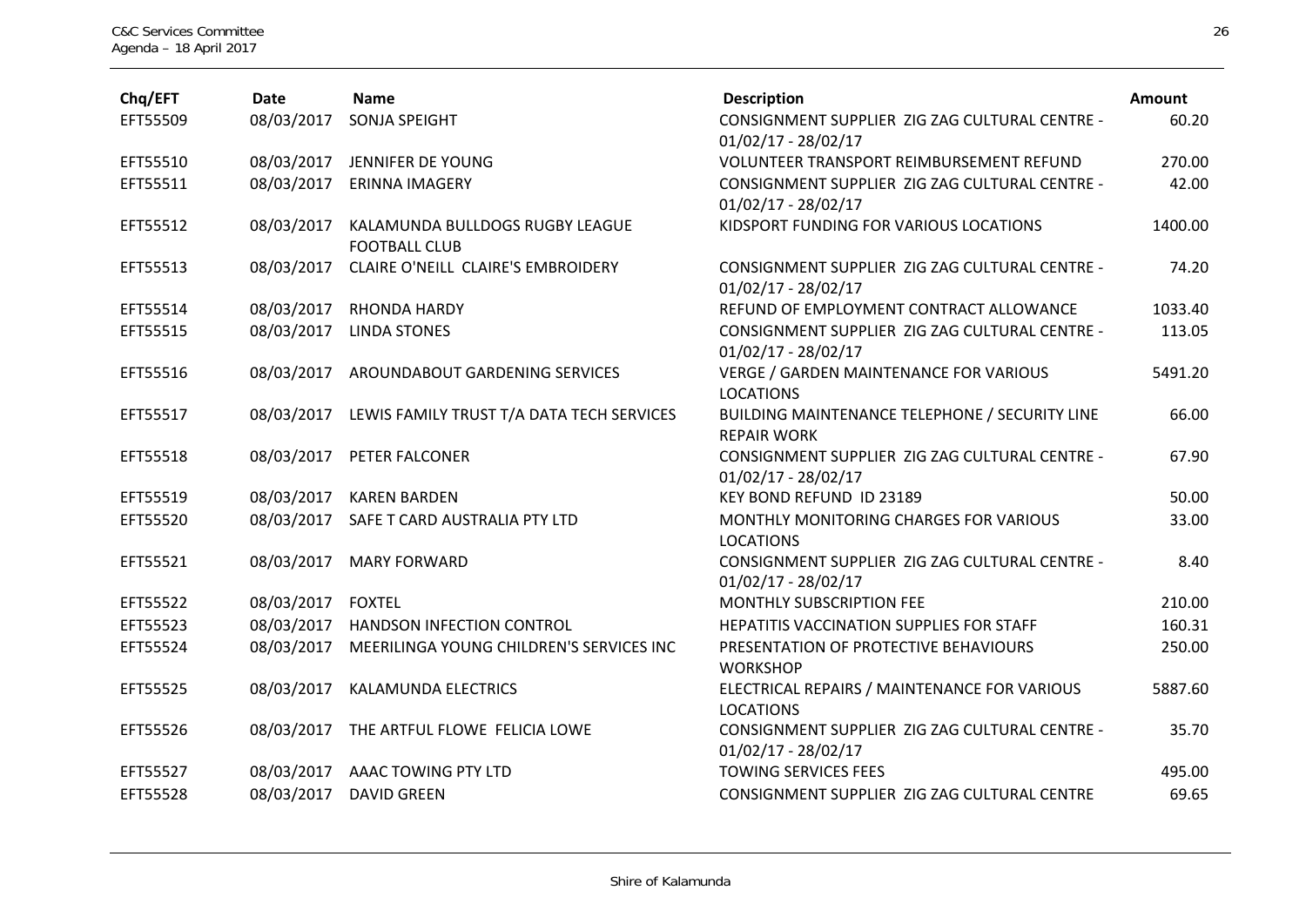| Chq/EFT | Date | Name | Description | Amount |
|---|---|---|---|---|
| EFT55509 | 08/03/2017 | SONJA SPEIGHT | CONSIGNMENT SUPPLIER ZIG ZAG CULTURAL CENTRE - 01/02/17 - 28/02/17 | 60.20 |
| EFT55510 | 08/03/2017 | JENNIFER DE YOUNG | VOLUNTEER TRANSPORT REIMBURSEMENT REFUND | 270.00 |
| EFT55511 | 08/03/2017 | ERINNA IMAGERY | CONSIGNMENT SUPPLIER ZIG ZAG CULTURAL CENTRE - 01/02/17 - 28/02/17 | 42.00 |
| EFT55512 | 08/03/2017 | KALAMUNDA BULLDOGS RUGBY LEAGUE FOOTBALL CLUB | KIDSPORT FUNDING FOR VARIOUS LOCATIONS | 1400.00 |
| EFT55513 | 08/03/2017 | CLAIRE O'NEILL CLAIRE'S EMBROIDERY | CONSIGNMENT SUPPLIER ZIG ZAG CULTURAL CENTRE - 01/02/17 - 28/02/17 | 74.20 |
| EFT55514 | 08/03/2017 | RHONDA HARDY | REFUND OF EMPLOYMENT CONTRACT ALLOWANCE | 1033.40 |
| EFT55515 | 08/03/2017 | LINDA STONES | CONSIGNMENT SUPPLIER ZIG ZAG CULTURAL CENTRE - 01/02/17 - 28/02/17 | 113.05 |
| EFT55516 | 08/03/2017 | AROUNDABOUT GARDENING SERVICES | VERGE / GARDEN MAINTENANCE FOR VARIOUS LOCATIONS | 5491.20 |
| EFT55517 | 08/03/2017 | LEWIS FAMILY TRUST T/A DATA TECH SERVICES | BUILDING MAINTENANCE TELEPHONE / SECURITY LINE REPAIR WORK | 66.00 |
| EFT55518 | 08/03/2017 | PETER FALCONER | CONSIGNMENT SUPPLIER ZIG ZAG CULTURAL CENTRE - 01/02/17 - 28/02/17 | 67.90 |
| EFT55519 | 08/03/2017 | KAREN BARDEN | KEY BOND REFUND ID 23189 | 50.00 |
| EFT55520 | 08/03/2017 | SAFE T CARD AUSTRALIA PTY LTD | MONTHLY MONITORING CHARGES FOR VARIOUS LOCATIONS | 33.00 |
| EFT55521 | 08/03/2017 | MARY FORWARD | CONSIGNMENT SUPPLIER ZIG ZAG CULTURAL CENTRE - 01/02/17 - 28/02/17 | 8.40 |
| EFT55522 | 08/03/2017 | FOXTEL | MONTHLY SUBSCRIPTION FEE | 210.00 |
| EFT55523 | 08/03/2017 | HANDSON INFECTION CONTROL | HEPATITIS VACCINATION SUPPLIES FOR STAFF | 160.31 |
| EFT55524 | 08/03/2017 | MEERILINGA YOUNG CHILDREN'S SERVICES INC | PRESENTATION OF PROTECTIVE BEHAVIOURS WORKSHOP | 250.00 |
| EFT55525 | 08/03/2017 | KALAMUNDA ELECTRICS | ELECTRICAL REPAIRS / MAINTENANCE FOR VARIOUS LOCATIONS | 5887.60 |
| EFT55526 | 08/03/2017 | THE ARTFUL FLOWE FELICIA LOWE | CONSIGNMENT SUPPLIER ZIG ZAG CULTURAL CENTRE - 01/02/17 - 28/02/17 | 35.70 |
| EFT55527 | 08/03/2017 | AAAC TOWING PTY LTD | TOWING SERVICES FEES | 495.00 |
| EFT55528 | 08/03/2017 | DAVID GREEN | CONSIGNMENT SUPPLIER ZIG ZAG CULTURAL CENTRE | 69.65 |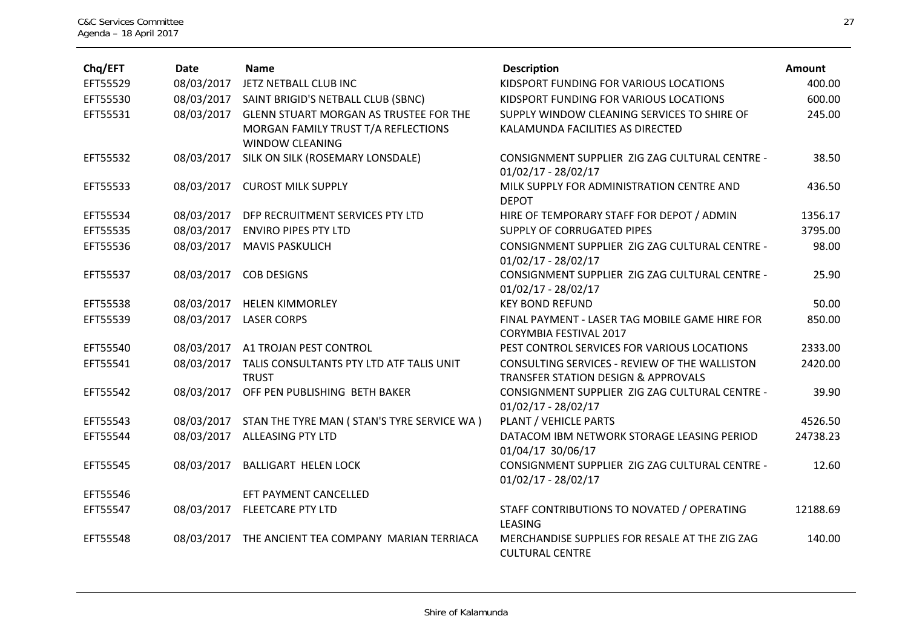| Chq/EFT | Date | Name | Description | Amount |
|---|---|---|---|---|
| EFT55529 | 08/03/2017 | JETZ NETBALL CLUB INC | KIDSPORT FUNDING FOR VARIOUS LOCATIONS | 400.00 |
| EFT55530 | 08/03/2017 | SAINT BRIGID'S NETBALL CLUB (SBNC) | KIDSPORT FUNDING FOR VARIOUS LOCATIONS | 600.00 |
| EFT55531 | 08/03/2017 | GLENN STUART MORGAN AS TRUSTEE FOR THE MORGAN FAMILY TRUST T/A REFLECTIONS WINDOW CLEANING | SUPPLY WINDOW CLEANING SERVICES TO SHIRE OF KALAMUNDA FACILITIES AS DIRECTED | 245.00 |
| EFT55532 | 08/03/2017 | SILK ON SILK (ROSEMARY LONSDALE) | CONSIGNMENT SUPPLIER ZIG ZAG CULTURAL CENTRE - 01/02/17 - 28/02/17 | 38.50 |
| EFT55533 | 08/03/2017 | CUROST MILK SUPPLY | MILK SUPPLY FOR ADMINISTRATION CENTRE AND DEPOT | 436.50 |
| EFT55534 | 08/03/2017 | DFP RECRUITMENT SERVICES PTY LTD | HIRE OF TEMPORARY STAFF FOR DEPOT / ADMIN | 1356.17 |
| EFT55535 | 08/03/2017 | ENVIRO PIPES PTY LTD | SUPPLY OF CORRUGATED PIPES | 3795.00 |
| EFT55536 | 08/03/2017 | MAVIS PASKULICH | CONSIGNMENT SUPPLIER ZIG ZAG CULTURAL CENTRE - 01/02/17 - 28/02/17 | 98.00 |
| EFT55537 | 08/03/2017 | COB DESIGNS | CONSIGNMENT SUPPLIER ZIG ZAG CULTURAL CENTRE - 01/02/17 - 28/02/17 | 25.90 |
| EFT55538 | 08/03/2017 | HELEN KIMMORLEY | KEY BOND REFUND | 50.00 |
| EFT55539 | 08/03/2017 | LASER CORPS | FINAL PAYMENT - LASER TAG MOBILE GAME HIRE FOR CORYMBIA FESTIVAL 2017 | 850.00 |
| EFT55540 | 08/03/2017 | A1 TROJAN PEST CONTROL | PEST CONTROL SERVICES FOR VARIOUS LOCATIONS | 2333.00 |
| EFT55541 | 08/03/2017 | TALIS CONSULTANTS PTY LTD ATF TALIS UNIT TRUST | CONSULTING SERVICES - REVIEW OF THE WALLISTON TRANSFER STATION DESIGN & APPROVALS | 2420.00 |
| EFT55542 | 08/03/2017 | OFF PEN PUBLISHING BETH BAKER | CONSIGNMENT SUPPLIER ZIG ZAG CULTURAL CENTRE - 01/02/17 - 28/02/17 | 39.90 |
| EFT55543 | 08/03/2017 | STAN THE TYRE MAN ( STAN'S TYRE SERVICE WA ) | PLANT / VEHICLE PARTS | 4526.50 |
| EFT55544 | 08/03/2017 | ALLEASING PTY LTD | DATACOM IBM NETWORK STORAGE LEASING PERIOD 01/04/17 30/06/17 | 24738.23 |
| EFT55545 | 08/03/2017 | BALLIGART HELEN LOCK | CONSIGNMENT SUPPLIER ZIG ZAG CULTURAL CENTRE - 01/02/17 - 28/02/17 | 12.60 |
| EFT55546 | | EFT PAYMENT CANCELLED | | |
| EFT55547 | 08/03/2017 | FLEETCARE PTY LTD | STAFF CONTRIBUTIONS TO NOVATED / OPERATING LEASING | 12188.69 |
| EFT55548 | 08/03/2017 | THE ANCIENT TEA COMPANY MARIAN TERRIACA | MERCHANDISE SUPPLIES FOR RESALE AT THE ZIG ZAG CULTURAL CENTRE | 140.00 |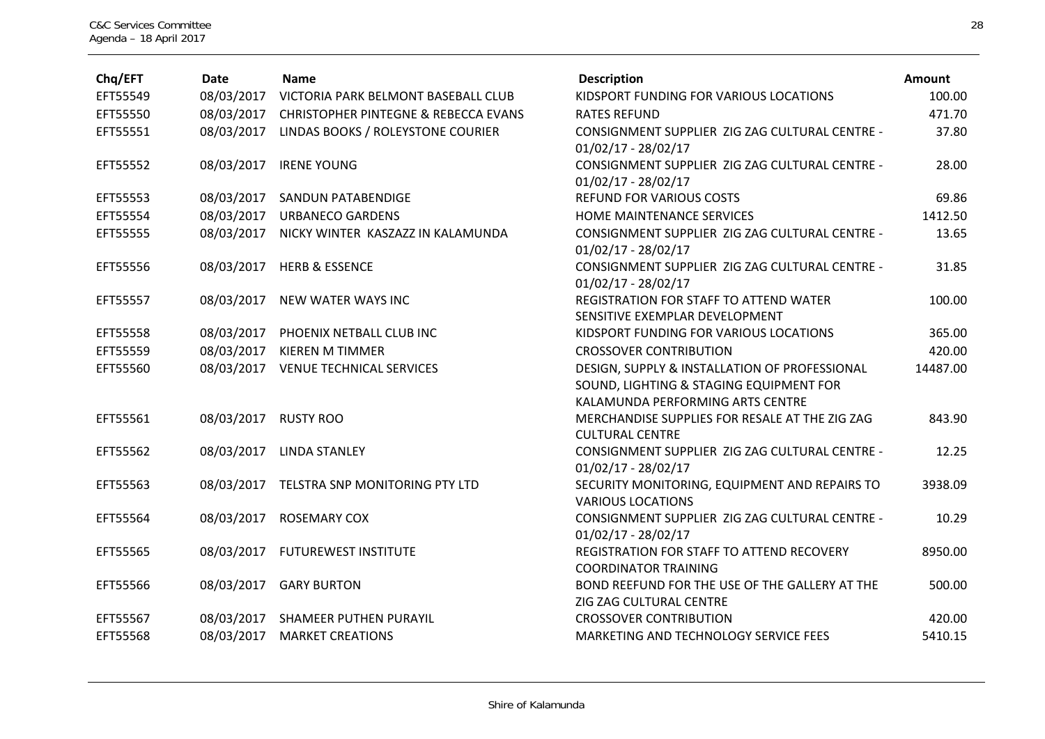| Chq/EFT | Date | Name | Description | Amount |
|---|---|---|---|---|
| EFT55549 | 08/03/2017 | VICTORIA PARK BELMONT BASEBALL CLUB | KIDSPORT FUNDING FOR VARIOUS LOCATIONS | 100.00 |
| EFT55550 | 08/03/2017 | CHRISTOPHER PINTEGNE & REBECCA EVANS | RATES REFUND | 471.70 |
| EFT55551 | 08/03/2017 | LINDAS BOOKS / ROLEYSTONE COURIER | CONSIGNMENT SUPPLIER ZIG ZAG CULTURAL CENTRE - 01/02/17 - 28/02/17 | 37.80 |
| EFT55552 | 08/03/2017 | IRENE YOUNG | CONSIGNMENT SUPPLIER ZIG ZAG CULTURAL CENTRE - 01/02/17 - 28/02/17 | 28.00 |
| EFT55553 | 08/03/2017 | SANDUN PATABENDIGE | REFUND FOR VARIOUS COSTS | 69.86 |
| EFT55554 | 08/03/2017 | URBANECO GARDENS | HOME MAINTENANCE SERVICES | 1412.50 |
| EFT55555 | 08/03/2017 | NICKY WINTER KASZAZZ IN KALAMUNDA | CONSIGNMENT SUPPLIER ZIG ZAG CULTURAL CENTRE - 01/02/17 - 28/02/17 | 13.65 |
| EFT55556 | 08/03/2017 | HERB & ESSENCE | CONSIGNMENT SUPPLIER ZIG ZAG CULTURAL CENTRE - 01/02/17 - 28/02/17 | 31.85 |
| EFT55557 | 08/03/2017 | NEW WATER WAYS INC | REGISTRATION FOR STAFF TO ATTEND WATER SENSITIVE EXEMPLAR DEVELOPMENT | 100.00 |
| EFT55558 | 08/03/2017 | PHOENIX NETBALL CLUB INC | KIDSPORT FUNDING FOR VARIOUS LOCATIONS | 365.00 |
| EFT55559 | 08/03/2017 | KIEREN M TIMMER | CROSSOVER CONTRIBUTION | 420.00 |
| EFT55560 | 08/03/2017 | VENUE TECHNICAL SERVICES | DESIGN, SUPPLY & INSTALLATION OF PROFESSIONAL SOUND, LIGHTING & STAGING EQUIPMENT FOR KALAMUNDA PERFORMING ARTS CENTRE | 14487.00 |
| EFT55561 | 08/03/2017 | RUSTY ROO | MERCHANDISE SUPPLIES FOR RESALE AT THE ZIG ZAG CULTURAL CENTRE | 843.90 |
| EFT55562 | 08/03/2017 | LINDA STANLEY | CONSIGNMENT SUPPLIER ZIG ZAG CULTURAL CENTRE - 01/02/17 - 28/02/17 | 12.25 |
| EFT55563 | 08/03/2017 | TELSTRA SNP MONITORING PTY LTD | SECURITY MONITORING, EQUIPMENT AND REPAIRS TO VARIOUS LOCATIONS | 3938.09 |
| EFT55564 | 08/03/2017 | ROSEMARY COX | CONSIGNMENT SUPPLIER ZIG ZAG CULTURAL CENTRE - 01/02/17 - 28/02/17 | 10.29 |
| EFT55565 | 08/03/2017 | FUTUREWEST INSTITUTE | REGISTRATION FOR STAFF TO ATTEND RECOVERY COORDINATOR TRAINING | 8950.00 |
| EFT55566 | 08/03/2017 | GARY BURTON | BOND REEFUND FOR THE USE OF THE GALLERY AT THE ZIG ZAG CULTURAL CENTRE | 500.00 |
| EFT55567 | 08/03/2017 | SHAMEER PUTHEN PURAYIL | CROSSOVER CONTRIBUTION | 420.00 |
| EFT55568 | 08/03/2017 | MARKET CREATIONS | MARKETING AND TECHNOLOGY SERVICE FEES | 5410.15 |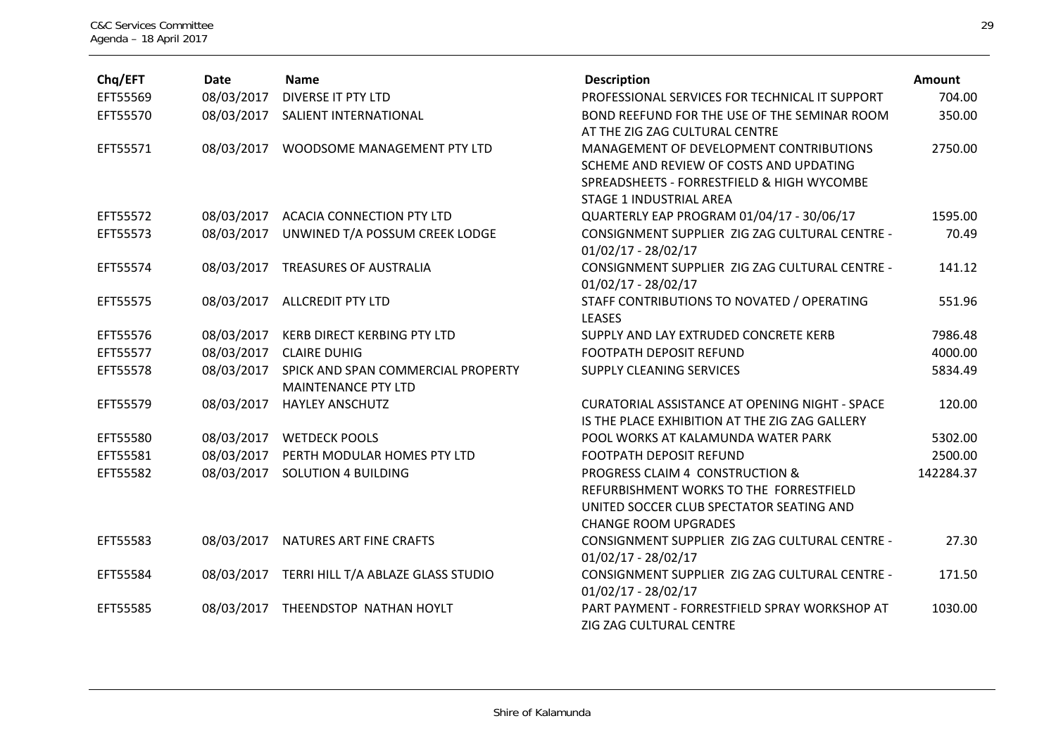| Chq/EFT | Date | Name | Description | Amount |
|---|---|---|---|---|
| EFT55569 | 08/03/2017 | DIVERSE IT PTY LTD | PROFESSIONAL SERVICES FOR TECHNICAL IT SUPPORT | 704.00 |
| EFT55570 | 08/03/2017 | SALIENT INTERNATIONAL | BOND REEFUND FOR THE USE OF THE SEMINAR ROOM AT THE ZIG ZAG CULTURAL CENTRE | 350.00 |
| EFT55571 | 08/03/2017 | WOODSOME MANAGEMENT PTY LTD | MANAGEMENT OF DEVELOPMENT CONTRIBUTIONS SCHEME AND REVIEW OF COSTS AND UPDATING SPREADSHEETS - FORRESTFIELD & HIGH WYCOMBE STAGE 1 INDUSTRIAL AREA | 2750.00 |
| EFT55572 | 08/03/2017 | ACACIA CONNECTION PTY LTD | QUARTERLY EAP PROGRAM 01/04/17 - 30/06/17 | 1595.00 |
| EFT55573 | 08/03/2017 | UNWINED T/A POSSUM CREEK LODGE | CONSIGNMENT SUPPLIER ZIG ZAG CULTURAL CENTRE - 01/02/17 - 28/02/17 | 70.49 |
| EFT55574 | 08/03/2017 | TREASURES OF AUSTRALIA | CONSIGNMENT SUPPLIER ZIG ZAG CULTURAL CENTRE - 01/02/17 - 28/02/17 | 141.12 |
| EFT55575 | 08/03/2017 | ALLCREDIT PTY LTD | STAFF CONTRIBUTIONS TO NOVATED / OPERATING LEASES | 551.96 |
| EFT55576 | 08/03/2017 | KERB DIRECT KERBING PTY LTD | SUPPLY AND LAY EXTRUDED CONCRETE KERB | 7986.48 |
| EFT55577 | 08/03/2017 | CLAIRE DUHIG | FOOTPATH DEPOSIT REFUND | 4000.00 |
| EFT55578 | 08/03/2017 | SPICK AND SPAN COMMERCIAL PROPERTY MAINTENANCE PTY LTD | SUPPLY CLEANING SERVICES | 5834.49 |
| EFT55579 | 08/03/2017 | HAYLEY ANSCHUTZ | CURATORIAL ASSISTANCE AT OPENING NIGHT - SPACE IS THE PLACE EXHIBITION AT THE ZIG ZAG GALLERY | 120.00 |
| EFT55580 | 08/03/2017 | WETDECK POOLS | POOL WORKS AT KALAMUNDA WATER PARK | 5302.00 |
| EFT55581 | 08/03/2017 | PERTH MODULAR HOMES PTY LTD | FOOTPATH DEPOSIT REFUND | 2500.00 |
| EFT55582 | 08/03/2017 | SOLUTION 4 BUILDING | PROGRESS CLAIM 4 CONSTRUCTION & REFURBISHMENT WORKS TO THE FORRESTFIELD UNITED SOCCER CLUB SPECTATOR SEATING AND CHANGE ROOM UPGRADES | 142284.37 |
| EFT55583 | 08/03/2017 | NATURES ART FINE CRAFTS | CONSIGNMENT SUPPLIER ZIG ZAG CULTURAL CENTRE - 01/02/17 - 28/02/17 | 27.30 |
| EFT55584 | 08/03/2017 | TERRI HILL T/A ABLAZE GLASS STUDIO | CONSIGNMENT SUPPLIER ZIG ZAG CULTURAL CENTRE - 01/02/17 - 28/02/17 | 171.50 |
| EFT55585 | 08/03/2017 | THEENDSTOP NATHAN HOYLT | PART PAYMENT - FORRESTFIELD SPRAY WORKSHOP AT ZIG ZAG CULTURAL CENTRE | 1030.00 |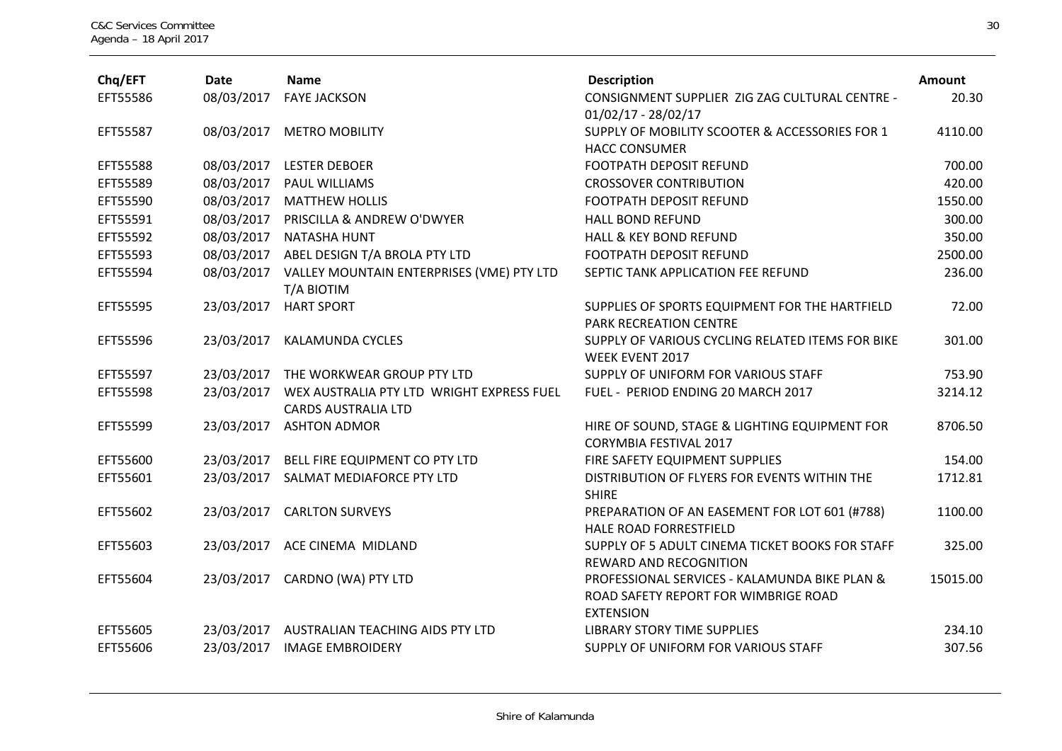| Chq/EFT | Date | Name | Description | Amount |
|---|---|---|---|---|
| EFT55586 | 08/03/2017 | FAYE JACKSON | CONSIGNMENT SUPPLIER ZIG ZAG CULTURAL CENTRE - 01/02/17 - 28/02/17 | 20.30 |
| EFT55587 | 08/03/2017 | METRO MOBILITY | SUPPLY OF MOBILITY SCOOTER & ACCESSORIES FOR 1 HACC CONSUMER | 4110.00 |
| EFT55588 | 08/03/2017 | LESTER DEBOER | FOOTPATH DEPOSIT REFUND | 700.00 |
| EFT55589 | 08/03/2017 | PAUL WILLIAMS | CROSSOVER CONTRIBUTION | 420.00 |
| EFT55590 | 08/03/2017 | MATTHEW HOLLIS | FOOTPATH DEPOSIT REFUND | 1550.00 |
| EFT55591 | 08/03/2017 | PRISCILLA & ANDREW O'DWYER | HALL BOND REFUND | 300.00 |
| EFT55592 | 08/03/2017 | NATASHA HUNT | HALL & KEY BOND REFUND | 350.00 |
| EFT55593 | 08/03/2017 | ABEL DESIGN T/A BROLA PTY LTD | FOOTPATH DEPOSIT REFUND | 2500.00 |
| EFT55594 | 08/03/2017 | VALLEY MOUNTAIN ENTERPRISES (VME) PTY LTD T/A BIOTIM | SEPTIC TANK APPLICATION FEE REFUND | 236.00 |
| EFT55595 | 23/03/2017 | HART SPORT | SUPPLIES OF SPORTS EQUIPMENT FOR THE HARTFIELD PARK RECREATION CENTRE | 72.00 |
| EFT55596 | 23/03/2017 | KALAMUNDA CYCLES | SUPPLY OF VARIOUS CYCLING RELATED ITEMS FOR BIKE WEEK EVENT 2017 | 301.00 |
| EFT55597 | 23/03/2017 | THE WORKWEAR GROUP PTY LTD | SUPPLY OF UNIFORM FOR VARIOUS STAFF | 753.90 |
| EFT55598 | 23/03/2017 | WEX AUSTRALIA PTY LTD WRIGHT EXPRESS FUEL CARDS AUSTRALIA LTD | FUEL - PERIOD ENDING 20 MARCH 2017 | 3214.12 |
| EFT55599 | 23/03/2017 | ASHTON ADMOR | HIRE OF SOUND, STAGE & LIGHTING EQUIPMENT FOR CORYMBIA FESTIVAL 2017 | 8706.50 |
| EFT55600 | 23/03/2017 | BELL FIRE EQUIPMENT CO PTY LTD | FIRE SAFETY EQUIPMENT SUPPLIES | 154.00 |
| EFT55601 | 23/03/2017 | SALMAT MEDIAFORCE PTY LTD | DISTRIBUTION OF FLYERS FOR EVENTS WITHIN THE SHIRE | 1712.81 |
| EFT55602 | 23/03/2017 | CARLTON SURVEYS | PREPARATION OF AN EASEMENT FOR LOT 601 (#788) HALE ROAD FORRESTFIELD | 1100.00 |
| EFT55603 | 23/03/2017 | ACE CINEMA MIDLAND | SUPPLY OF 5 ADULT CINEMA TICKET BOOKS FOR STAFF REWARD AND RECOGNITION | 325.00 |
| EFT55604 | 23/03/2017 | CARDNO (WA) PTY LTD | PROFESSIONAL SERVICES - KALAMUNDA BIKE PLAN & ROAD SAFETY REPORT FOR WIMBRIGE ROAD EXTENSION | 15015.00 |
| EFT55605 | 23/03/2017 | AUSTRALIAN TEACHING AIDS PTY LTD | LIBRARY STORY TIME SUPPLIES | 234.10 |
| EFT55606 | 23/03/2017 | IMAGE EMBROIDERY | SUPPLY OF UNIFORM FOR VARIOUS STAFF | 307.56 |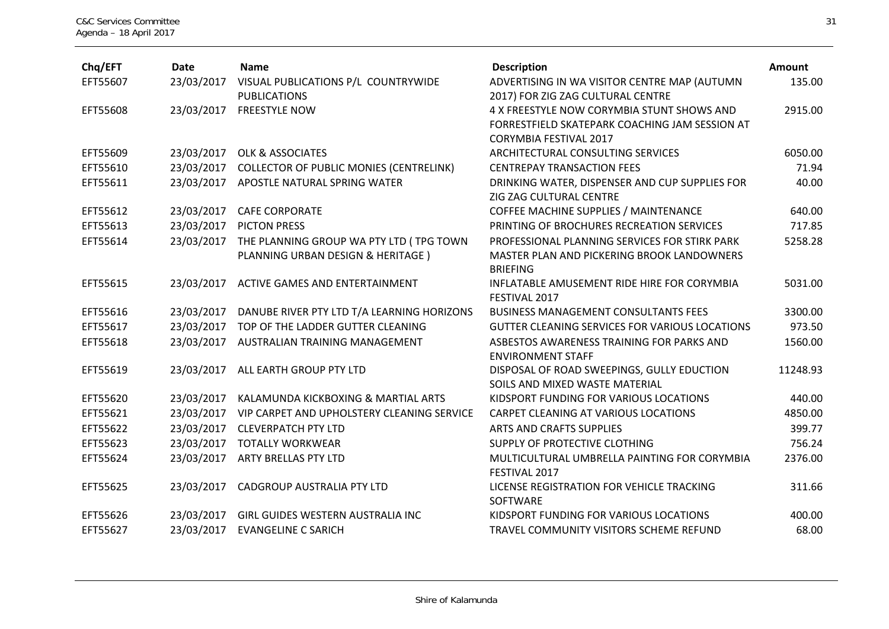| Chq/EFT | Date | Name | Description | Amount |
|---|---|---|---|---|
| EFT55607 | 23/03/2017 | VISUAL PUBLICATIONS P/L COUNTRYWIDE PUBLICATIONS | ADVERTISING IN WA VISITOR CENTRE MAP (AUTUMN 2017) FOR ZIG ZAG CULTURAL CENTRE | 135.00 |
| EFT55608 | 23/03/2017 | FREESTYLE NOW | 4 X FREESTYLE NOW CORYMBIA STUNT SHOWS AND FORRESTFIELD SKATEPARK COACHING JAM SESSION AT CORYMBIA FESTIVAL 2017 | 2915.00 |
| EFT55609 | 23/03/2017 | OLK & ASSOCIATES | ARCHITECTURAL CONSULTING SERVICES | 6050.00 |
| EFT55610 | 23/03/2017 | COLLECTOR OF PUBLIC MONIES (CENTRELINK) | CENTREPAY TRANSACTION FEES | 71.94 |
| EFT55611 | 23/03/2017 | APOSTLE NATURAL SPRING WATER | DRINKING WATER, DISPENSER AND CUP SUPPLIES FOR ZIG ZAG CULTURAL CENTRE | 40.00 |
| EFT55612 | 23/03/2017 | CAFE CORPORATE | COFFEE MACHINE SUPPLIES / MAINTENANCE | 640.00 |
| EFT55613 | 23/03/2017 | PICTON PRESS | PRINTING OF BROCHURES RECREATION SERVICES | 717.85 |
| EFT55614 | 23/03/2017 | THE PLANNING GROUP WA PTY LTD ( TPG TOWN PLANNING URBAN DESIGN & HERITAGE ) | PROFESSIONAL PLANNING SERVICES FOR STIRK PARK MASTER PLAN AND PICKERING BROOK LANDOWNERS BRIEFING | 5258.28 |
| EFT55615 | 23/03/2017 | ACTIVE GAMES AND ENTERTAINMENT | INFLATABLE AMUSEMENT RIDE HIRE FOR CORYMBIA FESTIVAL 2017 | 5031.00 |
| EFT55616 | 23/03/2017 | DANUBE RIVER PTY LTD T/A LEARNING HORIZONS | BUSINESS MANAGEMENT CONSULTANTS FEES | 3300.00 |
| EFT55617 | 23/03/2017 | TOP OF THE LADDER GUTTER CLEANING | GUTTER CLEANING SERVICES FOR VARIOUS LOCATIONS | 973.50 |
| EFT55618 | 23/03/2017 | AUSTRALIAN TRAINING MANAGEMENT | ASBESTOS AWARENESS TRAINING FOR PARKS AND ENVIRONMENT STAFF | 1560.00 |
| EFT55619 | 23/03/2017 | ALL EARTH GROUP PTY LTD | DISPOSAL OF ROAD SWEEPINGS, GULLY EDUCTION SOILS AND MIXED WASTE MATERIAL | 11248.93 |
| EFT55620 | 23/03/2017 | KALAMUNDA KICKBOXING & MARTIAL ARTS | KIDSPORT FUNDING FOR VARIOUS LOCATIONS | 440.00 |
| EFT55621 | 23/03/2017 | VIP CARPET AND UPHOLSTERY CLEANING SERVICE | CARPET CLEANING AT VARIOUS LOCATIONS | 4850.00 |
| EFT55622 | 23/03/2017 | CLEVERPATCH PTY LTD | ARTS AND CRAFTS SUPPLIES | 399.77 |
| EFT55623 | 23/03/2017 | TOTALLY WORKWEAR | SUPPLY OF PROTECTIVE CLOTHING | 756.24 |
| EFT55624 | 23/03/2017 | ARTY BRELLAS PTY LTD | MULTICULTURAL UMBRELLA PAINTING FOR CORYMBIA FESTIVAL 2017 | 2376.00 |
| EFT55625 | 23/03/2017 | CADGROUP AUSTRALIA PTY LTD | LICENSE REGISTRATION FOR VEHICLE TRACKING SOFTWARE | 311.66 |
| EFT55626 | 23/03/2017 | GIRL GUIDES WESTERN AUSTRALIA INC | KIDSPORT FUNDING FOR VARIOUS LOCATIONS | 400.00 |
| EFT55627 | 23/03/2017 | EVANGELINE C SARICH | TRAVEL COMMUNITY VISITORS SCHEME REFUND | 68.00 |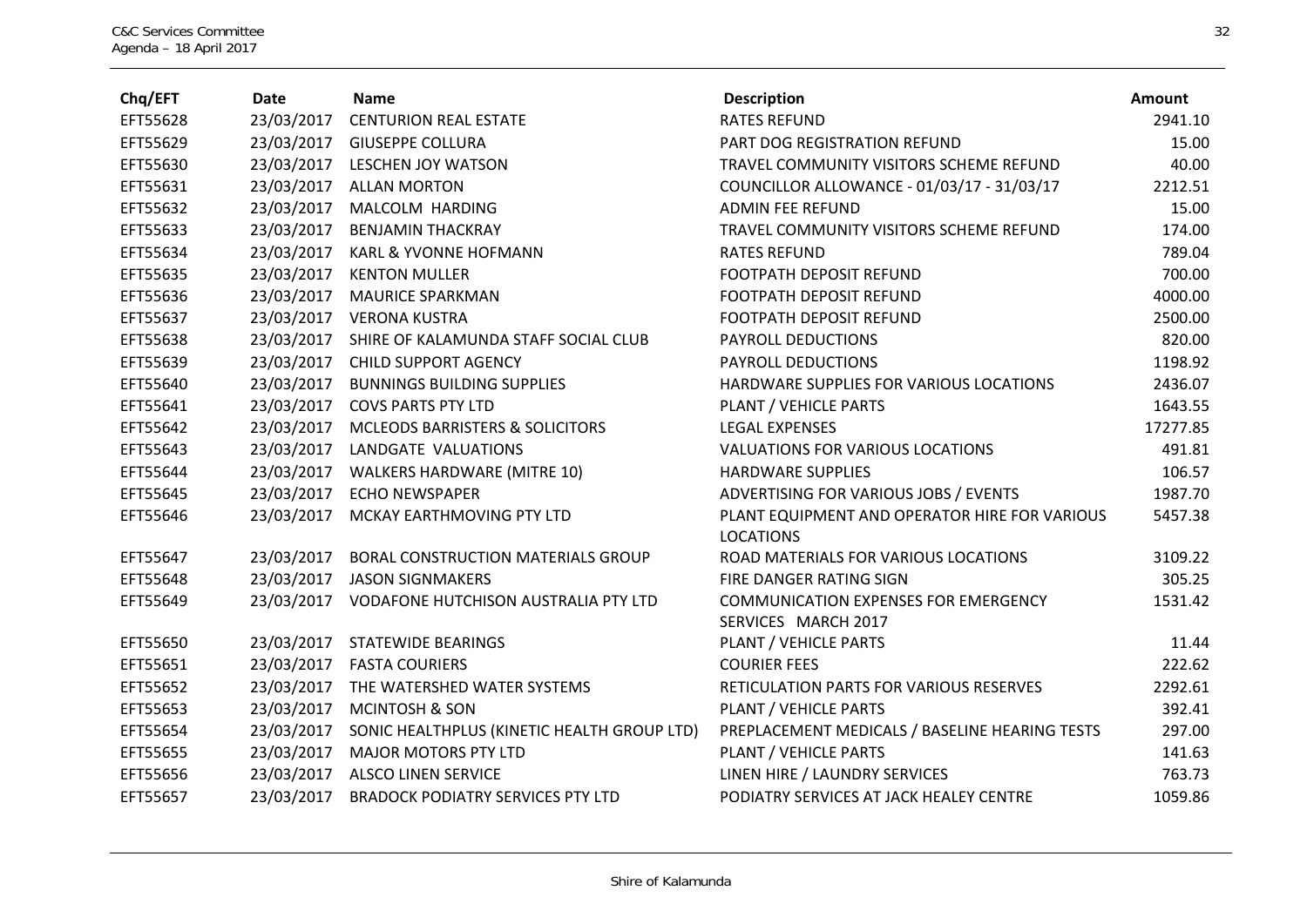| Chq/EFT | Date | Name | Description | Amount |
|---|---|---|---|---|
| EFT55628 | 23/03/2017 | CENTURION REAL ESTATE | RATES REFUND | 2941.10 |
| EFT55629 | 23/03/2017 | GIUSEPPE COLLURA | PART DOG REGISTRATION REFUND | 15.00 |
| EFT55630 | 23/03/2017 | LESCHEN JOY WATSON | TRAVEL COMMUNITY VISITORS SCHEME REFUND | 40.00 |
| EFT55631 | 23/03/2017 | ALLAN MORTON | COUNCILLOR ALLOWANCE - 01/03/17 - 31/03/17 | 2212.51 |
| EFT55632 | 23/03/2017 | MALCOLM HARDING | ADMIN FEE REFUND | 15.00 |
| EFT55633 | 23/03/2017 | BENJAMIN THACKRAY | TRAVEL COMMUNITY VISITORS SCHEME REFUND | 174.00 |
| EFT55634 | 23/03/2017 | KARL & YVONNE HOFMANN | RATES REFUND | 789.04 |
| EFT55635 | 23/03/2017 | KENTON MULLER | FOOTPATH DEPOSIT REFUND | 700.00 |
| EFT55636 | 23/03/2017 | MAURICE SPARKMAN | FOOTPATH DEPOSIT REFUND | 4000.00 |
| EFT55637 | 23/03/2017 | VERONA KUSTRA | FOOTPATH DEPOSIT REFUND | 2500.00 |
| EFT55638 | 23/03/2017 | SHIRE OF KALAMUNDA STAFF SOCIAL CLUB | PAYROLL DEDUCTIONS | 820.00 |
| EFT55639 | 23/03/2017 | CHILD SUPPORT AGENCY | PAYROLL DEDUCTIONS | 1198.92 |
| EFT55640 | 23/03/2017 | BUNNINGS BUILDING SUPPLIES | HARDWARE SUPPLIES FOR VARIOUS LOCATIONS | 2436.07 |
| EFT55641 | 23/03/2017 | COVS PARTS PTY LTD | PLANT / VEHICLE PARTS | 1643.55 |
| EFT55642 | 23/03/2017 | MCLEODS BARRISTERS & SOLICITORS | LEGAL EXPENSES | 17277.85 |
| EFT55643 | 23/03/2017 | LANDGATE VALUATIONS | VALUATIONS FOR VARIOUS LOCATIONS | 491.81 |
| EFT55644 | 23/03/2017 | WALKERS HARDWARE (MITRE 10) | HARDWARE SUPPLIES | 106.57 |
| EFT55645 | 23/03/2017 | ECHO NEWSPAPER | ADVERTISING FOR VARIOUS JOBS / EVENTS | 1987.70 |
| EFT55646 | 23/03/2017 | MCKAY EARTHMOVING PTY LTD | PLANT EQUIPMENT AND OPERATOR HIRE FOR VARIOUS LOCATIONS | 5457.38 |
| EFT55647 | 23/03/2017 | BORAL CONSTRUCTION MATERIALS GROUP | ROAD MATERIALS FOR VARIOUS LOCATIONS | 3109.22 |
| EFT55648 | 23/03/2017 | JASON SIGNMAKERS | FIRE DANGER RATING SIGN | 305.25 |
| EFT55649 | 23/03/2017 | VODAFONE HUTCHISON AUSTRALIA PTY LTD | COMMUNICATION EXPENSES FOR EMERGENCY SERVICES MARCH 2017 | 1531.42 |
| EFT55650 | 23/03/2017 | STATEWIDE BEARINGS | PLANT / VEHICLE PARTS | 11.44 |
| EFT55651 | 23/03/2017 | FASTA COURIERS | COURIER FEES | 222.62 |
| EFT55652 | 23/03/2017 | THE WATERSHED WATER SYSTEMS | RETICULATION PARTS FOR VARIOUS RESERVES | 2292.61 |
| EFT55653 | 23/03/2017 | MCINTOSH & SON | PLANT / VEHICLE PARTS | 392.41 |
| EFT55654 | 23/03/2017 | SONIC HEALTHPLUS (KINETIC HEALTH GROUP LTD) | PREPLACEMENT MEDICALS / BASELINE HEARING TESTS | 297.00 |
| EFT55655 | 23/03/2017 | MAJOR MOTORS PTY LTD | PLANT / VEHICLE PARTS | 141.63 |
| EFT55656 | 23/03/2017 | ALSCO LINEN SERVICE | LINEN HIRE / LAUNDRY SERVICES | 763.73 |
| EFT55657 | 23/03/2017 | BRADOCK PODIATRY SERVICES PTY LTD | PODIATRY SERVICES AT JACK HEALEY CENTRE | 1059.86 |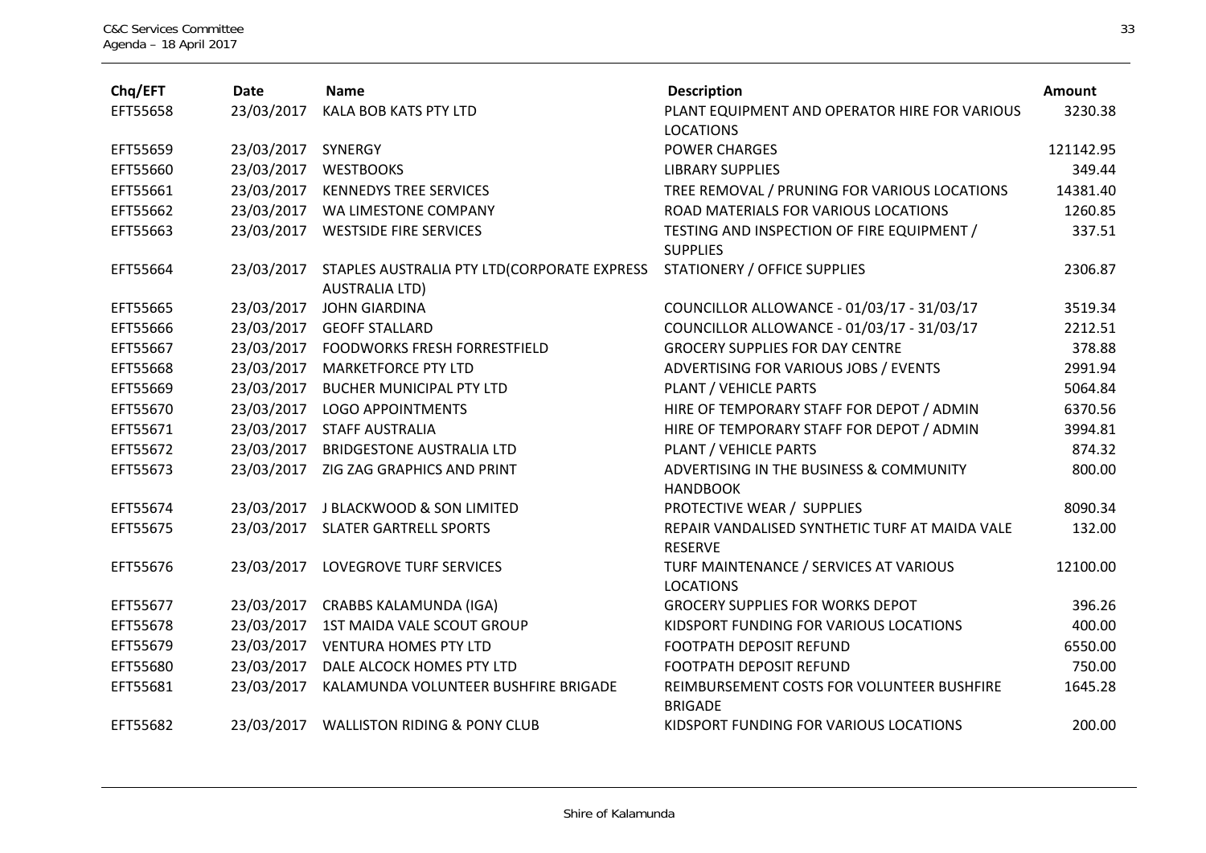| Chq/EFT | Date | Name | Description | Amount |
|---|---|---|---|---|
| EFT55658 | 23/03/2017 | KALA BOB KATS PTY LTD | PLANT EQUIPMENT AND OPERATOR HIRE FOR VARIOUS LOCATIONS | 3230.38 |
| EFT55659 | 23/03/2017 | SYNERGY | POWER CHARGES | 121142.95 |
| EFT55660 | 23/03/2017 | WESTBOOKS | LIBRARY SUPPLIES | 349.44 |
| EFT55661 | 23/03/2017 | KENNEDYS TREE SERVICES | TREE REMOVAL / PRUNING FOR VARIOUS LOCATIONS | 14381.40 |
| EFT55662 | 23/03/2017 | WA LIMESTONE COMPANY | ROAD MATERIALS FOR VARIOUS LOCATIONS | 1260.85 |
| EFT55663 | 23/03/2017 | WESTSIDE FIRE SERVICES | TESTING AND INSPECTION OF FIRE EQUIPMENT / SUPPLIES | 337.51 |
| EFT55664 | 23/03/2017 | STAPLES AUSTRALIA PTY LTD(CORPORATE EXPRESS AUSTRALIA LTD) | STATIONERY / OFFICE SUPPLIES | 2306.87 |
| EFT55665 | 23/03/2017 | JOHN GIARDINA | COUNCILLOR ALLOWANCE - 01/03/17 - 31/03/17 | 3519.34 |
| EFT55666 | 23/03/2017 | GEOFF STALLARD | COUNCILLOR ALLOWANCE - 01/03/17 - 31/03/17 | 2212.51 |
| EFT55667 | 23/03/2017 | FOODWORKS FRESH FORRESTFIELD | GROCERY SUPPLIES FOR DAY CENTRE | 378.88 |
| EFT55668 | 23/03/2017 | MARKETFORCE PTY LTD | ADVERTISING FOR VARIOUS JOBS / EVENTS | 2991.94 |
| EFT55669 | 23/03/2017 | BUCHER MUNICIPAL PTY LTD | PLANT / VEHICLE PARTS | 5064.84 |
| EFT55670 | 23/03/2017 | LOGO APPOINTMENTS | HIRE OF TEMPORARY STAFF FOR DEPOT / ADMIN | 6370.56 |
| EFT55671 | 23/03/2017 | STAFF AUSTRALIA | HIRE OF TEMPORARY STAFF FOR DEPOT / ADMIN | 3994.81 |
| EFT55672 | 23/03/2017 | BRIDGESTONE AUSTRALIA LTD | PLANT / VEHICLE PARTS | 874.32 |
| EFT55673 | 23/03/2017 | ZIG ZAG GRAPHICS AND PRINT | ADVERTISING IN THE BUSINESS & COMMUNITY HANDBOOK | 800.00 |
| EFT55674 | 23/03/2017 | J BLACKWOOD & SON LIMITED | PROTECTIVE WEAR / SUPPLIES | 8090.34 |
| EFT55675 | 23/03/2017 | SLATER GARTRELL SPORTS | REPAIR VANDALISED SYNTHETIC TURF AT MAIDA VALE RESERVE | 132.00 |
| EFT55676 | 23/03/2017 | LOVEGROVE TURF SERVICES | TURF MAINTENANCE / SERVICES AT VARIOUS LOCATIONS | 12100.00 |
| EFT55677 | 23/03/2017 | CRABBS KALAMUNDA (IGA) | GROCERY SUPPLIES FOR WORKS DEPOT | 396.26 |
| EFT55678 | 23/03/2017 | 1ST MAIDA VALE SCOUT GROUP | KIDSPORT FUNDING FOR VARIOUS LOCATIONS | 400.00 |
| EFT55679 | 23/03/2017 | VENTURA HOMES PTY LTD | FOOTPATH DEPOSIT REFUND | 6550.00 |
| EFT55680 | 23/03/2017 | DALE ALCOCK HOMES PTY LTD | FOOTPATH DEPOSIT REFUND | 750.00 |
| EFT55681 | 23/03/2017 | KALAMUNDA VOLUNTEER BUSHFIRE BRIGADE | REIMBURSEMENT COSTS FOR VOLUNTEER BUSHFIRE BRIGADE | 1645.28 |
| EFT55682 | 23/03/2017 | WALLISTON RIDING & PONY CLUB | KIDSPORT FUNDING FOR VARIOUS LOCATIONS | 200.00 |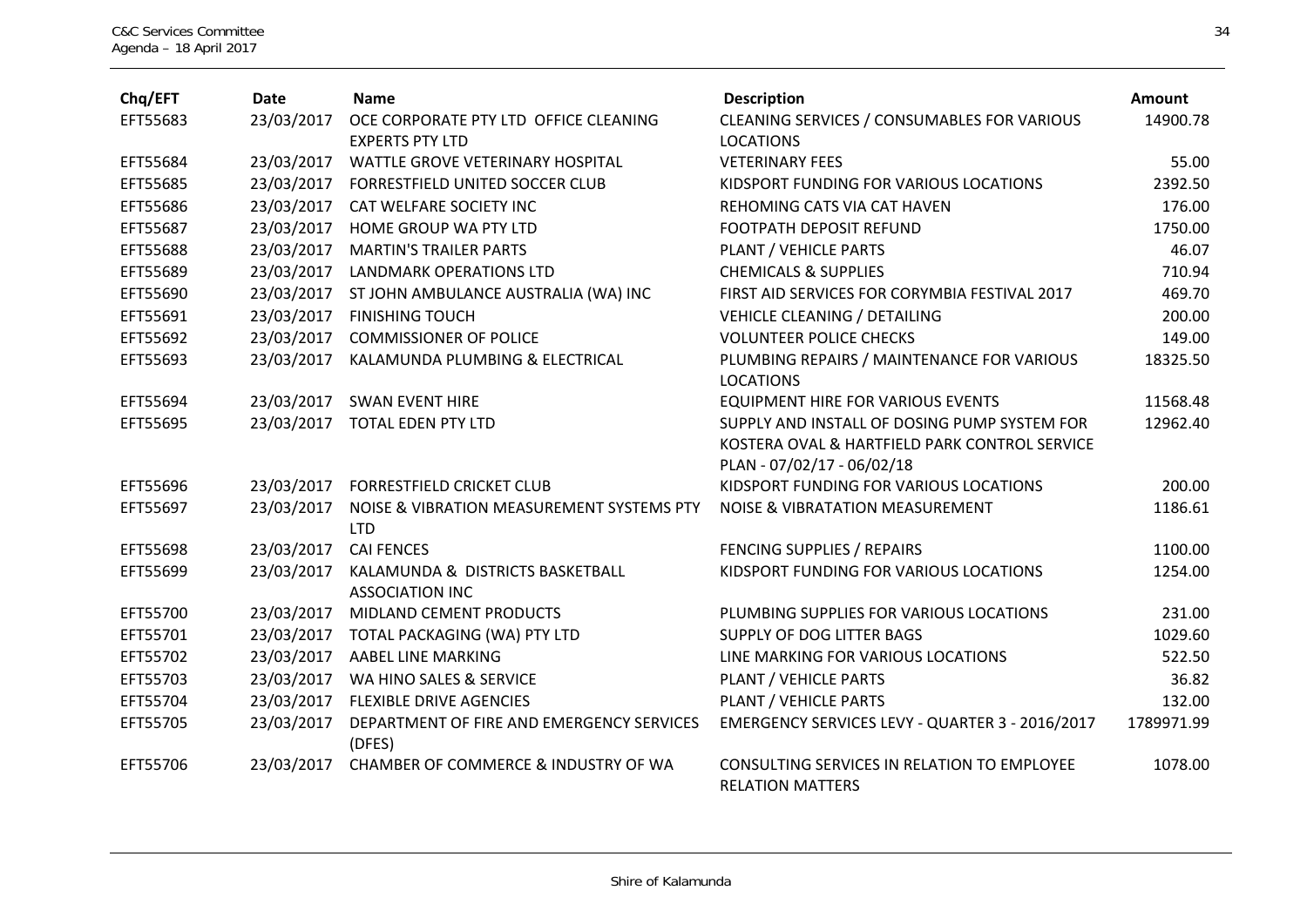| Chq/EFT | Date | Name | Description | Amount |
|---|---|---|---|---|
| EFT55683 | 23/03/2017 | OCE CORPORATE PTY LTD OFFICE CLEANING EXPERTS PTY LTD | CLEANING SERVICES / CONSUMABLES FOR VARIOUS LOCATIONS | 14900.78 |
| EFT55684 | 23/03/2017 | WATTLE GROVE VETERINARY HOSPITAL | VETERINARY FEES | 55.00 |
| EFT55685 | 23/03/2017 | FORRESTFIELD UNITED SOCCER CLUB | KIDSPORT FUNDING FOR VARIOUS LOCATIONS | 2392.50 |
| EFT55686 | 23/03/2017 | CAT WELFARE SOCIETY INC | REHOMING CATS VIA CAT HAVEN | 176.00 |
| EFT55687 | 23/03/2017 | HOME GROUP WA PTY LTD | FOOTPATH DEPOSIT REFUND | 1750.00 |
| EFT55688 | 23/03/2017 | MARTIN'S TRAILER PARTS | PLANT / VEHICLE PARTS | 46.07 |
| EFT55689 | 23/03/2017 | LANDMARK OPERATIONS LTD | CHEMICALS & SUPPLIES | 710.94 |
| EFT55690 | 23/03/2017 | ST JOHN AMBULANCE AUSTRALIA (WA) INC | FIRST AID SERVICES FOR CORYMBIA FESTIVAL 2017 | 469.70 |
| EFT55691 | 23/03/2017 | FINISHING TOUCH | VEHICLE CLEANING / DETAILING | 200.00 |
| EFT55692 | 23/03/2017 | COMMISSIONER OF POLICE | VOLUNTEER POLICE CHECKS | 149.00 |
| EFT55693 | 23/03/2017 | KALAMUNDA PLUMBING & ELECTRICAL | PLUMBING REPAIRS / MAINTENANCE FOR VARIOUS LOCATIONS | 18325.50 |
| EFT55694 | 23/03/2017 | SWAN EVENT HIRE | EQUIPMENT HIRE FOR VARIOUS EVENTS | 11568.48 |
| EFT55695 | 23/03/2017 | TOTAL EDEN PTY LTD | SUPPLY AND INSTALL OF DOSING PUMP SYSTEM FOR KOSTERA OVAL & HARTFIELD PARK CONTROL SERVICE PLAN - 07/02/17 - 06/02/18 | 12962.40 |
| EFT55696 | 23/03/2017 | FORRESTFIELD CRICKET CLUB | KIDSPORT FUNDING FOR VARIOUS LOCATIONS | 200.00 |
| EFT55697 | 23/03/2017 | NOISE & VIBRATION MEASUREMENT SYSTEMS PTY LTD | NOISE & VIBRATATION MEASUREMENT | 1186.61 |
| EFT55698 | 23/03/2017 | CAI FENCES | FENCING SUPPLIES / REPAIRS | 1100.00 |
| EFT55699 | 23/03/2017 | KALAMUNDA & DISTRICTS BASKETBALL ASSOCIATION INC | KIDSPORT FUNDING FOR VARIOUS LOCATIONS | 1254.00 |
| EFT55700 | 23/03/2017 | MIDLAND CEMENT PRODUCTS | PLUMBING SUPPLIES FOR VARIOUS LOCATIONS | 231.00 |
| EFT55701 | 23/03/2017 | TOTAL PACKAGING (WA) PTY LTD | SUPPLY OF DOG LITTER BAGS | 1029.60 |
| EFT55702 | 23/03/2017 | AABEL LINE MARKING | LINE MARKING FOR VARIOUS LOCATIONS | 522.50 |
| EFT55703 | 23/03/2017 | WA HINO SALES & SERVICE | PLANT / VEHICLE PARTS | 36.82 |
| EFT55704 | 23/03/2017 | FLEXIBLE DRIVE AGENCIES | PLANT / VEHICLE PARTS | 132.00 |
| EFT55705 | 23/03/2017 | DEPARTMENT OF FIRE AND EMERGENCY SERVICES (DFES) | EMERGENCY SERVICES LEVY - QUARTER 3 - 2016/2017 | 1789971.99 |
| EFT55706 | 23/03/2017 | CHAMBER OF COMMERCE & INDUSTRY OF WA | CONSULTING SERVICES IN RELATION TO EMPLOYEE RELATION MATTERS | 1078.00 |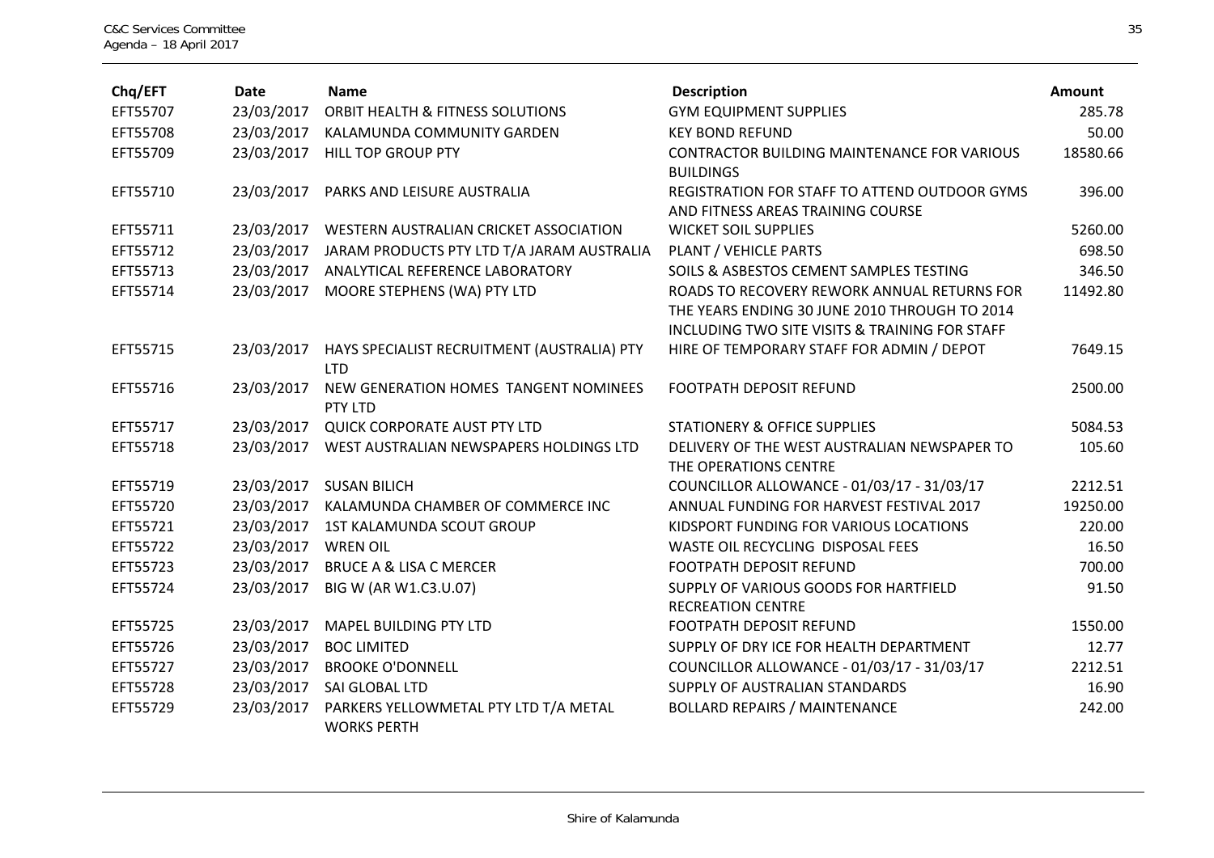| Chq/EFT | Date | Name | Description | Amount |
|---|---|---|---|---|
| EFT55707 | 23/03/2017 | ORBIT HEALTH & FITNESS SOLUTIONS | GYM EQUIPMENT SUPPLIES | 285.78 |
| EFT55708 | 23/03/2017 | KALAMUNDA COMMUNITY GARDEN | KEY BOND REFUND | 50.00 |
| EFT55709 | 23/03/2017 | HILL TOP GROUP PTY | CONTRACTOR BUILDING MAINTENANCE FOR VARIOUS BUILDINGS | 18580.66 |
| EFT55710 | 23/03/2017 | PARKS AND LEISURE AUSTRALIA | REGISTRATION FOR STAFF TO ATTEND OUTDOOR GYMS AND FITNESS AREAS TRAINING COURSE | 396.00 |
| EFT55711 | 23/03/2017 | WESTERN AUSTRALIAN CRICKET ASSOCIATION | WICKET SOIL SUPPLIES | 5260.00 |
| EFT55712 | 23/03/2017 | JARAM PRODUCTS PTY LTD T/A JARAM AUSTRALIA | PLANT / VEHICLE PARTS | 698.50 |
| EFT55713 | 23/03/2017 | ANALYTICAL REFERENCE LABORATORY | SOILS & ASBESTOS CEMENT SAMPLES TESTING | 346.50 |
| EFT55714 | 23/03/2017 | MOORE STEPHENS (WA) PTY LTD | ROADS TO RECOVERY REWORK ANNUAL RETURNS FOR THE YEARS ENDING 30 JUNE 2010 THROUGH TO 2014 INCLUDING TWO SITE VISITS & TRAINING FOR STAFF | 11492.80 |
| EFT55715 | 23/03/2017 | HAYS SPECIALIST RECRUITMENT (AUSTRALIA) PTY LTD | HIRE OF TEMPORARY STAFF FOR ADMIN / DEPOT | 7649.15 |
| EFT55716 | 23/03/2017 | NEW GENERATION HOMES TANGENT NOMINEES PTY LTD | FOOTPATH DEPOSIT REFUND | 2500.00 |
| EFT55717 | 23/03/2017 | QUICK CORPORATE AUST PTY LTD | STATIONERY & OFFICE SUPPLIES | 5084.53 |
| EFT55718 | 23/03/2017 | WEST AUSTRALIAN NEWSPAPERS HOLDINGS LTD | DELIVERY OF THE WEST AUSTRALIAN NEWSPAPER TO THE OPERATIONS CENTRE | 105.60 |
| EFT55719 | 23/03/2017 | SUSAN BILICH | COUNCILLOR ALLOWANCE - 01/03/17 - 31/03/17 | 2212.51 |
| EFT55720 | 23/03/2017 | KALAMUNDA CHAMBER OF COMMERCE INC | ANNUAL FUNDING FOR HARVEST FESTIVAL 2017 | 19250.00 |
| EFT55721 | 23/03/2017 | 1ST KALAMUNDA SCOUT GROUP | KIDSPORT FUNDING FOR VARIOUS LOCATIONS | 220.00 |
| EFT55722 | 23/03/2017 | WREN OIL | WASTE OIL RECYCLING DISPOSAL FEES | 16.50 |
| EFT55723 | 23/03/2017 | BRUCE A & LISA C MERCER | FOOTPATH DEPOSIT REFUND | 700.00 |
| EFT55724 | 23/03/2017 | BIG W (AR W1.C3.U.07) | SUPPLY OF VARIOUS GOODS FOR HARTFIELD RECREATION CENTRE | 91.50 |
| EFT55725 | 23/03/2017 | MAPEL BUILDING PTY LTD | FOOTPATH DEPOSIT REFUND | 1550.00 |
| EFT55726 | 23/03/2017 | BOC LIMITED | SUPPLY OF DRY ICE FOR HEALTH DEPARTMENT | 12.77 |
| EFT55727 | 23/03/2017 | BROOKE O'DONNELL | COUNCILLOR ALLOWANCE - 01/03/17 - 31/03/17 | 2212.51 |
| EFT55728 | 23/03/2017 | SAI GLOBAL LTD | SUPPLY OF AUSTRALIAN STANDARDS | 16.90 |
| EFT55729 | 23/03/2017 | PARKERS YELLOWMETAL PTY LTD T/A METAL WORKS PERTH | BOLLARD REPAIRS / MAINTENANCE | 242.00 |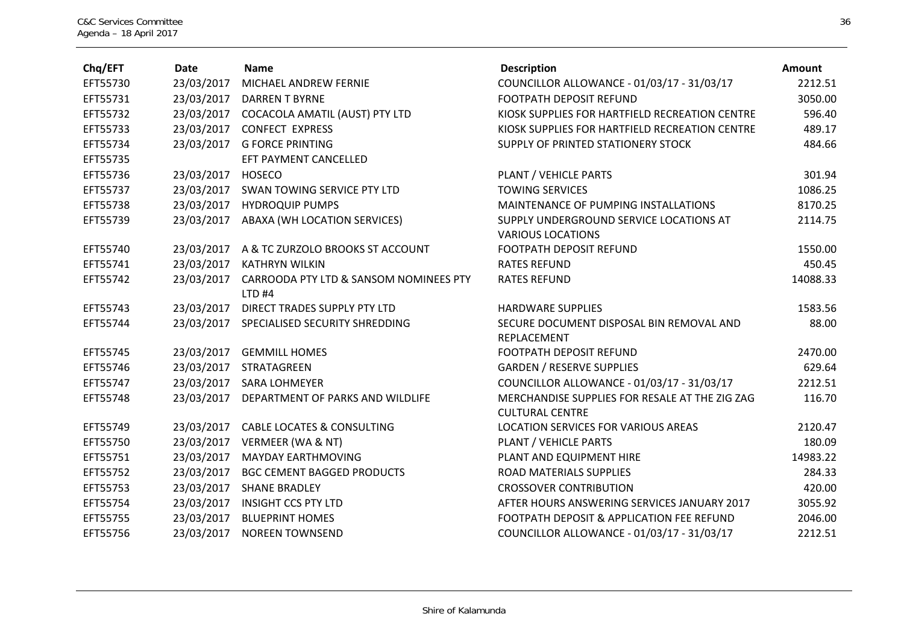| Chq/EFT | Date | Name | Description | Amount |
|---|---|---|---|---|
| EFT55730 | 23/03/2017 | MICHAEL ANDREW FERNIE | COUNCILLOR ALLOWANCE - 01/03/17 - 31/03/17 | 2212.51 |
| EFT55731 | 23/03/2017 | DARREN T BYRNE | FOOTPATH DEPOSIT REFUND | 3050.00 |
| EFT55732 | 23/03/2017 | COCACOLA AMATIL (AUST) PTY LTD | KIOSK SUPPLIES FOR HARTFIELD RECREATION CENTRE | 596.40 |
| EFT55733 | 23/03/2017 | CONFECT EXPRESS | KIOSK SUPPLIES FOR HARTFIELD RECREATION CENTRE | 489.17 |
| EFT55734 | 23/03/2017 | G FORCE PRINTING | SUPPLY OF PRINTED STATIONERY STOCK | 484.66 |
| EFT55735 | | EFT PAYMENT CANCELLED | | |
| EFT55736 | 23/03/2017 | HOSECO | PLANT / VEHICLE PARTS | 301.94 |
| EFT55737 | 23/03/2017 | SWAN TOWING SERVICE PTY LTD | TOWING SERVICES | 1086.25 |
| EFT55738 | 23/03/2017 | HYDROQUIP PUMPS | MAINTENANCE OF PUMPING INSTALLATIONS | 8170.25 |
| EFT55739 | 23/03/2017 | ABAXA (WH LOCATION SERVICES) | SUPPLY UNDERGROUND SERVICE LOCATIONS AT VARIOUS LOCATIONS | 2114.75 |
| EFT55740 | 23/03/2017 | A & TC ZURZOLO BROOKS ST ACCOUNT | FOOTPATH DEPOSIT REFUND | 1550.00 |
| EFT55741 | 23/03/2017 | KATHRYN WILKIN | RATES REFUND | 450.45 |
| EFT55742 | 23/03/2017 | CARROODA PTY LTD & SANSOM NOMINEES PTY LTD #4 | RATES REFUND | 14088.33 |
| EFT55743 | 23/03/2017 | DIRECT TRADES SUPPLY PTY LTD | HARDWARE SUPPLIES | 1583.56 |
| EFT55744 | 23/03/2017 | SPECIALISED SECURITY SHREDDING | SECURE DOCUMENT DISPOSAL BIN REMOVAL AND REPLACEMENT | 88.00 |
| EFT55745 | 23/03/2017 | GEMMILL HOMES | FOOTPATH DEPOSIT REFUND | 2470.00 |
| EFT55746 | 23/03/2017 | STRATAGREEN | GARDEN / RESERVE SUPPLIES | 629.64 |
| EFT55747 | 23/03/2017 | SARA LOHMEYER | COUNCILLOR ALLOWANCE - 01/03/17 - 31/03/17 | 2212.51 |
| EFT55748 | 23/03/2017 | DEPARTMENT OF PARKS AND WILDLIFE | MERCHANDISE SUPPLIES FOR RESALE AT THE ZIG ZAG CULTURAL CENTRE | 116.70 |
| EFT55749 | 23/03/2017 | CABLE LOCATES & CONSULTING | LOCATION SERVICES FOR VARIOUS AREAS | 2120.47 |
| EFT55750 | 23/03/2017 | VERMEER (WA & NT) | PLANT / VEHICLE PARTS | 180.09 |
| EFT55751 | 23/03/2017 | MAYDAY EARTHMOVING | PLANT AND EQUIPMENT HIRE | 14983.22 |
| EFT55752 | 23/03/2017 | BGC CEMENT BAGGED PRODUCTS | ROAD MATERIALS SUPPLIES | 284.33 |
| EFT55753 | 23/03/2017 | SHANE BRADLEY | CROSSOVER CONTRIBUTION | 420.00 |
| EFT55754 | 23/03/2017 | INSIGHT CCS PTY LTD | AFTER HOURS ANSWERING SERVICES JANUARY 2017 | 3055.92 |
| EFT55755 | 23/03/2017 | BLUEPRINT HOMES | FOOTPATH DEPOSIT & APPLICATION FEE REFUND | 2046.00 |
| EFT55756 | 23/03/2017 | NOREEN TOWNSEND | COUNCILLOR ALLOWANCE - 01/03/17 - 31/03/17 | 2212.51 |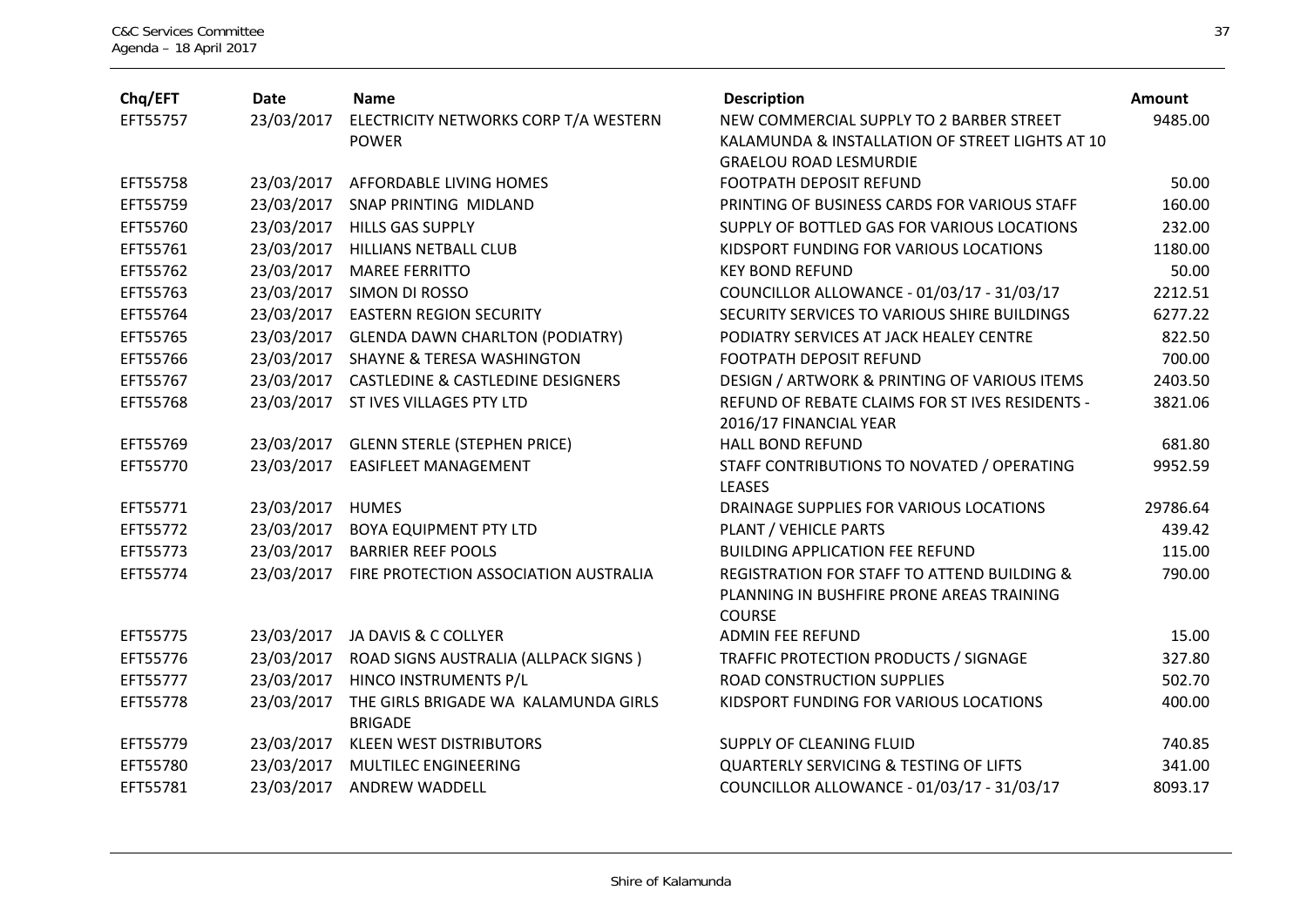| Chq/EFT | Date | Name | Description | Amount |
|---|---|---|---|---|
| EFT55757 | 23/03/2017 | ELECTRICITY NETWORKS CORP T/A WESTERN POWER | NEW COMMERCIAL SUPPLY TO 2 BARBER STREET KALAMUNDA & INSTALLATION OF STREET LIGHTS AT 10 GRAELOU ROAD LESMURDIE | 9485.00 |
| EFT55758 | 23/03/2017 | AFFORDABLE LIVING HOMES | FOOTPATH DEPOSIT REFUND | 50.00 |
| EFT55759 | 23/03/2017 | SNAP PRINTING MIDLAND | PRINTING OF BUSINESS CARDS FOR VARIOUS STAFF | 160.00 |
| EFT55760 | 23/03/2017 | HILLS GAS SUPPLY | SUPPLY OF BOTTLED GAS FOR VARIOUS LOCATIONS | 232.00 |
| EFT55761 | 23/03/2017 | HILLIANS NETBALL CLUB | KIDSPORT FUNDING FOR VARIOUS LOCATIONS | 1180.00 |
| EFT55762 | 23/03/2017 | MAREE FERRITTO | KEY BOND REFUND | 50.00 |
| EFT55763 | 23/03/2017 | SIMON DI ROSSO | COUNCILLOR ALLOWANCE - 01/03/17 - 31/03/17 | 2212.51 |
| EFT55764 | 23/03/2017 | EASTERN REGION SECURITY | SECURITY SERVICES TO VARIOUS SHIRE BUILDINGS | 6277.22 |
| EFT55765 | 23/03/2017 | GLENDA DAWN CHARLTON (PODIATRY) | PODIATRY SERVICES AT JACK HEALEY CENTRE | 822.50 |
| EFT55766 | 23/03/2017 | SHAYNE & TERESA WASHINGTON | FOOTPATH DEPOSIT REFUND | 700.00 |
| EFT55767 | 23/03/2017 | CASTLEDINE & CASTLEDINE DESIGNERS | DESIGN / ARTWORK & PRINTING OF VARIOUS ITEMS | 2403.50 |
| EFT55768 | 23/03/2017 | ST IVES VILLAGES PTY LTD | REFUND OF REBATE CLAIMS FOR ST IVES RESIDENTS - 2016/17 FINANCIAL YEAR | 3821.06 |
| EFT55769 | 23/03/2017 | GLENN STERLE (STEPHEN PRICE) | HALL BOND REFUND | 681.80 |
| EFT55770 | 23/03/2017 | EASIFLEET MANAGEMENT | STAFF CONTRIBUTIONS TO NOVATED / OPERATING LEASES | 9952.59 |
| EFT55771 | 23/03/2017 | HUMES | DRAINAGE SUPPLIES FOR VARIOUS LOCATIONS | 29786.64 |
| EFT55772 | 23/03/2017 | BOYA EQUIPMENT PTY LTD | PLANT / VEHICLE PARTS | 439.42 |
| EFT55773 | 23/03/2017 | BARRIER REEF POOLS | BUILDING APPLICATION FEE REFUND | 115.00 |
| EFT55774 | 23/03/2017 | FIRE PROTECTION ASSOCIATION AUSTRALIA | REGISTRATION FOR STAFF TO ATTEND BUILDING & PLANNING IN BUSHFIRE PRONE AREAS TRAINING COURSE | 790.00 |
| EFT55775 | 23/03/2017 | JA DAVIS & C COLLYER | ADMIN FEE REFUND | 15.00 |
| EFT55776 | 23/03/2017 | ROAD SIGNS AUSTRALIA (ALLPACK SIGNS ) | TRAFFIC PROTECTION PRODUCTS / SIGNAGE | 327.80 |
| EFT55777 | 23/03/2017 | HINCO INSTRUMENTS P/L | ROAD CONSTRUCTION SUPPLIES | 502.70 |
| EFT55778 | 23/03/2017 | THE GIRLS BRIGADE WA KALAMUNDA GIRLS BRIGADE | KIDSPORT FUNDING FOR VARIOUS LOCATIONS | 400.00 |
| EFT55779 | 23/03/2017 | KLEEN WEST DISTRIBUTORS | SUPPLY OF CLEANING FLUID | 740.85 |
| EFT55780 | 23/03/2017 | MULTILEC ENGINEERING | QUARTERLY SERVICING & TESTING OF LIFTS | 341.00 |
| EFT55781 | 23/03/2017 | ANDREW WADDELL | COUNCILLOR ALLOWANCE - 01/03/17 - 31/03/17 | 8093.17 |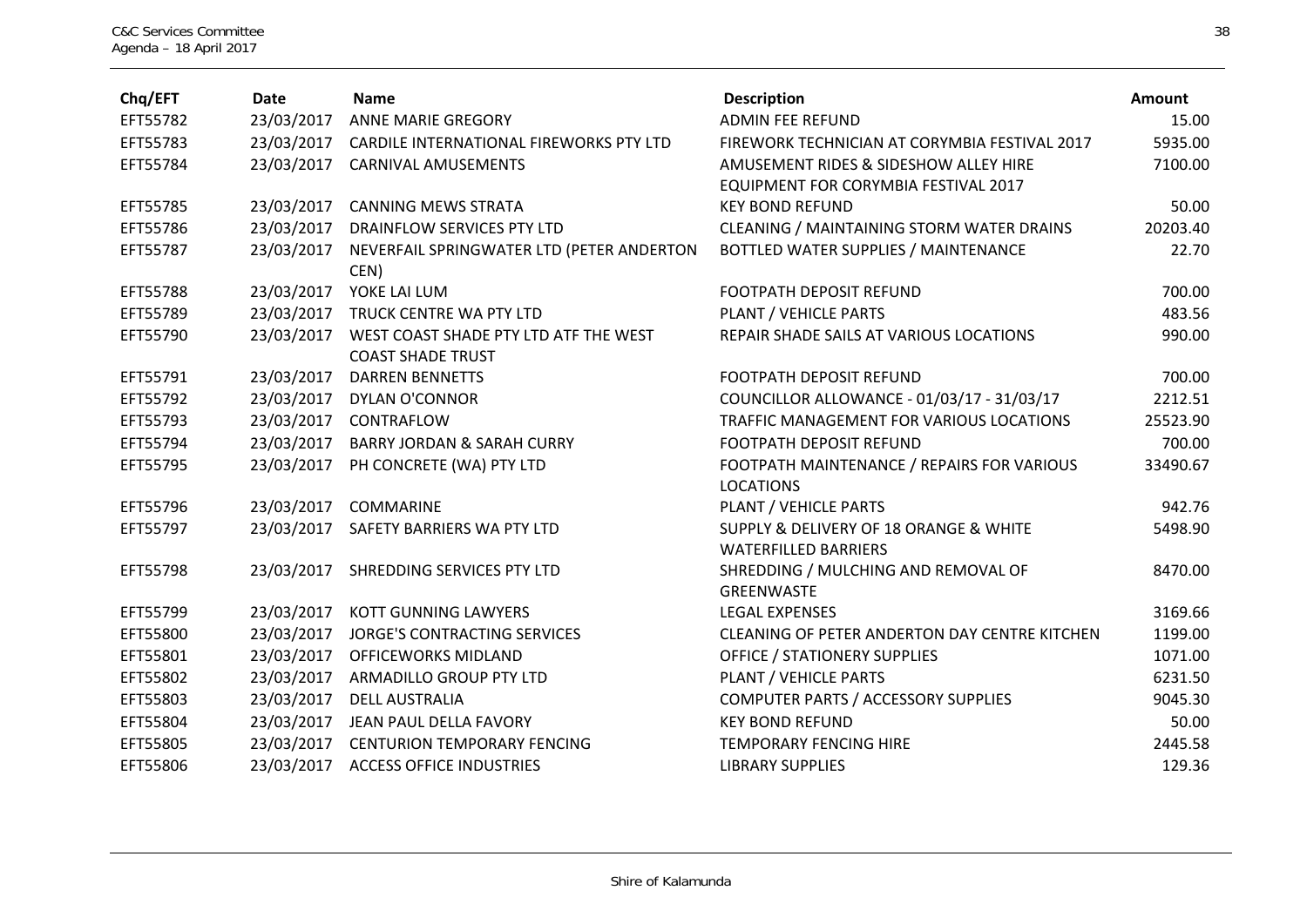| Chq/EFT | Date | Name | Description | Amount |
|---|---|---|---|---|
| EFT55782 | 23/03/2017 | ANNE MARIE GREGORY | ADMIN FEE REFUND | 15.00 |
| EFT55783 | 23/03/2017 | CARDILE INTERNATIONAL FIREWORKS PTY LTD | FIREWORK TECHNICIAN AT CORYMBIA FESTIVAL 2017 | 5935.00 |
| EFT55784 | 23/03/2017 | CARNIVAL AMUSEMENTS | AMUSEMENT RIDES & SIDESHOW ALLEY HIRE EQUIPMENT FOR CORYMBIA FESTIVAL 2017 | 7100.00 |
| EFT55785 | 23/03/2017 | CANNING MEWS STRATA | KEY BOND REFUND | 50.00 |
| EFT55786 | 23/03/2017 | DRAINFLOW SERVICES PTY LTD | CLEANING / MAINTAINING STORM WATER DRAINS | 20203.40 |
| EFT55787 | 23/03/2017 | NEVERFAIL SPRINGWATER LTD (PETER ANDERTON CEN) | BOTTLED WATER SUPPLIES / MAINTENANCE | 22.70 |
| EFT55788 | 23/03/2017 | YOKE LAI LUM | FOOTPATH DEPOSIT REFUND | 700.00 |
| EFT55789 | 23/03/2017 | TRUCK CENTRE WA PTY LTD | PLANT / VEHICLE PARTS | 483.56 |
| EFT55790 | 23/03/2017 | WEST COAST SHADE PTY LTD ATF THE WEST COAST SHADE TRUST | REPAIR SHADE SAILS AT VARIOUS LOCATIONS | 990.00 |
| EFT55791 | 23/03/2017 | DARREN BENNETTS | FOOTPATH DEPOSIT REFUND | 700.00 |
| EFT55792 | 23/03/2017 | DYLAN O'CONNOR | COUNCILLOR ALLOWANCE - 01/03/17 - 31/03/17 | 2212.51 |
| EFT55793 | 23/03/2017 | CONTRAFLOW | TRAFFIC MANAGEMENT FOR VARIOUS LOCATIONS | 25523.90 |
| EFT55794 | 23/03/2017 | BARRY JORDAN & SARAH CURRY | FOOTPATH DEPOSIT REFUND | 700.00 |
| EFT55795 | 23/03/2017 | PH CONCRETE (WA) PTY LTD | FOOTPATH MAINTENANCE / REPAIRS FOR VARIOUS LOCATIONS | 33490.67 |
| EFT55796 | 23/03/2017 | COMMARINE | PLANT / VEHICLE PARTS | 942.76 |
| EFT55797 | 23/03/2017 | SAFETY BARRIERS WA PTY LTD | SUPPLY & DELIVERY OF 18 ORANGE & WHITE WATERFILLED BARRIERS | 5498.90 |
| EFT55798 | 23/03/2017 | SHREDDING SERVICES PTY LTD | SHREDDING / MULCHING AND REMOVAL OF GREENWASTE | 8470.00 |
| EFT55799 | 23/03/2017 | KOTT GUNNING LAWYERS | LEGAL EXPENSES | 3169.66 |
| EFT55800 | 23/03/2017 | JORGE'S CONTRACTING SERVICES | CLEANING OF PETER ANDERTON DAY CENTRE KITCHEN | 1199.00 |
| EFT55801 | 23/03/2017 | OFFICEWORKS MIDLAND | OFFICE / STATIONERY SUPPLIES | 1071.00 |
| EFT55802 | 23/03/2017 | ARMADILLO GROUP PTY LTD | PLANT / VEHICLE PARTS | 6231.50 |
| EFT55803 | 23/03/2017 | DELL AUSTRALIA | COMPUTER PARTS / ACCESSORY SUPPLIES | 9045.30 |
| EFT55804 | 23/03/2017 | JEAN PAUL DELLA FAVORY | KEY BOND REFUND | 50.00 |
| EFT55805 | 23/03/2017 | CENTURION TEMPORARY FENCING | TEMPORARY FENCING HIRE | 2445.58 |
| EFT55806 | 23/03/2017 | ACCESS OFFICE INDUSTRIES | LIBRARY SUPPLIES | 129.36 |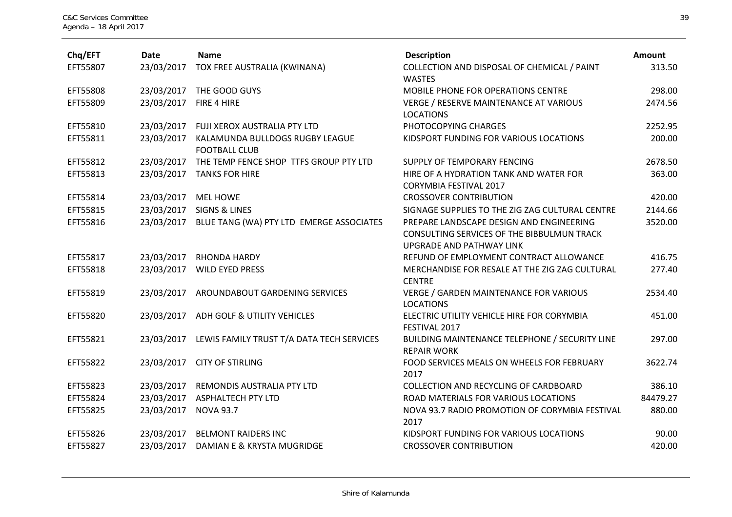| Chq/EFT | Date | Name | Description | Amount |
|---|---|---|---|---|
| EFT55807 | 23/03/2017 | TOX FREE AUSTRALIA (KWINANA) | COLLECTION AND DISPOSAL OF CHEMICAL / PAINT WASTES | 313.50 |
| EFT55808 | 23/03/2017 | THE GOOD GUYS | MOBILE PHONE FOR OPERATIONS CENTRE | 298.00 |
| EFT55809 | 23/03/2017 | FIRE 4 HIRE | VERGE / RESERVE MAINTENANCE AT VARIOUS LOCATIONS | 2474.56 |
| EFT55810 | 23/03/2017 | FUJI XEROX AUSTRALIA PTY LTD | PHOTOCOPYING CHARGES | 2252.95 |
| EFT55811 | 23/03/2017 | KALAMUNDA BULLDOGS RUGBY LEAGUE FOOTBALL CLUB | KIDSPORT FUNDING FOR VARIOUS LOCATIONS | 200.00 |
| EFT55812 | 23/03/2017 | THE TEMP FENCE SHOP TTFS GROUP PTY LTD | SUPPLY OF TEMPORARY FENCING | 2678.50 |
| EFT55813 | 23/03/2017 | TANKS FOR HIRE | HIRE OF A HYDRATION TANK AND WATER FOR CORYMBIA FESTIVAL 2017 | 363.00 |
| EFT55814 | 23/03/2017 | MEL HOWE | CROSSOVER CONTRIBUTION | 420.00 |
| EFT55815 | 23/03/2017 | SIGNS & LINES | SIGNAGE SUPPLIES TO THE ZIG ZAG CULTURAL CENTRE | 2144.66 |
| EFT55816 | 23/03/2017 | BLUE TANG (WA) PTY LTD EMERGE ASSOCIATES | PREPARE LANDSCAPE DESIGN AND ENGINEERING CONSULTING SERVICES OF THE BIBBULMUN TRACK UPGRADE AND PATHWAY LINK | 3520.00 |
| EFT55817 | 23/03/2017 | RHONDA HARDY | REFUND OF EMPLOYMENT CONTRACT ALLOWANCE | 416.75 |
| EFT55818 | 23/03/2017 | WILD EYED PRESS | MERCHANDISE FOR RESALE AT THE ZIG ZAG CULTURAL CENTRE | 277.40 |
| EFT55819 | 23/03/2017 | AROUNDABOUT GARDENING SERVICES | VERGE / GARDEN MAINTENANCE FOR VARIOUS LOCATIONS | 2534.40 |
| EFT55820 | 23/03/2017 | ADH GOLF & UTILITY VEHICLES | ELECTRIC UTILITY VEHICLE HIRE FOR CORYMBIA FESTIVAL 2017 | 451.00 |
| EFT55821 | 23/03/2017 | LEWIS FAMILY TRUST T/A DATA TECH SERVICES | BUILDING MAINTENANCE TELEPHONE / SECURITY LINE REPAIR WORK | 297.00 |
| EFT55822 | 23/03/2017 | CITY OF STIRLING | FOOD SERVICES MEALS ON WHEELS FOR FEBRUARY 2017 | 3622.74 |
| EFT55823 | 23/03/2017 | REMONDIS AUSTRALIA PTY LTD | COLLECTION AND RECYCLING OF CARDBOARD | 386.10 |
| EFT55824 | 23/03/2017 | ASPHALTECH PTY LTD | ROAD MATERIALS FOR VARIOUS LOCATIONS | 84479.27 |
| EFT55825 | 23/03/2017 | NOVA 93.7 | NOVA 93.7 RADIO PROMOTION OF CORYMBIA FESTIVAL 2017 | 880.00 |
| EFT55826 | 23/03/2017 | BELMONT RAIDERS INC | KIDSPORT FUNDING FOR VARIOUS LOCATIONS | 90.00 |
| EFT55827 | 23/03/2017 | DAMIAN E & KRYSTA MUGRIDGE | CROSSOVER CONTRIBUTION | 420.00 |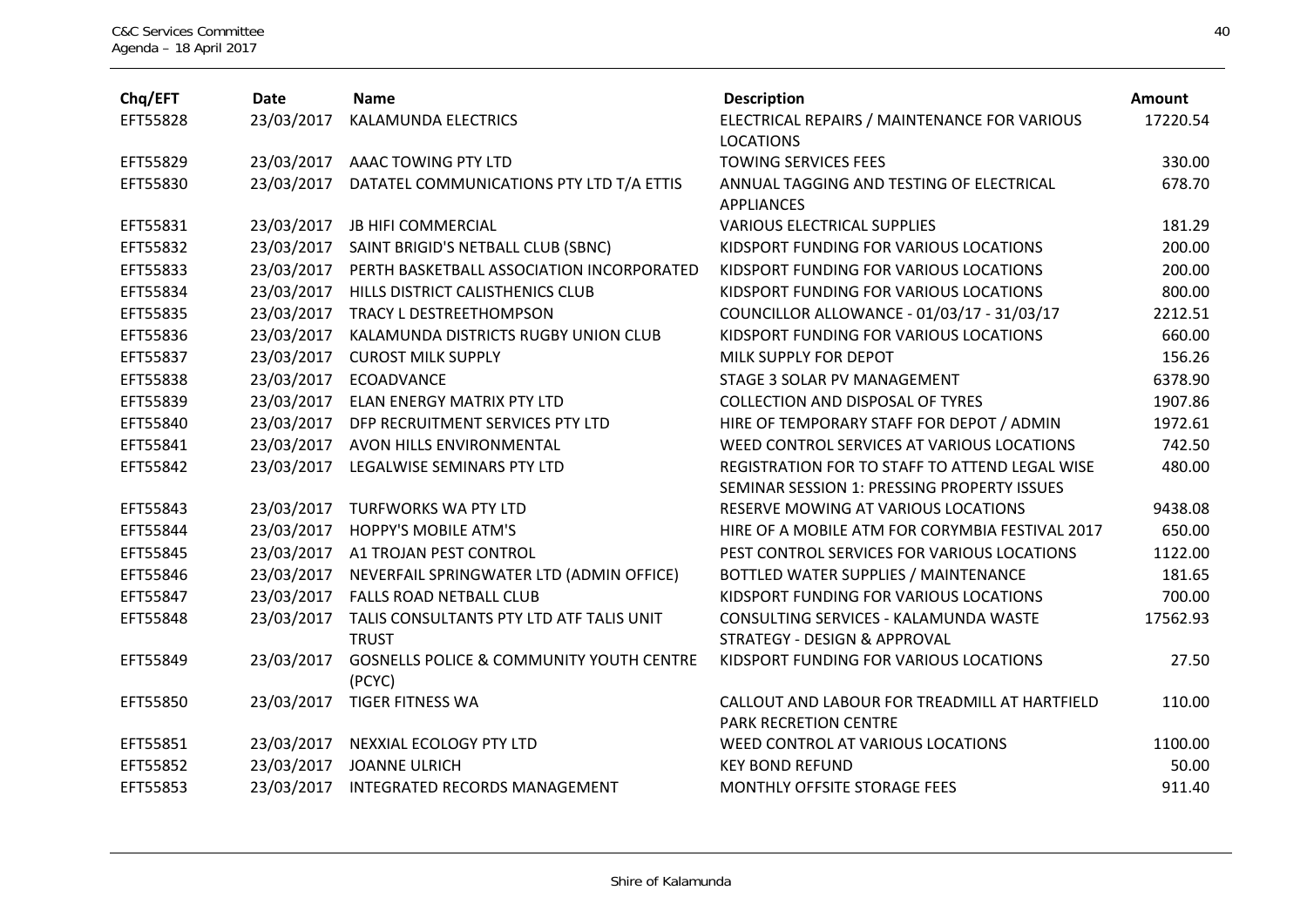| Chq/EFT | Date | Name | Description | Amount |
| --- | --- | --- | --- | --- |
| EFT55828 | 23/03/2017 | KALAMUNDA ELECTRICS | ELECTRICAL REPAIRS / MAINTENANCE FOR VARIOUS LOCATIONS | 17220.54 |
| EFT55829 | 23/03/2017 | AAAC TOWING PTY LTD | TOWING SERVICES FEES | 330.00 |
| EFT55830 | 23/03/2017 | DATATEL COMMUNICATIONS PTY LTD T/A ETTIS | ANNUAL TAGGING AND TESTING OF ELECTRICAL APPLIANCES | 678.70 |
| EFT55831 | 23/03/2017 | JB HIFI COMMERCIAL | VARIOUS ELECTRICAL SUPPLIES | 181.29 |
| EFT55832 | 23/03/2017 | SAINT BRIGID'S NETBALL CLUB (SBNC) | KIDSPORT FUNDING FOR VARIOUS LOCATIONS | 200.00 |
| EFT55833 | 23/03/2017 | PERTH BASKETBALL ASSOCIATION INCORPORATED | KIDSPORT FUNDING FOR VARIOUS LOCATIONS | 200.00 |
| EFT55834 | 23/03/2017 | HILLS DISTRICT CALISTHENICS CLUB | KIDSPORT FUNDING FOR VARIOUS LOCATIONS | 800.00 |
| EFT55835 | 23/03/2017 | TRACY L DESTREETHOMPSON | COUNCILLOR ALLOWANCE - 01/03/17 - 31/03/17 | 2212.51 |
| EFT55836 | 23/03/2017 | KALAMUNDA DISTRICTS RUGBY UNION CLUB | KIDSPORT FUNDING FOR VARIOUS LOCATIONS | 660.00 |
| EFT55837 | 23/03/2017 | CUROST MILK SUPPLY | MILK SUPPLY FOR DEPOT | 156.26 |
| EFT55838 | 23/03/2017 | ECOADVANCE | STAGE 3 SOLAR PV MANAGEMENT | 6378.90 |
| EFT55839 | 23/03/2017 | ELAN ENERGY MATRIX PTY LTD | COLLECTION AND DISPOSAL OF TYRES | 1907.86 |
| EFT55840 | 23/03/2017 | DFP RECRUITMENT SERVICES PTY LTD | HIRE OF TEMPORARY STAFF FOR DEPOT / ADMIN | 1972.61 |
| EFT55841 | 23/03/2017 | AVON HILLS ENVIRONMENTAL | WEED CONTROL SERVICES AT VARIOUS LOCATIONS | 742.50 |
| EFT55842 | 23/03/2017 | LEGALWISE SEMINARS PTY LTD | REGISTRATION FOR TO STAFF TO ATTEND LEGAL WISE SEMINAR SESSION 1: PRESSING PROPERTY ISSUES | 480.00 |
| EFT55843 | 23/03/2017 | TURFWORKS WA PTY LTD | RESERVE MOWING AT VARIOUS LOCATIONS | 9438.08 |
| EFT55844 | 23/03/2017 | HOPPY'S MOBILE ATM'S | HIRE OF A MOBILE ATM FOR CORYMBIA FESTIVAL 2017 | 650.00 |
| EFT55845 | 23/03/2017 | A1 TROJAN PEST CONTROL | PEST CONTROL SERVICES FOR VARIOUS LOCATIONS | 1122.00 |
| EFT55846 | 23/03/2017 | NEVERFAIL SPRINGWATER LTD (ADMIN OFFICE) | BOTTLED WATER SUPPLIES / MAINTENANCE | 181.65 |
| EFT55847 | 23/03/2017 | FALLS ROAD NETBALL CLUB | KIDSPORT FUNDING FOR VARIOUS LOCATIONS | 700.00 |
| EFT55848 | 23/03/2017 | TALIS CONSULTANTS PTY LTD ATF TALIS UNIT TRUST | CONSULTING SERVICES - KALAMUNDA WASTE STRATEGY - DESIGN & APPROVAL | 17562.93 |
| EFT55849 | 23/03/2017 | GOSNELLS POLICE & COMMUNITY YOUTH CENTRE (PCYC) | KIDSPORT FUNDING FOR VARIOUS LOCATIONS | 27.50 |
| EFT55850 | 23/03/2017 | TIGER FITNESS WA | CALLOUT AND LABOUR FOR TREADMILL AT HARTFIELD PARK RECRETION CENTRE | 110.00 |
| EFT55851 | 23/03/2017 | NEXXIAL ECOLOGY PTY LTD | WEED CONTROL AT VARIOUS LOCATIONS | 1100.00 |
| EFT55852 | 23/03/2017 | JOANNE ULRICH | KEY BOND REFUND | 50.00 |
| EFT55853 | 23/03/2017 | INTEGRATED RECORDS MANAGEMENT | MONTHLY OFFSITE STORAGE FEES | 911.40 |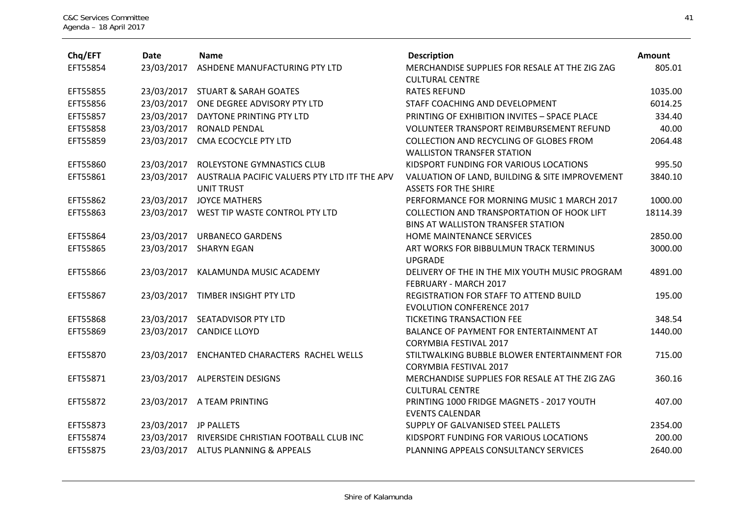| Chq/EFT | Date | Name | Description | Amount |
|---|---|---|---|---|
| EFT55854 | 23/03/2017 | ASHDENE MANUFACTURING PTY LTD | MERCHANDISE SUPPLIES FOR RESALE AT THE ZIG ZAG CULTURAL CENTRE | 805.01 |
| EFT55855 | 23/03/2017 | STUART & SARAH GOATES | RATES REFUND | 1035.00 |
| EFT55856 | 23/03/2017 | ONE DEGREE ADVISORY PTY LTD | STAFF COACHING AND DEVELOPMENT | 6014.25 |
| EFT55857 | 23/03/2017 | DAYTONE PRINTING PTY LTD | PRINTING OF EXHIBITION INVITES – SPACE PLACE | 334.40 |
| EFT55858 | 23/03/2017 | RONALD PENDAL | VOLUNTEER TRANSPORT REIMBURSEMENT REFUND | 40.00 |
| EFT55859 | 23/03/2017 | CMA ECOCYCLE PTY LTD | COLLECTION AND RECYCLING OF GLOBES FROM WALLISTON TRANSFER STATION | 2064.48 |
| EFT55860 | 23/03/2017 | ROLEYSTONE GYMNASTICS CLUB | KIDSPORT FUNDING FOR VARIOUS LOCATIONS | 995.50 |
| EFT55861 | 23/03/2017 | AUSTRALIA PACIFIC VALUERS PTY LTD ITF THE APV UNIT TRUST | VALUATION OF LAND, BUILDING & SITE IMPROVEMENT ASSETS FOR THE SHIRE | 3840.10 |
| EFT55862 | 23/03/2017 | JOYCE MATHERS | PERFORMANCE FOR MORNING MUSIC 1 MARCH 2017 | 1000.00 |
| EFT55863 | 23/03/2017 | WEST TIP WASTE CONTROL PTY LTD | COLLECTION AND TRANSPORTATION OF HOOK LIFT BINS AT WALLISTON TRANSFER STATION | 18114.39 |
| EFT55864 | 23/03/2017 | URBANECO GARDENS | HOME MAINTENANCE SERVICES | 2850.00 |
| EFT55865 | 23/03/2017 | SHARYN EGAN | ART WORKS FOR BIBBULMUN TRACK TERMINUS UPGRADE | 3000.00 |
| EFT55866 | 23/03/2017 | KALAMUNDA MUSIC ACADEMY | DELIVERY OF THE IN THE MIX YOUTH MUSIC PROGRAM FEBRUARY - MARCH 2017 | 4891.00 |
| EFT55867 | 23/03/2017 | TIMBER INSIGHT PTY LTD | REGISTRATION FOR STAFF TO ATTEND BUILD EVOLUTION CONFERENCE 2017 | 195.00 |
| EFT55868 | 23/03/2017 | SEATADVISOR PTY LTD | TICKETING TRANSACTION FEE | 348.54 |
| EFT55869 | 23/03/2017 | CANDICE LLOYD | BALANCE OF PAYMENT FOR ENTERTAINMENT AT CORYMBIA FESTIVAL 2017 | 1440.00 |
| EFT55870 | 23/03/2017 | ENCHANTED CHARACTERS RACHEL WELLS | STILTWALKING BUBBLE BLOWER ENTERTAINMENT FOR CORYMBIA FESTIVAL 2017 | 715.00 |
| EFT55871 | 23/03/2017 | ALPERSTEIN DESIGNS | MERCHANDISE SUPPLIES FOR RESALE AT THE ZIG ZAG CULTURAL CENTRE | 360.16 |
| EFT55872 | 23/03/2017 | A TEAM PRINTING | PRINTING 1000 FRIDGE MAGNETS - 2017 YOUTH EVENTS CALENDAR | 407.00 |
| EFT55873 | 23/03/2017 | JP PALLETS | SUPPLY OF GALVANISED STEEL PALLETS | 2354.00 |
| EFT55874 | 23/03/2017 | RIVERSIDE CHRISTIAN FOOTBALL CLUB INC | KIDSPORT FUNDING FOR VARIOUS LOCATIONS | 200.00 |
| EFT55875 | 23/03/2017 | ALTUS PLANNING & APPEALS | PLANNING APPEALS CONSULTANCY SERVICES | 2640.00 |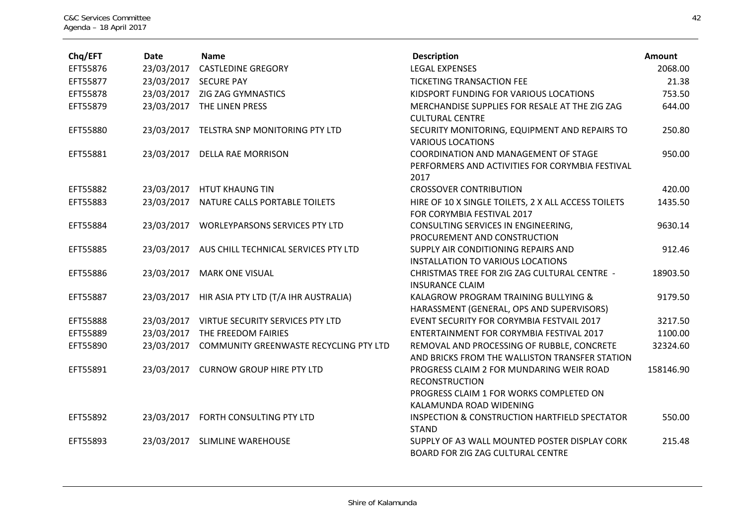| Chq/EFT | Date | Name | Description | Amount |
|---|---|---|---|---|
| EFT55876 | 23/03/2017 | CASTLEDINE GREGORY | LEGAL EXPENSES | 2068.00 |
| EFT55877 | 23/03/2017 | SECURE PAY | TICKETING TRANSACTION FEE | 21.38 |
| EFT55878 | 23/03/2017 | ZIG ZAG GYMNASTICS | KIDSPORT FUNDING FOR VARIOUS LOCATIONS | 753.50 |
| EFT55879 | 23/03/2017 | THE LINEN PRESS | MERCHANDISE SUPPLIES FOR RESALE AT THE ZIG ZAG CULTURAL CENTRE | 644.00 |
| EFT55880 | 23/03/2017 | TELSTRA SNP MONITORING PTY LTD | SECURITY MONITORING, EQUIPMENT AND REPAIRS TO VARIOUS LOCATIONS | 250.80 |
| EFT55881 | 23/03/2017 | DELLA RAE MORRISON | COORDINATION AND MANAGEMENT OF STAGE PERFORMERS AND ACTIVITIES FOR CORYMBIA FESTIVAL 2017 | 950.00 |
| EFT55882 | 23/03/2017 | HTUT KHAUNG TIN | CROSSOVER CONTRIBUTION | 420.00 |
| EFT55883 | 23/03/2017 | NATURE CALLS PORTABLE TOILETS | HIRE OF 10 X SINGLE TOILETS, 2 X ALL ACCESS TOILETS FOR CORYMBIA FESTIVAL 2017 | 1435.50 |
| EFT55884 | 23/03/2017 | WORLEYPARSONS SERVICES PTY LTD | CONSULTING SERVICES IN ENGINEERING, PROCUREMENT AND CONSTRUCTION | 9630.14 |
| EFT55885 | 23/03/2017 | AUS CHILL TECHNICAL SERVICES PTY LTD | SUPPLY AIR CONDITIONING REPAIRS AND INSTALLATION TO VARIOUS LOCATIONS | 912.46 |
| EFT55886 | 23/03/2017 | MARK ONE VISUAL | CHRISTMAS TREE FOR ZIG ZAG CULTURAL CENTRE - INSURANCE CLAIM | 18903.50 |
| EFT55887 | 23/03/2017 | HIR ASIA PTY LTD (T/A IHR AUSTRALIA) | KALAGROW PROGRAM TRAINING BULLYING & HARASSMENT (GENERAL, OPS AND SUPERVISORS) | 9179.50 |
| EFT55888 | 23/03/2017 | VIRTUE SECURITY SERVICES PTY LTD | EVENT SECURITY FOR CORYMBIA FESTVAIL 2017 | 3217.50 |
| EFT55889 | 23/03/2017 | THE FREEDOM FAIRIES | ENTERTAINMENT FOR CORYMBIA FESTIVAL 2017 | 1100.00 |
| EFT55890 | 23/03/2017 | COMMUNITY GREENWASTE RECYCLING PTY LTD | REMOVAL AND PROCESSING OF RUBBLE, CONCRETE AND BRICKS FROM THE WALLISTON TRANSFER STATION | 32324.60 |
| EFT55891 | 23/03/2017 | CURNOW GROUP HIRE PTY LTD | PROGRESS CLAIM 2 FOR MUNDARING WEIR ROAD RECONSTRUCTION<br>PROGRESS CLAIM 1 FOR WORKS COMPLETED ON KALAMUNDA ROAD WIDENING | 158146.90 |
| EFT55892 | 23/03/2017 | FORTH CONSULTING PTY LTD | INSPECTION & CONSTRUCTION HARTFIELD SPECTATOR STAND | 550.00 |
| EFT55893 | 23/03/2017 | SLIMLINE WAREHOUSE | SUPPLY OF A3 WALL MOUNTED POSTER DISPLAY CORK BOARD FOR ZIG ZAG CULTURAL CENTRE | 215.48 |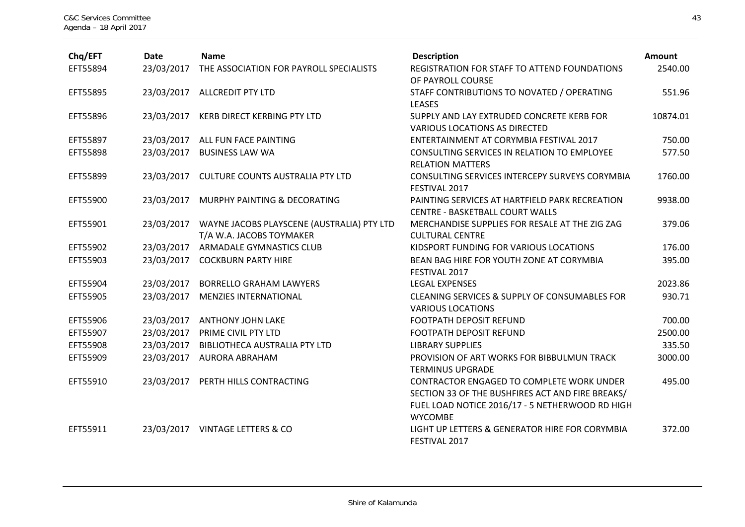| Chq/EFT | Date | Name | Description | Amount |
|---|---|---|---|---|
| EFT55894 | 23/03/2017 | THE ASSOCIATION FOR PAYROLL SPECIALISTS | REGISTRATION FOR STAFF TO ATTEND FOUNDATIONS OF PAYROLL COURSE | 2540.00 |
| EFT55895 | 23/03/2017 | ALLCREDIT PTY LTD | STAFF CONTRIBUTIONS TO NOVATED / OPERATING LEASES | 551.96 |
| EFT55896 | 23/03/2017 | KERB DIRECT KERBING PTY LTD | SUPPLY AND LAY EXTRUDED CONCRETE KERB FOR VARIOUS LOCATIONS AS DIRECTED | 10874.01 |
| EFT55897 | 23/03/2017 | ALL FUN FACE PAINTING | ENTERTAINMENT AT CORYMBIA FESTIVAL 2017 | 750.00 |
| EFT55898 | 23/03/2017 | BUSINESS LAW WA | CONSULTING SERVICES IN RELATION TO EMPLOYEE RELATION MATTERS | 577.50 |
| EFT55899 | 23/03/2017 | CULTURE COUNTS AUSTRALIA PTY LTD | CONSULTING SERVICES INTERCEPY SURVEYS CORYMBIA FESTIVAL 2017 | 1760.00 |
| EFT55900 | 23/03/2017 | MURPHY PAINTING & DECORATING | PAINTING SERVICES AT HARTFIELD PARK RECREATION CENTRE - BASKETBALL COURT WALLS | 9938.00 |
| EFT55901 | 23/03/2017 | WAYNE JACOBS PLAYSCENE (AUSTRALIA) PTY LTD T/A W.A. JACOBS TOYMAKER | MERCHANDISE SUPPLIES FOR RESALE AT THE ZIG ZAG CULTURAL CENTRE | 379.06 |
| EFT55902 | 23/03/2017 | ARMADALE GYMNASTICS CLUB | KIDSPORT FUNDING FOR VARIOUS LOCATIONS | 176.00 |
| EFT55903 | 23/03/2017 | COCKBURN PARTY HIRE | BEAN BAG HIRE FOR YOUTH ZONE AT CORYMBIA FESTIVAL 2017 | 395.00 |
| EFT55904 | 23/03/2017 | BORRELLO GRAHAM LAWYERS | LEGAL EXPENSES | 2023.86 |
| EFT55905 | 23/03/2017 | MENZIES INTERNATIONAL | CLEANING SERVICES & SUPPLY OF CONSUMABLES FOR VARIOUS LOCATIONS | 930.71 |
| EFT55906 | 23/03/2017 | ANTHONY JOHN LAKE | FOOTPATH DEPOSIT REFUND | 700.00 |
| EFT55907 | 23/03/2017 | PRIME CIVIL PTY LTD | FOOTPATH DEPOSIT REFUND | 2500.00 |
| EFT55908 | 23/03/2017 | BIBLIOTHECA AUSTRALIA PTY LTD | LIBRARY SUPPLIES | 335.50 |
| EFT55909 | 23/03/2017 | AURORA ABRAHAM | PROVISION OF ART WORKS FOR BIBBULMUN TRACK TERMINUS UPGRADE | 3000.00 |
| EFT55910 | 23/03/2017 | PERTH HILLS CONTRACTING | CONTRACTOR ENGAGED TO COMPLETE WORK UNDER SECTION 33 OF THE BUSHFIRES ACT AND FIRE BREAKS/ FUEL LOAD NOTICE 2016/17 - 5 NETHERWOOD RD HIGH WYCOMBE | 495.00 |
| EFT55911 | 23/03/2017 | VINTAGE LETTERS & CO | LIGHT UP LETTERS & GENERATOR HIRE FOR CORYMBIA FESTIVAL 2017 | 372.00 |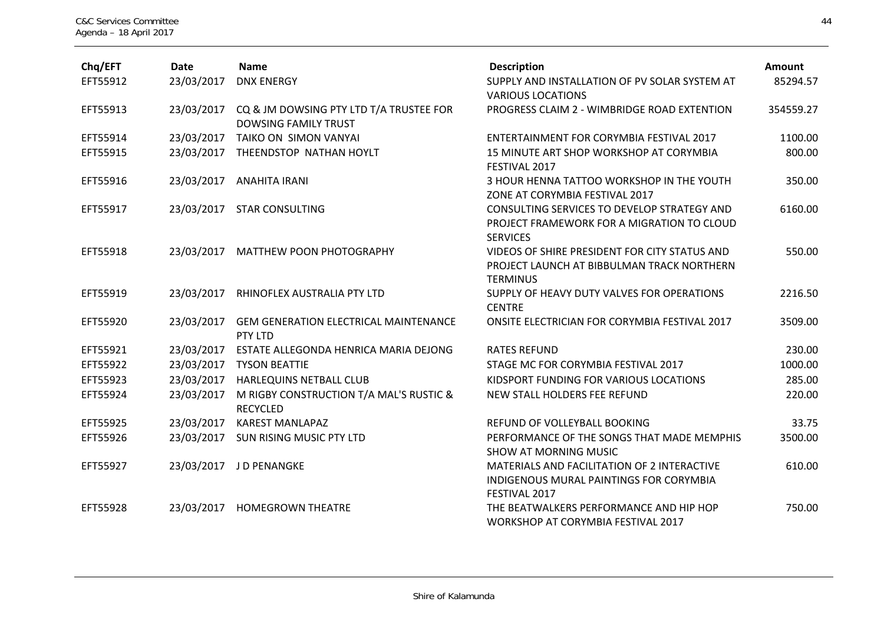| Chq/EFT | Date | Name | Description | Amount |
| --- | --- | --- | --- | --- |
| EFT55912 | 23/03/2017 | DNX ENERGY | SUPPLY AND INSTALLATION OF PV SOLAR SYSTEM AT VARIOUS LOCATIONS | 85294.57 |
| EFT55913 | 23/03/2017 | CQ & JM DOWSING PTY LTD T/A TRUSTEE FOR DOWSING FAMILY TRUST | PROGRESS CLAIM 2 - WIMBRIDGE ROAD EXTENTION | 354559.27 |
| EFT55914 | 23/03/2017 | TAIKO ON SIMON VANYAI | ENTERTAINMENT FOR CORYMBIA FESTIVAL 2017 | 1100.00 |
| EFT55915 | 23/03/2017 | THEENDSTOP NATHAN HOYLT | 15 MINUTE ART SHOP WORKSHOP AT CORYMBIA FESTIVAL 2017 | 800.00 |
| EFT55916 | 23/03/2017 | ANAHITA IRANI | 3 HOUR HENNA TATTOO WORKSHOP IN THE YOUTH ZONE AT CORYMBIA FESTIVAL 2017 | 350.00 |
| EFT55917 | 23/03/2017 | STAR CONSULTING | CONSULTING SERVICES TO DEVELOP STRATEGY AND PROJECT FRAMEWORK FOR A MIGRATION TO CLOUD SERVICES | 6160.00 |
| EFT55918 | 23/03/2017 | MATTHEW POON PHOTOGRAPHY | VIDEOS OF SHIRE PRESIDENT FOR CITY STATUS AND PROJECT LAUNCH AT BIBBULMAN TRACK NORTHERN TERMINUS | 550.00 |
| EFT55919 | 23/03/2017 | RHINOFLEX AUSTRALIA PTY LTD | SUPPLY OF HEAVY DUTY VALVES FOR OPERATIONS CENTRE | 2216.50 |
| EFT55920 | 23/03/2017 | GEM GENERATION ELECTRICAL MAINTENANCE PTY LTD | ONSITE ELECTRICIAN FOR CORYMBIA FESTIVAL 2017 | 3509.00 |
| EFT55921 | 23/03/2017 | ESTATE ALLEGONDA HENRICA MARIA DEJONG | RATES REFUND | 230.00 |
| EFT55922 | 23/03/2017 | TYSON BEATTIE | STAGE MC FOR CORYMBIA FESTIVAL 2017 | 1000.00 |
| EFT55923 | 23/03/2017 | HARLEQUINS NETBALL CLUB | KIDSPORT FUNDING FOR VARIOUS LOCATIONS | 285.00 |
| EFT55924 | 23/03/2017 | M RIGBY CONSTRUCTION T/A MAL'S RUSTIC & RECYCLED | NEW STALL HOLDERS FEE REFUND | 220.00 |
| EFT55925 | 23/03/2017 | KAREST MANLAPAZ | REFUND OF VOLLEYBALL BOOKING | 33.75 |
| EFT55926 | 23/03/2017 | SUN RISING MUSIC PTY LTD | PERFORMANCE OF THE SONGS THAT MADE MEMPHIS SHOW AT MORNING MUSIC | 3500.00 |
| EFT55927 | 23/03/2017 | J D PENANGKE | MATERIALS AND FACILITATION OF 2 INTERACTIVE INDIGENOUS MURAL PAINTINGS FOR CORYMBIA FESTIVAL 2017 | 610.00 |
| EFT55928 | 23/03/2017 | HOMEGROWN THEATRE | THE BEATWALKERS PERFORMANCE AND HIP HOP WORKSHOP AT CORYMBIA FESTIVAL 2017 | 750.00 |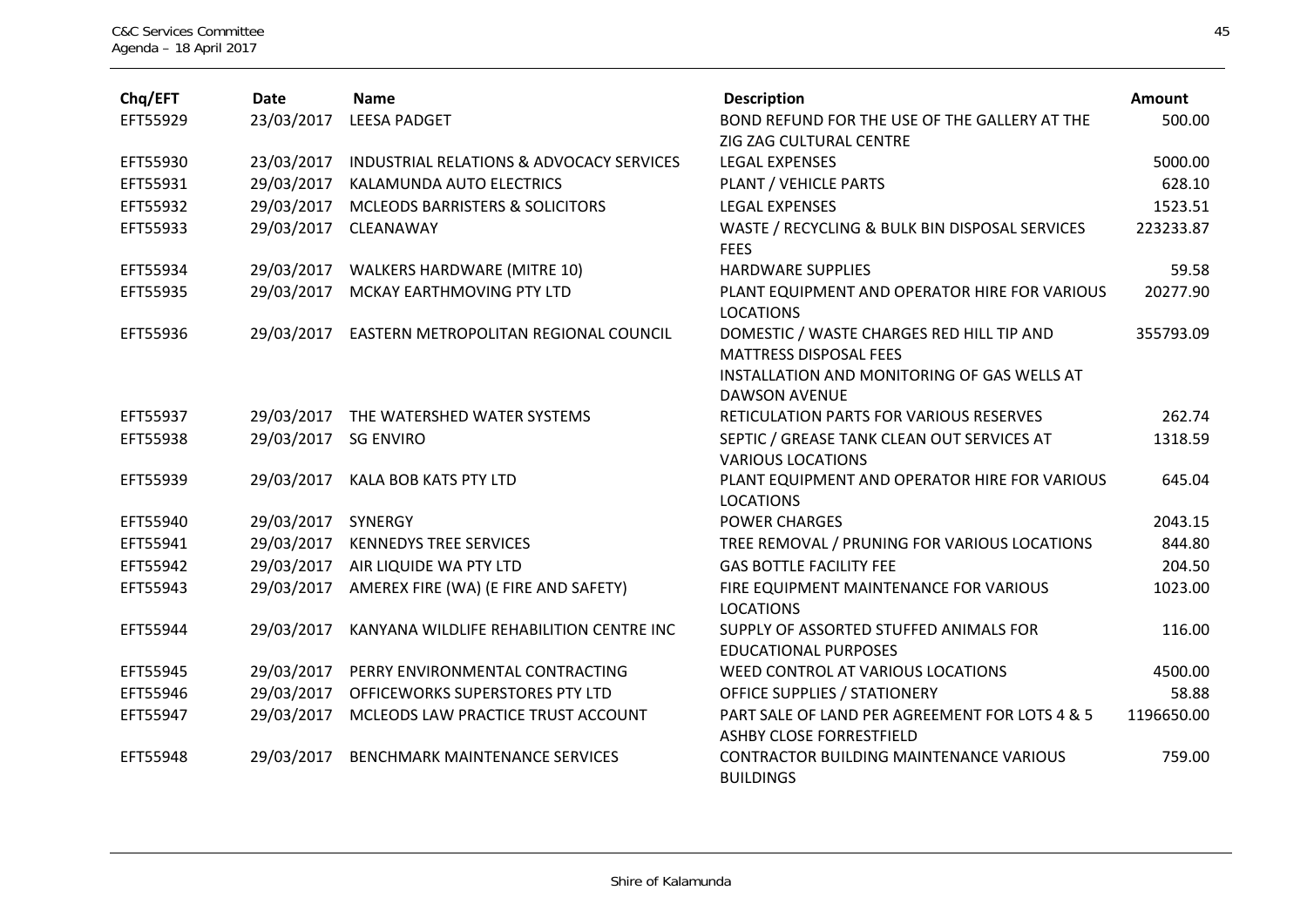| Chq/EFT | Date | Name | Description | Amount |
|---|---|---|---|---|
| EFT55929 | 23/03/2017 | LEESA PADGET | BOND REFUND FOR THE USE OF THE GALLERY AT THE ZIG ZAG CULTURAL CENTRE | 500.00 |
| EFT55930 | 23/03/2017 | INDUSTRIAL RELATIONS & ADVOCACY SERVICES | LEGAL EXPENSES | 5000.00 |
| EFT55931 | 29/03/2017 | KALAMUNDA AUTO ELECTRICS | PLANT / VEHICLE PARTS | 628.10 |
| EFT55932 | 29/03/2017 | MCLEODS BARRISTERS & SOLICITORS | LEGAL EXPENSES | 1523.51 |
| EFT55933 | 29/03/2017 | CLEANAWAY | WASTE / RECYCLING & BULK BIN DISPOSAL SERVICES FEES | 223233.87 |
| EFT55934 | 29/03/2017 | WALKERS HARDWARE (MITRE 10) | HARDWARE SUPPLIES | 59.58 |
| EFT55935 | 29/03/2017 | MCKAY EARTHMOVING PTY LTD | PLANT EQUIPMENT AND OPERATOR HIRE FOR VARIOUS LOCATIONS | 20277.90 |
| EFT55936 | 29/03/2017 | EASTERN METROPOLITAN REGIONAL COUNCIL | DOMESTIC / WASTE CHARGES RED HILL TIP AND MATTRESS DISPOSAL FEES INSTALLATION AND MONITORING OF GAS WELLS AT DAWSON AVENUE | 355793.09 |
| EFT55937 | 29/03/2017 | THE WATERSHED WATER SYSTEMS | RETICULATION PARTS FOR VARIOUS RESERVES | 262.74 |
| EFT55938 | 29/03/2017 | SG ENVIRO | SEPTIC / GREASE TANK CLEAN OUT SERVICES AT VARIOUS LOCATIONS | 1318.59 |
| EFT55939 | 29/03/2017 | KALA BOB KATS PTY LTD | PLANT EQUIPMENT AND OPERATOR HIRE FOR VARIOUS LOCATIONS | 645.04 |
| EFT55940 | 29/03/2017 | SYNERGY | POWER CHARGES | 2043.15 |
| EFT55941 | 29/03/2017 | KENNEDYS TREE SERVICES | TREE REMOVAL / PRUNING FOR VARIOUS LOCATIONS | 844.80 |
| EFT55942 | 29/03/2017 | AIR LIQUIDE WA PTY LTD | GAS BOTTLE FACILITY FEE | 204.50 |
| EFT55943 | 29/03/2017 | AMEREX FIRE (WA) (E FIRE AND SAFETY) | FIRE EQUIPMENT MAINTENANCE FOR VARIOUS LOCATIONS | 1023.00 |
| EFT55944 | 29/03/2017 | KANYANA WILDLIFE REHABILITION CENTRE INC | SUPPLY OF ASSORTED STUFFED ANIMALS FOR EDUCATIONAL PURPOSES | 116.00 |
| EFT55945 | 29/03/2017 | PERRY ENVIRONMENTAL CONTRACTING | WEED CONTROL AT VARIOUS LOCATIONS | 4500.00 |
| EFT55946 | 29/03/2017 | OFFICEWORKS SUPERSTORES PTY LTD | OFFICE SUPPLIES / STATIONERY | 58.88 |
| EFT55947 | 29/03/2017 | MCLEODS LAW PRACTICE TRUST ACCOUNT | PART SALE OF LAND PER AGREEMENT FOR LOTS 4 & 5 ASHBY CLOSE FORRESTFIELD | 1196650.00 |
| EFT55948 | 29/03/2017 | BENCHMARK MAINTENANCE SERVICES | CONTRACTOR BUILDING MAINTENANCE VARIOUS BUILDINGS | 759.00 |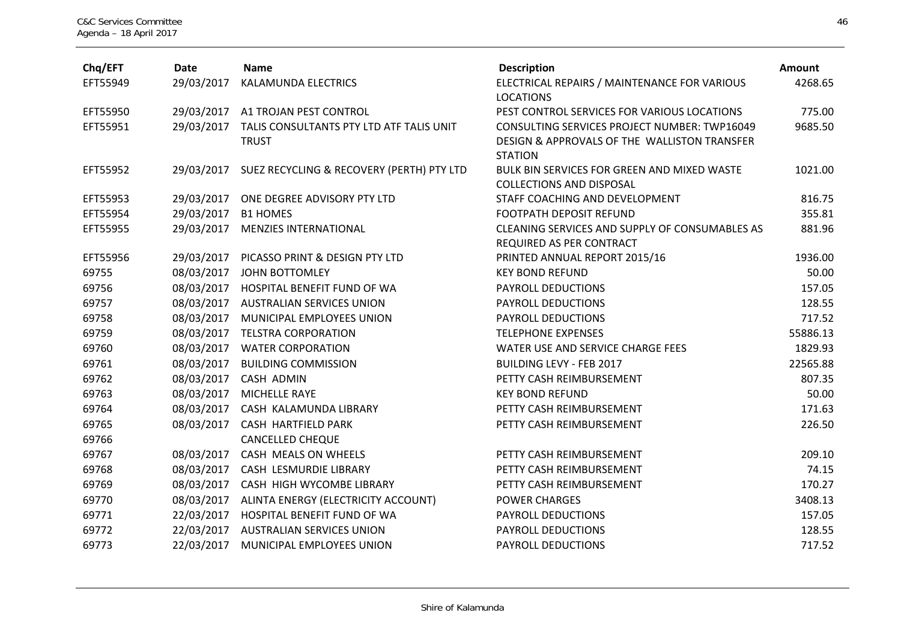| Chq/EFT | Date | Name | Description | Amount |
|---|---|---|---|---|
| EFT55949 | 29/03/2017 | KALAMUNDA ELECTRICS | ELECTRICAL REPAIRS / MAINTENANCE FOR VARIOUS LOCATIONS | 4268.65 |
| EFT55950 | 29/03/2017 | A1 TROJAN PEST CONTROL | PEST CONTROL SERVICES FOR VARIOUS LOCATIONS | 775.00 |
| EFT55951 | 29/03/2017 | TALIS CONSULTANTS PTY LTD ATF TALIS UNIT TRUST | CONSULTING SERVICES PROJECT NUMBER: TWP16049 DESIGN & APPROVALS OF THE WALLISTON TRANSFER STATION | 9685.50 |
| EFT55952 | 29/03/2017 | SUEZ RECYCLING & RECOVERY (PERTH) PTY LTD | BULK BIN SERVICES FOR GREEN AND MIXED WASTE COLLECTIONS AND DISPOSAL | 1021.00 |
| EFT55953 | 29/03/2017 | ONE DEGREE ADVISORY PTY LTD | STAFF COACHING AND DEVELOPMENT | 816.75 |
| EFT55954 | 29/03/2017 | B1 HOMES | FOOTPATH DEPOSIT REFUND | 355.81 |
| EFT55955 | 29/03/2017 | MENZIES INTERNATIONAL | CLEANING SERVICES AND SUPPLY OF CONSUMABLES AS REQUIRED AS PER CONTRACT | 881.96 |
| EFT55956 | 29/03/2017 | PICASSO PRINT & DESIGN PTY LTD | PRINTED ANNUAL REPORT 2015/16 | 1936.00 |
| 69755 | 08/03/2017 | JOHN BOTTOMLEY | KEY BOND REFUND | 50.00 |
| 69756 | 08/03/2017 | HOSPITAL BENEFIT FUND OF WA | PAYROLL DEDUCTIONS | 157.05 |
| 69757 | 08/03/2017 | AUSTRALIAN SERVICES UNION | PAYROLL DEDUCTIONS | 128.55 |
| 69758 | 08/03/2017 | MUNICIPAL EMPLOYEES UNION | PAYROLL DEDUCTIONS | 717.52 |
| 69759 | 08/03/2017 | TELSTRA CORPORATION | TELEPHONE EXPENSES | 55886.13 |
| 69760 | 08/03/2017 | WATER CORPORATION | WATER USE AND SERVICE CHARGE FEES | 1829.93 |
| 69761 | 08/03/2017 | BUILDING COMMISSION | BUILDING LEVY - FEB 2017 | 22565.88 |
| 69762 | 08/03/2017 | CASH ADMIN | PETTY CASH REIMBURSEMENT | 807.35 |
| 69763 | 08/03/2017 | MICHELLE RAYE | KEY BOND REFUND | 50.00 |
| 69764 | 08/03/2017 | CASH KALAMUNDA LIBRARY | PETTY CASH REIMBURSEMENT | 171.63 |
| 69765 | 08/03/2017 | CASH HARTFIELD PARK | PETTY CASH REIMBURSEMENT | 226.50 |
| 69766 | | CANCELLED CHEQUE | | |
| 69767 | 08/03/2017 | CASH MEALS ON WHEELS | PETTY CASH REIMBURSEMENT | 209.10 |
| 69768 | 08/03/2017 | CASH LESMURDIE LIBRARY | PETTY CASH REIMBURSEMENT | 74.15 |
| 69769 | 08/03/2017 | CASH HIGH WYCOMBE LIBRARY | PETTY CASH REIMBURSEMENT | 170.27 |
| 69770 | 08/03/2017 | ALINTA ENERGY (ELECTRICITY ACCOUNT) | POWER CHARGES | 3408.13 |
| 69771 | 22/03/2017 | HOSPITAL BENEFIT FUND OF WA | PAYROLL DEDUCTIONS | 157.05 |
| 69772 | 22/03/2017 | AUSTRALIAN SERVICES UNION | PAYROLL DEDUCTIONS | 128.55 |
| 69773 | 22/03/2017 | MUNICIPAL EMPLOYEES UNION | PAYROLL DEDUCTIONS | 717.52 |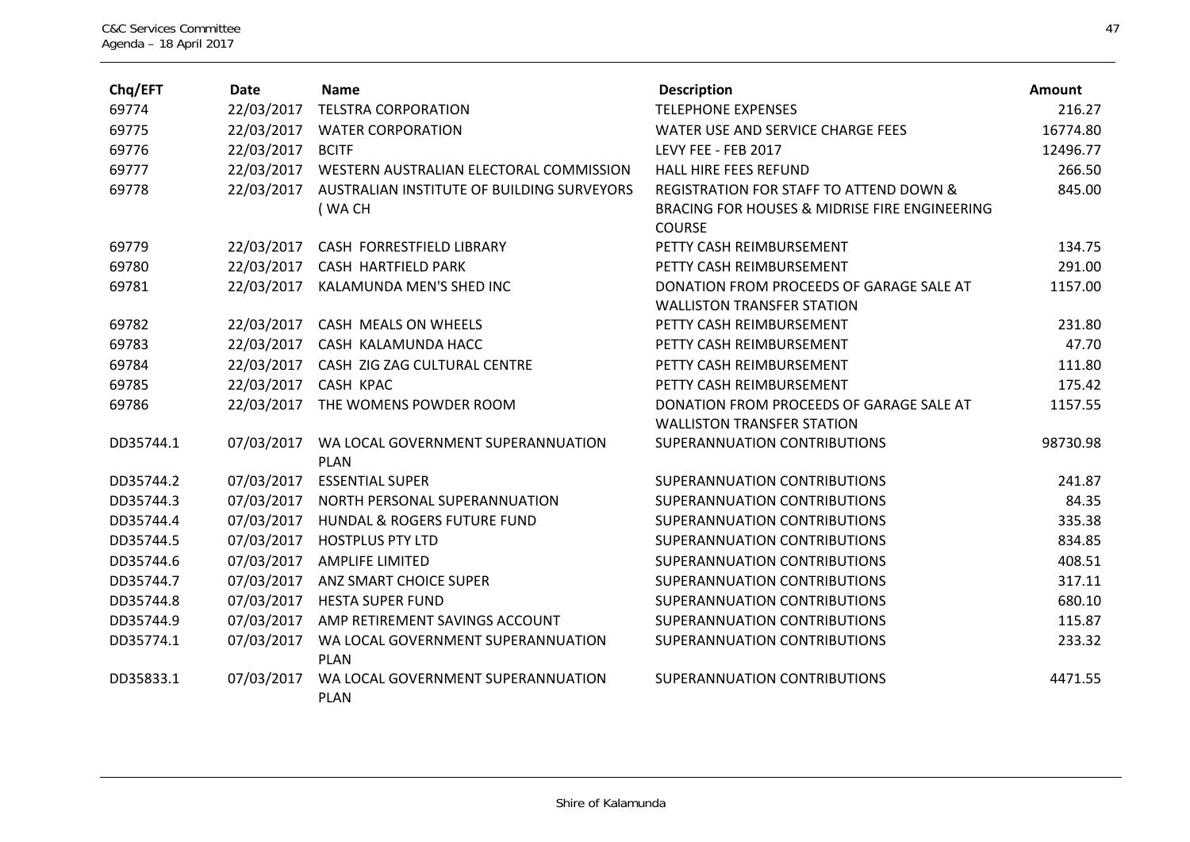| Chq/EFT | Date | Name | Description | Amount |
|---|---|---|---|---|
| 69774 | 22/03/2017 | TELSTRA CORPORATION | TELEPHONE EXPENSES | 216.27 |
| 69775 | 22/03/2017 | WATER CORPORATION | WATER USE AND SERVICE CHARGE FEES | 16774.80 |
| 69776 | 22/03/2017 | BCITF | LEVY FEE - FEB 2017 | 12496.77 |
| 69777 | 22/03/2017 | WESTERN AUSTRALIAN ELECTORAL COMMISSION | HALL HIRE FEES REFUND | 266.50 |
| 69778 | 22/03/2017 | AUSTRALIAN INSTITUTE OF BUILDING SURVEYORS ( WA CH | REGISTRATION FOR STAFF TO ATTEND DOWN & BRACING FOR HOUSES & MIDRISE FIRE ENGINEERING COURSE | 845.00 |
| 69779 | 22/03/2017 | CASH FORRESTFIELD LIBRARY | PETTY CASH REIMBURSEMENT | 134.75 |
| 69780 | 22/03/2017 | CASH HARTFIELD PARK | PETTY CASH REIMBURSEMENT | 291.00 |
| 69781 | 22/03/2017 | KALAMUNDA MEN'S SHED INC | DONATION FROM PROCEEDS OF GARAGE SALE AT WALLISTON TRANSFER STATION | 1157.00 |
| 69782 | 22/03/2017 | CASH MEALS ON WHEELS | PETTY CASH REIMBURSEMENT | 231.80 |
| 69783 | 22/03/2017 | CASH KALAMUNDA HACC | PETTY CASH REIMBURSEMENT | 47.70 |
| 69784 | 22/03/2017 | CASH ZIG ZAG CULTURAL CENTRE | PETTY CASH REIMBURSEMENT | 111.80 |
| 69785 | 22/03/2017 | CASH KPAC | PETTY CASH REIMBURSEMENT | 175.42 |
| 69786 | 22/03/2017 | THE WOMENS POWDER ROOM | DONATION FROM PROCEEDS OF GARAGE SALE AT WALLISTON TRANSFER STATION | 1157.55 |
| DD35744.1 | 07/03/2017 | WA LOCAL GOVERNMENT SUPERANNUATION PLAN | SUPERANNUATION CONTRIBUTIONS | 98730.98 |
| DD35744.2 | 07/03/2017 | ESSENTIAL SUPER | SUPERANNUATION CONTRIBUTIONS | 241.87 |
| DD35744.3 | 07/03/2017 | NORTH PERSONAL SUPERANNUATION | SUPERANNUATION CONTRIBUTIONS | 84.35 |
| DD35744.4 | 07/03/2017 | HUNDAL & ROGERS FUTURE FUND | SUPERANNUATION CONTRIBUTIONS | 335.38 |
| DD35744.5 | 07/03/2017 | HOSTPLUS PTY LTD | SUPERANNUATION CONTRIBUTIONS | 834.85 |
| DD35744.6 | 07/03/2017 | AMPLIFE LIMITED | SUPERANNUATION CONTRIBUTIONS | 408.51 |
| DD35744.7 | 07/03/2017 | ANZ SMART CHOICE SUPER | SUPERANNUATION CONTRIBUTIONS | 317.11 |
| DD35744.8 | 07/03/2017 | HESTA SUPER FUND | SUPERANNUATION CONTRIBUTIONS | 680.10 |
| DD35744.9 | 07/03/2017 | AMP RETIREMENT SAVINGS ACCOUNT | SUPERANNUATION CONTRIBUTIONS | 115.87 |
| DD35774.1 | 07/03/2017 | WA LOCAL GOVERNMENT SUPERANNUATION PLAN | SUPERANNUATION CONTRIBUTIONS | 233.32 |
| DD35833.1 | 07/03/2017 | WA LOCAL GOVERNMENT SUPERANNUATION PLAN | SUPERANNUATION CONTRIBUTIONS | 4471.55 |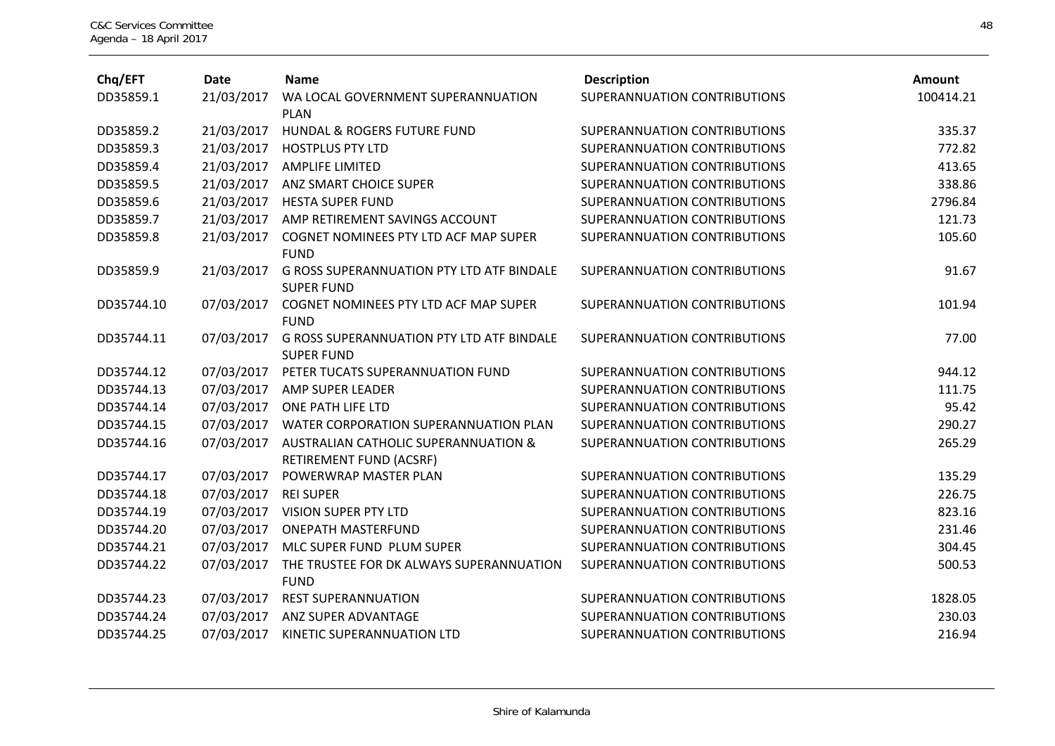| Chq/EFT | Date | Name | Description | Amount |
|---|---|---|---|---|
| DD35859.1 | 21/03/2017 | WA LOCAL GOVERNMENT SUPERANNUATION PLAN | SUPERANNUATION CONTRIBUTIONS | 100414.21 |
| DD35859.2 | 21/03/2017 | HUNDAL & ROGERS FUTURE FUND | SUPERANNUATION CONTRIBUTIONS | 335.37 |
| DD35859.3 | 21/03/2017 | HOSTPLUS PTY LTD | SUPERANNUATION CONTRIBUTIONS | 772.82 |
| DD35859.4 | 21/03/2017 | AMPLIFE LIMITED | SUPERANNUATION CONTRIBUTIONS | 413.65 |
| DD35859.5 | 21/03/2017 | ANZ SMART CHOICE SUPER | SUPERANNUATION CONTRIBUTIONS | 338.86 |
| DD35859.6 | 21/03/2017 | HESTA SUPER FUND | SUPERANNUATION CONTRIBUTIONS | 2796.84 |
| DD35859.7 | 21/03/2017 | AMP RETIREMENT SAVINGS ACCOUNT | SUPERANNUATION CONTRIBUTIONS | 121.73 |
| DD35859.8 | 21/03/2017 | COGNET NOMINEES PTY LTD ACF MAP SUPER FUND | SUPERANNUATION CONTRIBUTIONS | 105.60 |
| DD35859.9 | 21/03/2017 | G ROSS SUPERANNUATION PTY LTD ATF BINDALE SUPER FUND | SUPERANNUATION CONTRIBUTIONS | 91.67 |
| DD35744.10 | 07/03/2017 | COGNET NOMINEES PTY LTD ACF MAP SUPER FUND | SUPERANNUATION CONTRIBUTIONS | 101.94 |
| DD35744.11 | 07/03/2017 | G ROSS SUPERANNUATION PTY LTD ATF BINDALE SUPER FUND | SUPERANNUATION CONTRIBUTIONS | 77.00 |
| DD35744.12 | 07/03/2017 | PETER TUCATS SUPERANNUATION FUND | SUPERANNUATION CONTRIBUTIONS | 944.12 |
| DD35744.13 | 07/03/2017 | AMP SUPER LEADER | SUPERANNUATION CONTRIBUTIONS | 111.75 |
| DD35744.14 | 07/03/2017 | ONE PATH LIFE LTD | SUPERANNUATION CONTRIBUTIONS | 95.42 |
| DD35744.15 | 07/03/2017 | WATER CORPORATION SUPERANNUATION PLAN | SUPERANNUATION CONTRIBUTIONS | 290.27 |
| DD35744.16 | 07/03/2017 | AUSTRALIAN CATHOLIC SUPERANNUATION & RETIREMENT FUND (ACSRF) | SUPERANNUATION CONTRIBUTIONS | 265.29 |
| DD35744.17 | 07/03/2017 | POWERWRAP MASTER PLAN | SUPERANNUATION CONTRIBUTIONS | 135.29 |
| DD35744.18 | 07/03/2017 | REI SUPER | SUPERANNUATION CONTRIBUTIONS | 226.75 |
| DD35744.19 | 07/03/2017 | VISION SUPER PTY LTD | SUPERANNUATION CONTRIBUTIONS | 823.16 |
| DD35744.20 | 07/03/2017 | ONEPATH MASTERFUND | SUPERANNUATION CONTRIBUTIONS | 231.46 |
| DD35744.21 | 07/03/2017 | MLC SUPER FUND PLUM SUPER | SUPERANNUATION CONTRIBUTIONS | 304.45 |
| DD35744.22 | 07/03/2017 | THE TRUSTEE FOR DK ALWAYS SUPERANNUATION FUND | SUPERANNUATION CONTRIBUTIONS | 500.53 |
| DD35744.23 | 07/03/2017 | REST SUPERANNUATION | SUPERANNUATION CONTRIBUTIONS | 1828.05 |
| DD35744.24 | 07/03/2017 | ANZ SUPER ADVANTAGE | SUPERANNUATION CONTRIBUTIONS | 230.03 |
| DD35744.25 | 07/03/2017 | KINETIC SUPERANNUATION LTD | SUPERANNUATION CONTRIBUTIONS | 216.94 |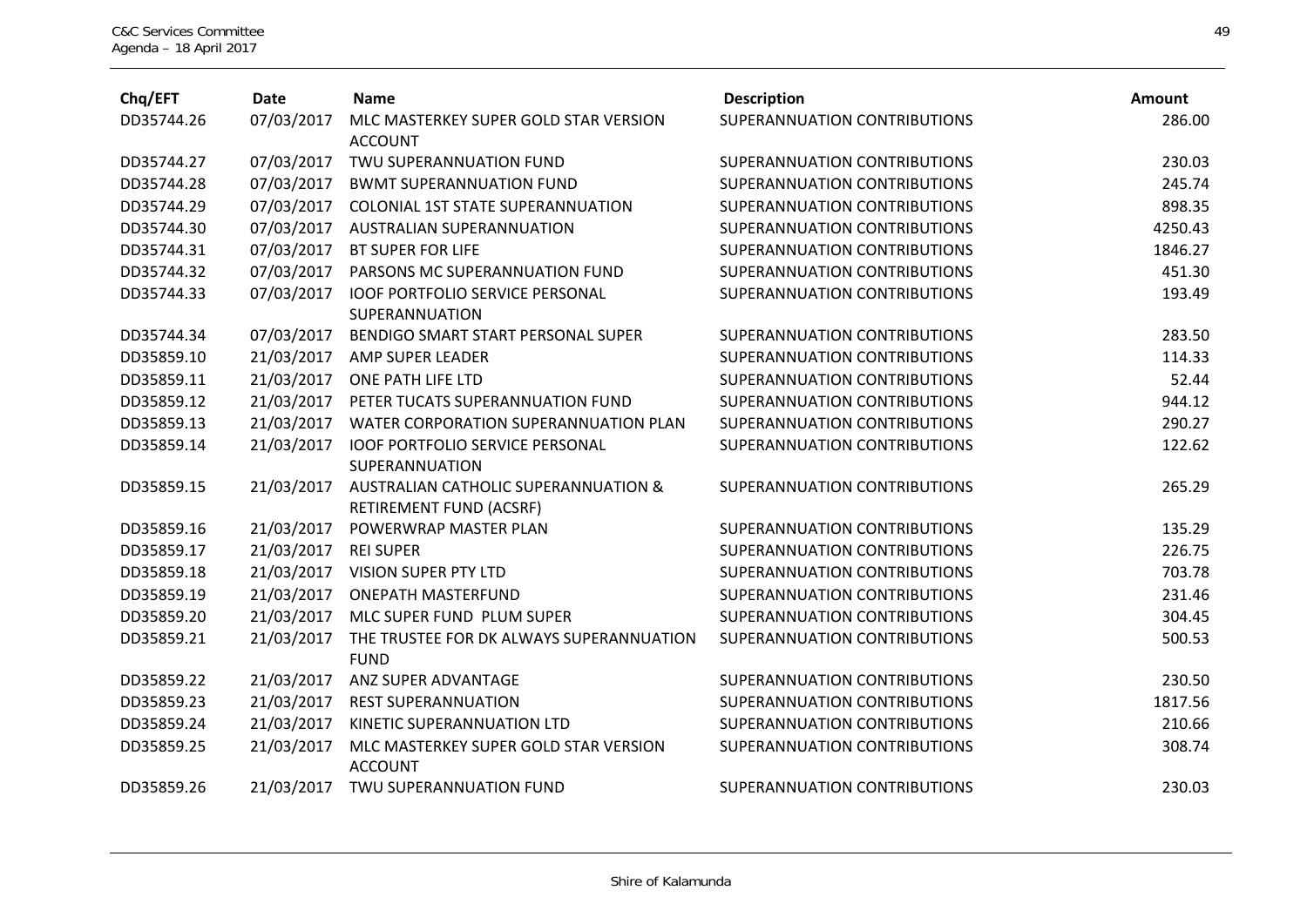| Chq/EFT | Date | Name | Description | Amount |
|---|---|---|---|---|
| DD35744.26 | 07/03/2017 | MLC MASTERKEY SUPER GOLD STAR VERSION ACCOUNT | SUPERANNUATION CONTRIBUTIONS | 286.00 |
| DD35744.27 | 07/03/2017 | TWU SUPERANNUATION FUND | SUPERANNUATION CONTRIBUTIONS | 230.03 |
| DD35744.28 | 07/03/2017 | BWMT SUPERANNUATION FUND | SUPERANNUATION CONTRIBUTIONS | 245.74 |
| DD35744.29 | 07/03/2017 | COLONIAL 1ST STATE SUPERANNUATION | SUPERANNUATION CONTRIBUTIONS | 898.35 |
| DD35744.30 | 07/03/2017 | AUSTRALIAN SUPERANNUATION | SUPERANNUATION CONTRIBUTIONS | 4250.43 |
| DD35744.31 | 07/03/2017 | BT SUPER FOR LIFE | SUPERANNUATION CONTRIBUTIONS | 1846.27 |
| DD35744.32 | 07/03/2017 | PARSONS MC SUPERANNUATION FUND | SUPERANNUATION CONTRIBUTIONS | 451.30 |
| DD35744.33 | 07/03/2017 | IOOF PORTFOLIO SERVICE PERSONAL SUPERANNUATION | SUPERANNUATION CONTRIBUTIONS | 193.49 |
| DD35744.34 | 07/03/2017 | BENDIGO SMART START PERSONAL SUPER | SUPERANNUATION CONTRIBUTIONS | 283.50 |
| DD35859.10 | 21/03/2017 | AMP SUPER LEADER | SUPERANNUATION CONTRIBUTIONS | 114.33 |
| DD35859.11 | 21/03/2017 | ONE PATH LIFE LTD | SUPERANNUATION CONTRIBUTIONS | 52.44 |
| DD35859.12 | 21/03/2017 | PETER TUCATS SUPERANNUATION FUND | SUPERANNUATION CONTRIBUTIONS | 944.12 |
| DD35859.13 | 21/03/2017 | WATER CORPORATION SUPERANNUATION PLAN | SUPERANNUATION CONTRIBUTIONS | 290.27 |
| DD35859.14 | 21/03/2017 | IOOF PORTFOLIO SERVICE PERSONAL SUPERANNUATION | SUPERANNUATION CONTRIBUTIONS | 122.62 |
| DD35859.15 | 21/03/2017 | AUSTRALIAN CATHOLIC SUPERANNUATION & RETIREMENT FUND (ACSRF) | SUPERANNUATION CONTRIBUTIONS | 265.29 |
| DD35859.16 | 21/03/2017 | POWERWRAP MASTER PLAN | SUPERANNUATION CONTRIBUTIONS | 135.29 |
| DD35859.17 | 21/03/2017 | REI SUPER | SUPERANNUATION CONTRIBUTIONS | 226.75 |
| DD35859.18 | 21/03/2017 | VISION SUPER PTY LTD | SUPERANNUATION CONTRIBUTIONS | 703.78 |
| DD35859.19 | 21/03/2017 | ONEPATH MASTERFUND | SUPERANNUATION CONTRIBUTIONS | 231.46 |
| DD35859.20 | 21/03/2017 | MLC SUPER FUND PLUM SUPER | SUPERANNUATION CONTRIBUTIONS | 304.45 |
| DD35859.21 | 21/03/2017 | THE TRUSTEE FOR DK ALWAYS SUPERANNUATION FUND | SUPERANNUATION CONTRIBUTIONS | 500.53 |
| DD35859.22 | 21/03/2017 | ANZ SUPER ADVANTAGE | SUPERANNUATION CONTRIBUTIONS | 230.50 |
| DD35859.23 | 21/03/2017 | REST SUPERANNUATION | SUPERANNUATION CONTRIBUTIONS | 1817.56 |
| DD35859.24 | 21/03/2017 | KINETIC SUPERANNUATION LTD | SUPERANNUATION CONTRIBUTIONS | 210.66 |
| DD35859.25 | 21/03/2017 | MLC MASTERKEY SUPER GOLD STAR VERSION ACCOUNT | SUPERANNUATION CONTRIBUTIONS | 308.74 |
| DD35859.26 | 21/03/2017 | TWU SUPERANNUATION FUND | SUPERANNUATION CONTRIBUTIONS | 230.03 |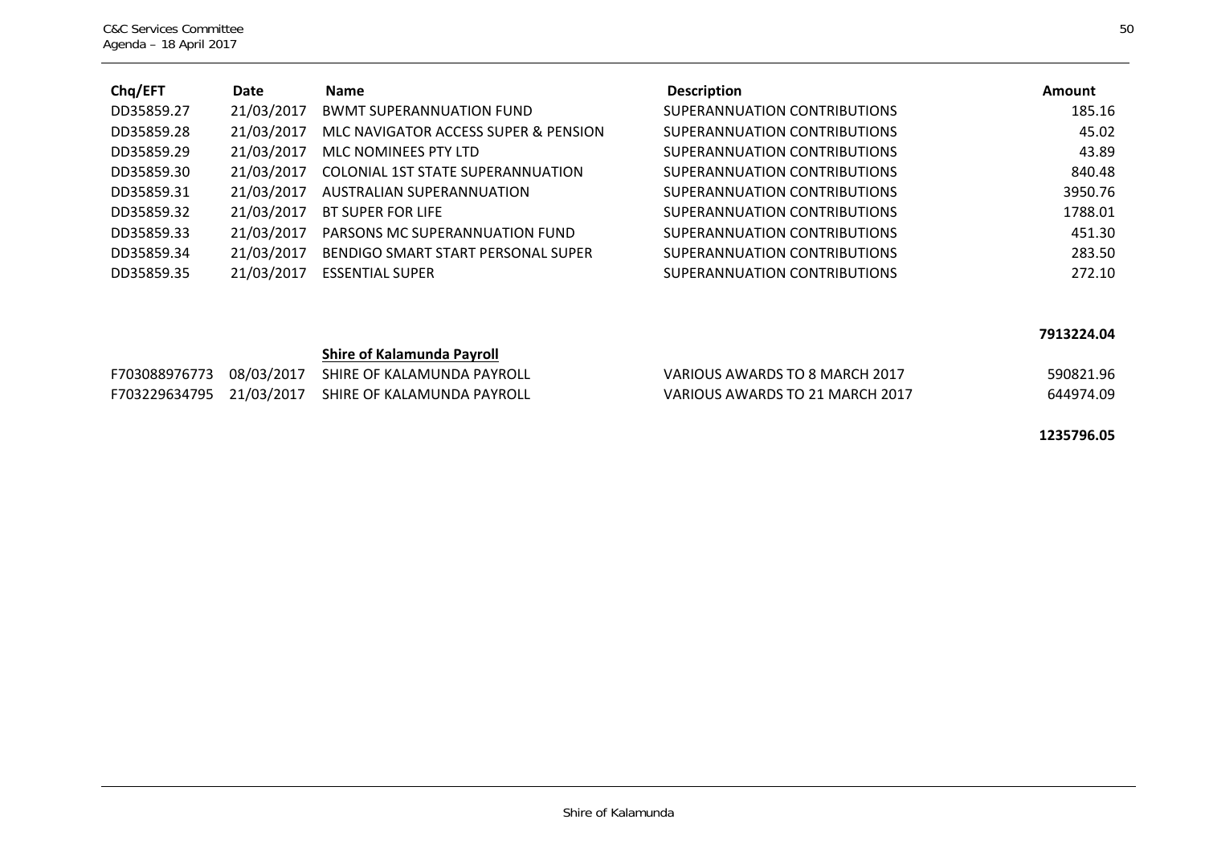| Chq/EFT | Date | Name | Description | Amount |
|---|---|---|---|---|
| DD35859.27 | 21/03/2017 | BWMT SUPERANNUATION FUND | SUPERANNUATION CONTRIBUTIONS | 185.16 |
| DD35859.28 | 21/03/2017 | MLC NAVIGATOR ACCESS SUPER & PENSION | SUPERANNUATION CONTRIBUTIONS | 45.02 |
| DD35859.29 | 21/03/2017 | MLC NOMINEES PTY LTD | SUPERANNUATION CONTRIBUTIONS | 43.89 |
| DD35859.30 | 21/03/2017 | COLONIAL 1ST STATE SUPERANNUATION | SUPERANNUATION CONTRIBUTIONS | 840.48 |
| DD35859.31 | 21/03/2017 | AUSTRALIAN SUPERANNUATION | SUPERANNUATION CONTRIBUTIONS | 3950.76 |
| DD35859.32 | 21/03/2017 | BT SUPER FOR LIFE | SUPERANNUATION CONTRIBUTIONS | 1788.01 |
| DD35859.33 | 21/03/2017 | PARSONS MC SUPERANNUATION FUND | SUPERANNUATION CONTRIBUTIONS | 451.30 |
| DD35859.34 | 21/03/2017 | BENDIGO SMART START PERSONAL SUPER | SUPERANNUATION CONTRIBUTIONS | 283.50 |
| DD35859.35 | 21/03/2017 | ESSENTIAL SUPER | SUPERANNUATION CONTRIBUTIONS | 272.10 |
| | | | | **7913224.04** |
| | | **Shire of Kalamunda Payroll** | | |
| F703088976773 | 08/03/2017 | SHIRE OF KALAMUNDA PAYROLL | VARIOUS AWARDS TO 8 MARCH 2017 | 590821.96 |
| F703229634795 | 21/03/2017 | SHIRE OF KALAMUNDA PAYROLL | VARIOUS AWARDS TO 21 MARCH 2017 | 644974.09 |
| | | | | **1235796.05** |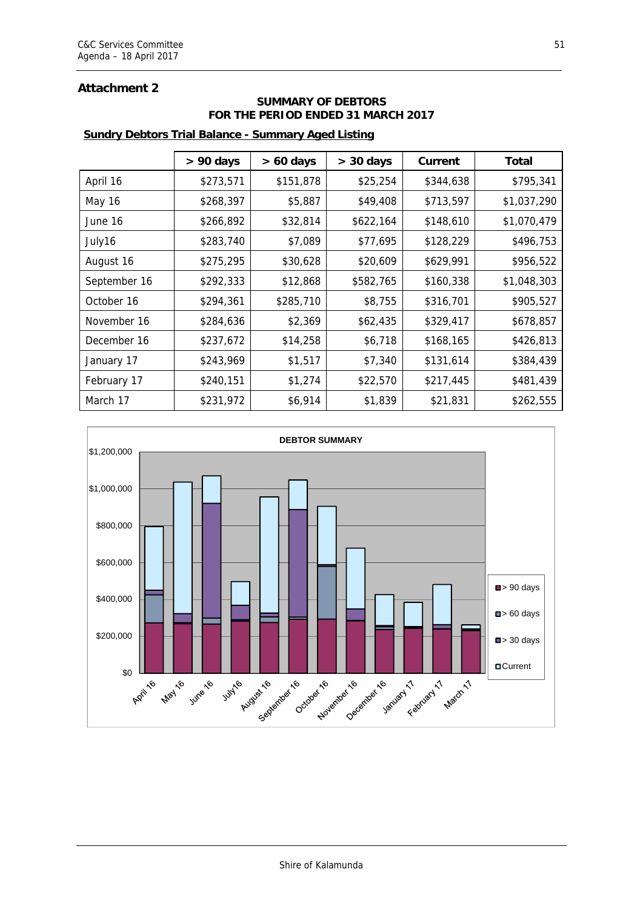## Attachment 2

**SUMMARY OF DEBTORS**
**FOR THE PERIOD ENDED 31 MARCH 2017**

**Sundry Debtors Trial Balance - Summary Aged Listing**

| | > 90 days | > 60 days | > 30 days | Current | Total |
|---|---|---|---|---|---|
| April 16 | $273,571 | $151,878 | $25,254 | $344,638 | $795,341 |
| May 16 | $268,397 | $5,887 | $49,408 | $713,597 | $1,037,290 |
| June 16 | $266,892 | $32,814 | $622,164 | $148,610 | $1,070,479 |
| July16 | $283,740 | $7,089 | $77,695 | $128,229 | $496,753 |
| August 16 | $275,295 | $30,628 | $20,609 | $629,991 | $956,522 |
| September 16 | $292,333 | $12,868 | $582,765 | $160,338 | $1,048,303 |
| October 16 | $294,361 | $285,710 | $8,755 | $316,701 | $905,527 |
| November 16 | $284,636 | $2,369 | $62,435 | $329,417 | $678,857 |
| December 16 | $237,672 | $14,258 | $6,718 | $168,165 | $426,813 |
| January 17 | $243,969 | $1,517 | $7,340 | $131,614 | $384,439 |
| February 17 | $240,151 | $1,274 | $22,570 | $217,445 | $481,439 |
| March 17 | $231,972 | $6,914 | $1,839 | $21,831 | $262,555 |

**DEBTOR SUMMARY**

| | > 90 days | > 60 days | > 30 days | Current |
|---|---|---|---|---|
| April 16 | $273,571 | $151,878 | $25,254 | $344,638 |
| May 16 | $268,397 | $5,887 | $49,408 | $713,597 |
| June 16 | $266,892 | $32,814 | $622,164 | $148,610 |
| July16 | $283,740 | $7,089 | $77,695 | $128,229 |
| August 16 | $275,295 | $30,628 | $20,609 | $629,991 |
| September 16 | $292,333 | $12,868 | $582,765 | $160,338 |
| October 16 | $294,361 | $285,710 | $8,755 | $316,701 |
| November 16 | $284,636 | $2,369 | $62,435 | $329,417 |
| December 16 | $237,672 | $14,258 | $6,718 | $168,165 |
| January 17 | $243,969 | $1,517 | $7,340 | $131,614 |
| February 17 | $240,151 | $1,274 | $22,570 | $217,445 |
| March 17 | $231,972 | $6,914 | $1,839 | $21,831 |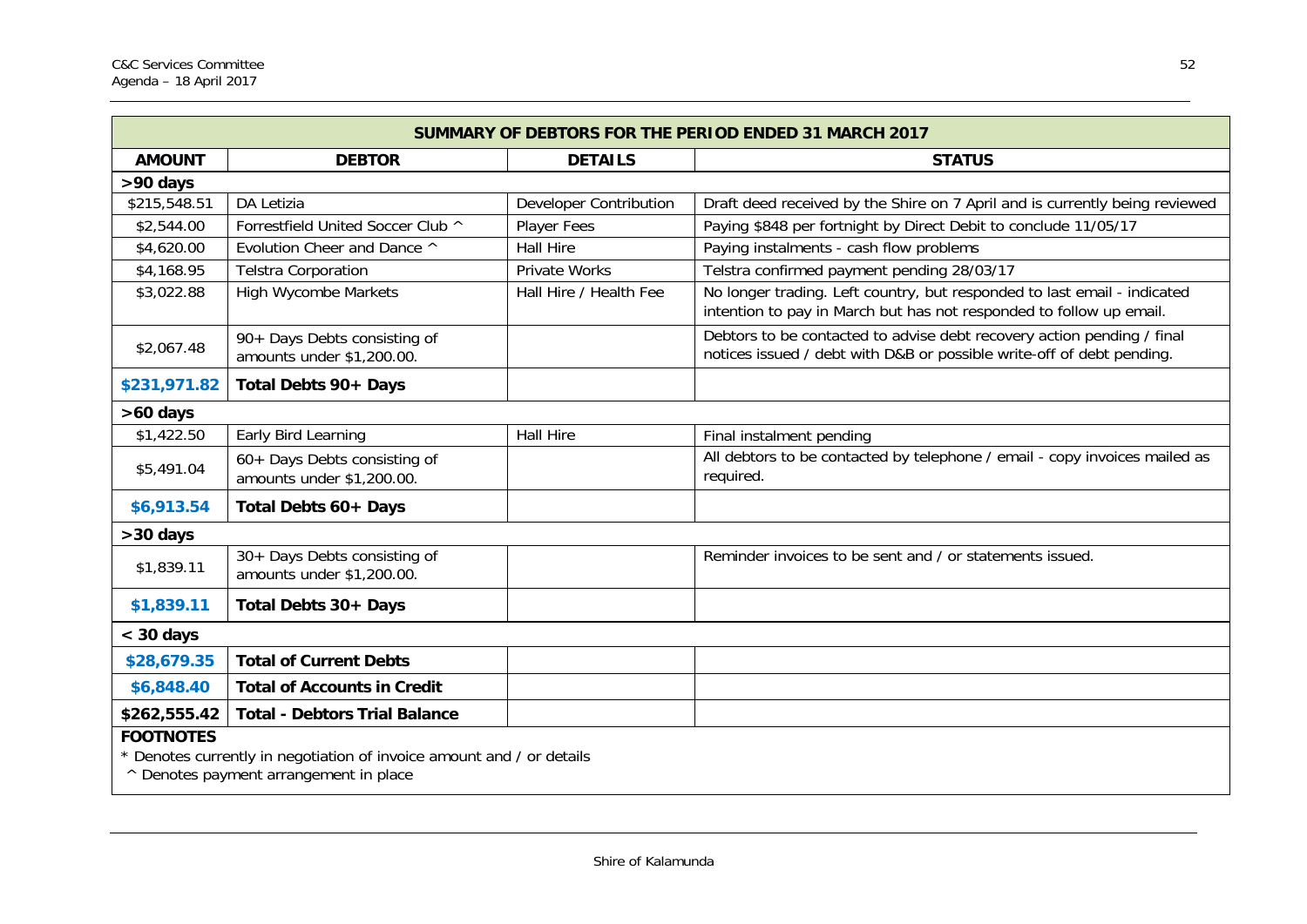| SUMMARY OF DEBTORS FOR THE PERIOD ENDED 31 MARCH 2017 | | | |
|---|---|---|---|
| **AMOUNT** | **DEBTOR** | **DETAILS** | **STATUS** |
| **>90 days** | | | |
| $215,548.51 | DA Letizia | Developer Contribution | Draft deed received by the Shire on 7 April and is currently being reviewed |
| $2,544.00 | Forrestfield United Soccer Club ^ | Player Fees | Paying $848 per fortnight by Direct Debit to conclude 11/05/17 |
| $4,620.00 | Evolution Cheer and Dance ^ | Hall Hire | Paying instalments - cash flow problems |
| $4,168.95 | Telstra Corporation | Private Works | Telstra confirmed payment pending 28/03/17 |
| $3,022.88 | High Wycombe Markets | Hall Hire / Health Fee | No longer trading. Left country, but responded to last email - indicated intention to pay in March but has not responded to follow up email. |
| $2,067.48 | 90+ Days Debts consisting of amounts under $1,200.00. | | Debtors to be contacted to advise debt recovery action pending / final notices issued / debt with D&B or possible write-off of debt pending. |
| **$231,971.82** | **Total Debts 90+ Days** | | |
| **>60 days** | | | |
| $1,422.50 | Early Bird Learning | Hall Hire | Final instalment pending |
| $5,491.04 | 60+ Days Debts consisting of amounts under $1,200.00. | | All debtors to be contacted by telephone / email - copy invoices mailed as required. |
| **$6,913.54** | **Total Debts 60+ Days** | | |
| **>30 days** | | | |
| $1,839.11 | 30+ Days Debts consisting of amounts under $1,200.00. | | Reminder invoices to be sent and / or statements issued. |
| **$1,839.11** | **Total Debts 30+ Days** | | |
| **< 30 days** | | | |
| **$28,679.35** | **Total of Current Debts** | | |
| **$6,848.40** | **Total of Accounts in Credit** | | |
| **$262,555.42** | **Total - Debtors Trial Balance** | | |

**FOOTNOTES**

* Denotes currently in negotiation of invoice amount and / or details

^ Denotes payment arrangement in place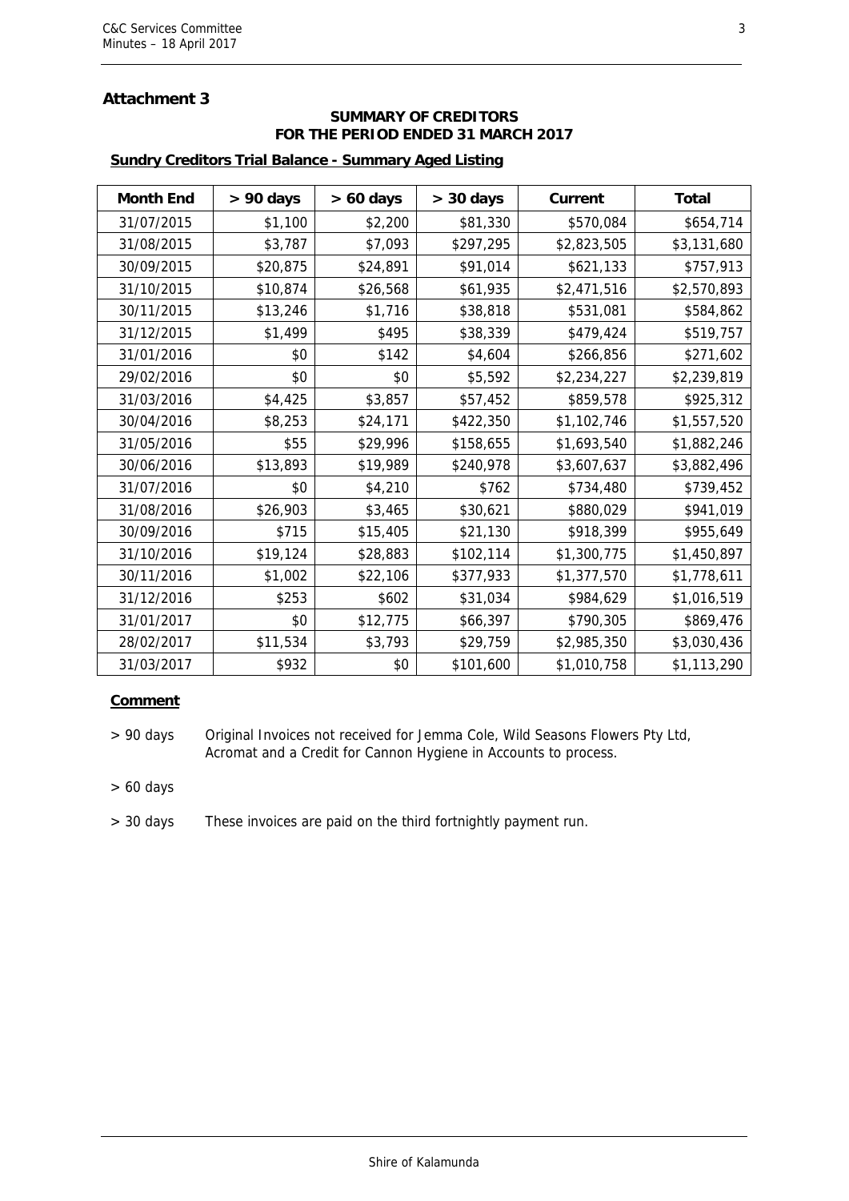## Attachment 3

**SUMMARY OF CREDITORS**
**FOR THE PERIOD ENDED 31 MARCH 2017**

**Sundry Creditors Trial Balance - Summary Aged Listing**

| Month End | > 90 days | > 60 days | > 30 days | Current | Total |
|---|---|---|---|---|---|
| 31/07/2015 | $1,100 | $2,200 | $81,330 | $570,084 | $654,714 |
| 31/08/2015 | $3,787 | $7,093 | $297,295 | $2,823,505 | $3,131,680 |
| 30/09/2015 | $20,875 | $24,891 | $91,014 | $621,133 | $757,913 |
| 31/10/2015 | $10,874 | $26,568 | $61,935 | $2,471,516 | $2,570,893 |
| 30/11/2015 | $13,246 | $1,716 | $38,818 | $531,081 | $584,862 |
| 31/12/2015 | $1,499 | $495 | $38,339 | $479,424 | $519,757 |
| 31/01/2016 | $0 | $142 | $4,604 | $266,856 | $271,602 |
| 29/02/2016 | $0 | $0 | $5,592 | $2,234,227 | $2,239,819 |
| 31/03/2016 | $4,425 | $3,857 | $57,452 | $859,578 | $925,312 |
| 30/04/2016 | $8,253 | $24,171 | $422,350 | $1,102,746 | $1,557,520 |
| 31/05/2016 | $55 | $29,996 | $158,655 | $1,693,540 | $1,882,246 |
| 30/06/2016 | $13,893 | $19,989 | $240,978 | $3,607,637 | $3,882,496 |
| 31/07/2016 | $0 | $4,210 | $762 | $734,480 | $739,452 |
| 31/08/2016 | $26,903 | $3,465 | $30,621 | $880,029 | $941,019 |
| 30/09/2016 | $715 | $15,405 | $21,130 | $918,399 | $955,649 |
| 31/10/2016 | $19,124 | $28,883 | $102,114 | $1,300,775 | $1,450,897 |
| 30/11/2016 | $1,002 | $22,106 | $377,933 | $1,377,570 | $1,778,611 |
| 31/12/2016 | $253 | $602 | $31,034 | $984,629 | $1,016,519 |
| 31/01/2017 | $0 | $12,775 | $66,397 | $790,305 | $869,476 |
| 28/02/2017 | $11,534 | $3,793 | $29,759 | $2,985,350 | $3,030,436 |
| 31/03/2017 | $932 | $0 | $101,600 | $1,010,758 | $1,113,290 |

**Comment**

> 90 days  Original Invoices not received for Jemma Cole, Wild Seasons Flowers Pty Ltd, Acromat and a Credit for Cannon Hygiene in Accounts to process.

> 60 days

> 30 days  These invoices are paid on the third fortnightly payment run.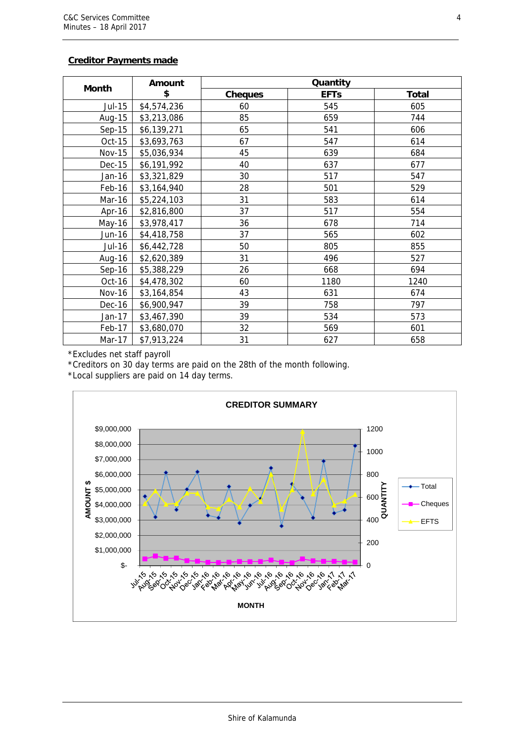## Creditor Payments made

| Month | Amount $ | Quantity | | |
|---|---|---|---|---|
| | | Cheques | EFTs | Total |
| Jul-15 | $4,574,236 | 60 | 545 | 605 |
| Aug-15 | $3,213,086 | 85 | 659 | 744 |
| Sep-15 | $6,139,271 | 65 | 541 | 606 |
| Oct-15 | $3,693,763 | 67 | 547 | 614 |
| Nov-15 | $5,036,934 | 45 | 639 | 684 |
| Dec-15 | $6,191,992 | 40 | 637 | 677 |
| Jan-16 | $3,321,829 | 30 | 517 | 547 |
| Feb-16 | $3,164,940 | 28 | 501 | 529 |
| Mar-16 | $5,224,103 | 31 | 583 | 614 |
| Apr-16 | $2,816,800 | 37 | 517 | 554 |
| May-16 | $3,978,417 | 36 | 678 | 714 |
| Jun-16 | $4,418,758 | 37 | 565 | 602 |
| Jul-16 | $6,442,728 | 50 | 805 | 855 |
| Aug-16 | $2,620,389 | 31 | 496 | 527 |
| Sep-16 | $5,388,229 | 26 | 668 | 694 |
| Oct-16 | $4,478,302 | 60 | 1180 | 1240 |
| Nov-16 | $3,164,854 | 43 | 631 | 674 |
| Dec-16 | $6,900,947 | 39 | 758 | 797 |
| Jan-17 | $3,467,390 | 39 | 534 | 573 |
| Feb-17 | $3,680,070 | 32 | 569 | 601 |
| Mar-17 | $7,913,224 | 31 | 627 | 658 |

*Excludes net staff payroll
*Creditors on 30 day terms are paid on the 28th of the month following.
*Local suppliers are paid on 14 day terms.

CREDITOR SUMMARY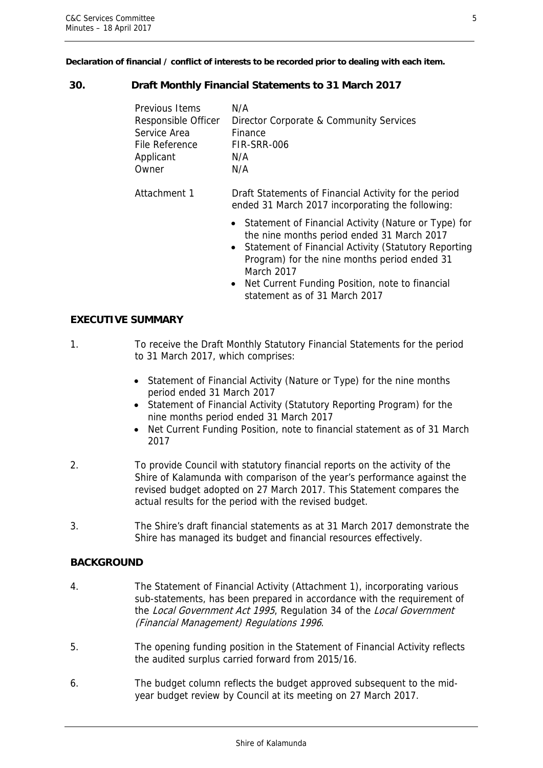**Declaration of financial / conflict of interests to be recorded prior to dealing with each item.**

## 30. Draft Monthly Financial Statements to 31 March 2017

| | |
|---|---|
| Previous Items | N/A |
| Responsible Officer | Director Corporate & Community Services |
| Service Area | Finance |
| File Reference | FIR-SRR-006 |
| Applicant | N/A |
| Owner | N/A |

Attachment 1 — Draft Statements of Financial Activity for the period ended 31 March 2017 incorporating the following:

- Statement of Financial Activity (Nature or Type) for the nine months period ended 31 March 2017
- Statement of Financial Activity (Statutory Reporting Program) for the nine months period ended 31 March 2017
- Net Current Funding Position, note to financial statement as of 31 March 2017

### EXECUTIVE SUMMARY

1. To receive the Draft Monthly Statutory Financial Statements for the period to 31 March 2017, which comprises:

   - Statement of Financial Activity (Nature or Type) for the nine months period ended 31 March 2017
   - Statement of Financial Activity (Statutory Reporting Program) for the nine months period ended 31 March 2017
   - Net Current Funding Position, note to financial statement as of 31 March 2017

2. To provide Council with statutory financial reports on the activity of the Shire of Kalamunda with comparison of the year's performance against the revised budget adopted on 27 March 2017. This Statement compares the actual results for the period with the revised budget.

3. The Shire's draft financial statements as at 31 March 2017 demonstrate the Shire has managed its budget and financial resources effectively.

### BACKGROUND

4. The Statement of Financial Activity (Attachment 1), incorporating various sub-statements, has been prepared in accordance with the requirement of the *Local Government Act 1995*, Regulation 34 of the *Local Government (Financial Management) Regulations 1996*.

5. The opening funding position in the Statement of Financial Activity reflects the audited surplus carried forward from 2015/16.

6. The budget column reflects the budget approved subsequent to the mid-year budget review by Council at its meeting on 27 March 2017.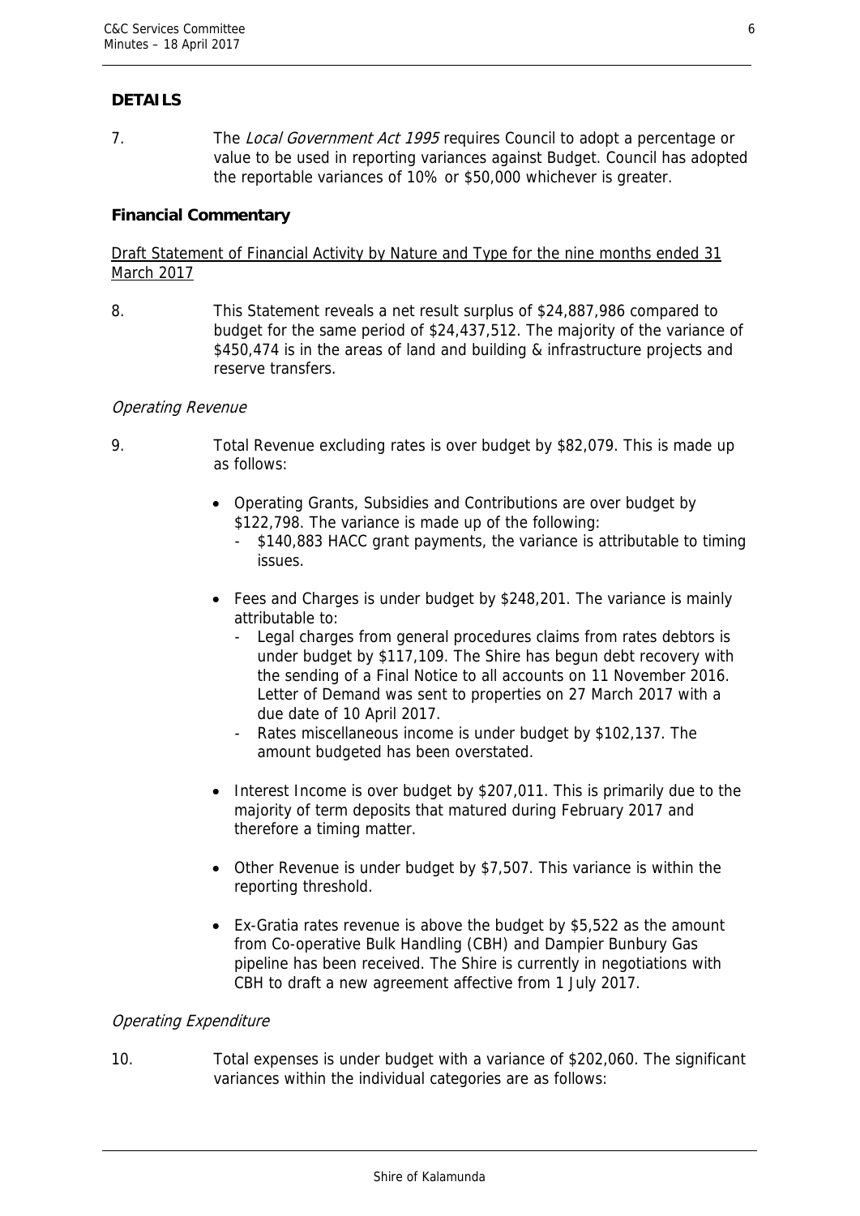## DETAILS

7. The *Local Government Act 1995* requires Council to adopt a percentage or value to be used in reporting variances against Budget. Council has adopted the reportable variances of 10% or $50,000 whichever is greater.

### Financial Commentary

<u>Draft Statement of Financial Activity by Nature and Type for the nine months ended 31 March 2017</u>

8. This Statement reveals a net result surplus of $24,887,986 compared to budget for the same period of $24,437,512. The majority of the variance of $450,474 is in the areas of land and building & infrastructure projects and reserve transfers.

*Operating Revenue*

9. Total Revenue excluding rates is over budget by $82,079. This is made up as follows:

- Operating Grants, Subsidies and Contributions are over budget by $122,798. The variance is made up of the following:
  - $140,883 HACC grant payments, the variance is attributable to timing issues.
- Fees and Charges is under budget by $248,201. The variance is mainly attributable to:
  - Legal charges from general procedures claims from rates debtors is under budget by $117,109. The Shire has begun debt recovery with the sending of a Final Notice to all accounts on 11 November 2016. Letter of Demand was sent to properties on 27 March 2017 with a due date of 10 April 2017.
  - Rates miscellaneous income is under budget by $102,137. The amount budgeted has been overstated.
- Interest Income is over budget by $207,011. This is primarily due to the majority of term deposits that matured during February 2017 and therefore a timing matter.
- Other Revenue is under budget by $7,507. This variance is within the reporting threshold.
- Ex-Gratia rates revenue is above the budget by $5,522 as the amount from Co-operative Bulk Handling (CBH) and Dampier Bunbury Gas pipeline has been received. The Shire is currently in negotiations with CBH to draft a new agreement affective from 1 July 2017.

*Operating Expenditure*

10. Total expenses is under budget with a variance of $202,060. The significant variances within the individual categories are as follows: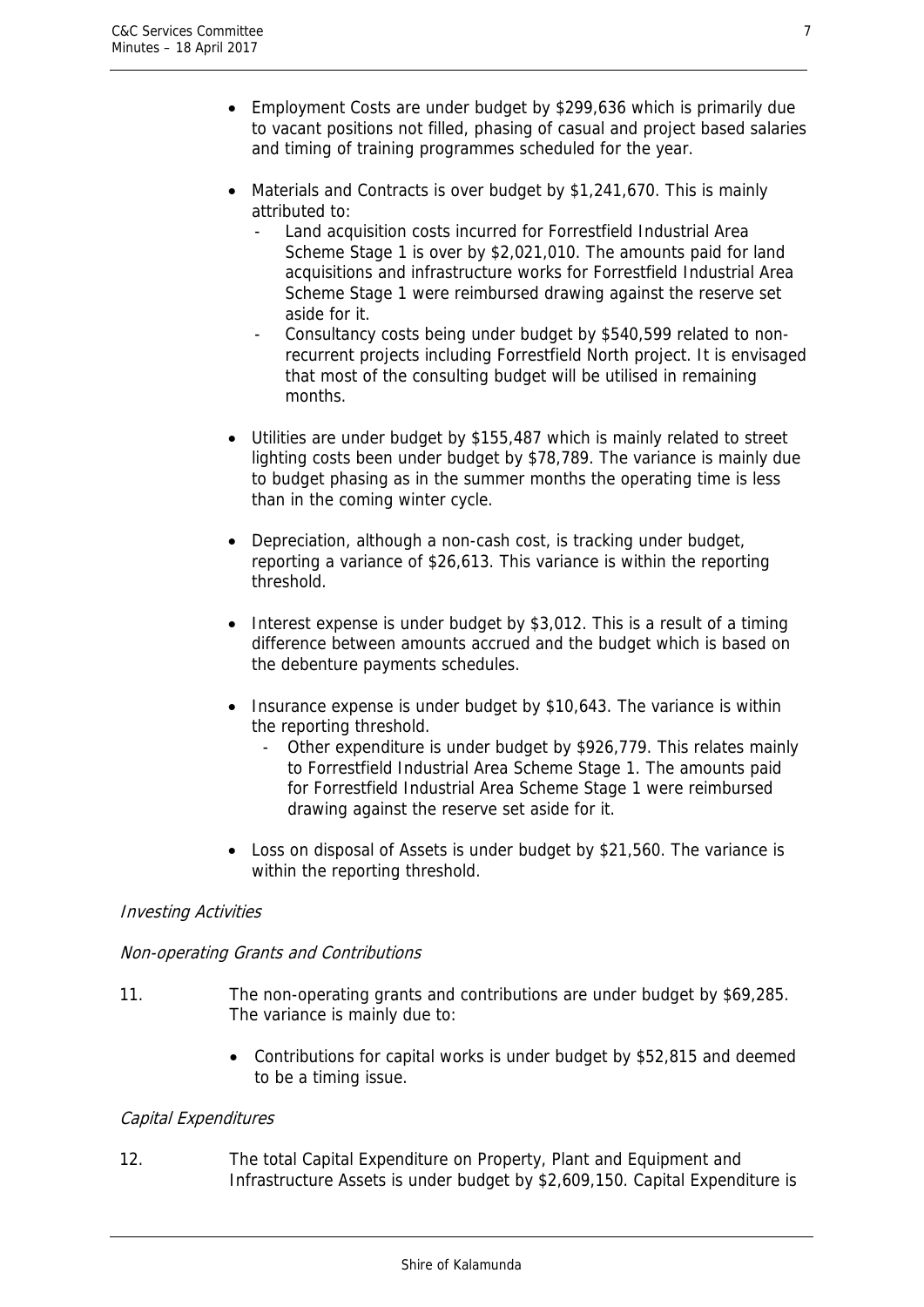- Employment Costs are under budget by $299,636 which is primarily due to vacant positions not filled, phasing of casual and project based salaries and timing of training programmes scheduled for the year.

- Materials and Contracts is over budget by $1,241,670. This is mainly attributed to:
  - Land acquisition costs incurred for Forrestfield Industrial Area Scheme Stage 1 is over by $2,021,010. The amounts paid for land acquisitions and infrastructure works for Forrestfield Industrial Area Scheme Stage 1 were reimbursed drawing against the reserve set aside for it.
  - Consultancy costs being under budget by $540,599 related to non-recurrent projects including Forrestfield North project. It is envisaged that most of the consulting budget will be utilised in remaining months.

- Utilities are under budget by $155,487 which is mainly related to street lighting costs been under budget by $78,789. The variance is mainly due to budget phasing as in the summer months the operating time is less than in the coming winter cycle.

- Depreciation, although a non-cash cost, is tracking under budget, reporting a variance of $26,613. This variance is within the reporting threshold.

- Interest expense is under budget by $3,012. This is a result of a timing difference between amounts accrued and the budget which is based on the debenture payments schedules.

- Insurance expense is under budget by $10,643. The variance is within the reporting threshold.
  - Other expenditure is under budget by $926,779. This relates mainly to Forrestfield Industrial Area Scheme Stage 1. The amounts paid for Forrestfield Industrial Area Scheme Stage 1 were reimbursed drawing against the reserve set aside for it.

- Loss on disposal of Assets is under budget by $21,560. The variance is within the reporting threshold.

*Investing Activities*

*Non-operating Grants and Contributions*

11. The non-operating grants and contributions are under budget by $69,285. The variance is mainly due to:

    - Contributions for capital works is under budget by $52,815 and deemed to be a timing issue.

*Capital Expenditures*

12. The total Capital Expenditure on Property, Plant and Equipment and Infrastructure Assets is under budget by $2,609,150. Capital Expenditure is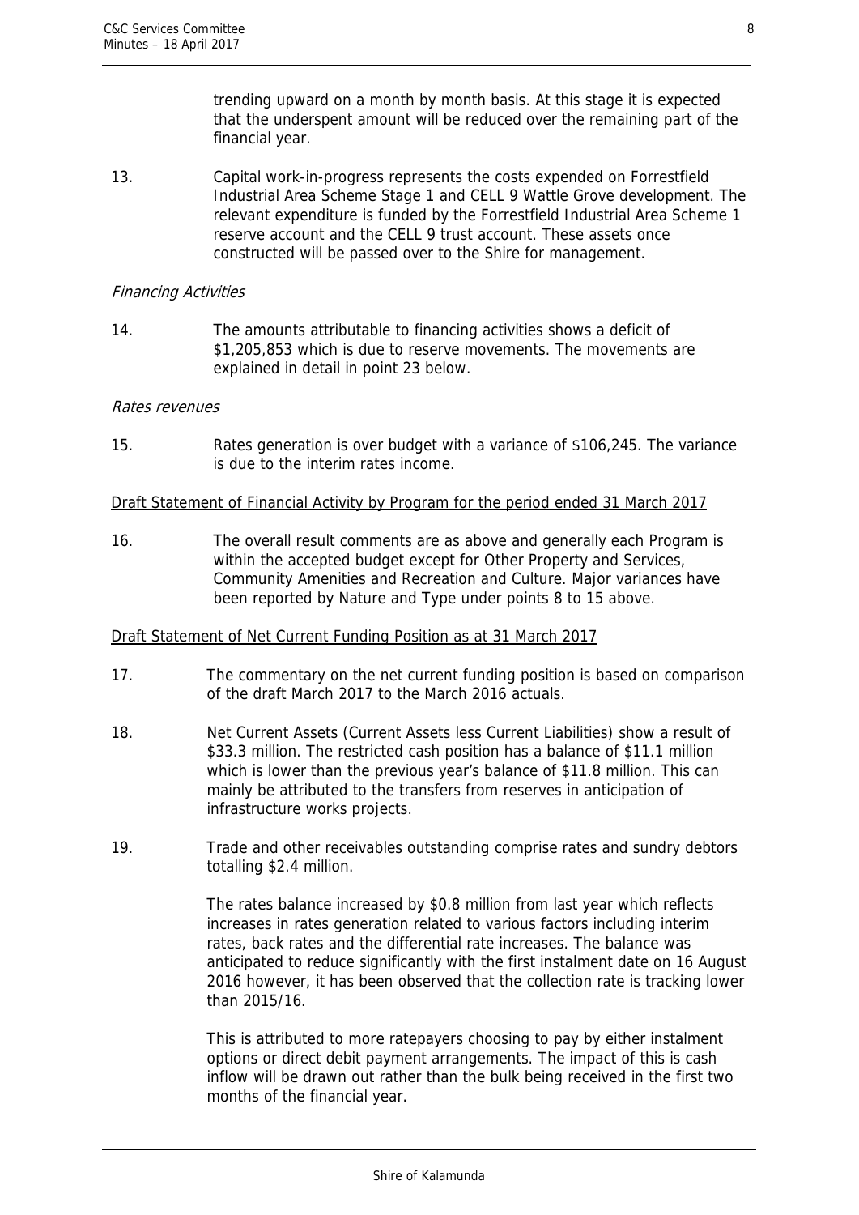trending upward on a month by month basis. At this stage it is expected that the underspent amount will be reduced over the remaining part of the financial year.

13. Capital work-in-progress represents the costs expended on Forrestfield Industrial Area Scheme Stage 1 and CELL 9 Wattle Grove development. The relevant expenditure is funded by the Forrestfield Industrial Area Scheme 1 reserve account and the CELL 9 trust account. These assets once constructed will be passed over to the Shire for management.

*Financing Activities*

14. The amounts attributable to financing activities shows a deficit of $1,205,853 which is due to reserve movements. The movements are explained in detail in point 23 below.

*Rates revenues*

15. Rates generation is over budget with a variance of $106,245. The variance is due to the interim rates income.

<u>Draft Statement of Financial Activity by Program for the period ended 31 March 2017</u>

16. The overall result comments are as above and generally each Program is within the accepted budget except for Other Property and Services, Community Amenities and Recreation and Culture. Major variances have been reported by Nature and Type under points 8 to 15 above.

<u>Draft Statement of Net Current Funding Position as at 31 March 2017</u>

17. The commentary on the net current funding position is based on comparison of the draft March 2017 to the March 2016 actuals.

18. Net Current Assets (Current Assets less Current Liabilities) show a result of $33.3 million. The restricted cash position has a balance of $11.1 million which is lower than the previous year's balance of $11.8 million. This can mainly be attributed to the transfers from reserves in anticipation of infrastructure works projects.

19. Trade and other receivables outstanding comprise rates and sundry debtors totalling $2.4 million.

    The rates balance increased by $0.8 million from last year which reflects increases in rates generation related to various factors including interim rates, back rates and the differential rate increases. The balance was anticipated to reduce significantly with the first instalment date on 16 August 2016 however, it has been observed that the collection rate is tracking lower than 2015/16.

    This is attributed to more ratepayers choosing to pay by either instalment options or direct debit payment arrangements. The impact of this is cash inflow will be drawn out rather than the bulk being received in the first two months of the financial year.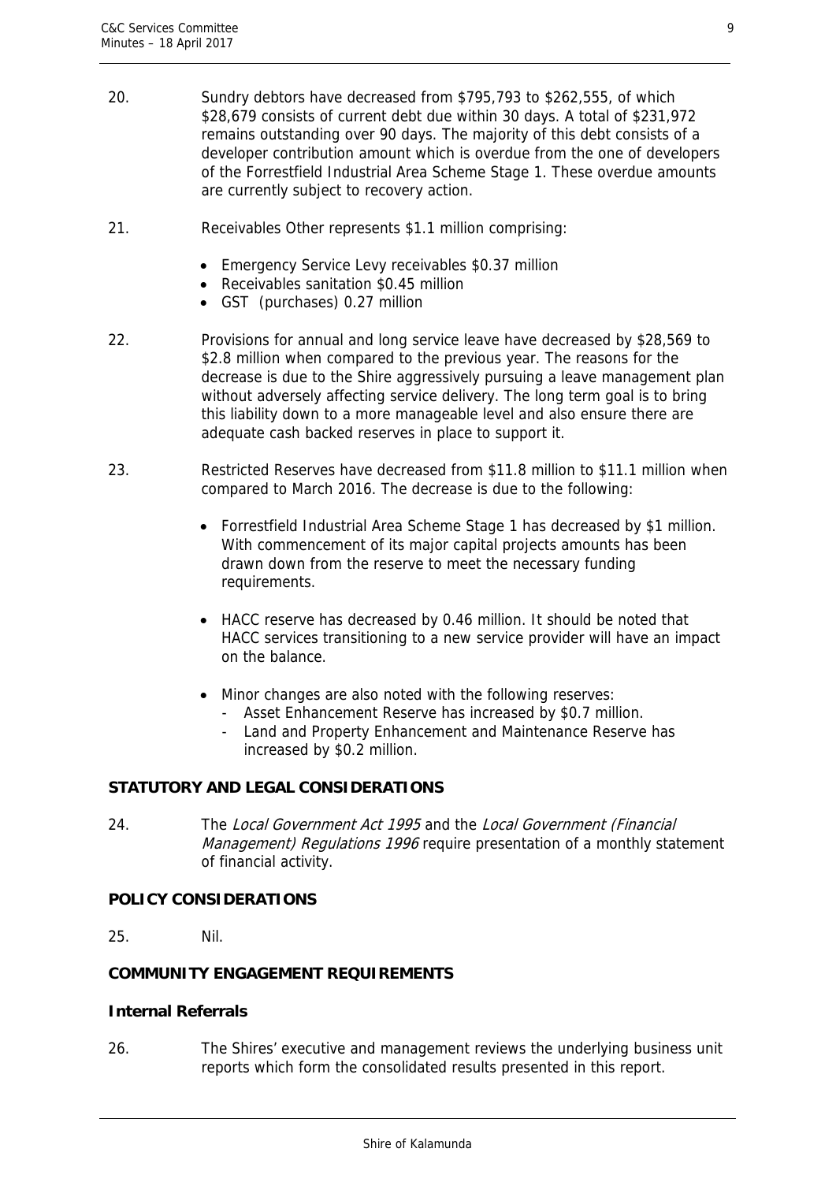20. Sundry debtors have decreased from \$795,793 to \$262,555, of which \$28,679 consists of current debt due within 30 days. A total of \$231,972 remains outstanding over 90 days. The majority of this debt consists of a developer contribution amount which is overdue from the one of developers of the Forrestfield Industrial Area Scheme Stage 1. These overdue amounts are currently subject to recovery action.

21. Receivables Other represents \$1.1 million comprising:

    - Emergency Service Levy receivables \$0.37 million
    - Receivables sanitation \$0.45 million
    - GST (purchases) 0.27 million

22. Provisions for annual and long service leave have decreased by \$28,569 to \$2.8 million when compared to the previous year. The reasons for the decrease is due to the Shire aggressively pursuing a leave management plan without adversely affecting service delivery. The long term goal is to bring this liability down to a more manageable level and also ensure there are adequate cash backed reserves in place to support it.

23. Restricted Reserves have decreased from \$11.8 million to \$11.1 million when compared to March 2016. The decrease is due to the following:

    - Forrestfield Industrial Area Scheme Stage 1 has decreased by \$1 million. With commencement of its major capital projects amounts has been drawn down from the reserve to meet the necessary funding requirements.

    - HACC reserve has decreased by 0.46 million. It should be noted that HACC services transitioning to a new service provider will have an impact on the balance.

    - Minor changes are also noted with the following reserves:
        - Asset Enhancement Reserve has increased by \$0.7 million.
        - Land and Property Enhancement and Maintenance Reserve has increased by \$0.2 million.

**STATUTORY AND LEGAL CONSIDERATIONS**

24. The *Local Government Act 1995* and the *Local Government (Financial Management) Regulations 1996* require presentation of a monthly statement of financial activity.

**POLICY CONSIDERATIONS**

25. Nil.

**COMMUNITY ENGAGEMENT REQUIREMENTS**

**Internal Referrals**

26. The Shires' executive and management reviews the underlying business unit reports which form the consolidated results presented in this report.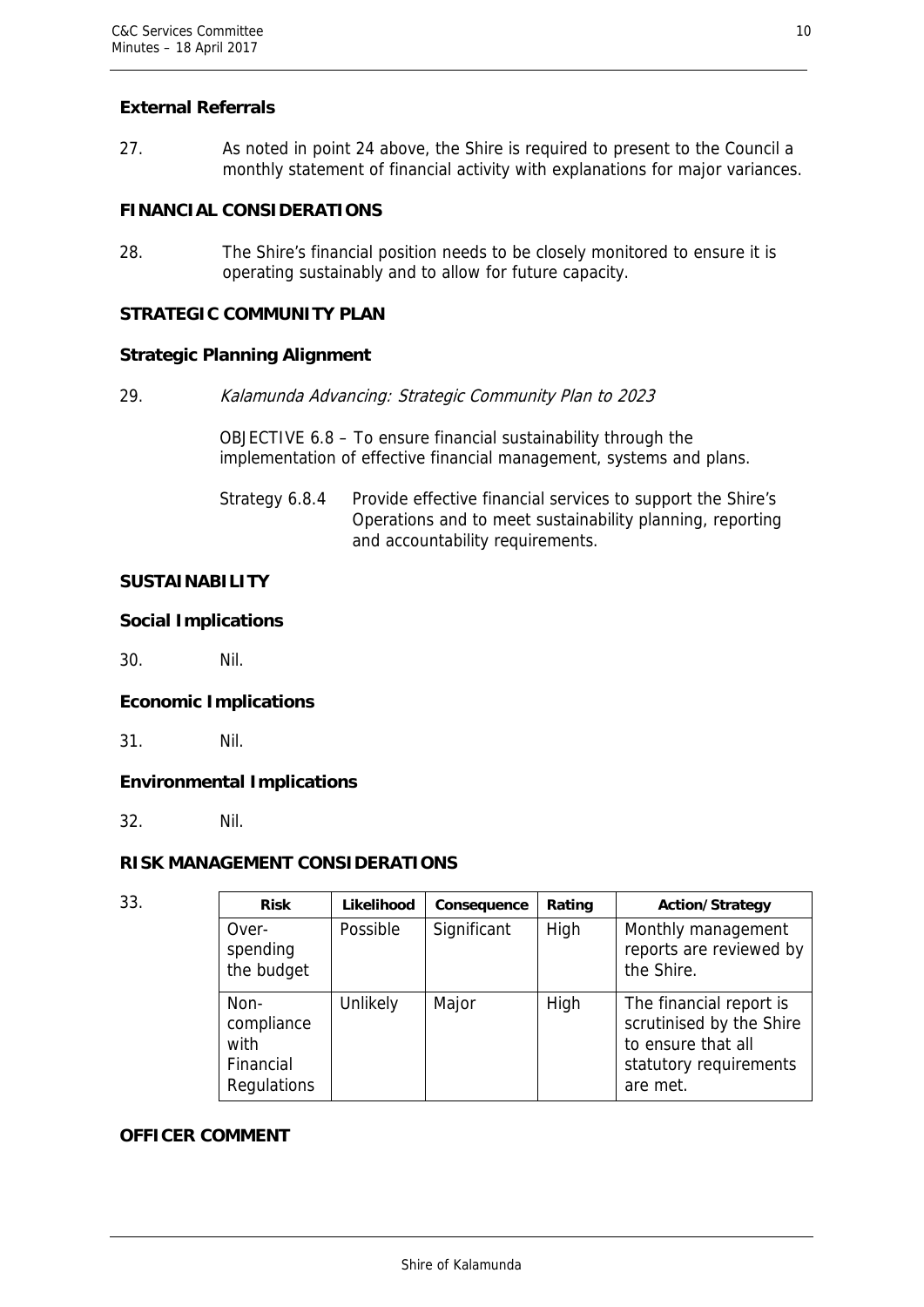## External Referrals

27. As noted in point 24 above, the Shire is required to present to the Council a monthly statement of financial activity with explanations for major variances.

## FINANCIAL CONSIDERATIONS

28. The Shire's financial position needs to be closely monitored to ensure it is operating sustainably and to allow for future capacity.

## STRATEGIC COMMUNITY PLAN

### Strategic Planning Alignment

29. *Kalamunda Advancing: Strategic Community Plan to 2023*

    OBJECTIVE 6.8 – To ensure financial sustainability through the implementation of effective financial management, systems and plans.

    Strategy 6.8.4 Provide effective financial services to support the Shire's Operations and to meet sustainability planning, reporting and accountability requirements.

## SUSTAINABILITY

### Social Implications

30. Nil.

### Economic Implications

31. Nil.

### Environmental Implications

32. Nil.

## RISK MANAGEMENT CONSIDERATIONS

33.

| Risk | Likelihood | Consequence | Rating | Action/Strategy |
|---|---|---|---|---|
| Over-spending the budget | Possible | Significant | High | Monthly management reports are reviewed by the Shire. |
| Non-compliance with Financial Regulations | Unlikely | Major | High | The financial report is scrutinised by the Shire to ensure that all statutory requirements are met. |

## OFFICER COMMENT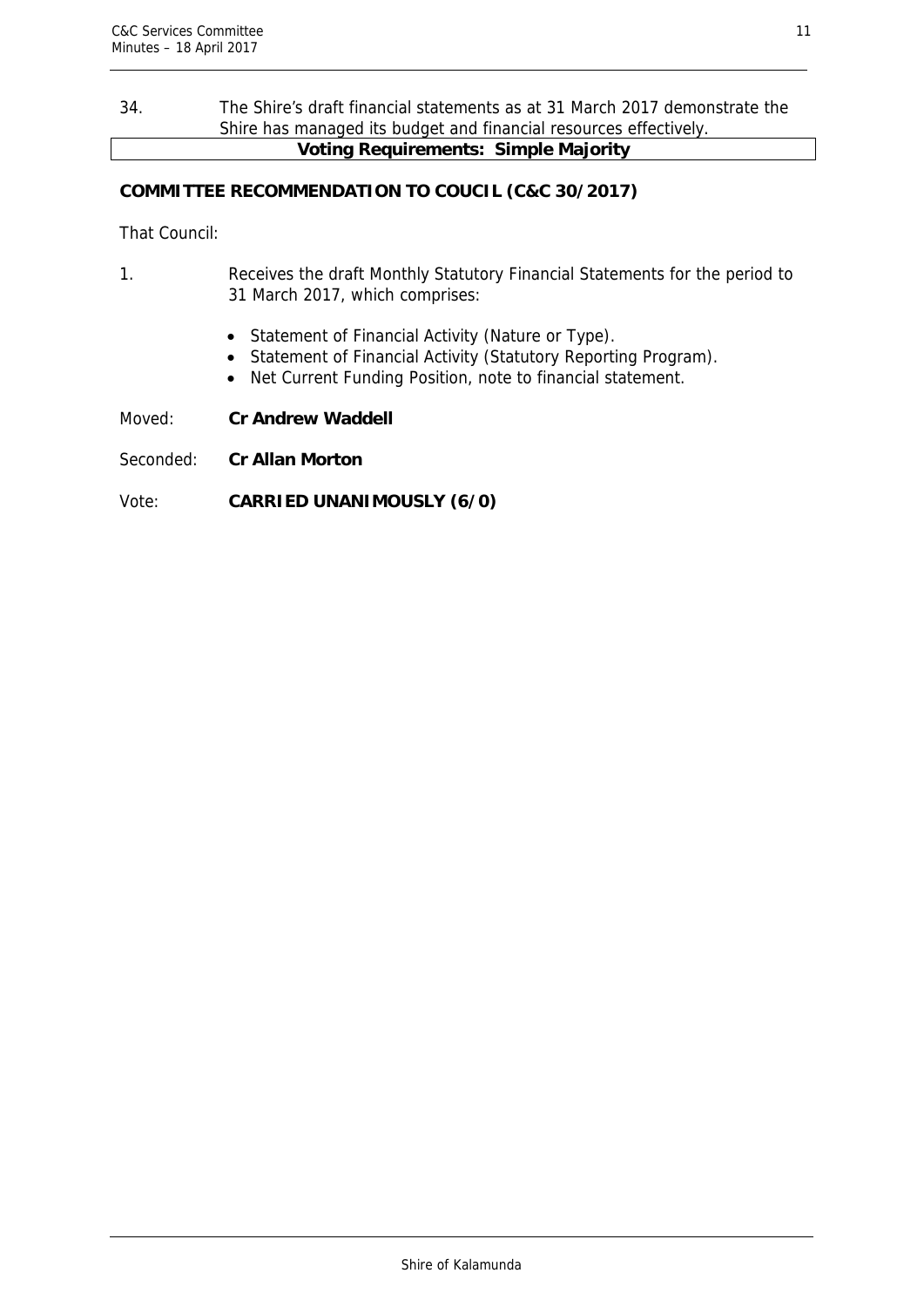34. The Shire's draft financial statements as at 31 March 2017 demonstrate the Shire has managed its budget and financial resources effectively.

**Voting Requirements: Simple Majority**

**COMMITTEE RECOMMENDATION TO COUCIL (C&C 30/2017)**

That Council:

1. Receives the draft Monthly Statutory Financial Statements for the period to 31 March 2017, which comprises:

   - Statement of Financial Activity (Nature or Type).
   - Statement of Financial Activity (Statutory Reporting Program).
   - Net Current Funding Position, note to financial statement.

Moved: **Cr Andrew Waddell**

Seconded: **Cr Allan Morton**

Vote: **CARRIED UNANIMOUSLY (6/0)**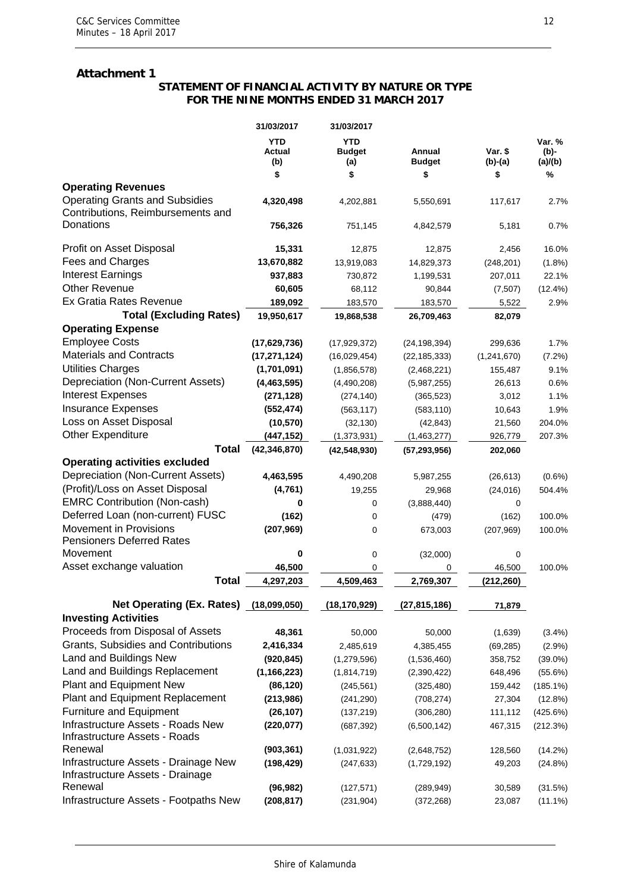**Attachment 1**

**STATEMENT OF FINANCIAL ACTIVITY BY NATURE OR TYPE FOR THE NINE MONTHS ENDED 31 MARCH 2017**

| | 31/03/2017 | 31/03/2017 | | | |
|---|---|---|---|---|---|
| | YTD Actual (b) | YTD Budget (a) | Annual Budget | Var. $ (b)-(a) | Var. % (b)-(a)/(b) |
| | $ | $ | $ | $ | % |
| **Operating Revenues** | | | | | |
| Operating Grants and Subsidies | **4,320,498** | 4,202,881 | 5,550,691 | 117,617 | 2.7% |
| Contributions, Reimbursements and Donations | **756,326** | 751,145 | 4,842,579 | 5,181 | 0.7% |
| Profit on Asset Disposal | **15,331** | 12,875 | 12,875 | 2,456 | 16.0% |
| Fees and Charges | **13,670,882** | 13,919,083 | 14,829,373 | (248,201) | (1.8%) |
| Interest Earnings | **937,883** | 730,872 | 1,199,531 | 207,011 | 22.1% |
| Other Revenue | **60,605** | 68,112 | 90,844 | (7,507) | (12.4%) |
| Ex Gratia Rates Revenue | **189,092** | 183,570 | 183,570 | 5,522 | 2.9% |
| **Total (Excluding Rates)** | **19,950,617** | **19,868,538** | **26,709,463** | **82,079** | |
| **Operating Expense** | | | | | |
| Employee Costs | **(17,629,736)** | (17,929,372) | (24,198,394) | 299,636 | 1.7% |
| Materials and Contracts | **(17,271,124)** | (16,029,454) | (22,185,333) | (1,241,670) | (7.2%) |
| Utilities Charges | **(1,701,091)** | (1,856,578) | (2,468,221) | 155,487 | 9.1% |
| Depreciation (Non-Current Assets) | **(4,463,595)** | (4,490,208) | (5,987,255) | 26,613 | 0.6% |
| Interest Expenses | **(271,128)** | (274,140) | (365,523) | 3,012 | 1.1% |
| Insurance Expenses | **(552,474)** | (563,117) | (583,110) | 10,643 | 1.9% |
| Loss on Asset Disposal | **(10,570)** | (32,130) | (42,843) | 21,560 | 204.0% |
| Other Expenditure | **(447,152)** | (1,373,931) | (1,463,277) | 926,779 | 207.3% |
| **Total** | **(42,346,870)** | **(42,548,930)** | **(57,293,956)** | **202,060** | |
| **Operating activities excluded** | | | | | |
| Depreciation (Non-Current Assets) | **4,463,595** | 4,490,208 | 5,987,255 | (26,613) | (0.6%) |
| (Profit)/Loss on Asset Disposal | **(4,761)** | 19,255 | 29,968 | (24,016) | 504.4% |
| EMRC Contribution (Non-cash) | **0** | 0 | (3,888,440) | 0 | |
| Deferred Loan (non-current) FUSC | **(162)** | 0 | (479) | (162) | 100.0% |
| Movement in Provisions | **(207,969)** | 0 | 673,003 | (207,969) | 100.0% |
| Pensioners Deferred Rates Movement | **0** | 0 | (32,000) | 0 | |
| Asset exchange valuation | **46,500** | 0 | 0 | 46,500 | 100.0% |
| **Total** | **4,297,203** | **4,509,463** | **2,769,307** | **(212,260)** | |
| **Net Operating (Ex. Rates)** | **(18,099,050)** | **(18,170,929)** | **(27,815,186)** | **71,879** | |
| **Investing Activities** | | | | | |
| Proceeds from Disposal of Assets | **48,361** | 50,000 | 50,000 | (1,639) | (3.4%) |
| Grants, Subsidies and Contributions | **2,416,334** | 2,485,619 | 4,385,455 | (69,285) | (2.9%) |
| Land and Buildings New | **(920,845)** | (1,279,596) | (1,536,460) | 358,752 | (39.0%) |
| Land and Buildings Replacement | **(1,166,223)** | (1,814,719) | (2,390,422) | 648,496 | (55.6%) |
| Plant and Equipment New | **(86,120)** | (245,561) | (325,480) | 159,442 | (185.1%) |
| Plant and Equipment Replacement | **(213,986)** | (241,290) | (708,274) | 27,304 | (12.8%) |
| Furniture and Equipment | **(26,107)** | (137,219) | (306,280) | 111,112 | (425.6%) |
| Infrastructure Assets - Roads New | **(220,077)** | (687,392) | (6,500,142) | 467,315 | (212.3%) |
| Infrastructure Assets - Roads Renewal | **(903,361)** | (1,031,922) | (2,648,752) | 128,560 | (14.2%) |
| Infrastructure Assets - Drainage New | **(198,429)** | (247,633) | (1,729,192) | 49,203 | (24.8%) |
| Infrastructure Assets - Drainage Renewal | **(96,982)** | (127,571) | (289,949) | 30,589 | (31.5%) |
| Infrastructure Assets - Footpaths New | **(208,817)** | (231,904) | (372,268) | 23,087 | (11.1%) |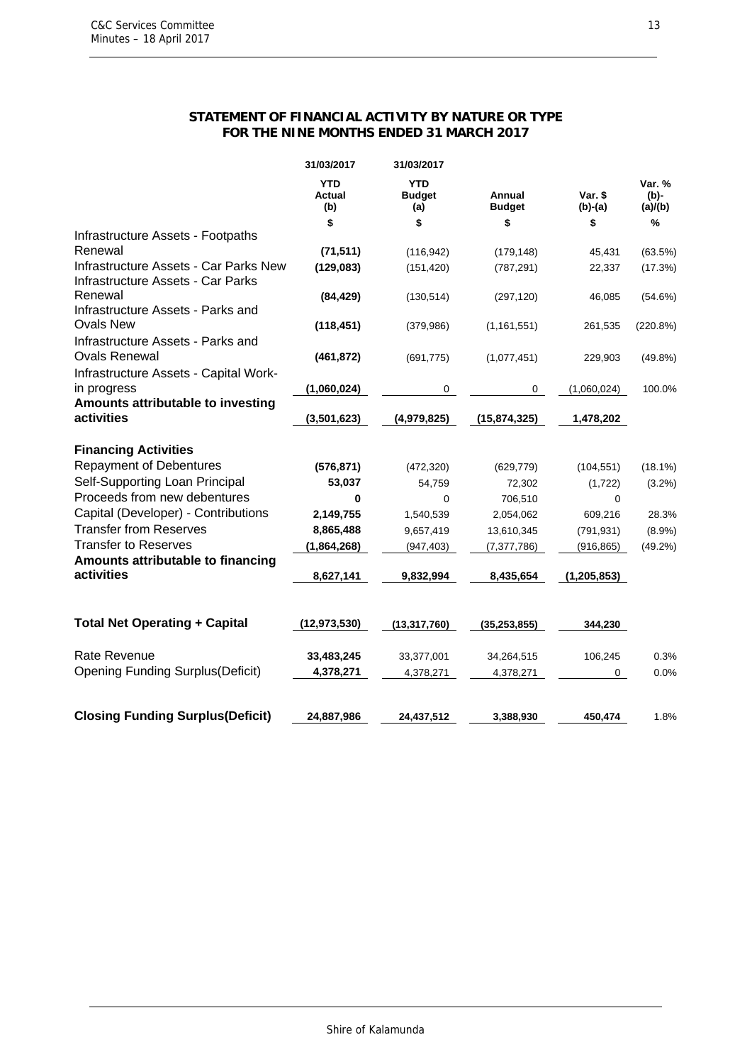## STATEMENT OF FINANCIAL ACTIVITY BY NATURE OR TYPE
## FOR THE NINE MONTHS ENDED 31 MARCH 2017

| | 31/03/2017 | 31/03/2017 | | | |
|---|---|---|---|---|---|
| | YTD Actual (b) | YTD Budget (a) | Annual Budget | Var. $ (b)-(a) | Var. % (b)-(a)/(b) |
| | $ | $ | $ | $ | % |
| Infrastructure Assets - Footpaths Renewal | **(71,511)** | (116,942) | (179,148) | 45,431 | (63.5%) |
| Infrastructure Assets - Car Parks New | **(129,083)** | (151,420) | (787,291) | 22,337 | (17.3%) |
| Infrastructure Assets - Car Parks Renewal | **(84,429)** | (130,514) | (297,120) | 46,085 | (54.6%) |
| Infrastructure Assets - Parks and Ovals New | **(118,451)** | (379,986) | (1,161,551) | 261,535 | (220.8%) |
| Infrastructure Assets - Parks and Ovals Renewal | **(461,872)** | (691,775) | (1,077,451) | 229,903 | (49.8%) |
| Infrastructure Assets - Capital Work-in progress | **(1,060,024)** | 0 | 0 | (1,060,024) | 100.0% |
| **Amounts attributable to investing activities** | **(3,501,623)** | **(4,979,825)** | **(15,874,325)** | **1,478,202** | |
| | | | | | |
| **Financing Activities** | | | | | |
| Repayment of Debentures | **(576,871)** | (472,320) | (629,779) | (104,551) | (18.1%) |
| Self-Supporting Loan Principal | **53,037** | 54,759 | 72,302 | (1,722) | (3.2%) |
| Proceeds from new debentures | **0** | 0 | 706,510 | 0 | |
| Capital (Developer) - Contributions | **2,149,755** | 1,540,539 | 2,054,062 | 609,216 | 28.3% |
| Transfer from Reserves | **8,865,488** | 9,657,419 | 13,610,345 | (791,931) | (8.9%) |
| Transfer to Reserves | **(1,864,268)** | (947,403) | (7,377,786) | (916,865) | (49.2%) |
| **Amounts attributable to financing activities** | **8,627,141** | **9,832,994** | **8,435,654** | **(1,205,853)** | |
| | | | | | |
| **Total Net Operating + Capital** | **(12,973,530)** | **(13,317,760)** | **(35,253,855)** | **344,230** | |
| | | | | | |
| Rate Revenue | **33,483,245** | 33,377,001 | 34,264,515 | 106,245 | 0.3% |
| Opening Funding Surplus(Deficit) | **4,378,271** | 4,378,271 | 4,378,271 | 0 | 0.0% |
| | | | | | |
| **Closing Funding Surplus(Deficit)** | **24,887,986** | **24,437,512** | **3,388,930** | **450,474** | 1.8% |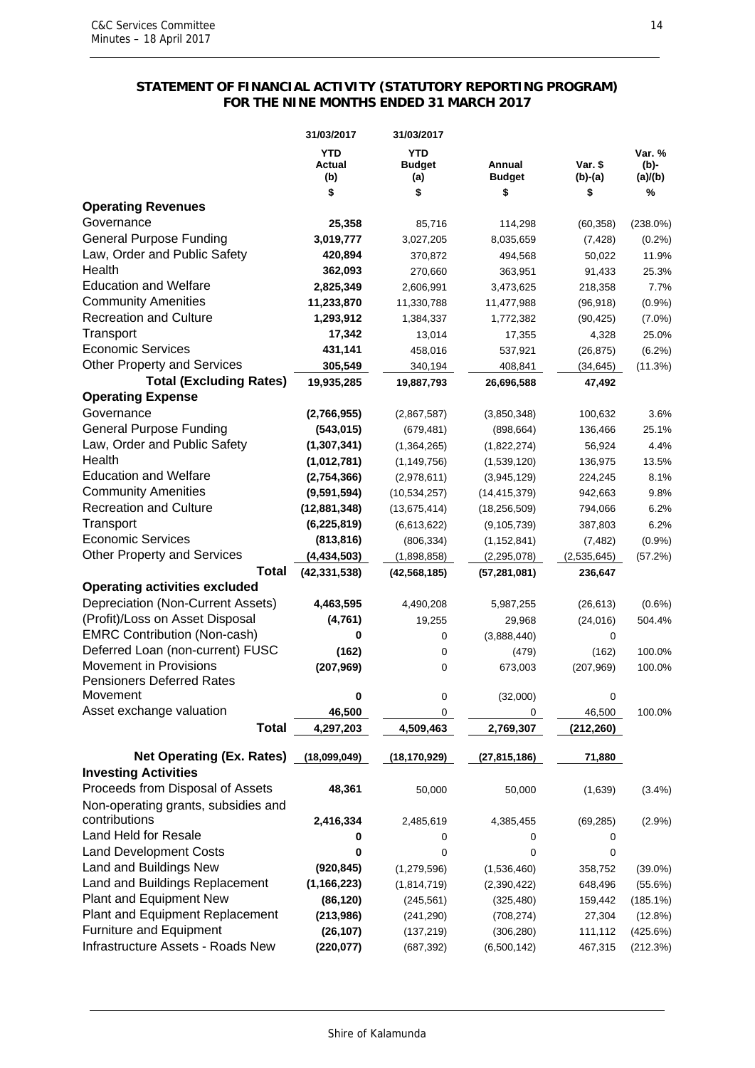## STATEMENT OF FINANCIAL ACTIVITY (STATUTORY REPORTING PROGRAM)
## FOR THE NINE MONTHS ENDED 31 MARCH 2017

| | 31/03/2017 YTD Actual (b) | 31/03/2017 YTD Budget (a) | Annual Budget | Var. $ (b)-(a) | Var. % (b)-(a)/(b) |
|---|---|---|---|---|---|
| | $ | $ | $ | $ | % |
| **Operating Revenues** | | | | | |
| Governance | **25,358** | 85,716 | 114,298 | (60,358) | (238.0%) |
| General Purpose Funding | **3,019,777** | 3,027,205 | 8,035,659 | (7,428) | (0.2%) |
| Law, Order and Public Safety | **420,894** | 370,872 | 494,568 | 50,022 | 11.9% |
| Health | **362,093** | 270,660 | 363,951 | 91,433 | 25.3% |
| Education and Welfare | **2,825,349** | 2,606,991 | 3,473,625 | 218,358 | 7.7% |
| Community Amenities | **11,233,870** | 11,330,788 | 11,477,988 | (96,918) | (0.9%) |
| Recreation and Culture | **1,293,912** | 1,384,337 | 1,772,382 | (90,425) | (7.0%) |
| Transport | **17,342** | 13,014 | 17,355 | 4,328 | 25.0% |
| Economic Services | **431,141** | 458,016 | 537,921 | (26,875) | (6.2%) |
| Other Property and Services | **305,549** | 340,194 | 408,841 | (34,645) | (11.3%) |
| **Total (Excluding Rates)** | **19,935,285** | **19,887,793** | **26,696,588** | **47,492** | |
| **Operating Expense** | | | | | |
| Governance | **(2,766,955)** | (2,867,587) | (3,850,348) | 100,632 | 3.6% |
| General Purpose Funding | **(543,015)** | (679,481) | (898,664) | 136,466 | 25.1% |
| Law, Order and Public Safety | **(1,307,341)** | (1,364,265) | (1,822,274) | 56,924 | 4.4% |
| Health | **(1,012,781)** | (1,149,756) | (1,539,120) | 136,975 | 13.5% |
| Education and Welfare | **(2,754,366)** | (2,978,611) | (3,945,129) | 224,245 | 8.1% |
| Community Amenities | **(9,591,594)** | (10,534,257) | (14,415,379) | 942,663 | 9.8% |
| Recreation and Culture | **(12,881,348)** | (13,675,414) | (18,256,509) | 794,066 | 6.2% |
| Transport | **(6,225,819)** | (6,613,622) | (9,105,739) | 387,803 | 6.2% |
| Economic Services | **(813,816)** | (806,334) | (1,152,841) | (7,482) | (0.9%) |
| Other Property and Services | **(4,434,503)** | (1,898,858) | (2,295,078) | (2,535,645) | (57.2%) |
| **Total** | **(42,331,538)** | **(42,568,185)** | **(57,281,081)** | **236,647** | |
| **Operating activities excluded** | | | | | |
| Depreciation (Non-Current Assets) | **4,463,595** | 4,490,208 | 5,987,255 | (26,613) | (0.6%) |
| (Profit)/Loss on Asset Disposal | **(4,761)** | 19,255 | 29,968 | (24,016) | 504.4% |
| EMRC Contribution (Non-cash) | **0** | 0 | (3,888,440) | 0 | |
| Deferred Loan (non-current) FUSC | **(162)** | 0 | (479) | (162) | 100.0% |
| Movement in Provisions | **(207,969)** | 0 | 673,003 | (207,969) | 100.0% |
| Pensioners Deferred Rates Movement | **0** | 0 | (32,000) | 0 | |
| Asset exchange valuation | **46,500** | 0 | 0 | 46,500 | 100.0% |
| **Total** | **4,297,203** | **4,509,463** | **2,769,307** | **(212,260)** | |
| **Net Operating (Ex. Rates)** | **(18,099,049)** | **(18,170,929)** | **(27,815,186)** | **71,880** | |
| **Investing Activities** | | | | | |
| Proceeds from Disposal of Assets | **48,361** | 50,000 | 50,000 | (1,639) | (3.4%) |
| Non-operating grants, subsidies and contributions | **2,416,334** | 2,485,619 | 4,385,455 | (69,285) | (2.9%) |
| Land Held for Resale | **0** | 0 | 0 | 0 | |
| Land Development Costs | **0** | 0 | 0 | 0 | |
| Land and Buildings New | **(920,845)** | (1,279,596) | (1,536,460) | 358,752 | (39.0%) |
| Land and Buildings Replacement | **(1,166,223)** | (1,814,719) | (2,390,422) | 648,496 | (55.6%) |
| Plant and Equipment New | **(86,120)** | (245,561) | (325,480) | 159,442 | (185.1%) |
| Plant and Equipment Replacement | **(213,986)** | (241,290) | (708,274) | 27,304 | (12.8%) |
| Furniture and Equipment | **(26,107)** | (137,219) | (306,280) | 111,112 | (425.6%) |
| Infrastructure Assets - Roads New | **(220,077)** | (687,392) | (6,500,142) | 467,315 | (212.3%) |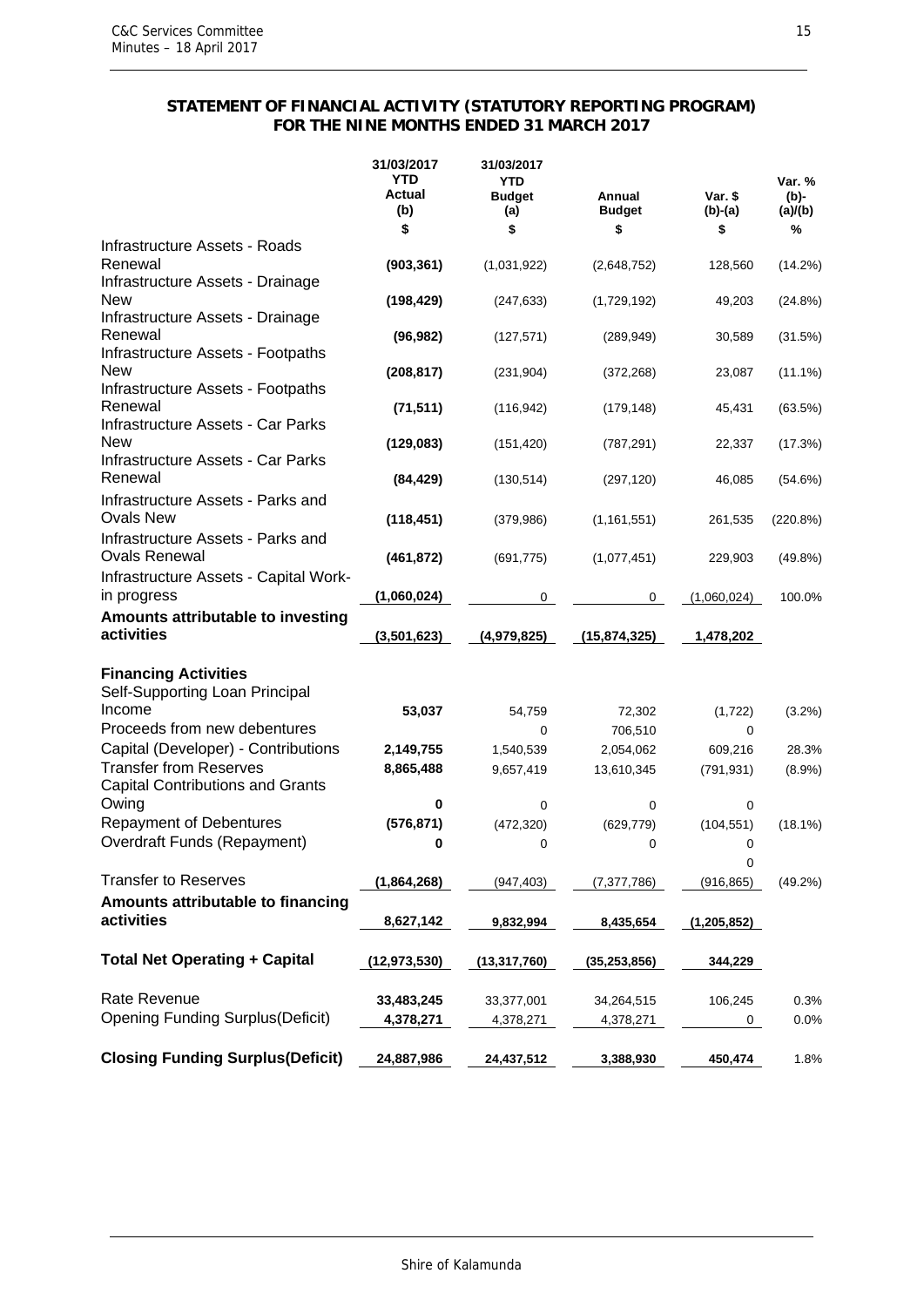**STATEMENT OF FINANCIAL ACTIVITY (STATUTORY REPORTING PROGRAM)**
**FOR THE NINE MONTHS ENDED 31 MARCH 2017**

| | 31/03/2017 YTD Actual (b) | 31/03/2017 YTD Budget (a) | Annual Budget | Var. $ (b)-(a) | Var. % (b)-(a)/(b) |
|---|---|---|---|---|---|
| | $ | $ | $ | $ | % |
| Infrastructure Assets - Roads Renewal | **(903,361)** | (1,031,922) | (2,648,752) | 128,560 | (14.2%) |
| Infrastructure Assets - Drainage New | **(198,429)** | (247,633) | (1,729,192) | 49,203 | (24.8%) |
| Infrastructure Assets - Drainage Renewal | **(96,982)** | (127,571) | (289,949) | 30,589 | (31.5%) |
| Infrastructure Assets - Footpaths New | **(208,817)** | (231,904) | (372,268) | 23,087 | (11.1%) |
| Infrastructure Assets - Footpaths Renewal | **(71,511)** | (116,942) | (179,148) | 45,431 | (63.5%) |
| Infrastructure Assets - Car Parks New | **(129,083)** | (151,420) | (787,291) | 22,337 | (17.3%) |
| Infrastructure Assets - Car Parks Renewal | **(84,429)** | (130,514) | (297,120) | 46,085 | (54.6%) |
| Infrastructure Assets - Parks and Ovals New | **(118,451)** | (379,986) | (1,161,551) | 261,535 | (220.8%) |
| Infrastructure Assets - Parks and Ovals Renewal | **(461,872)** | (691,775) | (1,077,451) | 229,903 | (49.8%) |
| Infrastructure Assets - Capital Work-in progress | **(1,060,024)** | 0 | 0 | (1,060,024) | 100.0% |
| **Amounts attributable to investing activities** | **(3,501,623)** | **(4,979,825)** | **(15,874,325)** | **1,478,202** | |
| **Financing Activities** | | | | | |
| Self-Supporting Loan Principal Income | **53,037** | 54,759 | 72,302 | (1,722) | (3.2%) |
| Proceeds from new debentures | | 0 | 706,510 | 0 | |
| Capital (Developer) - Contributions | **2,149,755** | 1,540,539 | 2,054,062 | 609,216 | 28.3% |
| Transfer from Reserves | **8,865,488** | 9,657,419 | 13,610,345 | (791,931) | (8.9%) |
| Capital Contributions and Grants Owing | **0** | 0 | 0 | 0 | |
| Repayment of Debentures | **(576,871)** | (472,320) | (629,779) | (104,551) | (18.1%) |
| Overdraft Funds (Repayment) | **0** | 0 | 0 | 0 | |
| | | | | 0 | |
| Transfer to Reserves | **(1,864,268)** | (947,403) | (7,377,786) | (916,865) | (49.2%) |
| **Amounts attributable to financing activities** | **8,627,142** | **9,832,994** | **8,435,654** | **(1,205,852)** | |
| **Total Net Operating + Capital** | **(12,973,530)** | **(13,317,760)** | **(35,253,856)** | **344,229** | |
| Rate Revenue | **33,483,245** | 33,377,001 | 34,264,515 | 106,245 | 0.3% |
| Opening Funding Surplus(Deficit) | **4,378,271** | 4,378,271 | 4,378,271 | 0 | 0.0% |
| **Closing Funding Surplus(Deficit)** | **24,887,986** | **24,437,512** | **3,388,930** | **450,474** | 1.8% |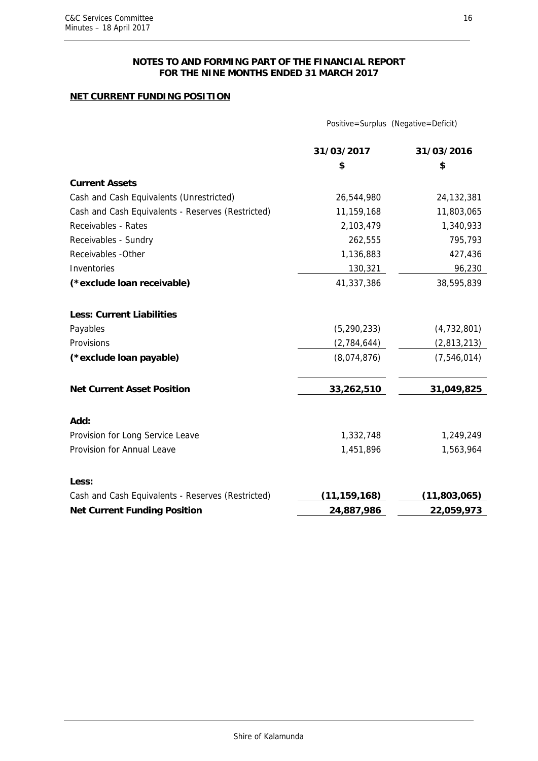**NOTES TO AND FORMING PART OF THE FINANCIAL REPORT FOR THE NINE MONTHS ENDED 31 MARCH 2017**

## NET CURRENT FUNDING POSITION

Positive=Surplus (Negative=Deficit)

| | 31/03/2017 | 31/03/2016 |
|---|---|---|
| | $ | $ |
| **Current Assets** | | |
| Cash and Cash Equivalents (Unrestricted) | 26,544,980 | 24,132,381 |
| Cash and Cash Equivalents - Reserves (Restricted) | 11,159,168 | 11,803,065 |
| Receivables - Rates | 2,103,479 | 1,340,933 |
| Receivables - Sundry | 262,555 | 795,793 |
| Receivables -Other | 1,136,883 | 427,436 |
| Inventories | 130,321 | 96,230 |
| **(*exclude loan receivable)** | 41,337,386 | 38,595,839 |
| | | |
| **Less: Current Liabilities** | | |
| Payables | (5,290,233) | (4,732,801) |
| Provisions | (2,784,644) | (2,813,213) |
| **(*exclude loan payable)** | (8,074,876) | (7,546,014) |
| | | |
| **Net Current Asset Position** | **33,262,510** | **31,049,825** |
| | | |
| **Add:** | | |
| Provision for Long Service Leave | 1,332,748 | 1,249,249 |
| Provision for Annual Leave | 1,451,896 | 1,563,964 |
| | | |
| **Less:** | | |
| Cash and Cash Equivalents - Reserves (Restricted) | **(11,159,168)** | **(11,803,065)** |
| **Net Current Funding Position** | **24,887,986** | **22,059,973** |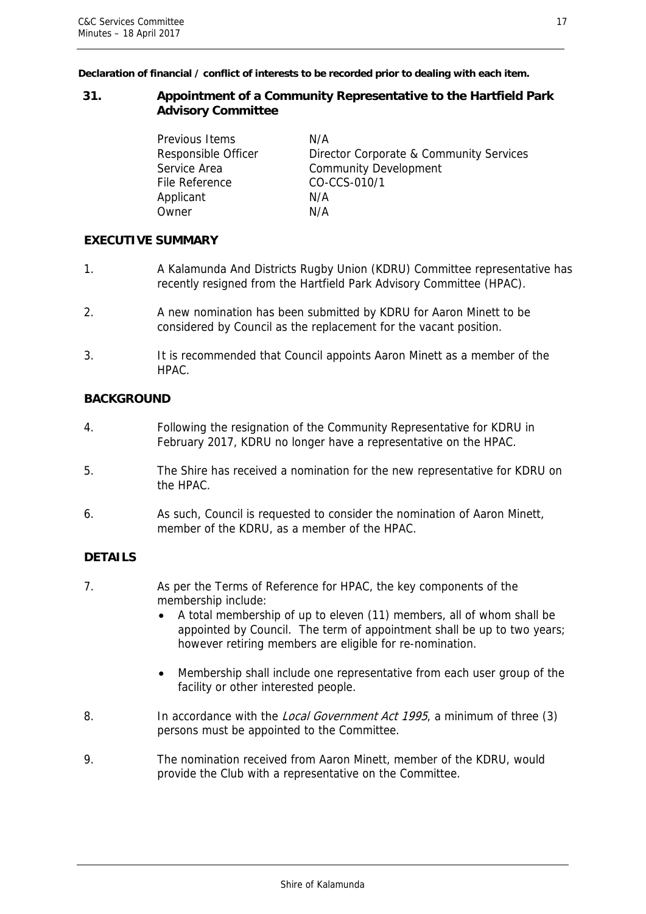**Declaration of financial / conflict of interests to be recorded prior to dealing with each item.**

## 31. Appointment of a Community Representative to the Hartfield Park Advisory Committee

| | |
|---|---|
| Previous Items | N/A |
| Responsible Officer | Director Corporate & Community Services |
| Service Area | Community Development |
| File Reference | CO-CCS-010/1 |
| Applicant | N/A |
| Owner | N/A |

### EXECUTIVE SUMMARY

1. A Kalamunda And Districts Rugby Union (KDRU) Committee representative has recently resigned from the Hartfield Park Advisory Committee (HPAC).

2. A new nomination has been submitted by KDRU for Aaron Minett to be considered by Council as the replacement for the vacant position.

3. It is recommended that Council appoints Aaron Minett as a member of the HPAC.

### BACKGROUND

4. Following the resignation of the Community Representative for KDRU in February 2017, KDRU no longer have a representative on the HPAC.

5. The Shire has received a nomination for the new representative for KDRU on the HPAC.

6. As such, Council is requested to consider the nomination of Aaron Minett, member of the KDRU, as a member of the HPAC.

### DETAILS

7. As per the Terms of Reference for HPAC, the key components of the membership include:
   - A total membership of up to eleven (11) members, all of whom shall be appointed by Council. The term of appointment shall be up to two years; however retiring members are eligible for re-nomination.
   - Membership shall include one representative from each user group of the facility or other interested people.

8. In accordance with the *Local Government Act 1995*, a minimum of three (3) persons must be appointed to the Committee.

9. The nomination received from Aaron Minett, member of the KDRU, would provide the Club with a representative on the Committee.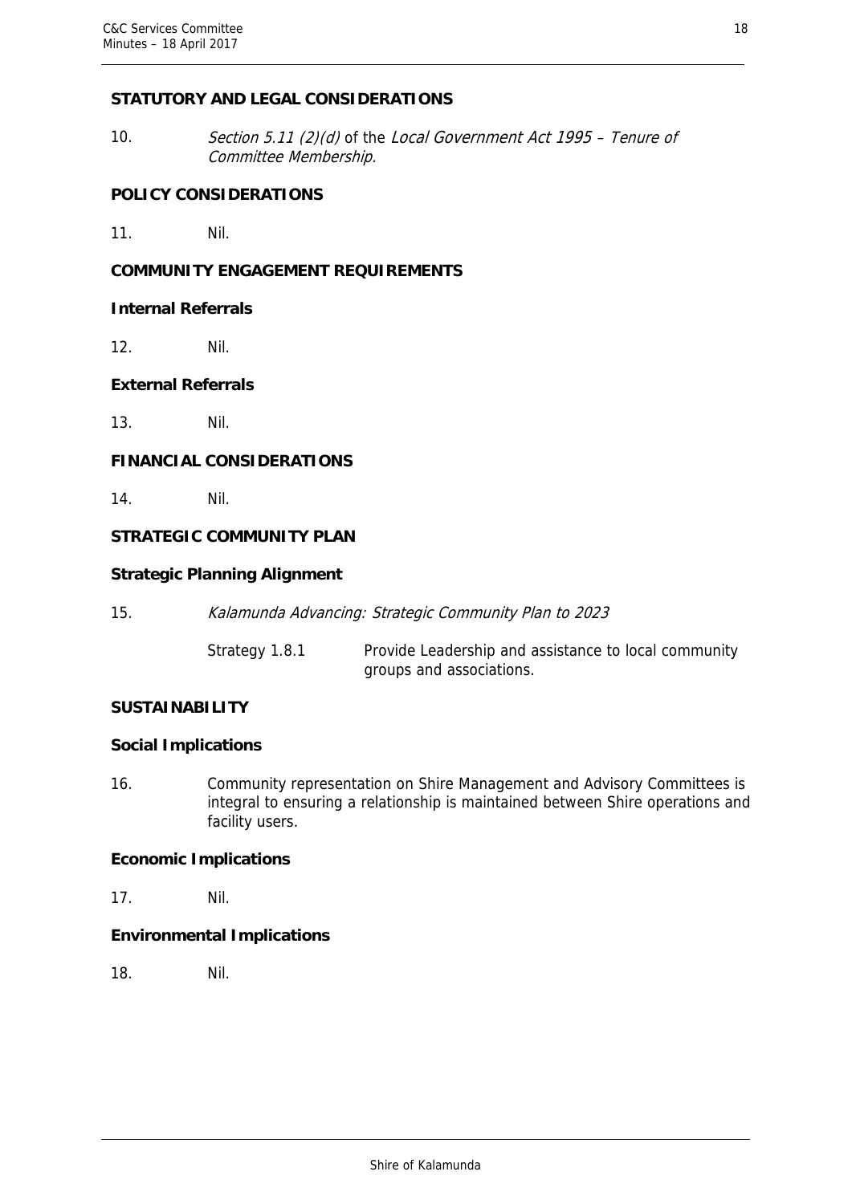**STATUTORY AND LEGAL CONSIDERATIONS**

10. *Section 5.11 (2)(d)* of the *Local Government Act 1995 – Tenure of Committee Membership.*

**POLICY CONSIDERATIONS**

11. Nil.

**COMMUNITY ENGAGEMENT REQUIREMENTS**

**Internal Referrals**

12. Nil.

**External Referrals**

13. Nil.

**FINANCIAL CONSIDERATIONS**

14. Nil.

**STRATEGIC COMMUNITY PLAN**

**Strategic Planning Alignment**

15. *Kalamunda Advancing: Strategic Community Plan to 2023*

    Strategy 1.8.1 Provide Leadership and assistance to local community groups and associations.

**SUSTAINABILITY**

**Social Implications**

16. Community representation on Shire Management and Advisory Committees is integral to ensuring a relationship is maintained between Shire operations and facility users.

**Economic Implications**

17. Nil.

**Environmental Implications**

18. Nil.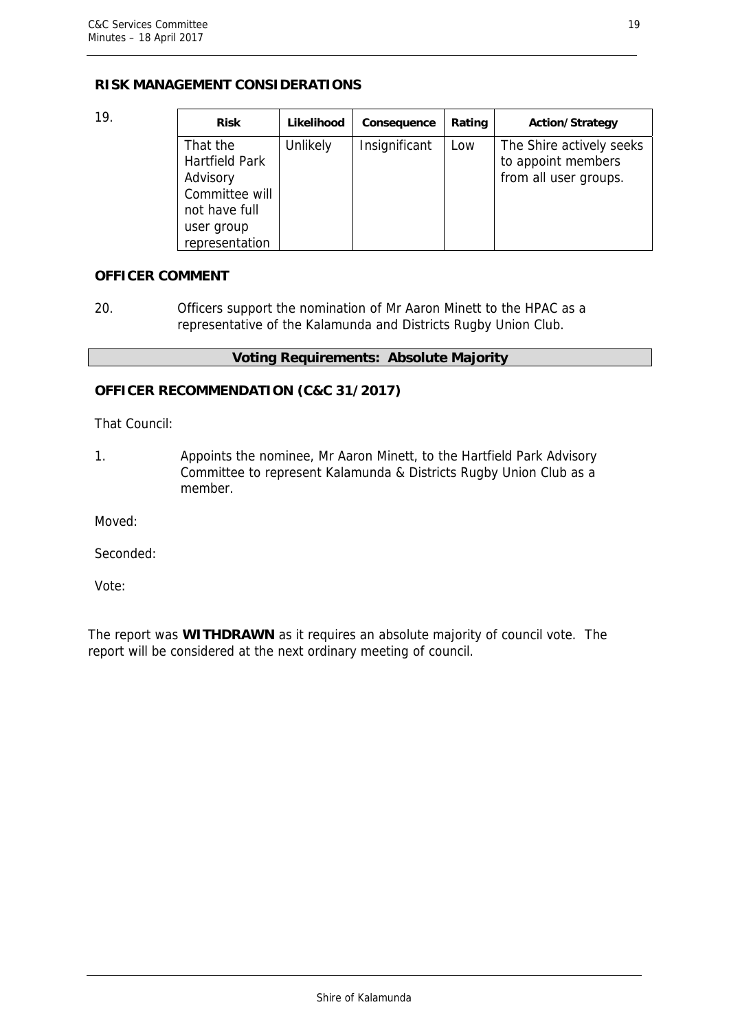## RISK MANAGEMENT CONSIDERATIONS

19.

| Risk | Likelihood | Consequence | Rating | Action/Strategy |
|---|---|---|---|---|
| That the Hartfield Park Advisory Committee will not have full user group representation | Unlikely | Insignificant | Low | The Shire actively seeks to appoint members from all user groups. |

## OFFICER COMMENT

20. Officers support the nomination of Mr Aaron Minett to the HPAC as a representative of the Kalamunda and Districts Rugby Union Club.

**Voting Requirements: Absolute Majority**

## OFFICER RECOMMENDATION (C&C 31/2017)

That Council:

1. Appoints the nominee, Mr Aaron Minett, to the Hartfield Park Advisory Committee to represent Kalamunda & Districts Rugby Union Club as a member.

Moved:

Seconded:

Vote:

The report was **WITHDRAWN** as it requires an absolute majority of council vote. The report will be considered at the next ordinary meeting of council.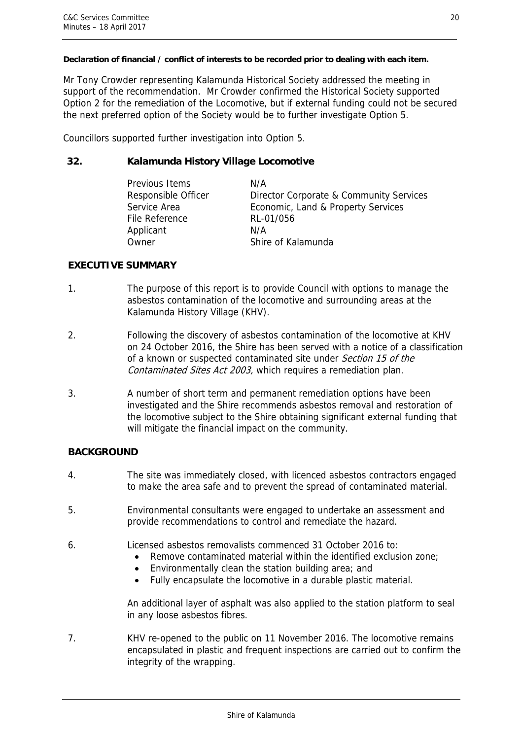**Declaration of financial / conflict of interests to be recorded prior to dealing with each item.**

Mr Tony Crowder representing Kalamunda Historical Society addressed the meeting in support of the recommendation. Mr Crowder confirmed the Historical Society supported Option 2 for the remediation of the Locomotive, but if external funding could not be secured the next preferred option of the Society would be to further investigate Option 5.

Councillors supported further investigation into Option 5.

## 32. Kalamunda History Village Locomotive

| | |
|---|---|
| Previous Items | N/A |
| Responsible Officer | Director Corporate & Community Services |
| Service Area | Economic, Land & Property Services |
| File Reference | RL-01/056 |
| Applicant | N/A |
| Owner | Shire of Kalamunda |

### EXECUTIVE SUMMARY

1. The purpose of this report is to provide Council with options to manage the asbestos contamination of the locomotive and surrounding areas at the Kalamunda History Village (KHV).

2. Following the discovery of asbestos contamination of the locomotive at KHV on 24 October 2016, the Shire has been served with a notice of a classification of a known or suspected contaminated site under *Section 15 of the Contaminated Sites Act 2003,* which requires a remediation plan.

3. A number of short term and permanent remediation options have been investigated and the Shire recommends asbestos removal and restoration of the locomotive subject to the Shire obtaining significant external funding that will mitigate the financial impact on the community.

### BACKGROUND

4. The site was immediately closed, with licenced asbestos contractors engaged to make the area safe and to prevent the spread of contaminated material.

5. Environmental consultants were engaged to undertake an assessment and provide recommendations to control and remediate the hazard.

6. Licensed asbestos removalists commenced 31 October 2016 to:
   - Remove contaminated material within the identified exclusion zone;
   - Environmentally clean the station building area; and
   - Fully encapsulate the locomotive in a durable plastic material.

   An additional layer of asphalt was also applied to the station platform to seal in any loose asbestos fibres.

7. KHV re-opened to the public on 11 November 2016. The locomotive remains encapsulated in plastic and frequent inspections are carried out to confirm the integrity of the wrapping.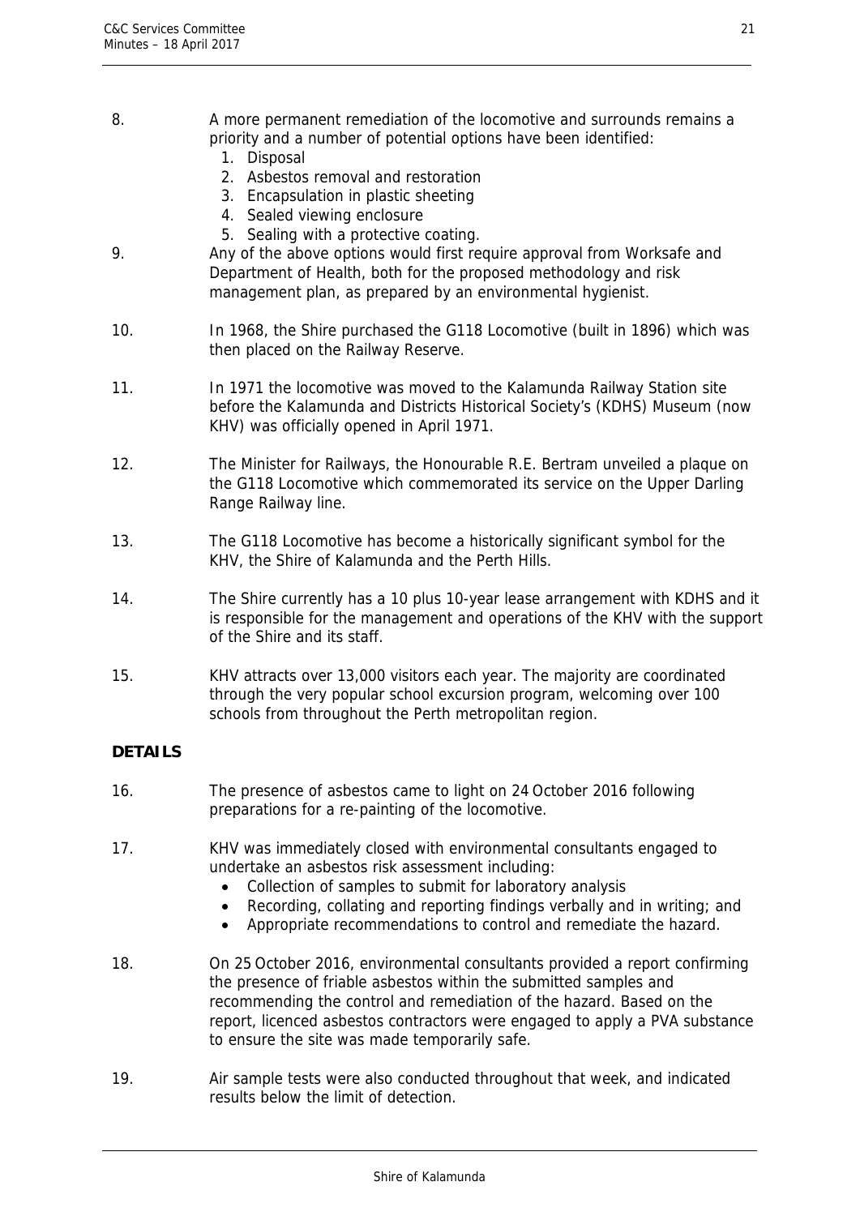8. A more permanent remediation of the locomotive and surrounds remains a priority and a number of potential options have been identified:
   1. Disposal
   2. Asbestos removal and restoration
   3. Encapsulation in plastic sheeting
   4. Sealed viewing enclosure
   5. Sealing with a protective coating.

9. Any of the above options would first require approval from Worksafe and Department of Health, both for the proposed methodology and risk management plan, as prepared by an environmental hygienist.

10. In 1968, the Shire purchased the G118 Locomotive (built in 1896) which was then placed on the Railway Reserve.

11. In 1971 the locomotive was moved to the Kalamunda Railway Station site before the Kalamunda and Districts Historical Society's (KDHS) Museum (now KHV) was officially opened in April 1971.

12. The Minister for Railways, the Honourable R.E. Bertram unveiled a plaque on the G118 Locomotive which commemorated its service on the Upper Darling Range Railway line.

13. The G118 Locomotive has become a historically significant symbol for the KHV, the Shire of Kalamunda and the Perth Hills.

14. The Shire currently has a 10 plus 10-year lease arrangement with KDHS and it is responsible for the management and operations of the KHV with the support of the Shire and its staff.

15. KHV attracts over 13,000 visitors each year. The majority are coordinated through the very popular school excursion program, welcoming over 100 schools from throughout the Perth metropolitan region.

**DETAILS**

16. The presence of asbestos came to light on 24 October 2016 following preparations for a re-painting of the locomotive.

17. KHV was immediately closed with environmental consultants engaged to undertake an asbestos risk assessment including:
    - Collection of samples to submit for laboratory analysis
    - Recording, collating and reporting findings verbally and in writing; and
    - Appropriate recommendations to control and remediate the hazard.

18. On 25 October 2016, environmental consultants provided a report confirming the presence of friable asbestos within the submitted samples and recommending the control and remediation of the hazard. Based on the report, licenced asbestos contractors were engaged to apply a PVA substance to ensure the site was made temporarily safe.

19. Air sample tests were also conducted throughout that week, and indicated results below the limit of detection.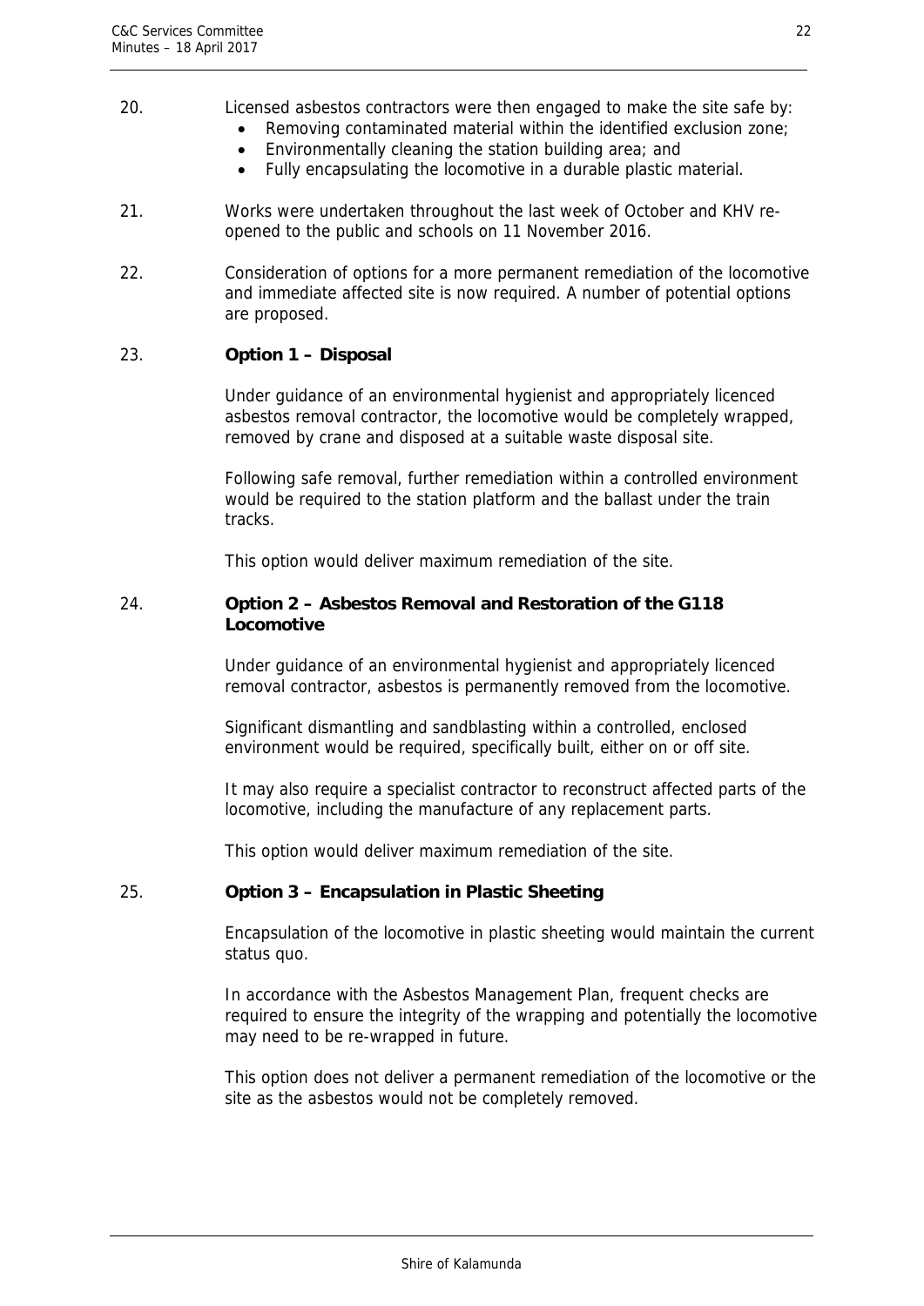20. Licensed asbestos contractors were then engaged to make the site safe by:

- Removing contaminated material within the identified exclusion zone;
- Environmentally cleaning the station building area; and
- Fully encapsulating the locomotive in a durable plastic material.

21. Works were undertaken throughout the last week of October and KHV re-opened to the public and schools on 11 November 2016.

22. Consideration of options for a more permanent remediation of the locomotive and immediate affected site is now required. A number of potential options are proposed.

23. **Option 1 – Disposal**

Under guidance of an environmental hygienist and appropriately licenced asbestos removal contractor, the locomotive would be completely wrapped, removed by crane and disposed at a suitable waste disposal site.

Following safe removal, further remediation within a controlled environment would be required to the station platform and the ballast under the train tracks.

This option would deliver maximum remediation of the site.

24. **Option 2 – Asbestos Removal and Restoration of the G118 Locomotive**

Under guidance of an environmental hygienist and appropriately licenced removal contractor, asbestos is permanently removed from the locomotive.

Significant dismantling and sandblasting within a controlled, enclosed environment would be required, specifically built, either on or off site.

It may also require a specialist contractor to reconstruct affected parts of the locomotive, including the manufacture of any replacement parts.

This option would deliver maximum remediation of the site.

25. **Option 3 – Encapsulation in Plastic Sheeting**

Encapsulation of the locomotive in plastic sheeting would maintain the current status quo.

In accordance with the Asbestos Management Plan, frequent checks are required to ensure the integrity of the wrapping and potentially the locomotive may need to be re-wrapped in future.

This option does not deliver a permanent remediation of the locomotive or the site as the asbestos would not be completely removed.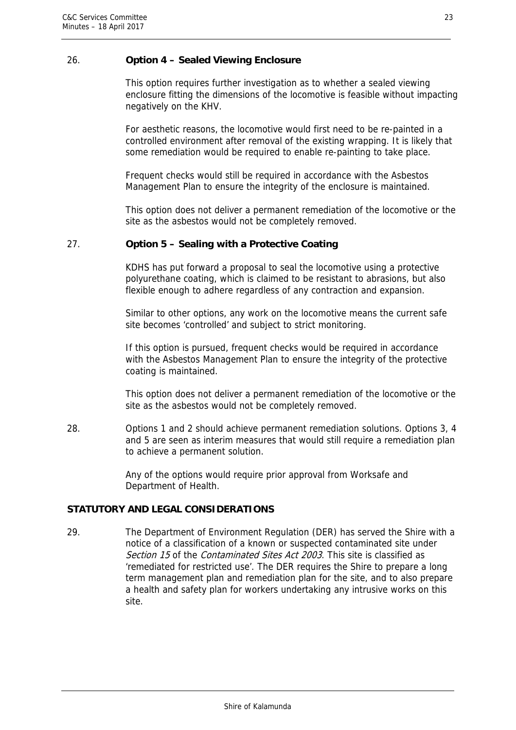26. **Option 4 – Sealed Viewing Enclosure**

This option requires further investigation as to whether a sealed viewing enclosure fitting the dimensions of the locomotive is feasible without impacting negatively on the KHV.

For aesthetic reasons, the locomotive would first need to be re-painted in a controlled environment after removal of the existing wrapping. It is likely that some remediation would be required to enable re-painting to take place.

Frequent checks would still be required in accordance with the Asbestos Management Plan to ensure the integrity of the enclosure is maintained.

This option does not deliver a permanent remediation of the locomotive or the site as the asbestos would not be completely removed.

27. **Option 5 – Sealing with a Protective Coating**

KDHS has put forward a proposal to seal the locomotive using a protective polyurethane coating, which is claimed to be resistant to abrasions, but also flexible enough to adhere regardless of any contraction and expansion.

Similar to other options, any work on the locomotive means the current safe site becomes 'controlled' and subject to strict monitoring.

If this option is pursued, frequent checks would be required in accordance with the Asbestos Management Plan to ensure the integrity of the protective coating is maintained.

This option does not deliver a permanent remediation of the locomotive or the site as the asbestos would not be completely removed.

28. Options 1 and 2 should achieve permanent remediation solutions. Options 3, 4 and 5 are seen as interim measures that would still require a remediation plan to achieve a permanent solution.

Any of the options would require prior approval from Worksafe and Department of Health.

**STATUTORY AND LEGAL CONSIDERATIONS**

29. The Department of Environment Regulation (DER) has served the Shire with a notice of a classification of a known or suspected contaminated site under *Section 15* of the *Contaminated Sites Act 2003*. This site is classified as 'remediated for restricted use'. The DER requires the Shire to prepare a long term management plan and remediation plan for the site, and to also prepare a health and safety plan for workers undertaking any intrusive works on this site.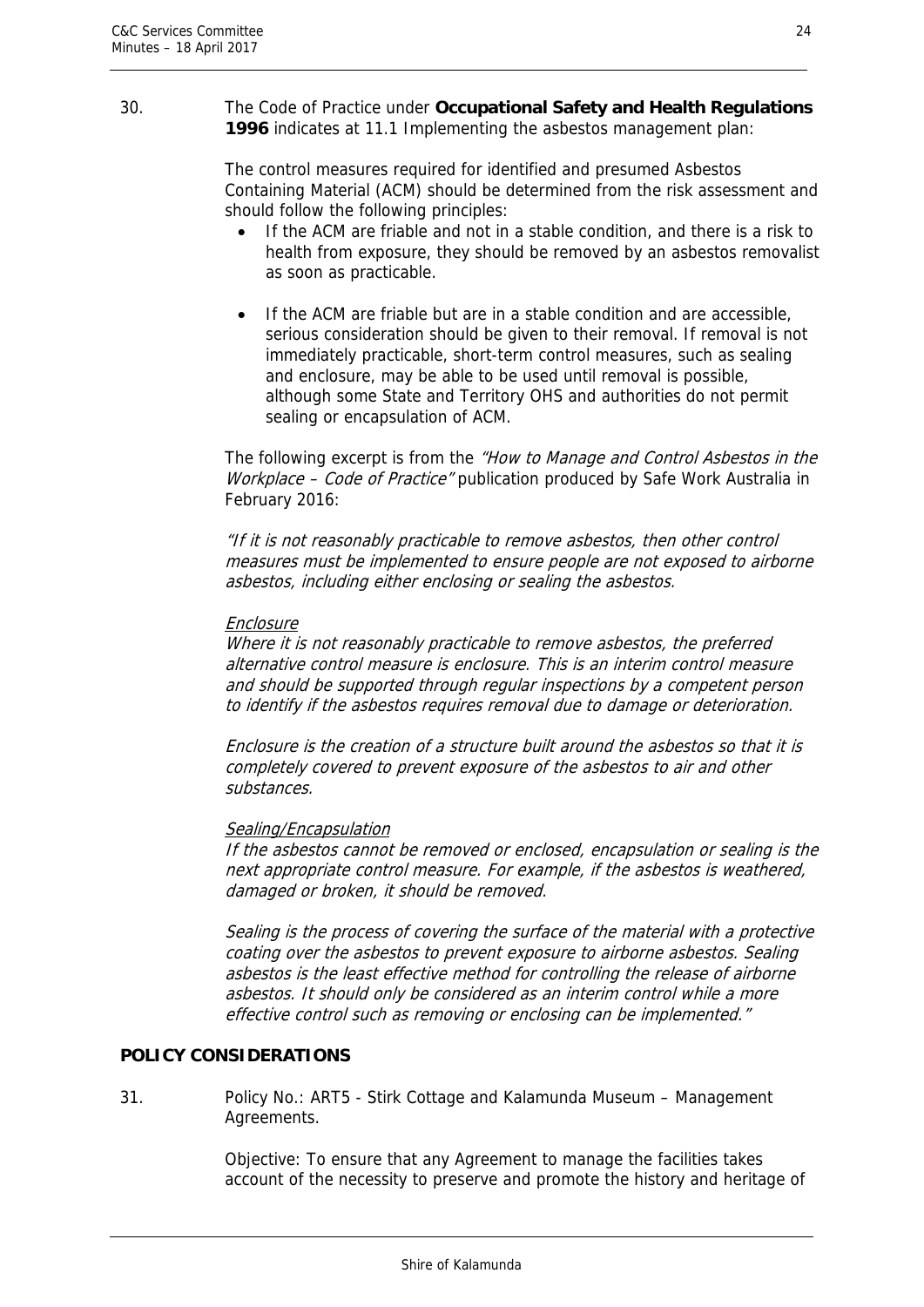30. The Code of Practice under **Occupational Safety and Health Regulations 1996** indicates at 11.1 Implementing the asbestos management plan:

The control measures required for identified and presumed Asbestos Containing Material (ACM) should be determined from the risk assessment and should follow the following principles:

- If the ACM are friable and not in a stable condition, and there is a risk to health from exposure, they should be removed by an asbestos removalist as soon as practicable.
- If the ACM are friable but are in a stable condition and are accessible, serious consideration should be given to their removal. If removal is not immediately practicable, short-term control measures, such as sealing and enclosure, may be able to be used until removal is possible, although some State and Territory OHS and authorities do not permit sealing or encapsulation of ACM.

The following excerpt is from the *"How to Manage and Control Asbestos in the Workplace – Code of Practice"* publication produced by Safe Work Australia in February 2016:

*"If it is not reasonably practicable to remove asbestos, then other control measures must be implemented to ensure people are not exposed to airborne asbestos, including either enclosing or sealing the asbestos.*

*Enclosure*
*Where it is not reasonably practicable to remove asbestos, the preferred alternative control measure is enclosure. This is an interim control measure and should be supported through regular inspections by a competent person to identify if the asbestos requires removal due to damage or deterioration.*

*Enclosure is the creation of a structure built around the asbestos so that it is completely covered to prevent exposure of the asbestos to air and other substances.*

*Sealing/Encapsulation*
*If the asbestos cannot be removed or enclosed, encapsulation or sealing is the next appropriate control measure. For example, if the asbestos is weathered, damaged or broken, it should be removed.*

*Sealing is the process of covering the surface of the material with a protective coating over the asbestos to prevent exposure to airborne asbestos. Sealing asbestos is the least effective method for controlling the release of airborne asbestos. It should only be considered as an interim control while a more effective control such as removing or enclosing can be implemented."*

**POLICY CONSIDERATIONS**

31. Policy No.: ART5 - Stirk Cottage and Kalamunda Museum – Management Agreements.

Objective: To ensure that any Agreement to manage the facilities takes account of the necessity to preserve and promote the history and heritage of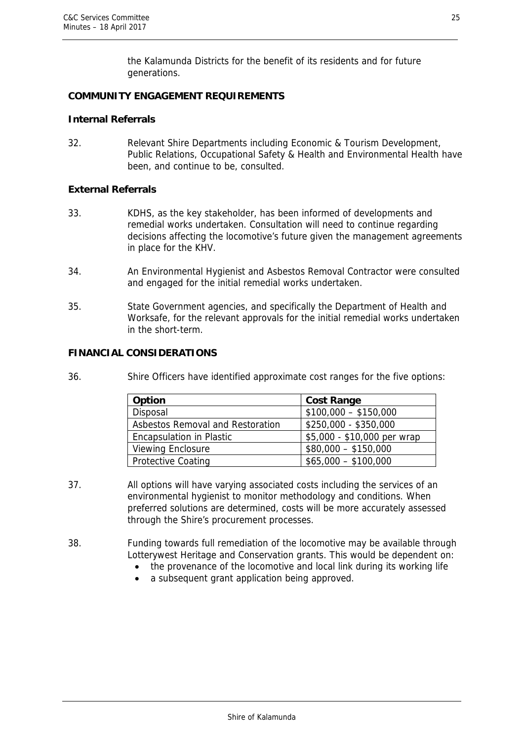the Kalamunda Districts for the benefit of its residents and for future generations.

**COMMUNITY ENGAGEMENT REQUIREMENTS**

**Internal Referrals**

32. Relevant Shire Departments including Economic & Tourism Development, Public Relations, Occupational Safety & Health and Environmental Health have been, and continue to be, consulted.

**External Referrals**

33. KDHS, as the key stakeholder, has been informed of developments and remedial works undertaken. Consultation will need to continue regarding decisions affecting the locomotive's future given the management agreements in place for the KHV.

34. An Environmental Hygienist and Asbestos Removal Contractor were consulted and engaged for the initial remedial works undertaken.

35. State Government agencies, and specifically the Department of Health and Worksafe, for the relevant approvals for the initial remedial works undertaken in the short-term.

**FINANCIAL CONSIDERATIONS**

36. Shire Officers have identified approximate cost ranges for the five options:

| Option | Cost Range |
|---|---|
| Disposal | $100,000 – $150,000 |
| Asbestos Removal and Restoration | $250,000 - $350,000 |
| Encapsulation in Plastic | $5,000 - $10,000 per wrap |
| Viewing Enclosure | $80,000 – $150,000 |
| Protective Coating | $65,000 – $100,000 |

37. All options will have varying associated costs including the services of an environmental hygienist to monitor methodology and conditions. When preferred solutions are determined, costs will be more accurately assessed through the Shire's procurement processes.

38. Funding towards full remediation of the locomotive may be available through Lotterywest Heritage and Conservation grants. This would be dependent on:
    - the provenance of the locomotive and local link during its working life
    - a subsequent grant application being approved.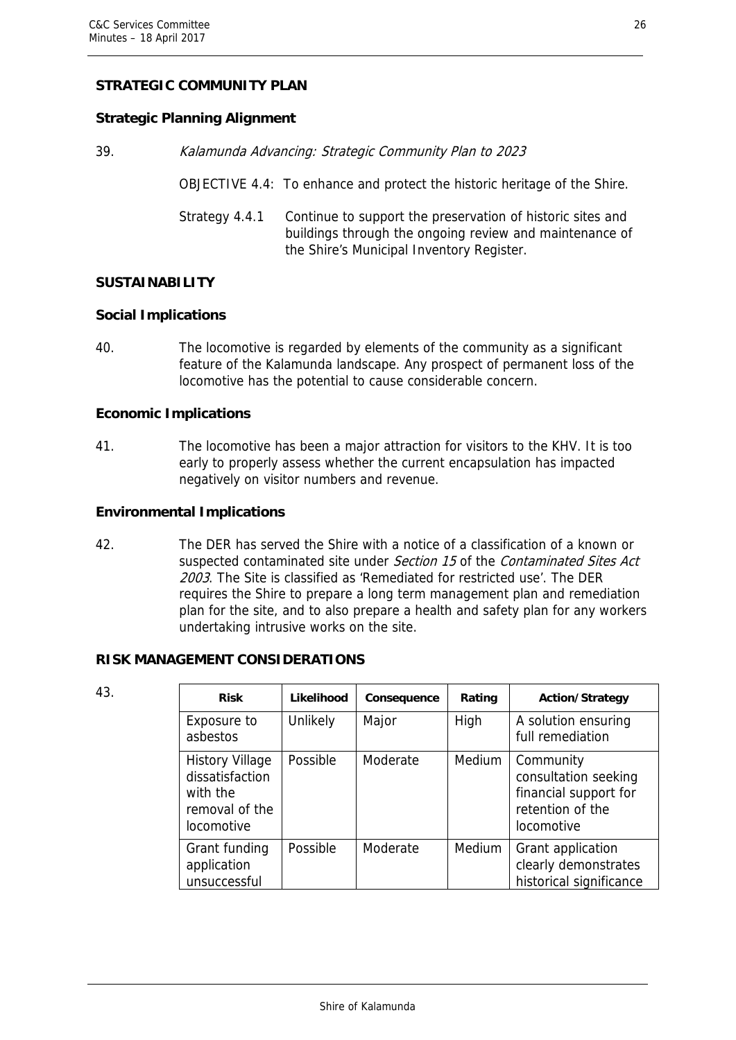## STRATEGIC COMMUNITY PLAN

### Strategic Planning Alignment

39. *Kalamunda Advancing: Strategic Community Plan to 2023*

    OBJECTIVE 4.4: To enhance and protect the historic heritage of the Shire.

    Strategy 4.4.1 Continue to support the preservation of historic sites and buildings through the ongoing review and maintenance of the Shire's Municipal Inventory Register.

## SUSTAINABILITY

### Social Implications

40. The locomotive is regarded by elements of the community as a significant feature of the Kalamunda landscape. Any prospect of permanent loss of the locomotive has the potential to cause considerable concern.

### Economic Implications

41. The locomotive has been a major attraction for visitors to the KHV. It is too early to properly assess whether the current encapsulation has impacted negatively on visitor numbers and revenue.

### Environmental Implications

42. The DER has served the Shire with a notice of a classification of a known or suspected contaminated site under *Section 15* of the *Contaminated Sites Act 2003*. The Site is classified as 'Remediated for restricted use'. The DER requires the Shire to prepare a long term management plan and remediation plan for the site, and to also prepare a health and safety plan for any workers undertaking intrusive works on the site.

## RISK MANAGEMENT CONSIDERATIONS

43.

| Risk | Likelihood | Consequence | Rating | Action/Strategy |
|---|---|---|---|---|
| Exposure to asbestos | Unlikely | Major | High | A solution ensuring full remediation |
| History Village dissatisfaction with the removal of the locomotive | Possible | Moderate | Medium | Community consultation seeking financial support for retention of the locomotive |
| Grant funding application unsuccessful | Possible | Moderate | Medium | Grant application clearly demonstrates historical significance |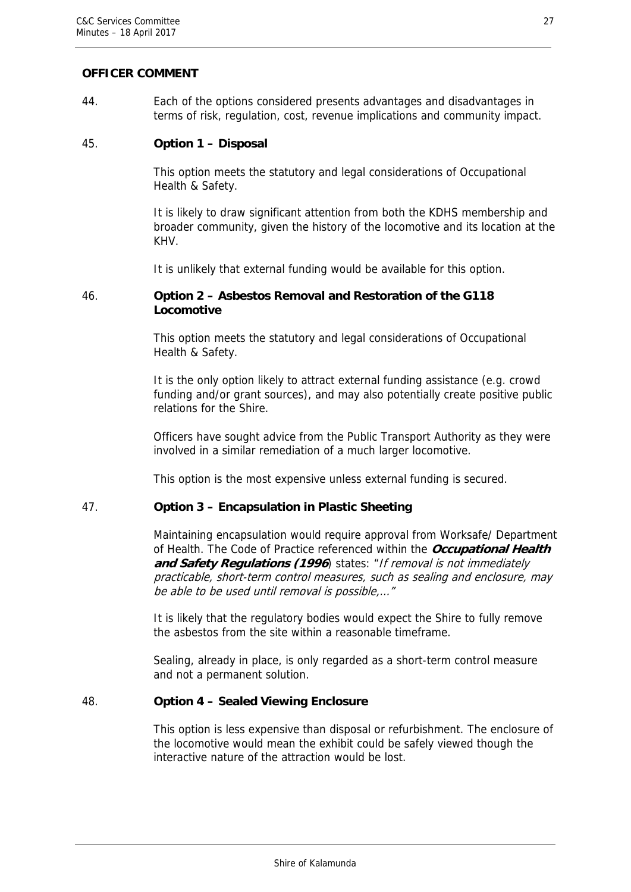**OFFICER COMMENT**

44. Each of the options considered presents advantages and disadvantages in terms of risk, regulation, cost, revenue implications and community impact.

45. **Option 1 – Disposal**

This option meets the statutory and legal considerations of Occupational Health & Safety.

It is likely to draw significant attention from both the KDHS membership and broader community, given the history of the locomotive and its location at the KHV.

It is unlikely that external funding would be available for this option.

46. **Option 2 – Asbestos Removal and Restoration of the G118 Locomotive**

This option meets the statutory and legal considerations of Occupational Health & Safety.

It is the only option likely to attract external funding assistance (e.g. crowd funding and/or grant sources), and may also potentially create positive public relations for the Shire.

Officers have sought advice from the Public Transport Authority as they were involved in a similar remediation of a much larger locomotive.

This option is the most expensive unless external funding is secured.

47. **Option 3 – Encapsulation in Plastic Sheeting**

Maintaining encapsulation would require approval from Worksafe/ Department of Health. The Code of Practice referenced within the ***Occupational Health and Safety Regulations (1996***) states: "*If removal is not immediately practicable, short-term control measures, such as sealing and enclosure, may be able to be used until removal is possible,…*"

It is likely that the regulatory bodies would expect the Shire to fully remove the asbestos from the site within a reasonable timeframe.

Sealing, already in place, is only regarded as a short-term control measure and not a permanent solution.

48. **Option 4 – Sealed Viewing Enclosure**

This option is less expensive than disposal or refurbishment. The enclosure of the locomotive would mean the exhibit could be safely viewed though the interactive nature of the attraction would be lost.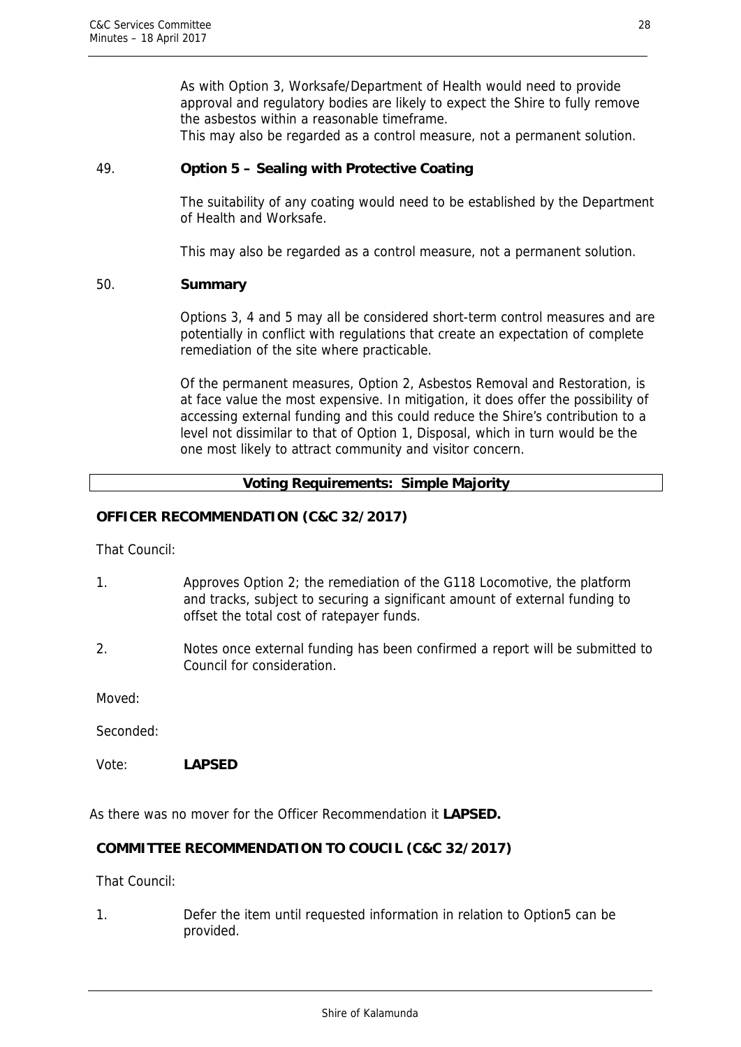As with Option 3, Worksafe/Department of Health would need to provide approval and regulatory bodies are likely to expect the Shire to fully remove the asbestos within a reasonable timeframe.
This may also be regarded as a control measure, not a permanent solution.

49. **Option 5 – Sealing with Protective Coating**

The suitability of any coating would need to be established by the Department of Health and Worksafe.

This may also be regarded as a control measure, not a permanent solution.

50. **Summary**

Options 3, 4 and 5 may all be considered short-term control measures and are potentially in conflict with regulations that create an expectation of complete remediation of the site where practicable.

Of the permanent measures, Option 2, Asbestos Removal and Restoration, is at face value the most expensive. In mitigation, it does offer the possibility of accessing external funding and this could reduce the Shire's contribution to a level not dissimilar to that of Option 1, Disposal, which in turn would be the one most likely to attract community and visitor concern.

**Voting Requirements: Simple Majority**

**OFFICER RECOMMENDATION (C&C 32/2017)**

That Council:

1. Approves Option 2; the remediation of the G118 Locomotive, the platform and tracks, subject to securing a significant amount of external funding to offset the total cost of ratepayer funds.

2. Notes once external funding has been confirmed a report will be submitted to Council for consideration.

Moved:

Seconded:

Vote: **LAPSED**

As there was no mover for the Officer Recommendation it **LAPSED.**

**COMMITTEE RECOMMENDATION TO COUCIL (C&C 32/2017)**

That Council:

1. Defer the item until requested information in relation to Option5 can be provided.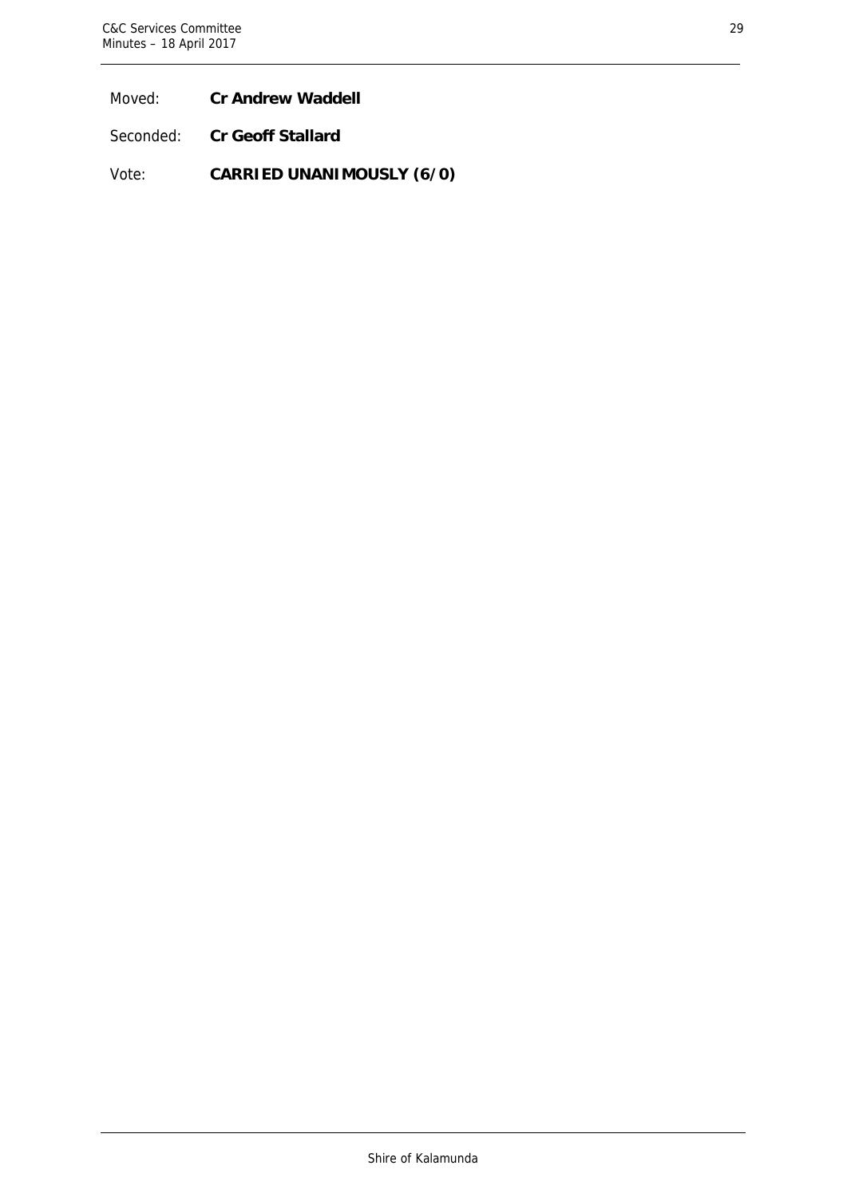Moved: **Cr Andrew Waddell**

Seconded: **Cr Geoff Stallard**

Vote: **CARRIED UNANIMOUSLY (6/0)**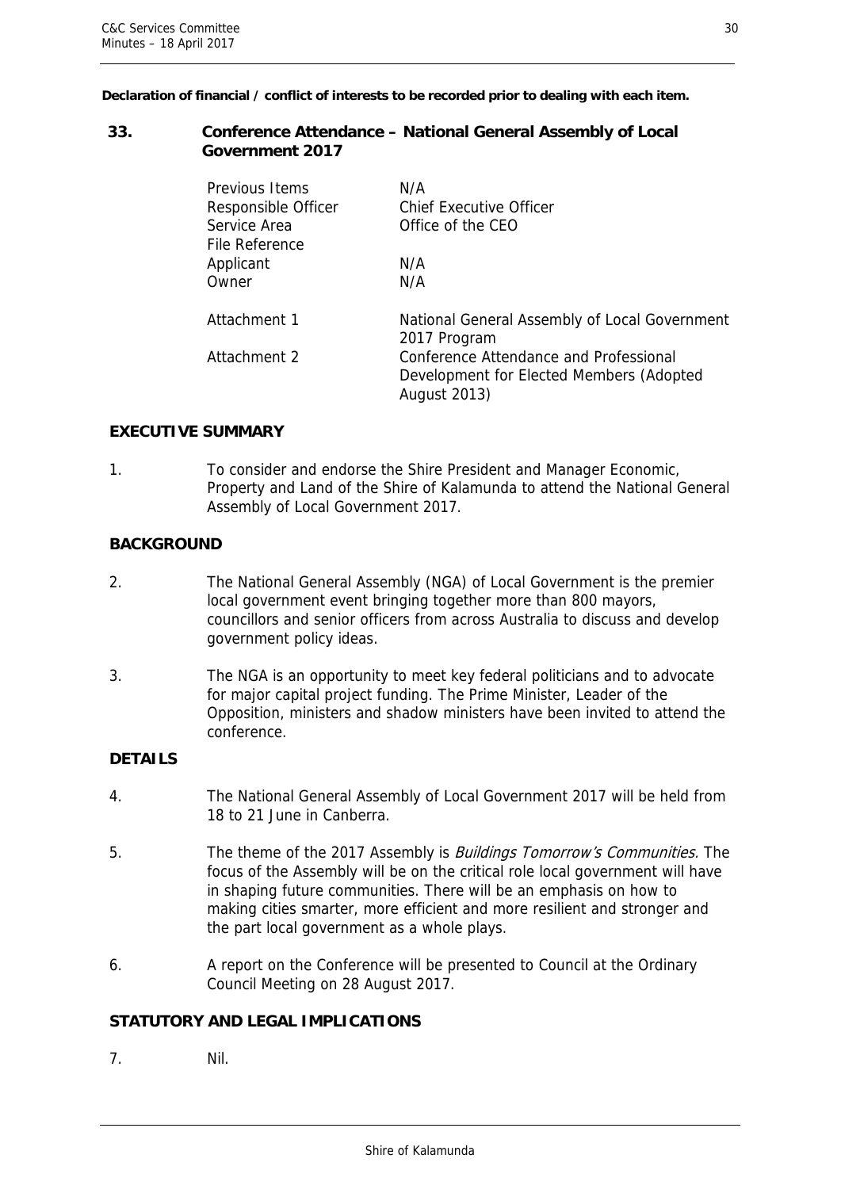**Declaration of financial / conflict of interests to be recorded prior to dealing with each item.**

## 33. Conference Attendance – National General Assembly of Local Government 2017

| | |
|---|---|
| Previous Items | N/A |
| Responsible Officer | Chief Executive Officer |
| Service Area | Office of the CEO |
| File Reference | |
| Applicant | N/A |
| Owner | N/A |
| Attachment 1 | National General Assembly of Local Government 2017 Program |
| Attachment 2 | Conference Attendance and Professional Development for Elected Members (Adopted August 2013) |

### EXECUTIVE SUMMARY

1. To consider and endorse the Shire President and Manager Economic, Property and Land of the Shire of Kalamunda to attend the National General Assembly of Local Government 2017.

### BACKGROUND

2. The National General Assembly (NGA) of Local Government is the premier local government event bringing together more than 800 mayors, councillors and senior officers from across Australia to discuss and develop government policy ideas.

3. The NGA is an opportunity to meet key federal politicians and to advocate for major capital project funding. The Prime Minister, Leader of the Opposition, ministers and shadow ministers have been invited to attend the conference.

### DETAILS

4. The National General Assembly of Local Government 2017 will be held from 18 to 21 June in Canberra.

5. The theme of the 2017 Assembly is *Buildings Tomorrow's Communities.* The focus of the Assembly will be on the critical role local government will have in shaping future communities. There will be an emphasis on how to making cities smarter, more efficient and more resilient and stronger and the part local government as a whole plays.

6. A report on the Conference will be presented to Council at the Ordinary Council Meeting on 28 August 2017.

### STATUTORY AND LEGAL IMPLICATIONS

7. Nil.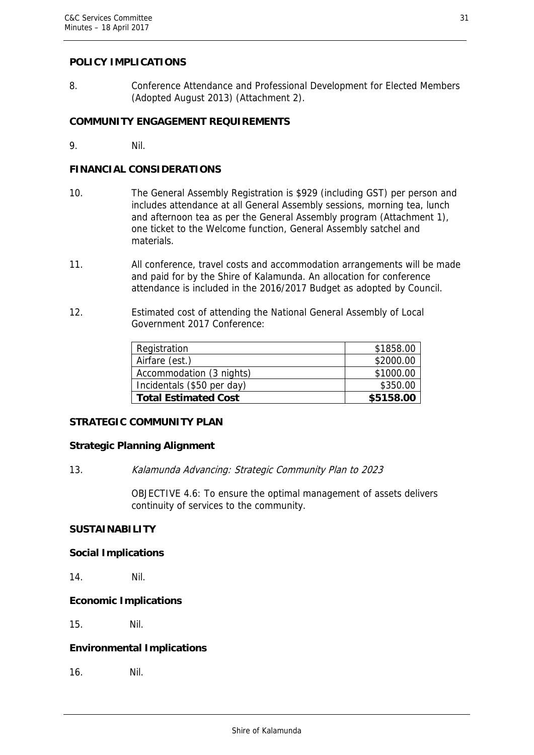## POLICY IMPLICATIONS

8. Conference Attendance and Professional Development for Elected Members (Adopted August 2013) (Attachment 2).

## COMMUNITY ENGAGEMENT REQUIREMENTS

9. Nil.

## FINANCIAL CONSIDERATIONS

10. The General Assembly Registration is $929 (including GST) per person and includes attendance at all General Assembly sessions, morning tea, lunch and afternoon tea as per the General Assembly program (Attachment 1), one ticket to the Welcome function, General Assembly satchel and materials.

11. All conference, travel costs and accommodation arrangements will be made and paid for by the Shire of Kalamunda. An allocation for conference attendance is included in the 2016/2017 Budget as adopted by Council.

12. Estimated cost of attending the National General Assembly of Local Government 2017 Conference:

| | |
|---|---|
| Registration | $1858.00 |
| Airfare (est.) | $2000.00 |
| Accommodation (3 nights) | $1000.00 |
| Incidentals ($50 per day) | $350.00 |
| **Total Estimated Cost** | **$5158.00** |

## STRATEGIC COMMUNITY PLAN

### Strategic Planning Alignment

13. *Kalamunda Advancing: Strategic Community Plan to 2023*

    OBJECTIVE 4.6: To ensure the optimal management of assets delivers continuity of services to the community.

## SUSTAINABILITY

### Social Implications

14. Nil.

### Economic Implications

15. Nil.

### Environmental Implications

16. Nil.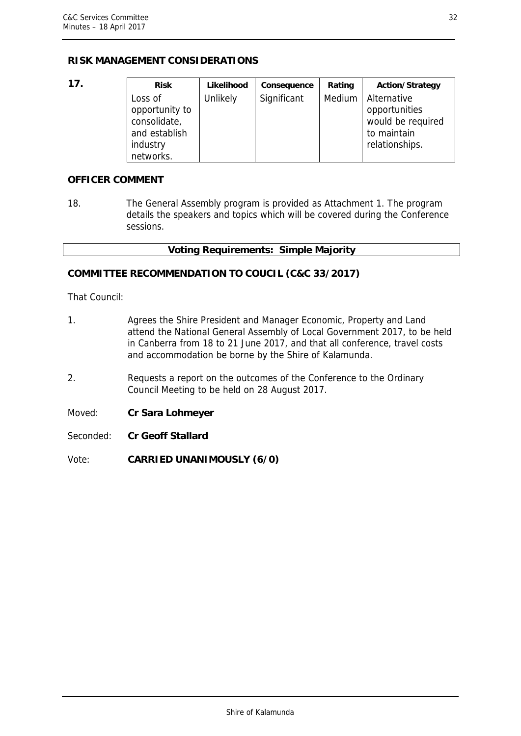## RISK MANAGEMENT CONSIDERATIONS

**17.**

| Risk | Likelihood | Consequence | Rating | Action/Strategy |
|---|---|---|---|---|
| Loss of opportunity to consolidate, and establish industry networks. | Unlikely | Significant | Medium | Alternative opportunities would be required to maintain relationships. |

## OFFICER COMMENT

18. The General Assembly program is provided as Attachment 1. The program details the speakers and topics which will be covered during the Conference sessions.

**Voting Requirements: Simple Majority**

## COMMITTEE RECOMMENDATION TO COUCIL (C&C 33/2017)

That Council:

1. Agrees the Shire President and Manager Economic, Property and Land attend the National General Assembly of Local Government 2017, to be held in Canberra from 18 to 21 June 2017, and that all conference, travel costs and accommodation be borne by the Shire of Kalamunda.

2. Requests a report on the outcomes of the Conference to the Ordinary Council Meeting to be held on 28 August 2017.

Moved: **Cr Sara Lohmeyer**

Seconded: **Cr Geoff Stallard**

Vote: **CARRIED UNANIMOUSLY (6/0)**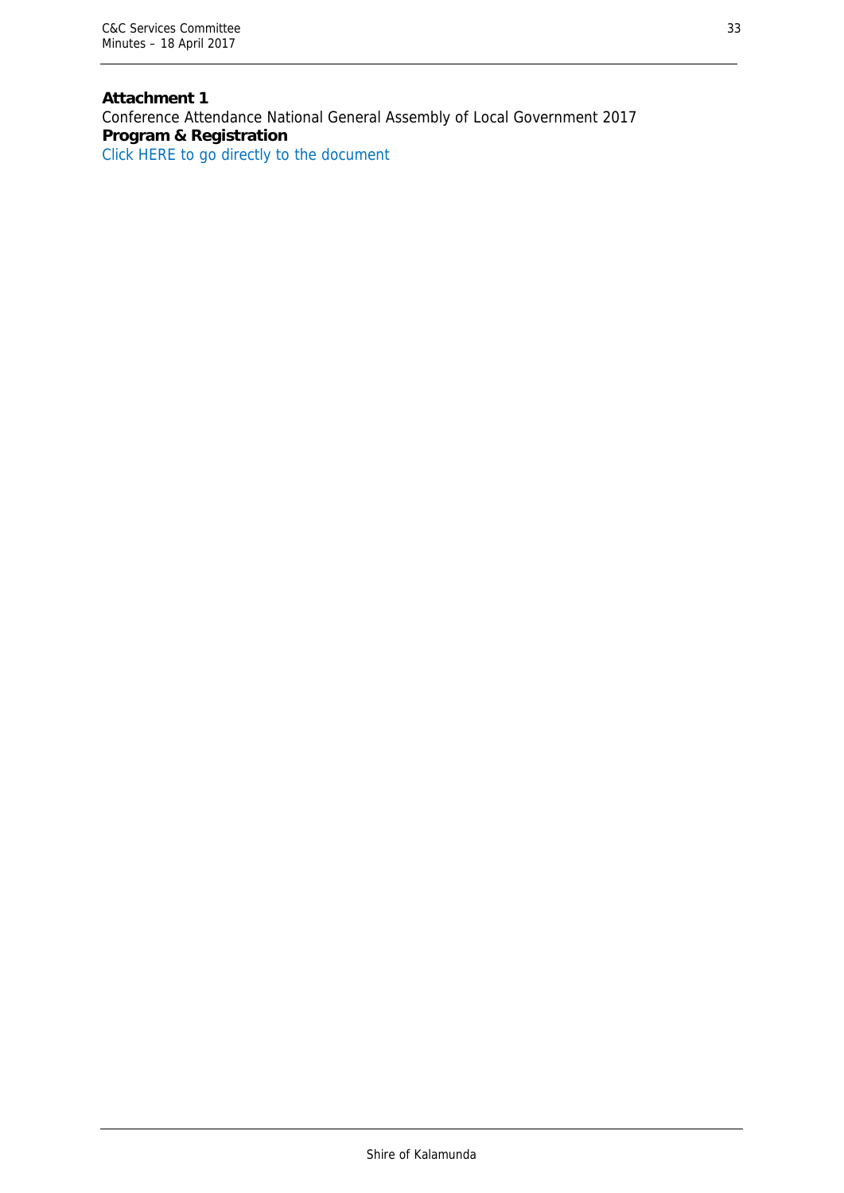**Attachment 1**

Conference Attendance National General Assembly of Local Government 2017

**Program & Registration**

Click HERE to go directly to the document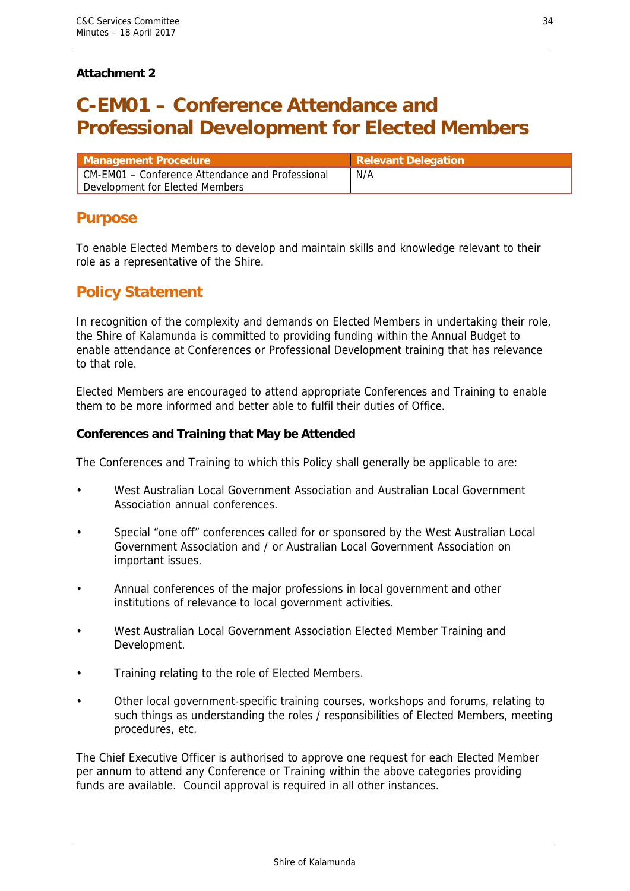**Attachment 2**

# C-EM01 – Conference Attendance and Professional Development for Elected Members

| Management Procedure | Relevant Delegation |
|---|---|
| CM-EM01 – Conference Attendance and Professional Development for Elected Members | N/A |

## Purpose

To enable Elected Members to develop and maintain skills and knowledge relevant to their role as a representative of the Shire.

## Policy Statement

In recognition of the complexity and demands on Elected Members in undertaking their role, the Shire of Kalamunda is committed to providing funding within the Annual Budget to enable attendance at Conferences or Professional Development training that has relevance to that role.

Elected Members are encouraged to attend appropriate Conferences and Training to enable them to be more informed and better able to fulfil their duties of Office.

**Conferences and Training that May be Attended**

The Conferences and Training to which this Policy shall generally be applicable to are:

- West Australian Local Government Association and Australian Local Government Association annual conferences.
- Special "one off" conferences called for or sponsored by the West Australian Local Government Association and / or Australian Local Government Association on important issues.
- Annual conferences of the major professions in local government and other institutions of relevance to local government activities.
- West Australian Local Government Association Elected Member Training and Development.
- Training relating to the role of Elected Members.
- Other local government-specific training courses, workshops and forums, relating to such things as understanding the roles / responsibilities of Elected Members, meeting procedures, etc.

The Chief Executive Officer is authorised to approve one request for each Elected Member per annum to attend any Conference or Training within the above categories providing funds are available. Council approval is required in all other instances.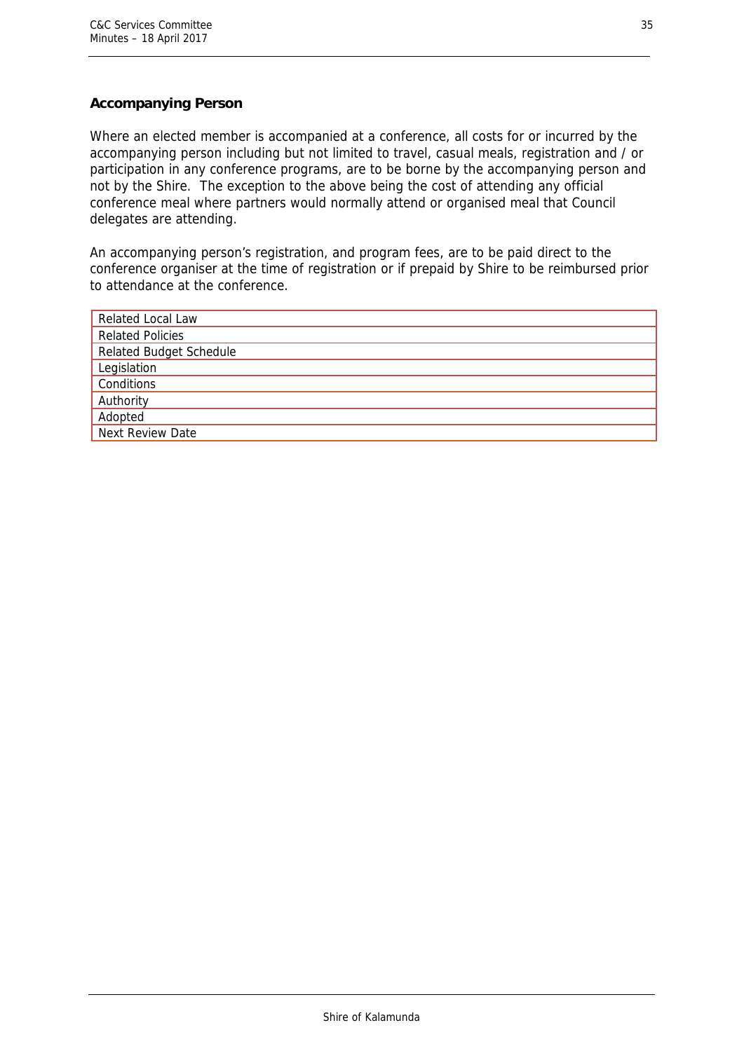### Accompanying Person

Where an elected member is accompanied at a conference, all costs for or incurred by the accompanying person including but not limited to travel, casual meals, registration and / or participation in any conference programs, are to be borne by the accompanying person and not by the Shire. The exception to the above being the cost of attending any official conference meal where partners would normally attend or organised meal that Council delegates are attending.

An accompanying person's registration, and program fees, are to be paid direct to the conference organiser at the time of registration or if prepaid by Shire to be reimbursed prior to attendance at the conference.

| Related Local Law |
|---|
| Related Policies |
| Related Budget Schedule |
| Legislation |
| Conditions |
| Authority |
| Adopted |
| Next Review Date |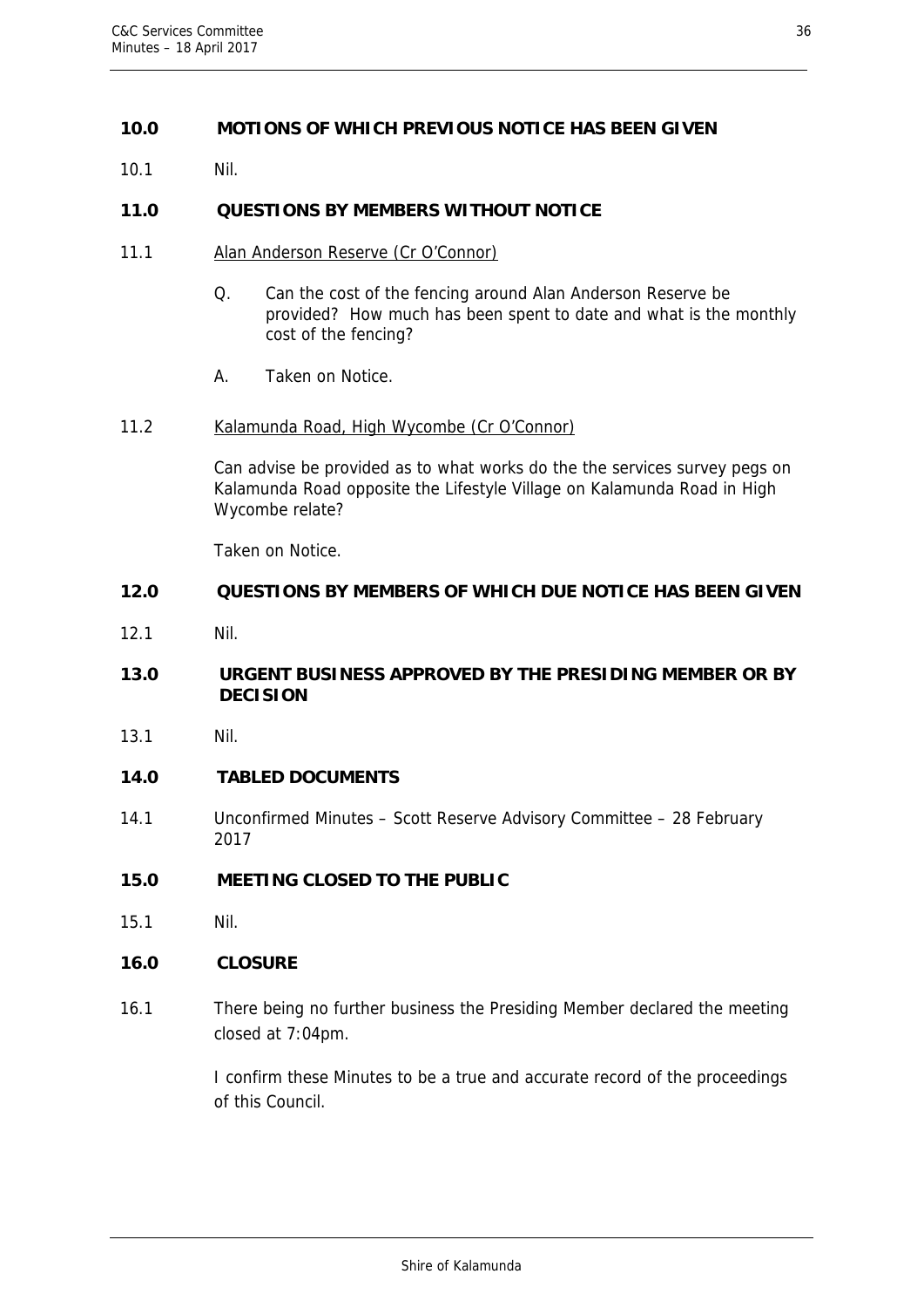## 10.0 MOTIONS OF WHICH PREVIOUS NOTICE HAS BEEN GIVEN

10.1 Nil.

## 11.0 QUESTIONS BY MEMBERS WITHOUT NOTICE

11.1 Alan Anderson Reserve (Cr O'Connor)

Q. Can the cost of the fencing around Alan Anderson Reserve be provided? How much has been spent to date and what is the monthly cost of the fencing?

A. Taken on Notice.

11.2 Kalamunda Road, High Wycombe (Cr O'Connor)

Can advise be provided as to what works do the the services survey pegs on Kalamunda Road opposite the Lifestyle Village on Kalamunda Road in High Wycombe relate?

Taken on Notice.

## 12.0 QUESTIONS BY MEMBERS OF WHICH DUE NOTICE HAS BEEN GIVEN

12.1 Nil.

## 13.0 URGENT BUSINESS APPROVED BY THE PRESIDING MEMBER OR BY DECISION

13.1 Nil.

## 14.0 TABLED DOCUMENTS

14.1 Unconfirmed Minutes – Scott Reserve Advisory Committee – 28 February 2017

## 15.0 MEETING CLOSED TO THE PUBLIC

15.1 Nil.

## 16.0 CLOSURE

16.1 There being no further business the Presiding Member declared the meeting closed at 7:04pm.

I confirm these Minutes to be a true and accurate record of the proceedings of this Council.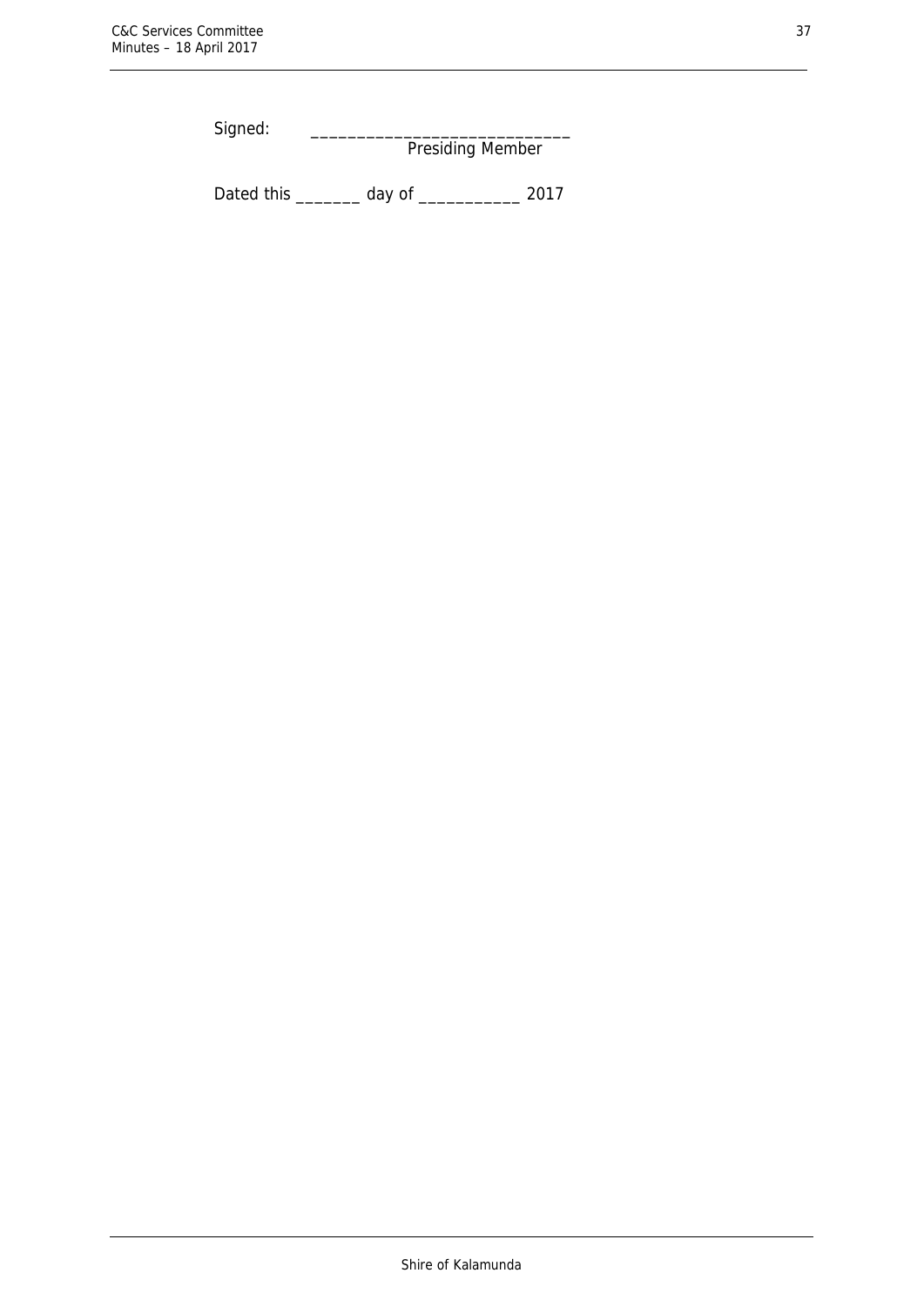Signed: ____________________________
Presiding Member

Dated this _______ day of ___________ 2017